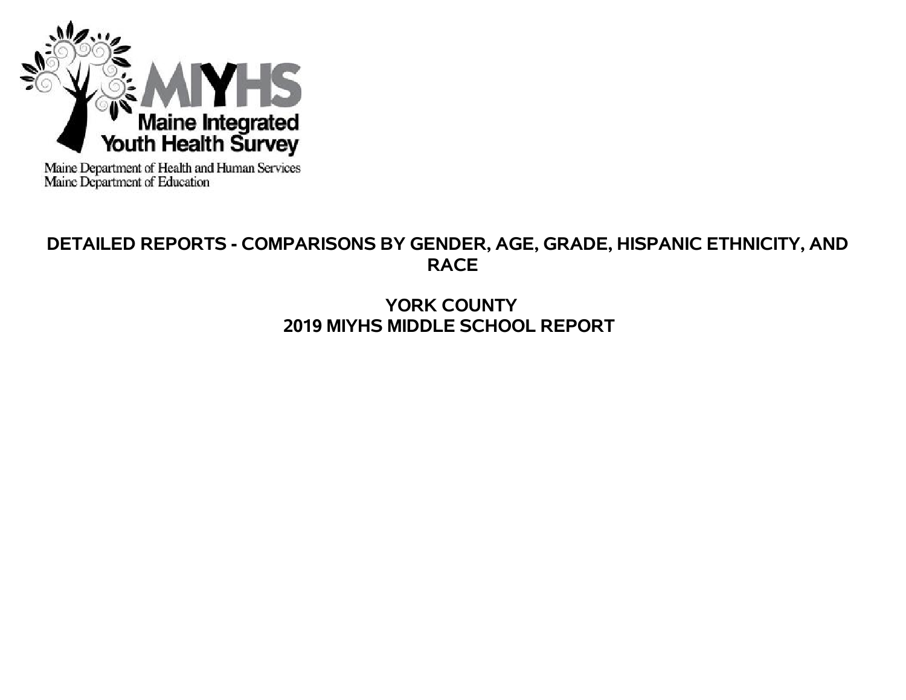MIYHS

Maine Integrated Youth Health Survey

Maine Department of Health and Human Services
Maine Department of Education

# DETAILED REPORTS - COMPARISONS BY GENDER, AGE, GRADE, HISPANIC ETHNICITY, AND RACE

## YORK COUNTY
## 2019 MIYHS MIDDLE SCHOOL REPORT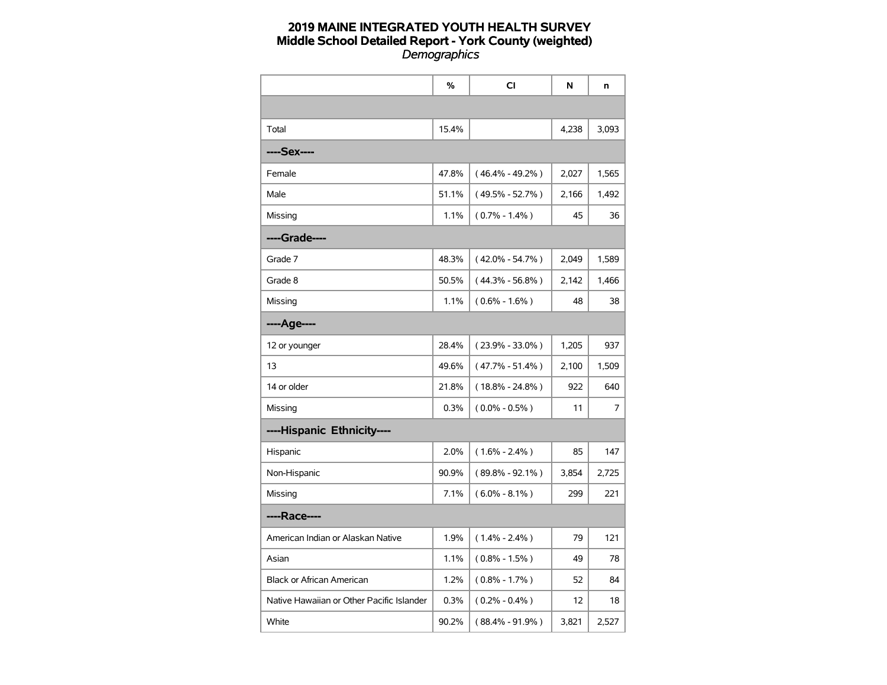# 2019 MAINE INTEGRATED YOUTH HEALTH SURVEY
## Middle School Detailed Report - York County (weighted)
*Demographics*

| | % | CI | N | n |
|---|---|---|---|---|
| | | | | |
| Total | 15.4% | | 4,238 | 3,093 |
| **----Sex----** | | | | |
| Female | 47.8% | ( 46.4% - 49.2% ) | 2,027 | 1,565 |
| Male | 51.1% | ( 49.5% - 52.7% ) | 2,166 | 1,492 |
| Missing | 1.1% | ( 0.7% - 1.4% ) | 45 | 36 |
| **----Grade----** | | | | |
| Grade 7 | 48.3% | ( 42.0% - 54.7% ) | 2,049 | 1,589 |
| Grade 8 | 50.5% | ( 44.3% - 56.8% ) | 2,142 | 1,466 |
| Missing | 1.1% | ( 0.6% - 1.6% ) | 48 | 38 |
| **----Age----** | | | | |
| 12 or younger | 28.4% | ( 23.9% - 33.0% ) | 1,205 | 937 |
| 13 | 49.6% | ( 47.7% - 51.4% ) | 2,100 | 1,509 |
| 14 or older | 21.8% | ( 18.8% - 24.8% ) | 922 | 640 |
| Missing | 0.3% | ( 0.0% - 0.5% ) | 11 | 7 |
| **----Hispanic Ethnicity----** | | | | |
| Hispanic | 2.0% | ( 1.6% - 2.4% ) | 85 | 147 |
| Non-Hispanic | 90.9% | ( 89.8% - 92.1% ) | 3,854 | 2,725 |
| Missing | 7.1% | ( 6.0% - 8.1% ) | 299 | 221 |
| **----Race----** | | | | |
| American Indian or Alaskan Native | 1.9% | ( 1.4% - 2.4% ) | 79 | 121 |
| Asian | 1.1% | ( 0.8% - 1.5% ) | 49 | 78 |
| Black or African American | 1.2% | ( 0.8% - 1.7% ) | 52 | 84 |
| Native Hawaiian or Other Pacific Islander | 0.3% | ( 0.2% - 0.4% ) | 12 | 18 |
| White | 90.2% | ( 88.4% - 91.9% ) | 3,821 | 2,527 |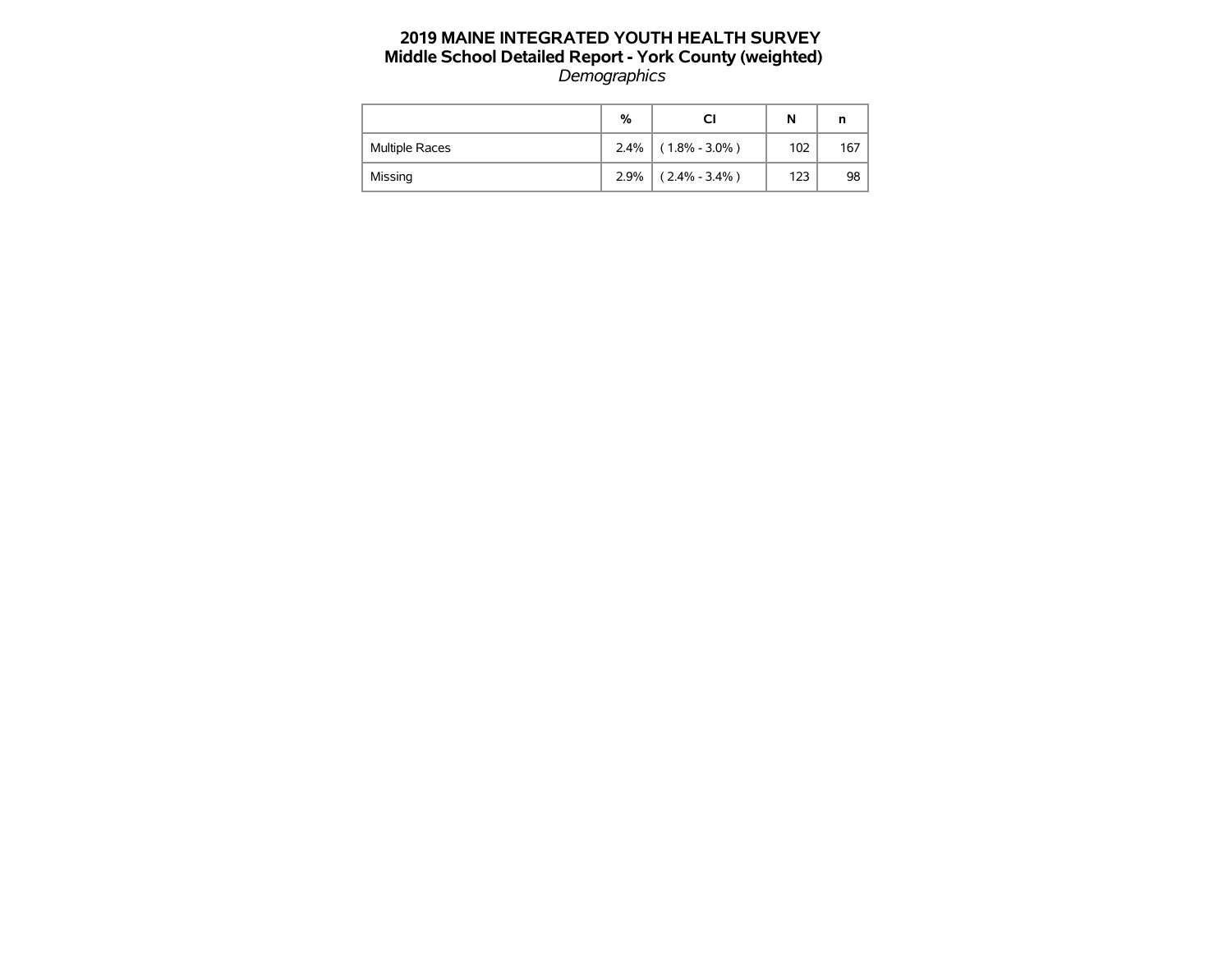**2019 MAINE INTEGRATED YOUTH HEALTH SURVEY**
**Middle School Detailed Report - York County (weighted)**
*Demographics*

| | % | CI | N | n |
|---|---|---|---|---|
| Multiple Races | 2.4% | ( 1.8% - 3.0% ) | 102 | 167 |
| Missing | 2.9% | ( 2.4% - 3.4% ) | 123 | 98 |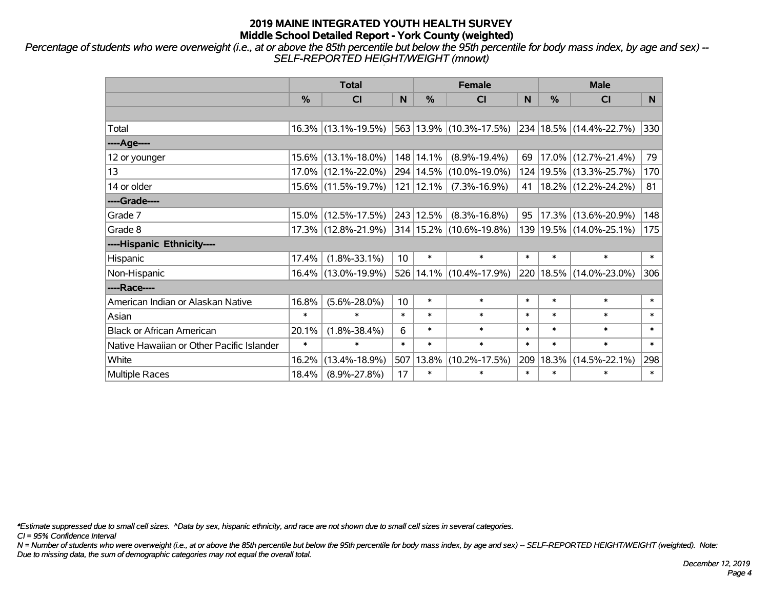# 2019 MAINE INTEGRATED YOUTH HEALTH SURVEY
## Middle School Detailed Report - York County (weighted)

*Percentage of students who were overweight (i.e., at or above the 85th percentile but below the 95th percentile for body mass index, by age and sex) -- SELF-REPORTED HEIGHT/WEIGHT (mnowt)*

| | Total | | | Female | | | Male | | |
|---|---|---|---|---|---|---|---|---|---|
| | % | CI | N | % | CI | N | % | CI | N |
| | | | | | | | | | |
| Total | 16.3% | (13.1%-19.5%) | 563 | 13.9% | (10.3%-17.5%) | 234 | 18.5% | (14.4%-22.7%) | 330 |
| ----Age---- | | | | | | | | | |
| 12 or younger | 15.6% | (13.1%-18.0%) | 148 | 14.1% | (8.9%-19.4%) | 69 | 17.0% | (12.7%-21.4%) | 79 |
| 13 | 17.0% | (12.1%-22.0%) | 294 | 14.5% | (10.0%-19.0%) | 124 | 19.5% | (13.3%-25.7%) | 170 |
| 14 or older | 15.6% | (11.5%-19.7%) | 121 | 12.1% | (7.3%-16.9%) | 41 | 18.2% | (12.2%-24.2%) | 81 |
| ----Grade---- | | | | | | | | | |
| Grade 7 | 15.0% | (12.5%-17.5%) | 243 | 12.5% | (8.3%-16.8%) | 95 | 17.3% | (13.6%-20.9%) | 148 |
| Grade 8 | 17.3% | (12.8%-21.9%) | 314 | 15.2% | (10.6%-19.8%) | 139 | 19.5% | (14.0%-25.1%) | 175 |
| ----Hispanic Ethnicity---- | | | | | | | | | |
| Hispanic | 17.4% | (1.8%-33.1%) | 10 | * | * | * | * | * | * |
| Non-Hispanic | 16.4% | (13.0%-19.9%) | 526 | 14.1% | (10.4%-17.9%) | 220 | 18.5% | (14.0%-23.0%) | 306 |
| ----Race---- | | | | | | | | | |
| American Indian or Alaskan Native | 16.8% | (5.6%-28.0%) | 10 | * | * | * | * | * | * |
| Asian | * | * | * | * | * | * | * | * | * |
| Black or African American | 20.1% | (1.8%-38.4%) | 6 | * | * | * | * | * | * |
| Native Hawaiian or Other Pacific Islander | * | * | * | * | * | * | * | * | * |
| White | 16.2% | (13.4%-18.9%) | 507 | 13.8% | (10.2%-17.5%) | 209 | 18.3% | (14.5%-22.1%) | 298 |
| Multiple Races | 18.4% | (8.9%-27.8%) | 17 | * | * | * | * | * | * |

*\*Estimate suppressed due to small cell sizes. ^Data by sex, hispanic ethnicity, and race are not shown due to small cell sizes in several categories.*

*CI = 95% Confidence Interval*

*N = Number of students who were overweight (i.e., at or above the 85th percentile but below the 95th percentile for body mass index, by age and sex) -- SELF-REPORTED HEIGHT/WEIGHT (weighted). Note: Due to missing data, the sum of demographic categories may not equal the overall total.*

*December 12, 2019*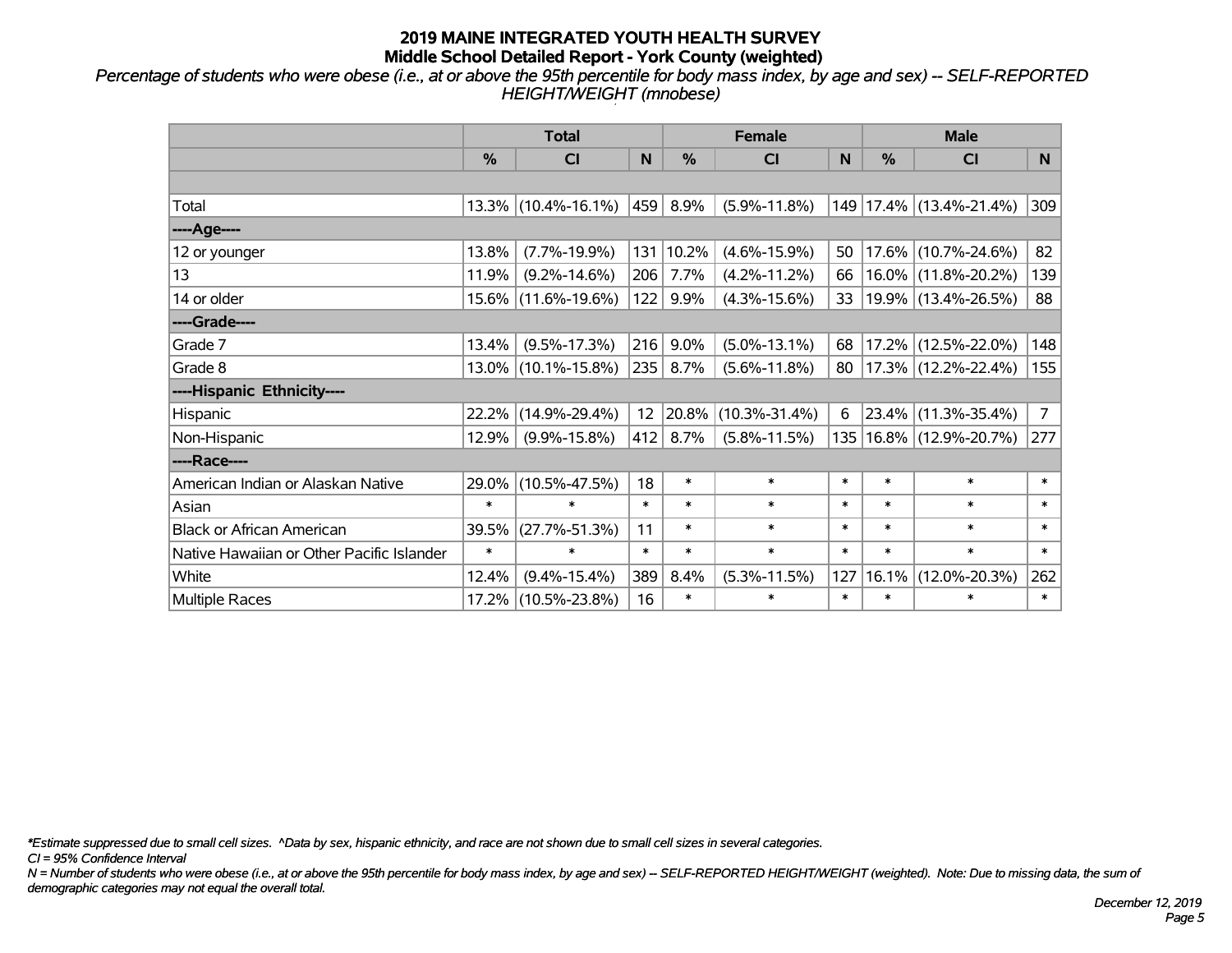## 2019 MAINE INTEGRATED YOUTH HEALTH SURVEY
## Middle School Detailed Report - York County (weighted)

*Percentage of students who were obese (i.e., at or above the 95th percentile for body mass index, by age and sex) -- SELF-REPORTED HEIGHT/WEIGHT (mnobese)*

| | Total | | | Female | | | Male | | |
|---|---|---|---|---|---|---|---|---|---|
| | % | CI | N | % | CI | N | % | CI | N |
| | | | | | | | | | |
| Total | 13.3% | (10.4%-16.1%) | 459 | 8.9% | (5.9%-11.8%) | 149 | 17.4% | (13.4%-21.4%) | 309 |
| ----Age---- | | | | | | | | | |
| 12 or younger | 13.8% | (7.7%-19.9%) | 131 | 10.2% | (4.6%-15.9%) | 50 | 17.6% | (10.7%-24.6%) | 82 |
| 13 | 11.9% | (9.2%-14.6%) | 206 | 7.7% | (4.2%-11.2%) | 66 | 16.0% | (11.8%-20.2%) | 139 |
| 14 or older | 15.6% | (11.6%-19.6%) | 122 | 9.9% | (4.3%-15.6%) | 33 | 19.9% | (13.4%-26.5%) | 88 |
| ----Grade---- | | | | | | | | | |
| Grade 7 | 13.4% | (9.5%-17.3%) | 216 | 9.0% | (5.0%-13.1%) | 68 | 17.2% | (12.5%-22.0%) | 148 |
| Grade 8 | 13.0% | (10.1%-15.8%) | 235 | 8.7% | (5.6%-11.8%) | 80 | 17.3% | (12.2%-22.4%) | 155 |
| ----Hispanic Ethnicity---- | | | | | | | | | |
| Hispanic | 22.2% | (14.9%-29.4%) | 12 | 20.8% | (10.3%-31.4%) | 6 | 23.4% | (11.3%-35.4%) | 7 |
| Non-Hispanic | 12.9% | (9.9%-15.8%) | 412 | 8.7% | (5.8%-11.5%) | 135 | 16.8% | (12.9%-20.7%) | 277 |
| ----Race---- | | | | | | | | | |
| American Indian or Alaskan Native | 29.0% | (10.5%-47.5%) | 18 | * | * | * | * | * | * |
| Asian | * | * | * | * | * | * | * | * | * |
| Black or African American | 39.5% | (27.7%-51.3%) | 11 | * | * | * | * | * | * |
| Native Hawaiian or Other Pacific Islander | * | * | * | * | * | * | * | * | * |
| White | 12.4% | (9.4%-15.4%) | 389 | 8.4% | (5.3%-11.5%) | 127 | 16.1% | (12.0%-20.3%) | 262 |
| Multiple Races | 17.2% | (10.5%-23.8%) | 16 | * | * | * | * | * | * |

*\*Estimate suppressed due to small cell sizes. ^Data by sex, hispanic ethnicity, and race are not shown due to small cell sizes in several categories.*

*CI = 95% Confidence Interval*

*N = Number of students who were obese (i.e., at or above the 95th percentile for body mass index, by age and sex) -- SELF-REPORTED HEIGHT/WEIGHT (weighted). Note: Due to missing data, the sum of demographic categories may not equal the overall total.*

*December 12, 2019*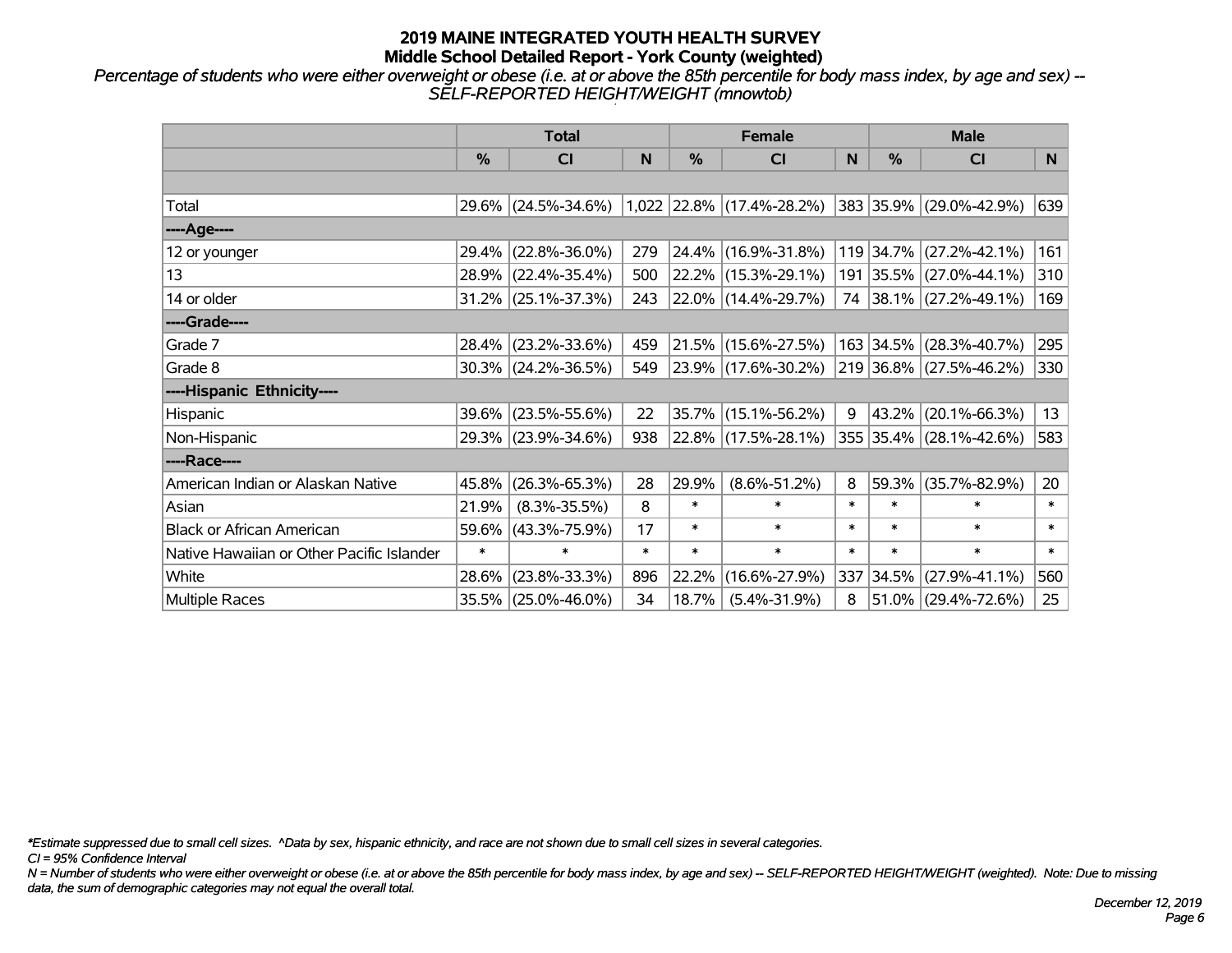# 2019 MAINE INTEGRATED YOUTH HEALTH SURVEY
## Middle School Detailed Report - York County (weighted)

*Percentage of students who were either overweight or obese (i.e. at or above the 85th percentile for body mass index, by age and sex) -- SELF-REPORTED HEIGHT/WEIGHT (mnowtob)*

| | Total | | | Female | | | Male | | |
|---|---|---|---|---|---|---|---|---|---|
| | % | CI | N | % | CI | N | % | CI | N |
| | | | | | | | | | |
| Total | 29.6% | (24.5%-34.6%) | 1,022 | 22.8% | (17.4%-28.2%) | 383 | 35.9% | (29.0%-42.9%) | 639 |
| ----Age---- | | | | | | | | | |
| 12 or younger | 29.4% | (22.8%-36.0%) | 279 | 24.4% | (16.9%-31.8%) | 119 | 34.7% | (27.2%-42.1%) | 161 |
| 13 | 28.9% | (22.4%-35.4%) | 500 | 22.2% | (15.3%-29.1%) | 191 | 35.5% | (27.0%-44.1%) | 310 |
| 14 or older | 31.2% | (25.1%-37.3%) | 243 | 22.0% | (14.4%-29.7%) | 74 | 38.1% | (27.2%-49.1%) | 169 |
| ----Grade---- | | | | | | | | | |
| Grade 7 | 28.4% | (23.2%-33.6%) | 459 | 21.5% | (15.6%-27.5%) | 163 | 34.5% | (28.3%-40.7%) | 295 |
| Grade 8 | 30.3% | (24.2%-36.5%) | 549 | 23.9% | (17.6%-30.2%) | 219 | 36.8% | (27.5%-46.2%) | 330 |
| ----Hispanic Ethnicity---- | | | | | | | | | |
| Hispanic | 39.6% | (23.5%-55.6%) | 22 | 35.7% | (15.1%-56.2%) | 9 | 43.2% | (20.1%-66.3%) | 13 |
| Non-Hispanic | 29.3% | (23.9%-34.6%) | 938 | 22.8% | (17.5%-28.1%) | 355 | 35.4% | (28.1%-42.6%) | 583 |
| ----Race---- | | | | | | | | | |
| American Indian or Alaskan Native | 45.8% | (26.3%-65.3%) | 28 | 29.9% | (8.6%-51.2%) | 8 | 59.3% | (35.7%-82.9%) | 20 |
| Asian | 21.9% | (8.3%-35.5%) | 8 | * | * | * | * | * | * |
| Black or African American | 59.6% | (43.3%-75.9%) | 17 | * | * | * | * | * | * |
| Native Hawaiian or Other Pacific Islander | * | * | * | * | * | * | * | * | * |
| White | 28.6% | (23.8%-33.3%) | 896 | 22.2% | (16.6%-27.9%) | 337 | 34.5% | (27.9%-41.1%) | 560 |
| Multiple Races | 35.5% | (25.0%-46.0%) | 34 | 18.7% | (5.4%-31.9%) | 8 | 51.0% | (29.4%-72.6%) | 25 |

*\*Estimate suppressed due to small cell sizes. ^Data by sex, hispanic ethnicity, and race are not shown due to small cell sizes in several categories.*

*CI = 95% Confidence Interval*

*N = Number of students who were either overweight or obese (i.e. at or above the 85th percentile for body mass index, by age and sex) -- SELF-REPORTED HEIGHT/WEIGHT (weighted). Note: Due to missing data, the sum of demographic categories may not equal the overall total.*

*December 12, 2019*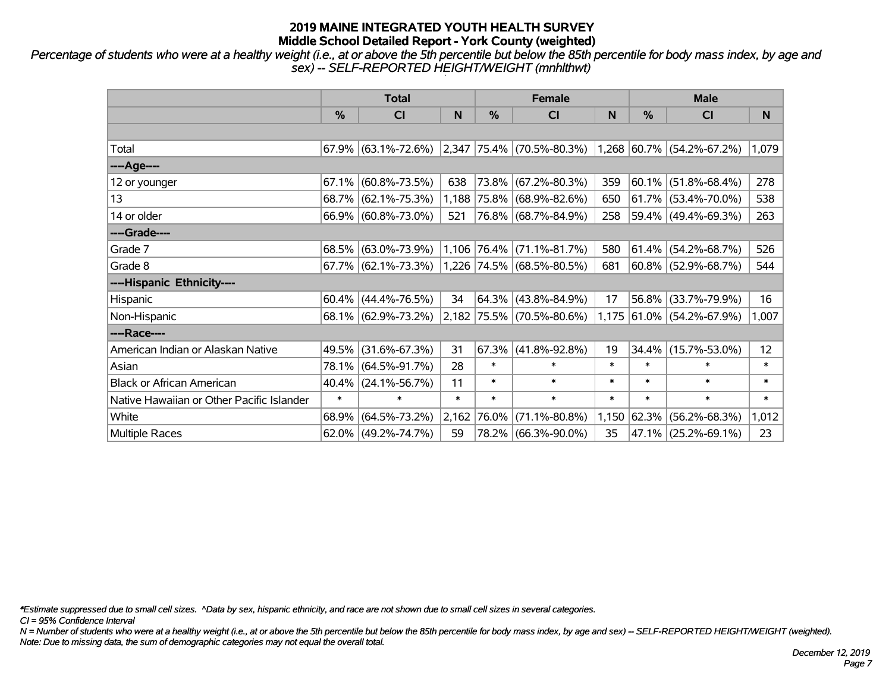# 2019 MAINE INTEGRATED YOUTH HEALTH SURVEY
## Middle School Detailed Report - York County (weighted)

*Percentage of students who were at a healthy weight (i.e., at or above the 5th percentile but below the 85th percentile for body mass index, by age and sex) -- SELF-REPORTED HEIGHT/WEIGHT (mnhlthwt)*

| | Total | | | Female | | | Male | | |
|---|---|---|---|---|---|---|---|---|---|
| | % | CI | N | % | CI | N | % | CI | N |
| | | | | | | | | | |
| Total | 67.9% | (63.1%-72.6%) | 2,347 | 75.4% | (70.5%-80.3%) | 1,268 | 60.7% | (54.2%-67.2%) | 1,079 |
| ----Age---- | | | | | | | | | |
| 12 or younger | 67.1% | (60.8%-73.5%) | 638 | 73.8% | (67.2%-80.3%) | 359 | 60.1% | (51.8%-68.4%) | 278 |
| 13 | 68.7% | (62.1%-75.3%) | 1,188 | 75.8% | (68.9%-82.6%) | 650 | 61.7% | (53.4%-70.0%) | 538 |
| 14 or older | 66.9% | (60.8%-73.0%) | 521 | 76.8% | (68.7%-84.9%) | 258 | 59.4% | (49.4%-69.3%) | 263 |
| ----Grade---- | | | | | | | | | |
| Grade 7 | 68.5% | (63.0%-73.9%) | 1,106 | 76.4% | (71.1%-81.7%) | 580 | 61.4% | (54.2%-68.7%) | 526 |
| Grade 8 | 67.7% | (62.1%-73.3%) | 1,226 | 74.5% | (68.5%-80.5%) | 681 | 60.8% | (52.9%-68.7%) | 544 |
| ----Hispanic Ethnicity---- | | | | | | | | | |
| Hispanic | 60.4% | (44.4%-76.5%) | 34 | 64.3% | (43.8%-84.9%) | 17 | 56.8% | (33.7%-79.9%) | 16 |
| Non-Hispanic | 68.1% | (62.9%-73.2%) | 2,182 | 75.5% | (70.5%-80.6%) | 1,175 | 61.0% | (54.2%-67.9%) | 1,007 |
| ----Race---- | | | | | | | | | |
| American Indian or Alaskan Native | 49.5% | (31.6%-67.3%) | 31 | 67.3% | (41.8%-92.8%) | 19 | 34.4% | (15.7%-53.0%) | 12 |
| Asian | 78.1% | (64.5%-91.7%) | 28 | * | * | * | * | * | * |
| Black or African American | 40.4% | (24.1%-56.7%) | 11 | * | * | * | * | * | * |
| Native Hawaiian or Other Pacific Islander | * | * | * | * | * | * | * | * | * |
| White | 68.9% | (64.5%-73.2%) | 2,162 | 76.0% | (71.1%-80.8%) | 1,150 | 62.3% | (56.2%-68.3%) | 1,012 |
| Multiple Races | 62.0% | (49.2%-74.7%) | 59 | 78.2% | (66.3%-90.0%) | 35 | 47.1% | (25.2%-69.1%) | 23 |

*\*Estimate suppressed due to small cell sizes. ^Data by sex, hispanic ethnicity, and race are not shown due to small cell sizes in several categories.*

*CI = 95% Confidence Interval*

*N = Number of students who were at a healthy weight (i.e., at or above the 5th percentile but below the 85th percentile for body mass index, by age and sex) -- SELF-REPORTED HEIGHT/WEIGHT (weighted).*

*Note: Due to missing data, the sum of demographic categories may not equal the overall total.*

*December 12, 2019*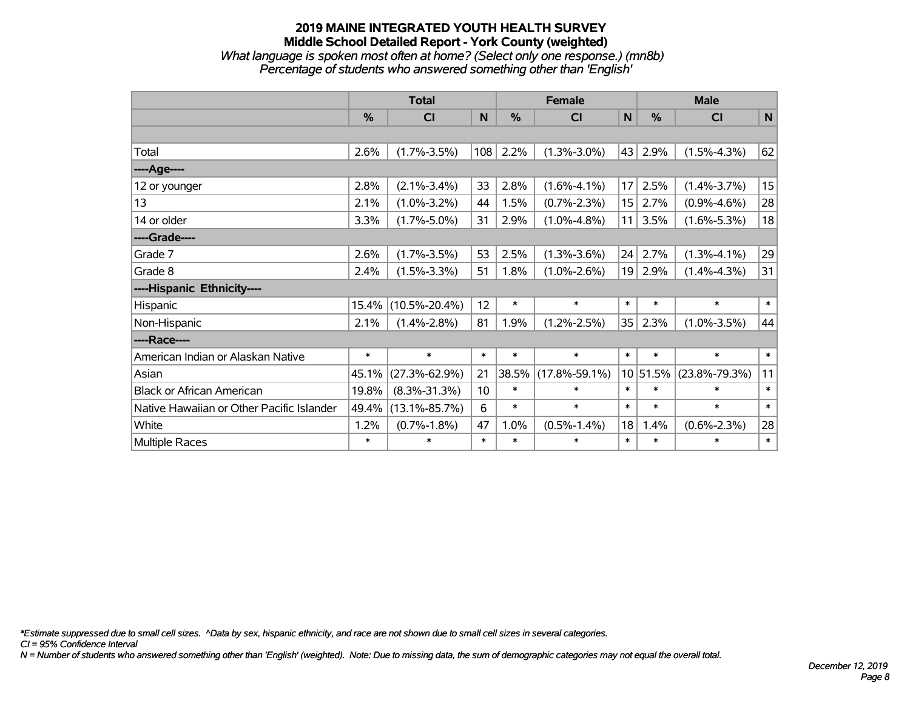# 2019 MAINE INTEGRATED YOUTH HEALTH SURVEY
## Middle School Detailed Report - York County (weighted)
*What language is spoken most often at home? (Select only one response.) (mn8b)*
*Percentage of students who answered something other than 'English'*

| | Total | | | Female | | | Male | | |
|---|---|---|---|---|---|---|---|---|---|
| | % | CI | N | % | CI | N | % | CI | N |
| | | | | | | | | | |
| Total | 2.6% | (1.7%-3.5%) | 108 | 2.2% | (1.3%-3.0%) | 43 | 2.9% | (1.5%-4.3%) | 62 |
| ----Age---- | | | | | | | | | |
| 12 or younger | 2.8% | (2.1%-3.4%) | 33 | 2.8% | (1.6%-4.1%) | 17 | 2.5% | (1.4%-3.7%) | 15 |
| 13 | 2.1% | (1.0%-3.2%) | 44 | 1.5% | (0.7%-2.3%) | 15 | 2.7% | (0.9%-4.6%) | 28 |
| 14 or older | 3.3% | (1.7%-5.0%) | 31 | 2.9% | (1.0%-4.8%) | 11 | 3.5% | (1.6%-5.3%) | 18 |
| ----Grade---- | | | | | | | | | |
| Grade 7 | 2.6% | (1.7%-3.5%) | 53 | 2.5% | (1.3%-3.6%) | 24 | 2.7% | (1.3%-4.1%) | 29 |
| Grade 8 | 2.4% | (1.5%-3.3%) | 51 | 1.8% | (1.0%-2.6%) | 19 | 2.9% | (1.4%-4.3%) | 31 |
| ----Hispanic Ethnicity---- | | | | | | | | | |
| Hispanic | 15.4% | (10.5%-20.4%) | 12 | * | * | * | * | * | * |
| Non-Hispanic | 2.1% | (1.4%-2.8%) | 81 | 1.9% | (1.2%-2.5%) | 35 | 2.3% | (1.0%-3.5%) | 44 |
| ----Race---- | | | | | | | | | |
| American Indian or Alaskan Native | * | * | * | * | * | * | * | * | * |
| Asian | 45.1% | (27.3%-62.9%) | 21 | 38.5% | (17.8%-59.1%) | 10 | 51.5% | (23.8%-79.3%) | 11 |
| Black or African American | 19.8% | (8.3%-31.3%) | 10 | * | * | * | * | * | * |
| Native Hawaiian or Other Pacific Islander | 49.4% | (13.1%-85.7%) | 6 | * | * | * | * | * | * |
| White | 1.2% | (0.7%-1.8%) | 47 | 1.0% | (0.5%-1.4%) | 18 | 1.4% | (0.6%-2.3%) | 28 |
| Multiple Races | * | * | * | * | * | * | * | * | * |

*\*Estimate suppressed due to small cell sizes. ^Data by sex, hispanic ethnicity, and race are not shown due to small cell sizes in several categories.*
*CI = 95% Confidence Interval*
*N = Number of students who answered something other than 'English' (weighted). Note: Due to missing data, the sum of demographic categories may not equal the overall total.*

*December 12, 2019*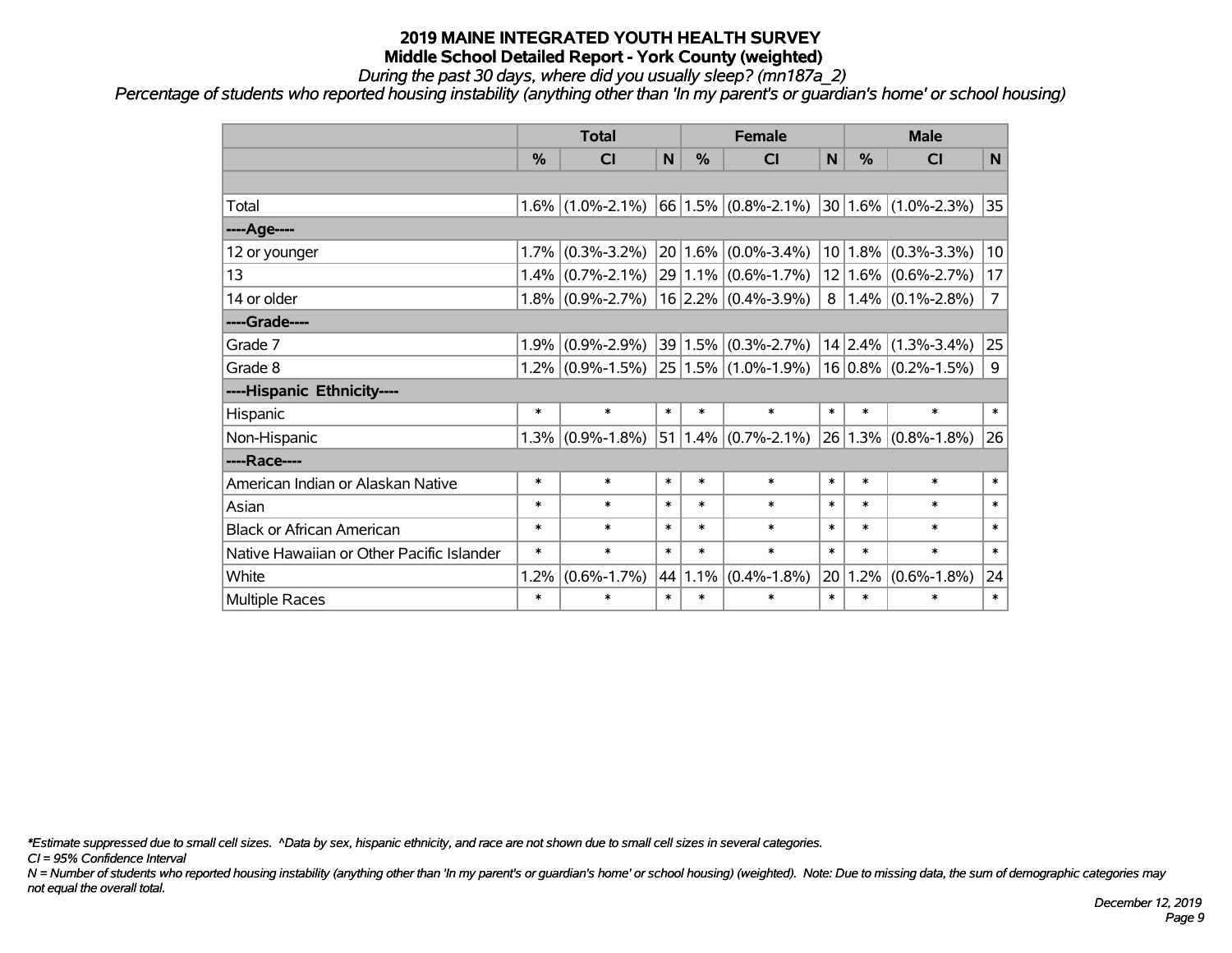# 2019 MAINE INTEGRATED YOUTH HEALTH SURVEY
## Middle School Detailed Report - York County (weighted)

*During the past 30 days, where did you usually sleep? (mn187a_2)*

*Percentage of students who reported housing instability (anything other than 'In my parent's or guardian's home' or school housing)*

| | Total | | | Female | | | Male | | |
|---|---|---|---|---|---|---|---|---|---|
| | % | CI | N | % | CI | N | % | CI | N |
| | | | | | | | | | |
| Total | 1.6% | (1.0%-2.1%) | 66 | 1.5% | (0.8%-2.1%) | 30 | 1.6% | (1.0%-2.3%) | 35 |
| ----Age---- | | | | | | | | | |
| 12 or younger | 1.7% | (0.3%-3.2%) | 20 | 1.6% | (0.0%-3.4%) | 10 | 1.8% | (0.3%-3.3%) | 10 |
| 13 | 1.4% | (0.7%-2.1%) | 29 | 1.1% | (0.6%-1.7%) | 12 | 1.6% | (0.6%-2.7%) | 17 |
| 14 or older | 1.8% | (0.9%-2.7%) | 16 | 2.2% | (0.4%-3.9%) | 8 | 1.4% | (0.1%-2.8%) | 7 |
| ----Grade---- | | | | | | | | | |
| Grade 7 | 1.9% | (0.9%-2.9%) | 39 | 1.5% | (0.3%-2.7%) | 14 | 2.4% | (1.3%-3.4%) | 25 |
| Grade 8 | 1.2% | (0.9%-1.5%) | 25 | 1.5% | (1.0%-1.9%) | 16 | 0.8% | (0.2%-1.5%) | 9 |
| ----Hispanic Ethnicity---- | | | | | | | | | |
| Hispanic | * | * | * | * | * | * | * | * | * |
| Non-Hispanic | 1.3% | (0.9%-1.8%) | 51 | 1.4% | (0.7%-2.1%) | 26 | 1.3% | (0.8%-1.8%) | 26 |
| ----Race---- | | | | | | | | | |
| American Indian or Alaskan Native | * | * | * | * | * | * | * | * | * |
| Asian | * | * | * | * | * | * | * | * | * |
| Black or African American | * | * | * | * | * | * | * | * | * |
| Native Hawaiian or Other Pacific Islander | * | * | * | * | * | * | * | * | * |
| White | 1.2% | (0.6%-1.7%) | 44 | 1.1% | (0.4%-1.8%) | 20 | 1.2% | (0.6%-1.8%) | 24 |
| Multiple Races | * | * | * | * | * | * | * | * | * |

*\*Estimate suppressed due to small cell sizes. ^Data by sex, hispanic ethnicity, and race are not shown due to small cell sizes in several categories.*

*CI = 95% Confidence Interval*

*N = Number of students who reported housing instability (anything other than 'In my parent's or guardian's home' or school housing) (weighted). Note: Due to missing data, the sum of demographic categories may not equal the overall total.*

*December 12, 2019*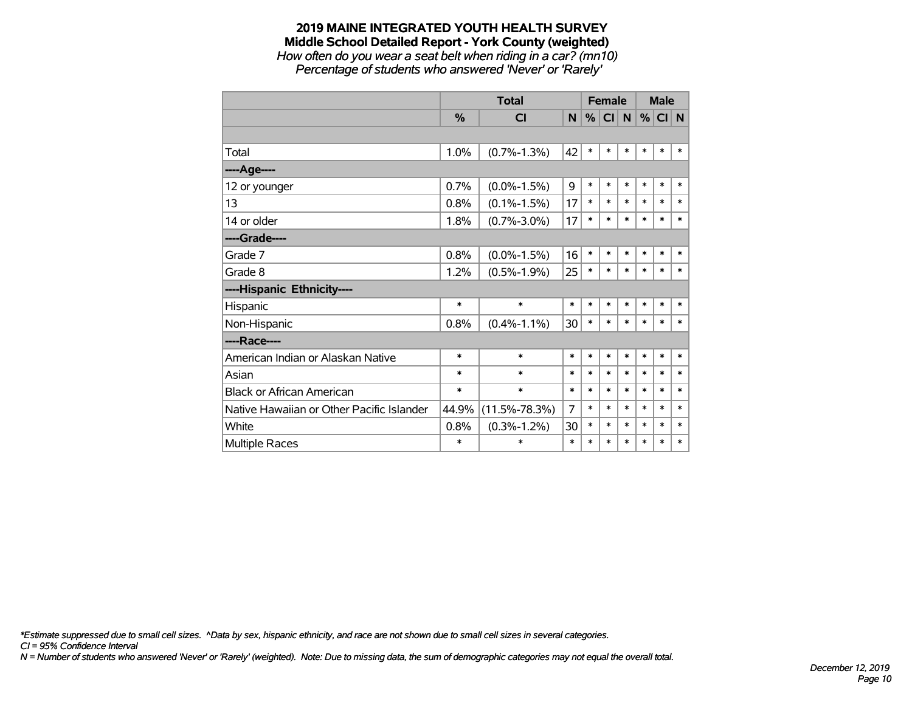# 2019 MAINE INTEGRATED YOUTH HEALTH SURVEY
## Middle School Detailed Report - York County (weighted)
*How often do you wear a seat belt when riding in a car? (mn10)*
*Percentage of students who answered 'Never' or 'Rarely'*

| | Total | | | Female | | | Male | | |
|---|---|---|---|---|---|---|---|---|---|
| | % | CI | N | % | CI | N | % | CI | N |
| | | | | | | | | | |
| Total | 1.0% | (0.7%-1.3%) | 42 | * | * | * | * | * | * |
| ----Age---- | | | | | | | | | |
| 12 or younger | 0.7% | (0.0%-1.5%) | 9 | * | * | * | * | * | * |
| 13 | 0.8% | (0.1%-1.5%) | 17 | * | * | * | * | * | * |
| 14 or older | 1.8% | (0.7%-3.0%) | 17 | * | * | * | * | * | * |
| ----Grade---- | | | | | | | | | |
| Grade 7 | 0.8% | (0.0%-1.5%) | 16 | * | * | * | * | * | * |
| Grade 8 | 1.2% | (0.5%-1.9%) | 25 | * | * | * | * | * | * |
| ----Hispanic Ethnicity---- | | | | | | | | | |
| Hispanic | * | * | * | * | * | * | * | * | * |
| Non-Hispanic | 0.8% | (0.4%-1.1%) | 30 | * | * | * | * | * | * |
| ----Race---- | | | | | | | | | |
| American Indian or Alaskan Native | * | * | * | * | * | * | * | * | * |
| Asian | * | * | * | * | * | * | * | * | * |
| Black or African American | * | * | * | * | * | * | * | * | * |
| Native Hawaiian or Other Pacific Islander | 44.9% | (11.5%-78.3%) | 7 | * | * | * | * | * | * |
| White | 0.8% | (0.3%-1.2%) | 30 | * | * | * | * | * | * |
| Multiple Races | * | * | * | * | * | * | * | * | * |

*\*Estimate suppressed due to small cell sizes. ^Data by sex, hispanic ethnicity, and race are not shown due to small cell sizes in several categories.*
*CI = 95% Confidence Interval*
*N = Number of students who answered 'Never' or 'Rarely' (weighted). Note: Due to missing data, the sum of demographic categories may not equal the overall total.*

*December 12, 2019*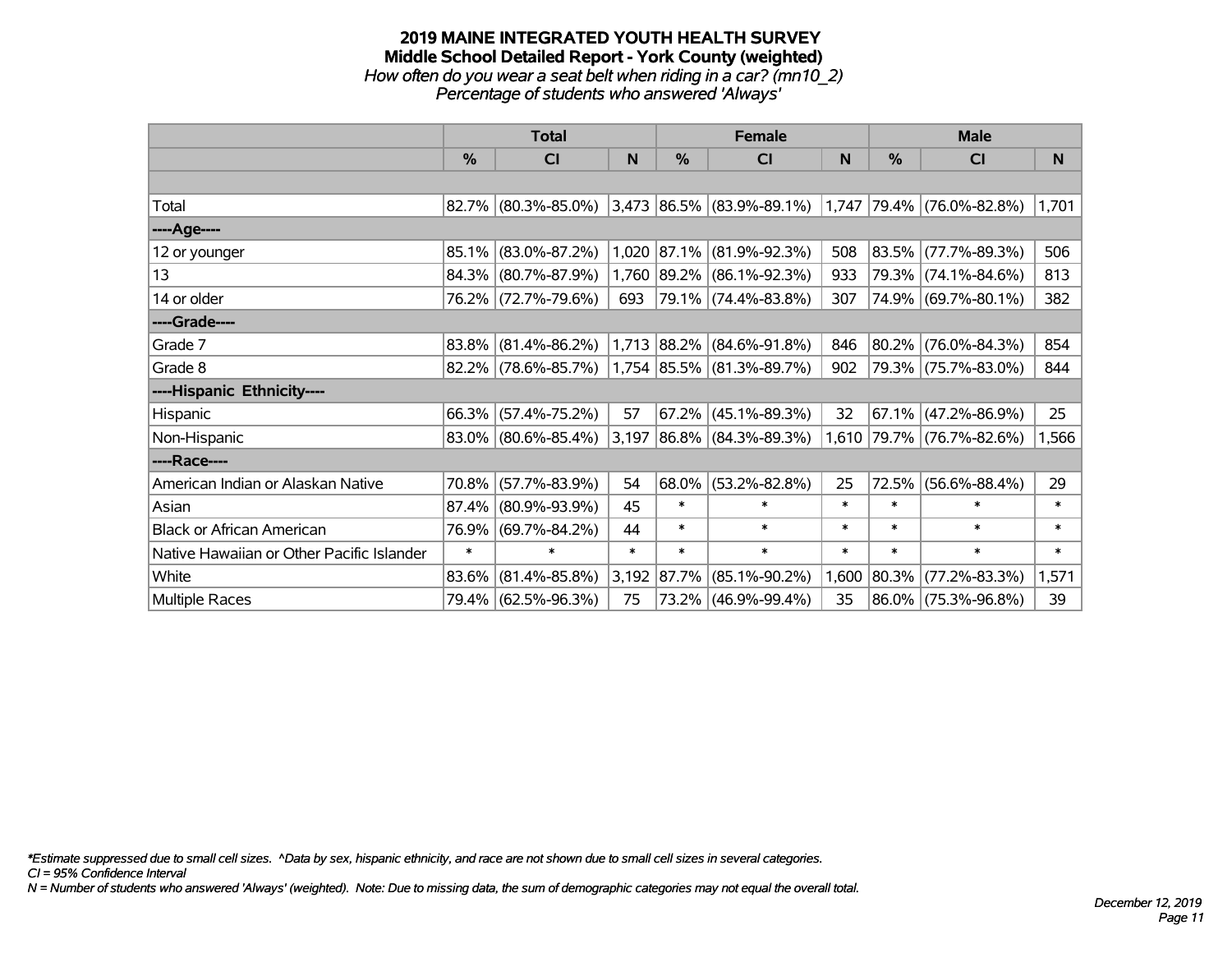# 2019 MAINE INTEGRATED YOUTH HEALTH SURVEY

## Middle School Detailed Report - York County (weighted)

*How often do you wear a seat belt when riding in a car? (mn10_2)*

*Percentage of students who answered 'Always'*

| | Total | | | Female | | | Male | | |
|---|---|---|---|---|---|---|---|---|---|
| | % | CI | N | % | CI | N | % | CI | N |
| | | | | | | | | | |
| Total | 82.7% | (80.3%-85.0%) | 3,473 | 86.5% | (83.9%-89.1%) | 1,747 | 79.4% | (76.0%-82.8%) | 1,701 |
| ----Age---- | | | | | | | | | |
| 12 or younger | 85.1% | (83.0%-87.2%) | 1,020 | 87.1% | (81.9%-92.3%) | 508 | 83.5% | (77.7%-89.3%) | 506 |
| 13 | 84.3% | (80.7%-87.9%) | 1,760 | 89.2% | (86.1%-92.3%) | 933 | 79.3% | (74.1%-84.6%) | 813 |
| 14 or older | 76.2% | (72.7%-79.6%) | 693 | 79.1% | (74.4%-83.8%) | 307 | 74.9% | (69.7%-80.1%) | 382 |
| ----Grade---- | | | | | | | | | |
| Grade 7 | 83.8% | (81.4%-86.2%) | 1,713 | 88.2% | (84.6%-91.8%) | 846 | 80.2% | (76.0%-84.3%) | 854 |
| Grade 8 | 82.2% | (78.6%-85.7%) | 1,754 | 85.5% | (81.3%-89.7%) | 902 | 79.3% | (75.7%-83.0%) | 844 |
| ----Hispanic Ethnicity---- | | | | | | | | | |
| Hispanic | 66.3% | (57.4%-75.2%) | 57 | 67.2% | (45.1%-89.3%) | 32 | 67.1% | (47.2%-86.9%) | 25 |
| Non-Hispanic | 83.0% | (80.6%-85.4%) | 3,197 | 86.8% | (84.3%-89.3%) | 1,610 | 79.7% | (76.7%-82.6%) | 1,566 |
| ----Race---- | | | | | | | | | |
| American Indian or Alaskan Native | 70.8% | (57.7%-83.9%) | 54 | 68.0% | (53.2%-82.8%) | 25 | 72.5% | (56.6%-88.4%) | 29 |
| Asian | 87.4% | (80.9%-93.9%) | 45 | * | * | * | * | * | * |
| Black or African American | 76.9% | (69.7%-84.2%) | 44 | * | * | * | * | * | * |
| Native Hawaiian or Other Pacific Islander | * | * | * | * | * | * | * | * | * |
| White | 83.6% | (81.4%-85.8%) | 3,192 | 87.7% | (85.1%-90.2%) | 1,600 | 80.3% | (77.2%-83.3%) | 1,571 |
| Multiple Races | 79.4% | (62.5%-96.3%) | 75 | 73.2% | (46.9%-99.4%) | 35 | 86.0% | (75.3%-96.8%) | 39 |

*\*Estimate suppressed due to small cell sizes. ^Data by sex, hispanic ethnicity, and race are not shown due to small cell sizes in several categories.*

*CI = 95% Confidence Interval*

*N = Number of students who answered 'Always' (weighted). Note: Due to missing data, the sum of demographic categories may not equal the overall total.*

*December 12, 2019*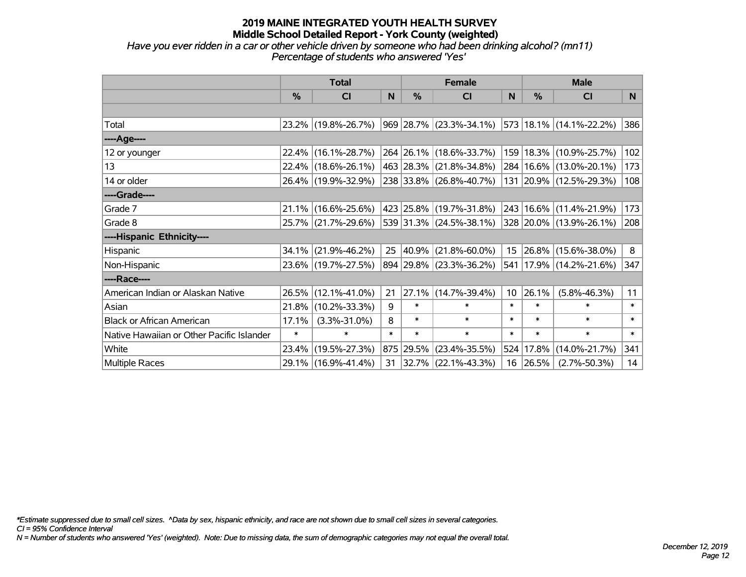# 2019 MAINE INTEGRATED YOUTH HEALTH SURVEY
## Middle School Detailed Report - York County (weighted)
*Have you ever ridden in a car or other vehicle driven by someone who had been drinking alcohol? (mn11)*
*Percentage of students who answered 'Yes'*

| | Total | | | Female | | | Male | | |
|---|---|---|---|---|---|---|---|---|---|
| | % | CI | N | % | CI | N | % | CI | N |
| Total | 23.2% | (19.8%-26.7%) | 969 | 28.7% | (23.3%-34.1%) | 573 | 18.1% | (14.1%-22.2%) | 386 |
| ----Age---- | | | | | | | | | |
| 12 or younger | 22.4% | (16.1%-28.7%) | 264 | 26.1% | (18.6%-33.7%) | 159 | 18.3% | (10.9%-25.7%) | 102 |
| 13 | 22.4% | (18.6%-26.1%) | 463 | 28.3% | (21.8%-34.8%) | 284 | 16.6% | (13.0%-20.1%) | 173 |
| 14 or older | 26.4% | (19.9%-32.9%) | 238 | 33.8% | (26.8%-40.7%) | 131 | 20.9% | (12.5%-29.3%) | 108 |
| ----Grade---- | | | | | | | | | |
| Grade 7 | 21.1% | (16.6%-25.6%) | 423 | 25.8% | (19.7%-31.8%) | 243 | 16.6% | (11.4%-21.9%) | 173 |
| Grade 8 | 25.7% | (21.7%-29.6%) | 539 | 31.3% | (24.5%-38.1%) | 328 | 20.0% | (13.9%-26.1%) | 208 |
| ----Hispanic Ethnicity---- | | | | | | | | | |
| Hispanic | 34.1% | (21.9%-46.2%) | 25 | 40.9% | (21.8%-60.0%) | 15 | 26.8% | (15.6%-38.0%) | 8 |
| Non-Hispanic | 23.6% | (19.7%-27.5%) | 894 | 29.8% | (23.3%-36.2%) | 541 | 17.9% | (14.2%-21.6%) | 347 |
| ----Race---- | | | | | | | | | |
| American Indian or Alaskan Native | 26.5% | (12.1%-41.0%) | 21 | 27.1% | (14.7%-39.4%) | 10 | 26.1% | (5.8%-46.3%) | 11 |
| Asian | 21.8% | (10.2%-33.3%) | 9 | * | * | * | * | * | * |
| Black or African American | 17.1% | (3.3%-31.0%) | 8 | * | * | * | * | * | * |
| Native Hawaiian or Other Pacific Islander | * | * | * | * | * | * | * | * | * |
| White | 23.4% | (19.5%-27.3%) | 875 | 29.5% | (23.4%-35.5%) | 524 | 17.8% | (14.0%-21.7%) | 341 |
| Multiple Races | 29.1% | (16.9%-41.4%) | 31 | 32.7% | (22.1%-43.3%) | 16 | 26.5% | (2.7%-50.3%) | 14 |

*\*Estimate suppressed due to small cell sizes. ^Data by sex, hispanic ethnicity, and race are not shown due to small cell sizes in several categories.*
*CI = 95% Confidence Interval*
*N = Number of students who answered 'Yes' (weighted). Note: Due to missing data, the sum of demographic categories may not equal the overall total.*

*December 12, 2019*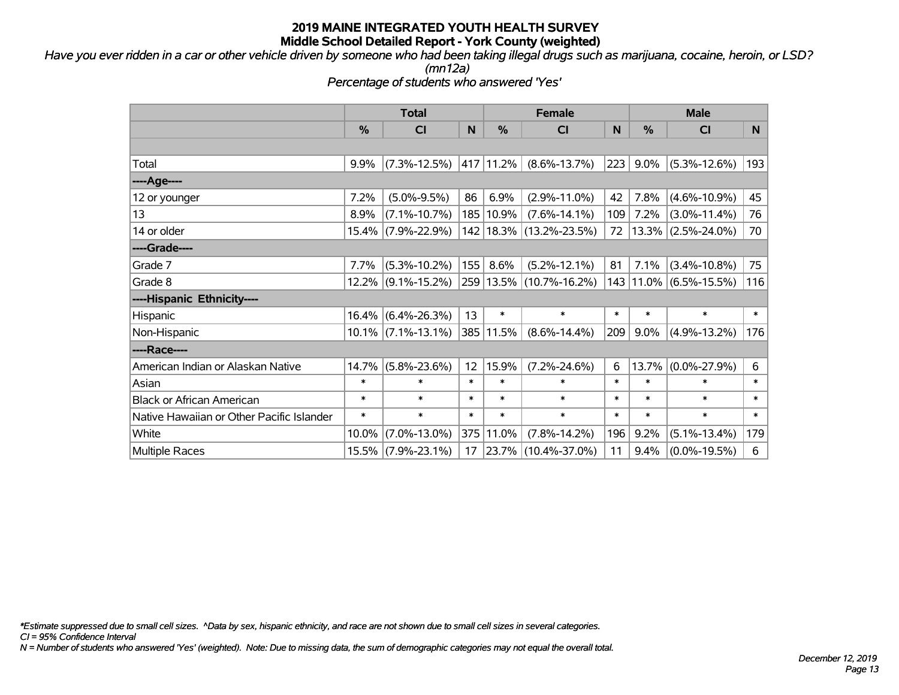# 2019 MAINE INTEGRATED YOUTH HEALTH SURVEY
## Middle School Detailed Report - York County (weighted)

*Have you ever ridden in a car or other vehicle driven by someone who had been taking illegal drugs such as marijuana, cocaine, heroin, or LSD? (mn12a)*

*Percentage of students who answered 'Yes'*

| | Total | | | Female | | | Male | | |
|---|---|---|---|---|---|---|---|---|---|
| | % | CI | N | % | CI | N | % | CI | N |
| Total | 9.9% | (7.3%-12.5%) | 417 | 11.2% | (8.6%-13.7%) | 223 | 9.0% | (5.3%-12.6%) | 193 |
| ----Age---- | | | | | | | | | |
| 12 or younger | 7.2% | (5.0%-9.5%) | 86 | 6.9% | (2.9%-11.0%) | 42 | 7.8% | (4.6%-10.9%) | 45 |
| 13 | 8.9% | (7.1%-10.7%) | 185 | 10.9% | (7.6%-14.1%) | 109 | 7.2% | (3.0%-11.4%) | 76 |
| 14 or older | 15.4% | (7.9%-22.9%) | 142 | 18.3% | (13.2%-23.5%) | 72 | 13.3% | (2.5%-24.0%) | 70 |
| ----Grade---- | | | | | | | | | |
| Grade 7 | 7.7% | (5.3%-10.2%) | 155 | 8.6% | (5.2%-12.1%) | 81 | 7.1% | (3.4%-10.8%) | 75 |
| Grade 8 | 12.2% | (9.1%-15.2%) | 259 | 13.5% | (10.7%-16.2%) | 143 | 11.0% | (6.5%-15.5%) | 116 |
| ----Hispanic Ethnicity---- | | | | | | | | | |
| Hispanic | 16.4% | (6.4%-26.3%) | 13 | * | * | * | * | * | * |
| Non-Hispanic | 10.1% | (7.1%-13.1%) | 385 | 11.5% | (8.6%-14.4%) | 209 | 9.0% | (4.9%-13.2%) | 176 |
| ----Race---- | | | | | | | | | |
| American Indian or Alaskan Native | 14.7% | (5.8%-23.6%) | 12 | 15.9% | (7.2%-24.6%) | 6 | 13.7% | (0.0%-27.9%) | 6 |
| Asian | * | * | * | * | * | * | * | * | * |
| Black or African American | * | * | * | * | * | * | * | * | * |
| Native Hawaiian or Other Pacific Islander | * | * | * | * | * | * | * | * | * |
| White | 10.0% | (7.0%-13.0%) | 375 | 11.0% | (7.8%-14.2%) | 196 | 9.2% | (5.1%-13.4%) | 179 |
| Multiple Races | 15.5% | (7.9%-23.1%) | 17 | 23.7% | (10.4%-37.0%) | 11 | 9.4% | (0.0%-19.5%) | 6 |

*Estimate suppressed due to small cell sizes. ^Data by sex, hispanic ethnicity, and race are not shown due to small cell sizes in several categories.
CI = 95% Confidence Interval
N = Number of students who answered 'Yes' (weighted). Note: Due to missing data, the sum of demographic categories may not equal the overall total.

December 12, 2019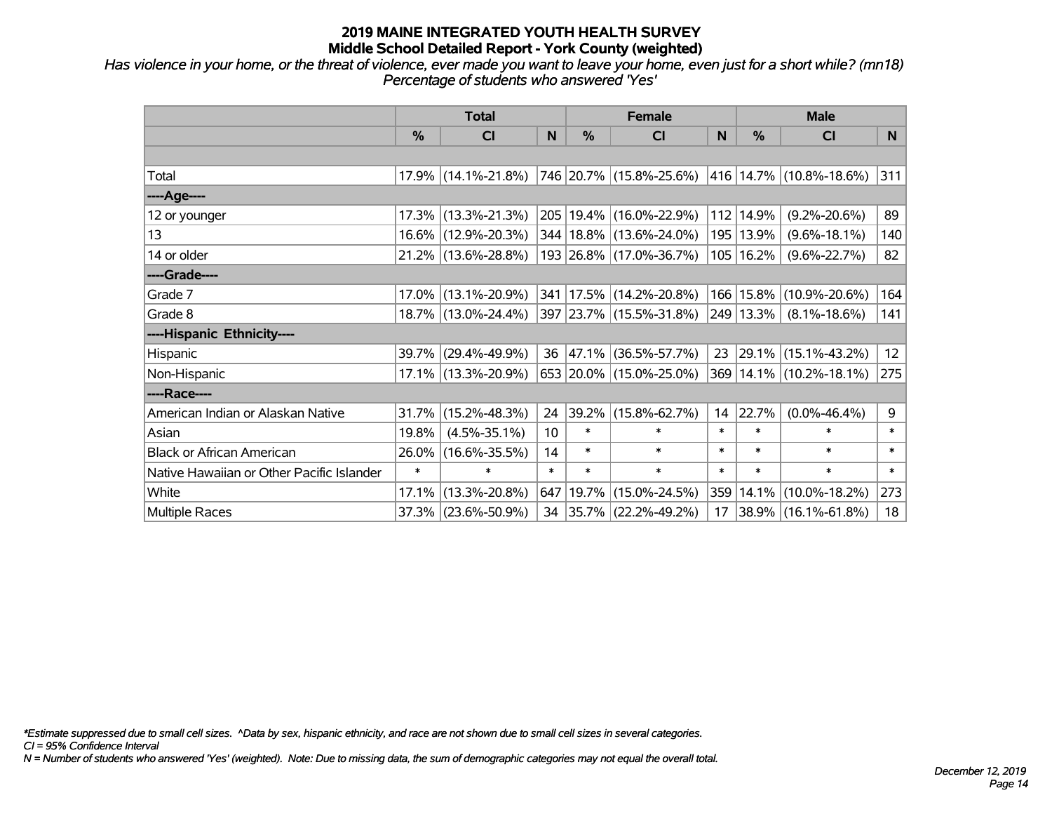# 2019 MAINE INTEGRATED YOUTH HEALTH SURVEY
## Middle School Detailed Report - York County (weighted)

*Has violence in your home, or the threat of violence, ever made you want to leave your home, even just for a short while? (mn18)*
*Percentage of students who answered 'Yes'*

| | Total | | | Female | | | Male | | |
|---|---|---|---|---|---|---|---|---|---|
| | % | CI | N | % | CI | N | % | CI | N |
| Total | 17.9% | (14.1%-21.8%) | 746 | 20.7% | (15.8%-25.6%) | 416 | 14.7% | (10.8%-18.6%) | 311 |
| ----Age---- | | | | | | | | | |
| 12 or younger | 17.3% | (13.3%-21.3%) | 205 | 19.4% | (16.0%-22.9%) | 112 | 14.9% | (9.2%-20.6%) | 89 |
| 13 | 16.6% | (12.9%-20.3%) | 344 | 18.8% | (13.6%-24.0%) | 195 | 13.9% | (9.6%-18.1%) | 140 |
| 14 or older | 21.2% | (13.6%-28.8%) | 193 | 26.8% | (17.0%-36.7%) | 105 | 16.2% | (9.6%-22.7%) | 82 |
| ----Grade---- | | | | | | | | | |
| Grade 7 | 17.0% | (13.1%-20.9%) | 341 | 17.5% | (14.2%-20.8%) | 166 | 15.8% | (10.9%-20.6%) | 164 |
| Grade 8 | 18.7% | (13.0%-24.4%) | 397 | 23.7% | (15.5%-31.8%) | 249 | 13.3% | (8.1%-18.6%) | 141 |
| ----Hispanic Ethnicity---- | | | | | | | | | |
| Hispanic | 39.7% | (29.4%-49.9%) | 36 | 47.1% | (36.5%-57.7%) | 23 | 29.1% | (15.1%-43.2%) | 12 |
| Non-Hispanic | 17.1% | (13.3%-20.9%) | 653 | 20.0% | (15.0%-25.0%) | 369 | 14.1% | (10.2%-18.1%) | 275 |
| ----Race---- | | | | | | | | | |
| American Indian or Alaskan Native | 31.7% | (15.2%-48.3%) | 24 | 39.2% | (15.8%-62.7%) | 14 | 22.7% | (0.0%-46.4%) | 9 |
| Asian | 19.8% | (4.5%-35.1%) | 10 | * | * | * | * | * | * |
| Black or African American | 26.0% | (16.6%-35.5%) | 14 | * | * | * | * | * | * |
| Native Hawaiian or Other Pacific Islander | * | * | * | * | * | * | * | * | * |
| White | 17.1% | (13.3%-20.8%) | 647 | 19.7% | (15.0%-24.5%) | 359 | 14.1% | (10.0%-18.2%) | 273 |
| Multiple Races | 37.3% | (23.6%-50.9%) | 34 | 35.7% | (22.2%-49.2%) | 17 | 38.9% | (16.1%-61.8%) | 18 |

*\*Estimate suppressed due to small cell sizes. ^Data by sex, hispanic ethnicity, and race are not shown due to small cell sizes in several categories.*
*CI = 95% Confidence Interval*
*N = Number of students who answered 'Yes' (weighted). Note: Due to missing data, the sum of demographic categories may not equal the overall total.*

*December 12, 2019*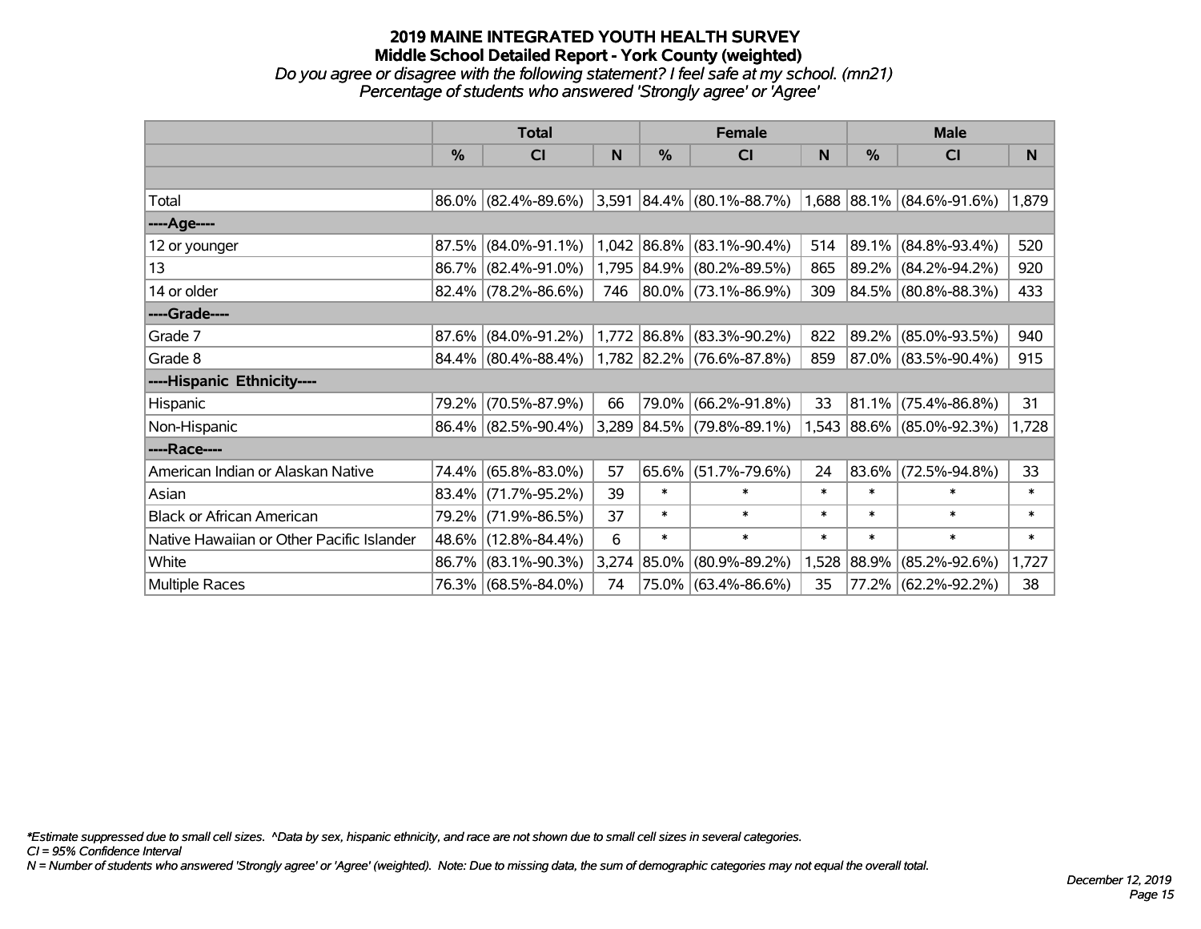# 2019 MAINE INTEGRATED YOUTH HEALTH SURVEY

## Middle School Detailed Report - York County (weighted)

*Do you agree or disagree with the following statement? I feel safe at my school. (mn21)*

*Percentage of students who answered 'Strongly agree' or 'Agree'*

| | Total | | | Female | | | Male | | |
|---|---|---|---|---|---|---|---|---|---|
| | % | CI | N | % | CI | N | % | CI | N |
| | | | | | | | | | |
| Total | 86.0% | (82.4%-89.6%) | 3,591 | 84.4% | (80.1%-88.7%) | 1,688 | 88.1% | (84.6%-91.6%) | 1,879 |
| ----Age---- | | | | | | | | | |
| 12 or younger | 87.5% | (84.0%-91.1%) | 1,042 | 86.8% | (83.1%-90.4%) | 514 | 89.1% | (84.8%-93.4%) | 520 |
| 13 | 86.7% | (82.4%-91.0%) | 1,795 | 84.9% | (80.2%-89.5%) | 865 | 89.2% | (84.2%-94.2%) | 920 |
| 14 or older | 82.4% | (78.2%-86.6%) | 746 | 80.0% | (73.1%-86.9%) | 309 | 84.5% | (80.8%-88.3%) | 433 |
| ----Grade---- | | | | | | | | | |
| Grade 7 | 87.6% | (84.0%-91.2%) | 1,772 | 86.8% | (83.3%-90.2%) | 822 | 89.2% | (85.0%-93.5%) | 940 |
| Grade 8 | 84.4% | (80.4%-88.4%) | 1,782 | 82.2% | (76.6%-87.8%) | 859 | 87.0% | (83.5%-90.4%) | 915 |
| ----Hispanic Ethnicity---- | | | | | | | | | |
| Hispanic | 79.2% | (70.5%-87.9%) | 66 | 79.0% | (66.2%-91.8%) | 33 | 81.1% | (75.4%-86.8%) | 31 |
| Non-Hispanic | 86.4% | (82.5%-90.4%) | 3,289 | 84.5% | (79.8%-89.1%) | 1,543 | 88.6% | (85.0%-92.3%) | 1,728 |
| ----Race---- | | | | | | | | | |
| American Indian or Alaskan Native | 74.4% | (65.8%-83.0%) | 57 | 65.6% | (51.7%-79.6%) | 24 | 83.6% | (72.5%-94.8%) | 33 |
| Asian | 83.4% | (71.7%-95.2%) | 39 | * | * | * | * | * | * |
| Black or African American | 79.2% | (71.9%-86.5%) | 37 | * | * | * | * | * | * |
| Native Hawaiian or Other Pacific Islander | 48.6% | (12.8%-84.4%) | 6 | * | * | * | * | * | * |
| White | 86.7% | (83.1%-90.3%) | 3,274 | 85.0% | (80.9%-89.2%) | 1,528 | 88.9% | (85.2%-92.6%) | 1,727 |
| Multiple Races | 76.3% | (68.5%-84.0%) | 74 | 75.0% | (63.4%-86.6%) | 35 | 77.2% | (62.2%-92.2%) | 38 |

*\*Estimate suppressed due to small cell sizes. ^Data by sex, hispanic ethnicity, and race are not shown due to small cell sizes in several categories.*

*CI = 95% Confidence Interval*

*N = Number of students who answered 'Strongly agree' or 'Agree' (weighted). Note: Due to missing data, the sum of demographic categories may not equal the overall total.*

*December 12, 2019*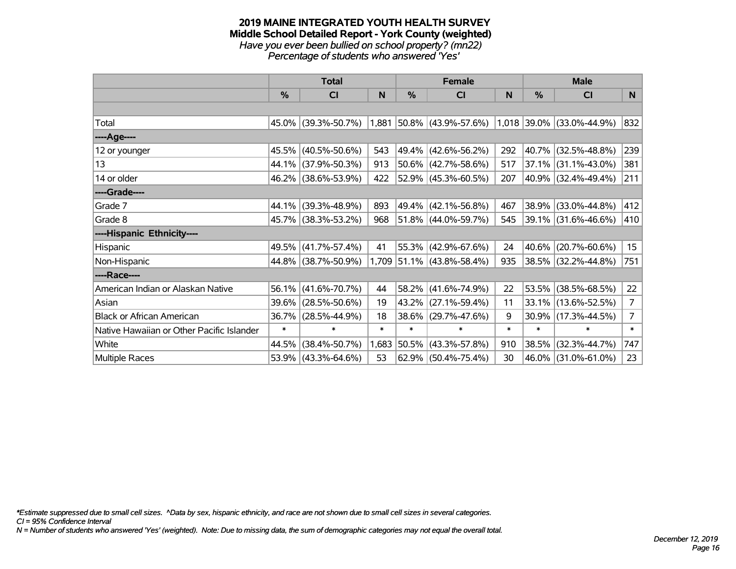# 2019 MAINE INTEGRATED YOUTH HEALTH SURVEY

## Middle School Detailed Report - York County (weighted)

*Have you ever been bullied on school property? (mn22)*

*Percentage of students who answered 'Yes'*

| | Total | | | Female | | | Male | | |
|---|---|---|---|---|---|---|---|---|---|
| | % | CI | N | % | CI | N | % | CI | N |
| | | | | | | | | | |
| Total | 45.0% | (39.3%-50.7%) | 1,881 | 50.8% | (43.9%-57.6%) | 1,018 | 39.0% | (33.0%-44.9%) | 832 |
| ----Age---- | | | | | | | | | |
| 12 or younger | 45.5% | (40.5%-50.6%) | 543 | 49.4% | (42.6%-56.2%) | 292 | 40.7% | (32.5%-48.8%) | 239 |
| 13 | 44.1% | (37.9%-50.3%) | 913 | 50.6% | (42.7%-58.6%) | 517 | 37.1% | (31.1%-43.0%) | 381 |
| 14 or older | 46.2% | (38.6%-53.9%) | 422 | 52.9% | (45.3%-60.5%) | 207 | 40.9% | (32.4%-49.4%) | 211 |
| ----Grade---- | | | | | | | | | |
| Grade 7 | 44.1% | (39.3%-48.9%) | 893 | 49.4% | (42.1%-56.8%) | 467 | 38.9% | (33.0%-44.8%) | 412 |
| Grade 8 | 45.7% | (38.3%-53.2%) | 968 | 51.8% | (44.0%-59.7%) | 545 | 39.1% | (31.6%-46.6%) | 410 |
| ----Hispanic Ethnicity---- | | | | | | | | | |
| Hispanic | 49.5% | (41.7%-57.4%) | 41 | 55.3% | (42.9%-67.6%) | 24 | 40.6% | (20.7%-60.6%) | 15 |
| Non-Hispanic | 44.8% | (38.7%-50.9%) | 1,709 | 51.1% | (43.8%-58.4%) | 935 | 38.5% | (32.2%-44.8%) | 751 |
| ----Race---- | | | | | | | | | |
| American Indian or Alaskan Native | 56.1% | (41.6%-70.7%) | 44 | 58.2% | (41.6%-74.9%) | 22 | 53.5% | (38.5%-68.5%) | 22 |
| Asian | 39.6% | (28.5%-50.6%) | 19 | 43.2% | (27.1%-59.4%) | 11 | 33.1% | (13.6%-52.5%) | 7 |
| Black or African American | 36.7% | (28.5%-44.9%) | 18 | 38.6% | (29.7%-47.6%) | 9 | 30.9% | (17.3%-44.5%) | 7 |
| Native Hawaiian or Other Pacific Islander | * | * | * | * | * | * | * | * | * |
| White | 44.5% | (38.4%-50.7%) | 1,683 | 50.5% | (43.3%-57.8%) | 910 | 38.5% | (32.3%-44.7%) | 747 |
| Multiple Races | 53.9% | (43.3%-64.6%) | 53 | 62.9% | (50.4%-75.4%) | 30 | 46.0% | (31.0%-61.0%) | 23 |

*\*Estimate suppressed due to small cell sizes. ^Data by sex, hispanic ethnicity, and race are not shown due to small cell sizes in several categories.*

*CI = 95% Confidence Interval*

*N = Number of students who answered 'Yes' (weighted). Note: Due to missing data, the sum of demographic categories may not equal the overall total.*

*December 12, 2019*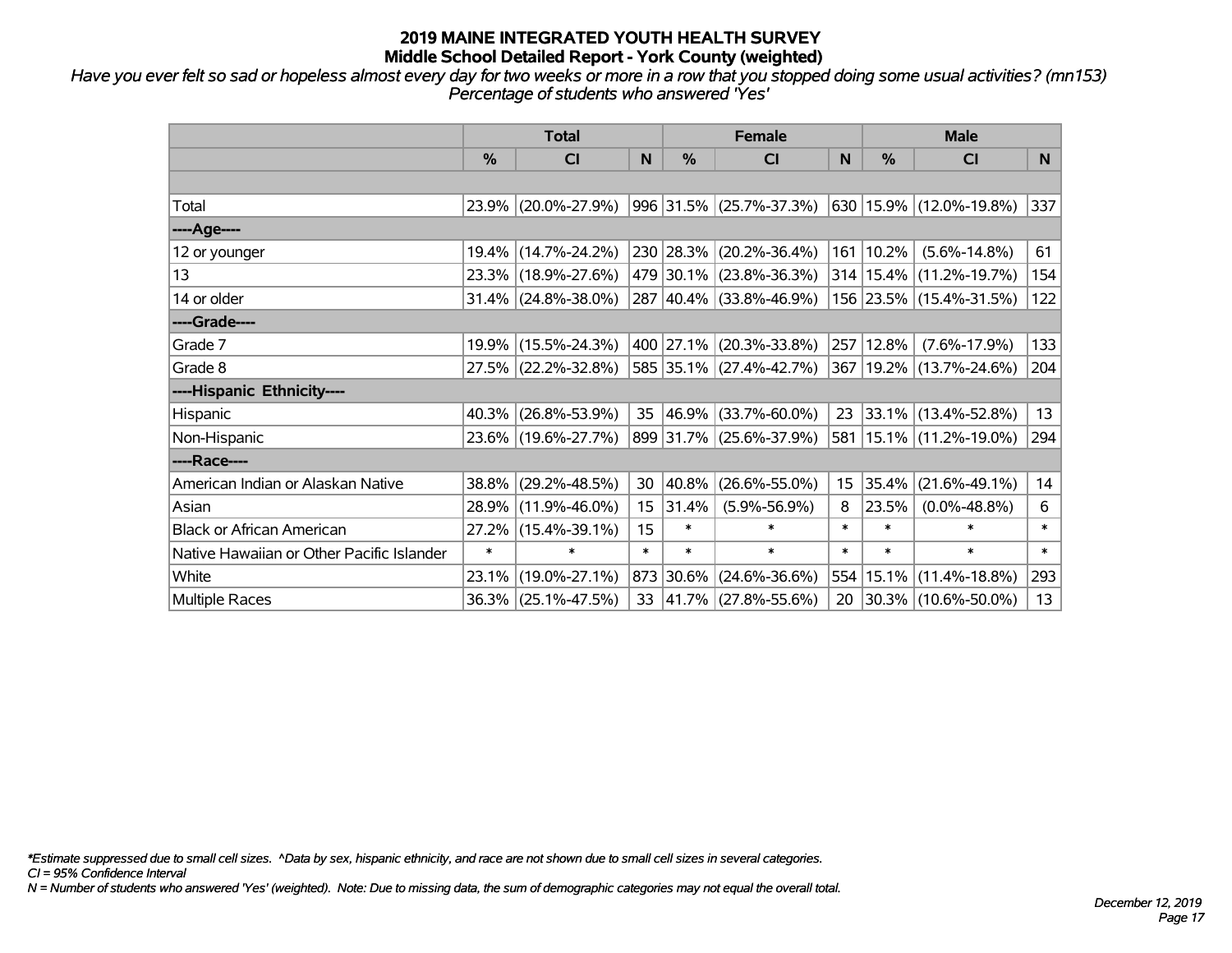# 2019 MAINE INTEGRATED YOUTH HEALTH SURVEY
## Middle School Detailed Report - York County (weighted)

*Have you ever felt so sad or hopeless almost every day for two weeks or more in a row that you stopped doing some usual activities? (mn153)*
*Percentage of students who answered 'Yes'*

| | Total | | | Female | | | Male | | |
|---|---|---|---|---|---|---|---|---|---|
| | % | CI | N | % | CI | N | % | CI | N |
| | | | | | | | | | |
| Total | 23.9% | (20.0%-27.9%) | 996 | 31.5% | (25.7%-37.3%) | 630 | 15.9% | (12.0%-19.8%) | 337 |
| ----Age---- | | | | | | | | | |
| 12 or younger | 19.4% | (14.7%-24.2%) | 230 | 28.3% | (20.2%-36.4%) | 161 | 10.2% | (5.6%-14.8%) | 61 |
| 13 | 23.3% | (18.9%-27.6%) | 479 | 30.1% | (23.8%-36.3%) | 314 | 15.4% | (11.2%-19.7%) | 154 |
| 14 or older | 31.4% | (24.8%-38.0%) | 287 | 40.4% | (33.8%-46.9%) | 156 | 23.5% | (15.4%-31.5%) | 122 |
| ----Grade---- | | | | | | | | | |
| Grade 7 | 19.9% | (15.5%-24.3%) | 400 | 27.1% | (20.3%-33.8%) | 257 | 12.8% | (7.6%-17.9%) | 133 |
| Grade 8 | 27.5% | (22.2%-32.8%) | 585 | 35.1% | (27.4%-42.7%) | 367 | 19.2% | (13.7%-24.6%) | 204 |
| ----Hispanic Ethnicity---- | | | | | | | | | |
| Hispanic | 40.3% | (26.8%-53.9%) | 35 | 46.9% | (33.7%-60.0%) | 23 | 33.1% | (13.4%-52.8%) | 13 |
| Non-Hispanic | 23.6% | (19.6%-27.7%) | 899 | 31.7% | (25.6%-37.9%) | 581 | 15.1% | (11.2%-19.0%) | 294 |
| ----Race---- | | | | | | | | | |
| American Indian or Alaskan Native | 38.8% | (29.2%-48.5%) | 30 | 40.8% | (26.6%-55.0%) | 15 | 35.4% | (21.6%-49.1%) | 14 |
| Asian | 28.9% | (11.9%-46.0%) | 15 | 31.4% | (5.9%-56.9%) | 8 | 23.5% | (0.0%-48.8%) | 6 |
| Black or African American | 27.2% | (15.4%-39.1%) | 15 | * | * | * | * | * | * |
| Native Hawaiian or Other Pacific Islander | * | * | * | * | * | * | * | * | * |
| White | 23.1% | (19.0%-27.1%) | 873 | 30.6% | (24.6%-36.6%) | 554 | 15.1% | (11.4%-18.8%) | 293 |
| Multiple Races | 36.3% | (25.1%-47.5%) | 33 | 41.7% | (27.8%-55.6%) | 20 | 30.3% | (10.6%-50.0%) | 13 |

*\*Estimate suppressed due to small cell sizes. ^Data by sex, hispanic ethnicity, and race are not shown due to small cell sizes in several categories.*
*CI = 95% Confidence Interval*
*N = Number of students who answered 'Yes' (weighted). Note: Due to missing data, the sum of demographic categories may not equal the overall total.*

*December 12, 2019*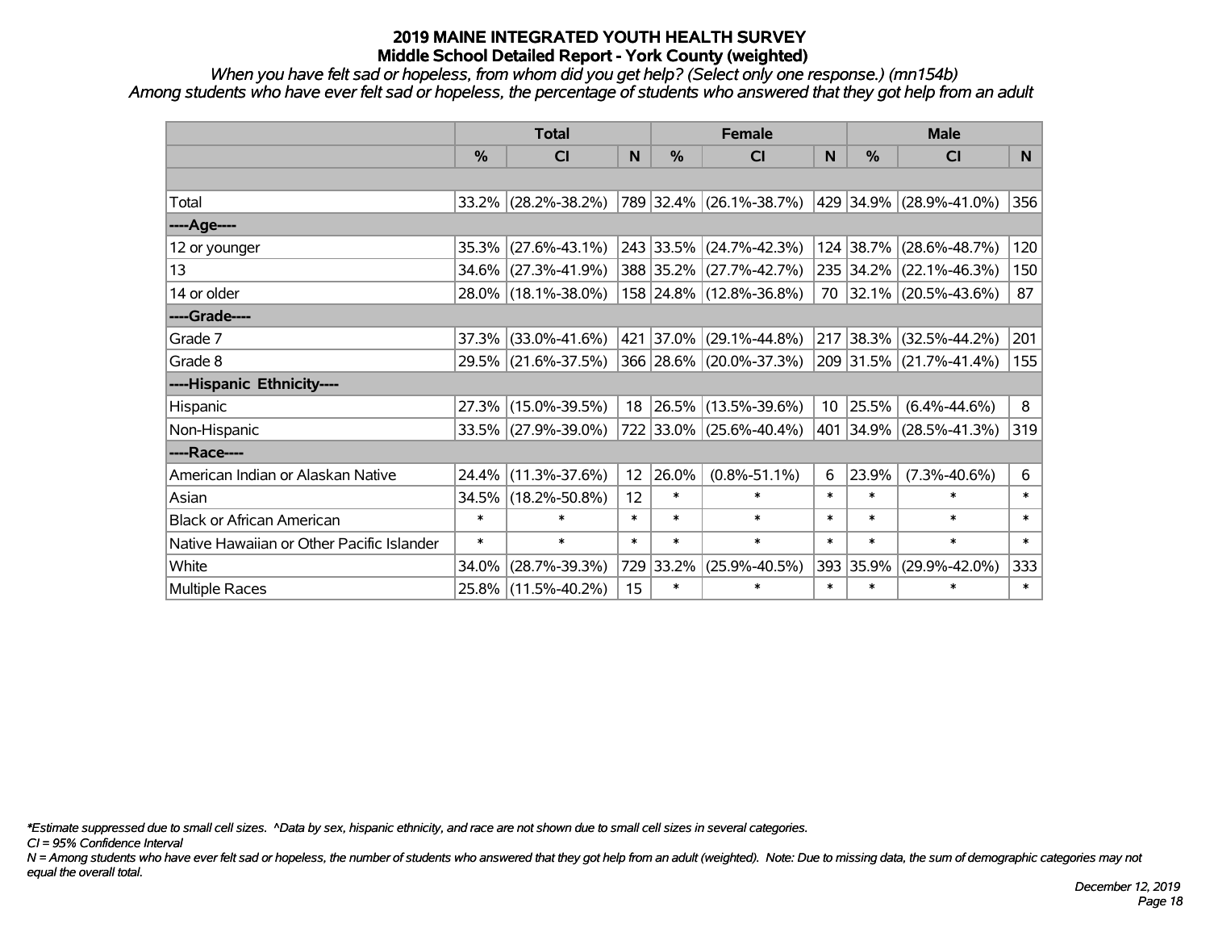# 2019 MAINE INTEGRATED YOUTH HEALTH SURVEY

## Middle School Detailed Report - York County (weighted)

*When you have felt sad or hopeless, from whom did you get help? (Select only one response.) (mn154b)*

*Among students who have ever felt sad or hopeless, the percentage of students who answered that they got help from an adult*

| | Total | | | Female | | | Male | | |
|---|---|---|---|---|---|---|---|---|---|
| | % | CI | N | % | CI | N | % | CI | N |
| | | | | | | | | | |
| Total | 33.2% | (28.2%-38.2%) | 789 | 32.4% | (26.1%-38.7%) | 429 | 34.9% | (28.9%-41.0%) | 356 |
| ----Age---- | | | | | | | | | |
| 12 or younger | 35.3% | (27.6%-43.1%) | 243 | 33.5% | (24.7%-42.3%) | 124 | 38.7% | (28.6%-48.7%) | 120 |
| 13 | 34.6% | (27.3%-41.9%) | 388 | 35.2% | (27.7%-42.7%) | 235 | 34.2% | (22.1%-46.3%) | 150 |
| 14 or older | 28.0% | (18.1%-38.0%) | 158 | 24.8% | (12.8%-36.8%) | 70 | 32.1% | (20.5%-43.6%) | 87 |
| ----Grade---- | | | | | | | | | |
| Grade 7 | 37.3% | (33.0%-41.6%) | 421 | 37.0% | (29.1%-44.8%) | 217 | 38.3% | (32.5%-44.2%) | 201 |
| Grade 8 | 29.5% | (21.6%-37.5%) | 366 | 28.6% | (20.0%-37.3%) | 209 | 31.5% | (21.7%-41.4%) | 155 |
| ----Hispanic Ethnicity---- | | | | | | | | | |
| Hispanic | 27.3% | (15.0%-39.5%) | 18 | 26.5% | (13.5%-39.6%) | 10 | 25.5% | (6.4%-44.6%) | 8 |
| Non-Hispanic | 33.5% | (27.9%-39.0%) | 722 | 33.0% | (25.6%-40.4%) | 401 | 34.9% | (28.5%-41.3%) | 319 |
| ----Race---- | | | | | | | | | |
| American Indian or Alaskan Native | 24.4% | (11.3%-37.6%) | 12 | 26.0% | (0.8%-51.1%) | 6 | 23.9% | (7.3%-40.6%) | 6 |
| Asian | 34.5% | (18.2%-50.8%) | 12 | * | * | * | * | * | * |
| Black or African American | * | * | * | * | * | * | * | * | * |
| Native Hawaiian or Other Pacific Islander | * | * | * | * | * | * | * | * | * |
| White | 34.0% | (28.7%-39.3%) | 729 | 33.2% | (25.9%-40.5%) | 393 | 35.9% | (29.9%-42.0%) | 333 |
| Multiple Races | 25.8% | (11.5%-40.2%) | 15 | * | * | * | * | * | * |

*\*Estimate suppressed due to small cell sizes. ^Data by sex, hispanic ethnicity, and race are not shown due to small cell sizes in several categories.*

*CI = 95% Confidence Interval*

*N = Among students who have ever felt sad or hopeless, the number of students who answered that they got help from an adult (weighted). Note: Due to missing data, the sum of demographic categories may not equal the overall total.*

*December 12, 2019*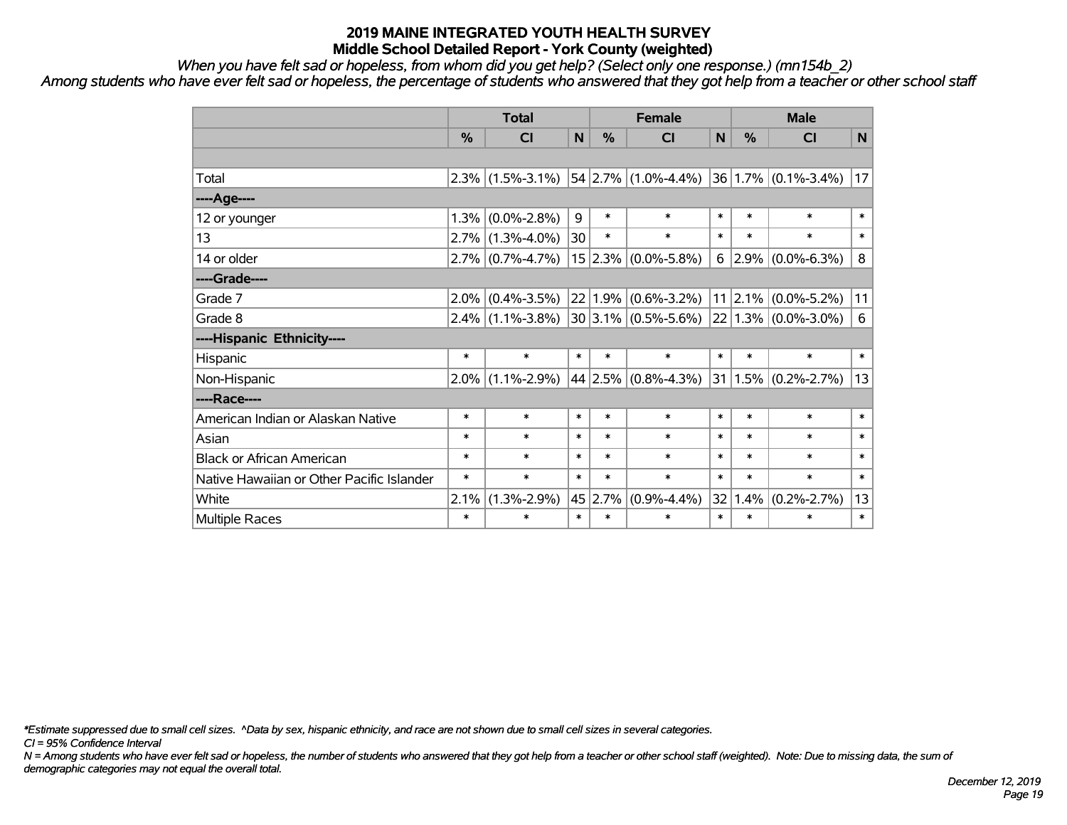# 2019 MAINE INTEGRATED YOUTH HEALTH SURVEY
## Middle School Detailed Report - York County (weighted)

*When you have felt sad or hopeless, from whom did you get help? (Select only one response.) (mn154b_2)*

*Among students who have ever felt sad or hopeless, the percentage of students who answered that they got help from a teacher or other school staff*

| | Total | | | Female | | | Male | | |
|---|---|---|---|---|---|---|---|---|---|
| | % | CI | N | % | CI | N | % | CI | N |
| | | | | | | | | | |
| Total | 2.3% | (1.5%-3.1%) | 54 | 2.7% | (1.0%-4.4%) | 36 | 1.7% | (0.1%-3.4%) | 17 |
| ----Age---- | | | | | | | | | |
| 12 or younger | 1.3% | (0.0%-2.8%) | 9 | * | * | * | * | * | * |
| 13 | 2.7% | (1.3%-4.0%) | 30 | * | * | * | * | * | * |
| 14 or older | 2.7% | (0.7%-4.7%) | 15 | 2.3% | (0.0%-5.8%) | 6 | 2.9% | (0.0%-6.3%) | 8 |
| ----Grade---- | | | | | | | | | |
| Grade 7 | 2.0% | (0.4%-3.5%) | 22 | 1.9% | (0.6%-3.2%) | 11 | 2.1% | (0.0%-5.2%) | 11 |
| Grade 8 | 2.4% | (1.1%-3.8%) | 30 | 3.1% | (0.5%-5.6%) | 22 | 1.3% | (0.0%-3.0%) | 6 |
| ----Hispanic Ethnicity---- | | | | | | | | | |
| Hispanic | * | * | * | * | * | * | * | * | * |
| Non-Hispanic | 2.0% | (1.1%-2.9%) | 44 | 2.5% | (0.8%-4.3%) | 31 | 1.5% | (0.2%-2.7%) | 13 |
| ----Race---- | | | | | | | | | |
| American Indian or Alaskan Native | * | * | * | * | * | * | * | * | * |
| Asian | * | * | * | * | * | * | * | * | * |
| Black or African American | * | * | * | * | * | * | * | * | * |
| Native Hawaiian or Other Pacific Islander | * | * | * | * | * | * | * | * | * |
| White | 2.1% | (1.3%-2.9%) | 45 | 2.7% | (0.9%-4.4%) | 32 | 1.4% | (0.2%-2.7%) | 13 |
| Multiple Races | * | * | * | * | * | * | * | * | * |

*\*Estimate suppressed due to small cell sizes. ^Data by sex, hispanic ethnicity, and race are not shown due to small cell sizes in several categories.*

*CI = 95% Confidence Interval*

*N = Among students who have ever felt sad or hopeless, the number of students who answered that they got help from a teacher or other school staff (weighted). Note: Due to missing data, the sum of demographic categories may not equal the overall total.*

*December 12, 2019*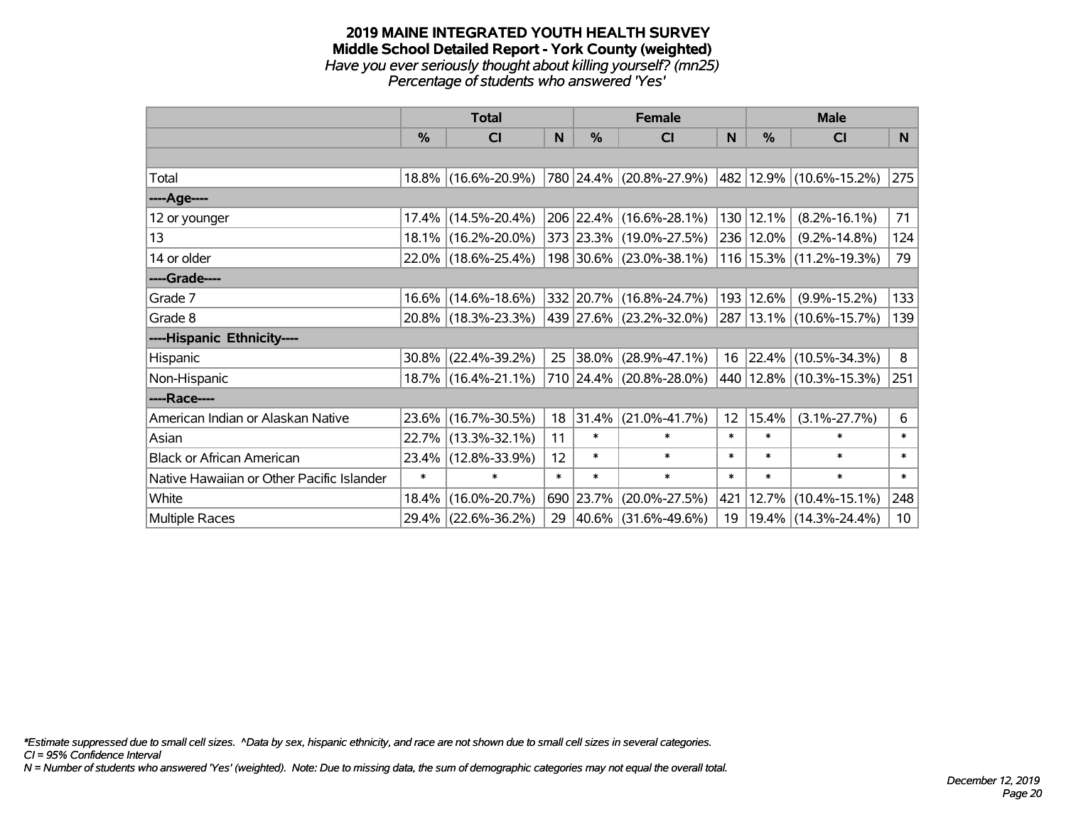# 2019 MAINE INTEGRATED YOUTH HEALTH SURVEY
## Middle School Detailed Report - York County (weighted)
*Have you ever seriously thought about killing yourself? (mn25)*
*Percentage of students who answered 'Yes'*

| | Total | | | Female | | | Male | | |
|---|---|---|---|---|---|---|---|---|---|
| | % | CI | N | % | CI | N | % | CI | N |
| Total | 18.8% | (16.6%-20.9%) | 780 | 24.4% | (20.8%-27.9%) | 482 | 12.9% | (10.6%-15.2%) | 275 |
| ----Age---- | | | | | | | | | |
| 12 or younger | 17.4% | (14.5%-20.4%) | 206 | 22.4% | (16.6%-28.1%) | 130 | 12.1% | (8.2%-16.1%) | 71 |
| 13 | 18.1% | (16.2%-20.0%) | 373 | 23.3% | (19.0%-27.5%) | 236 | 12.0% | (9.2%-14.8%) | 124 |
| 14 or older | 22.0% | (18.6%-25.4%) | 198 | 30.6% | (23.0%-38.1%) | 116 | 15.3% | (11.2%-19.3%) | 79 |
| ----Grade---- | | | | | | | | | |
| Grade 7 | 16.6% | (14.6%-18.6%) | 332 | 20.7% | (16.8%-24.7%) | 193 | 12.6% | (9.9%-15.2%) | 133 |
| Grade 8 | 20.8% | (18.3%-23.3%) | 439 | 27.6% | (23.2%-32.0%) | 287 | 13.1% | (10.6%-15.7%) | 139 |
| ----Hispanic Ethnicity---- | | | | | | | | | |
| Hispanic | 30.8% | (22.4%-39.2%) | 25 | 38.0% | (28.9%-47.1%) | 16 | 22.4% | (10.5%-34.3%) | 8 |
| Non-Hispanic | 18.7% | (16.4%-21.1%) | 710 | 24.4% | (20.8%-28.0%) | 440 | 12.8% | (10.3%-15.3%) | 251 |
| ----Race---- | | | | | | | | | |
| American Indian or Alaskan Native | 23.6% | (16.7%-30.5%) | 18 | 31.4% | (21.0%-41.7%) | 12 | 15.4% | (3.1%-27.7%) | 6 |
| Asian | 22.7% | (13.3%-32.1%) | 11 | * | * | * | * | * | * |
| Black or African American | 23.4% | (12.8%-33.9%) | 12 | * | * | * | * | * | * |
| Native Hawaiian or Other Pacific Islander | * | * | * | * | * | * | * | * | * |
| White | 18.4% | (16.0%-20.7%) | 690 | 23.7% | (20.0%-27.5%) | 421 | 12.7% | (10.4%-15.1%) | 248 |
| Multiple Races | 29.4% | (22.6%-36.2%) | 29 | 40.6% | (31.6%-49.6%) | 19 | 19.4% | (14.3%-24.4%) | 10 |

*\*Estimate suppressed due to small cell sizes. ^Data by sex, hispanic ethnicity, and race are not shown due to small cell sizes in several categories.*
*CI = 95% Confidence Interval*
*N = Number of students who answered 'Yes' (weighted). Note: Due to missing data, the sum of demographic categories may not equal the overall total.*

*December 12, 2019*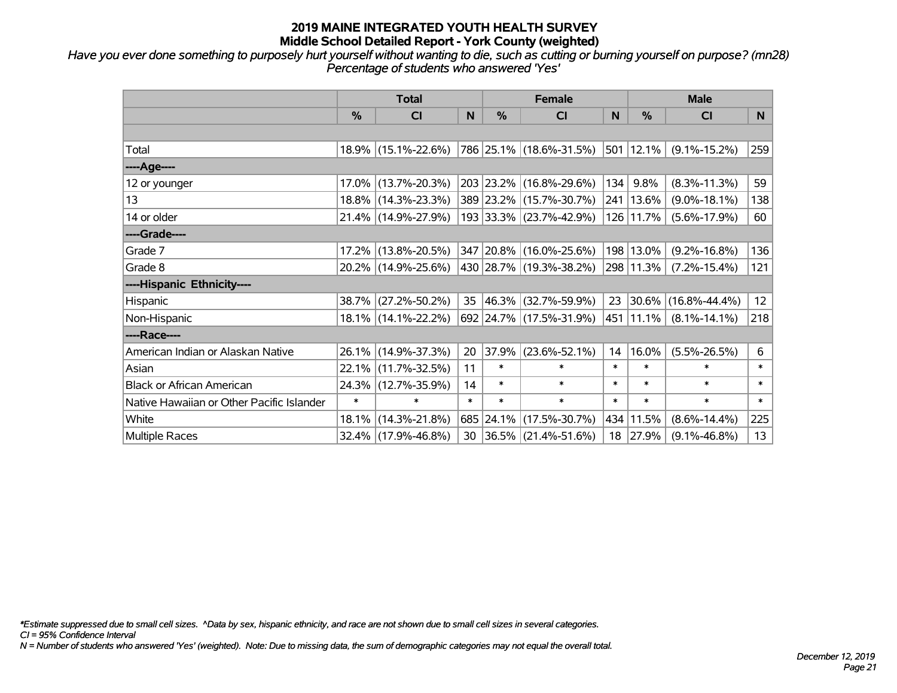# 2019 MAINE INTEGRATED YOUTH HEALTH SURVEY
## Middle School Detailed Report - York County (weighted)

*Have you ever done something to purposely hurt yourself without wanting to die, such as cutting or burning yourself on purpose? (mn28)*
*Percentage of students who answered 'Yes'*

| | Total | | | Female | | | Male | | |
|---|---|---|---|---|---|---|---|---|---|
| | % | CI | N | % | CI | N | % | CI | N |
| Total | 18.9% | (15.1%-22.6%) | 786 | 25.1% | (18.6%-31.5%) | 501 | 12.1% | (9.1%-15.2%) | 259 |
| ----Age---- | | | | | | | | | |
| 12 or younger | 17.0% | (13.7%-20.3%) | 203 | 23.2% | (16.8%-29.6%) | 134 | 9.8% | (8.3%-11.3%) | 59 |
| 13 | 18.8% | (14.3%-23.3%) | 389 | 23.2% | (15.7%-30.7%) | 241 | 13.6% | (9.0%-18.1%) | 138 |
| 14 or older | 21.4% | (14.9%-27.9%) | 193 | 33.3% | (23.7%-42.9%) | 126 | 11.7% | (5.6%-17.9%) | 60 |
| ----Grade---- | | | | | | | | | |
| Grade 7 | 17.2% | (13.8%-20.5%) | 347 | 20.8% | (16.0%-25.6%) | 198 | 13.0% | (9.2%-16.8%) | 136 |
| Grade 8 | 20.2% | (14.9%-25.6%) | 430 | 28.7% | (19.3%-38.2%) | 298 | 11.3% | (7.2%-15.4%) | 121 |
| ----Hispanic Ethnicity---- | | | | | | | | | |
| Hispanic | 38.7% | (27.2%-50.2%) | 35 | 46.3% | (32.7%-59.9%) | 23 | 30.6% | (16.8%-44.4%) | 12 |
| Non-Hispanic | 18.1% | (14.1%-22.2%) | 692 | 24.7% | (17.5%-31.9%) | 451 | 11.1% | (8.1%-14.1%) | 218 |
| ----Race---- | | | | | | | | | |
| American Indian or Alaskan Native | 26.1% | (14.9%-37.3%) | 20 | 37.9% | (23.6%-52.1%) | 14 | 16.0% | (5.5%-26.5%) | 6 |
| Asian | 22.1% | (11.7%-32.5%) | 11 | * | * | * | * | * | * |
| Black or African American | 24.3% | (12.7%-35.9%) | 14 | * | * | * | * | * | * |
| Native Hawaiian or Other Pacific Islander | * | * | * | * | * | * | * | * | * |
| White | 18.1% | (14.3%-21.8%) | 685 | 24.1% | (17.5%-30.7%) | 434 | 11.5% | (8.6%-14.4%) | 225 |
| Multiple Races | 32.4% | (17.9%-46.8%) | 30 | 36.5% | (21.4%-51.6%) | 18 | 27.9% | (9.1%-46.8%) | 13 |

*Estimate suppressed due to small cell sizes. ^Data by sex, hispanic ethnicity, and race are not shown due to small cell sizes in several categories.
CI = 95% Confidence Interval
N = Number of students who answered 'Yes' (weighted). Note: Due to missing data, the sum of demographic categories may not equal the overall total.

December 12, 2019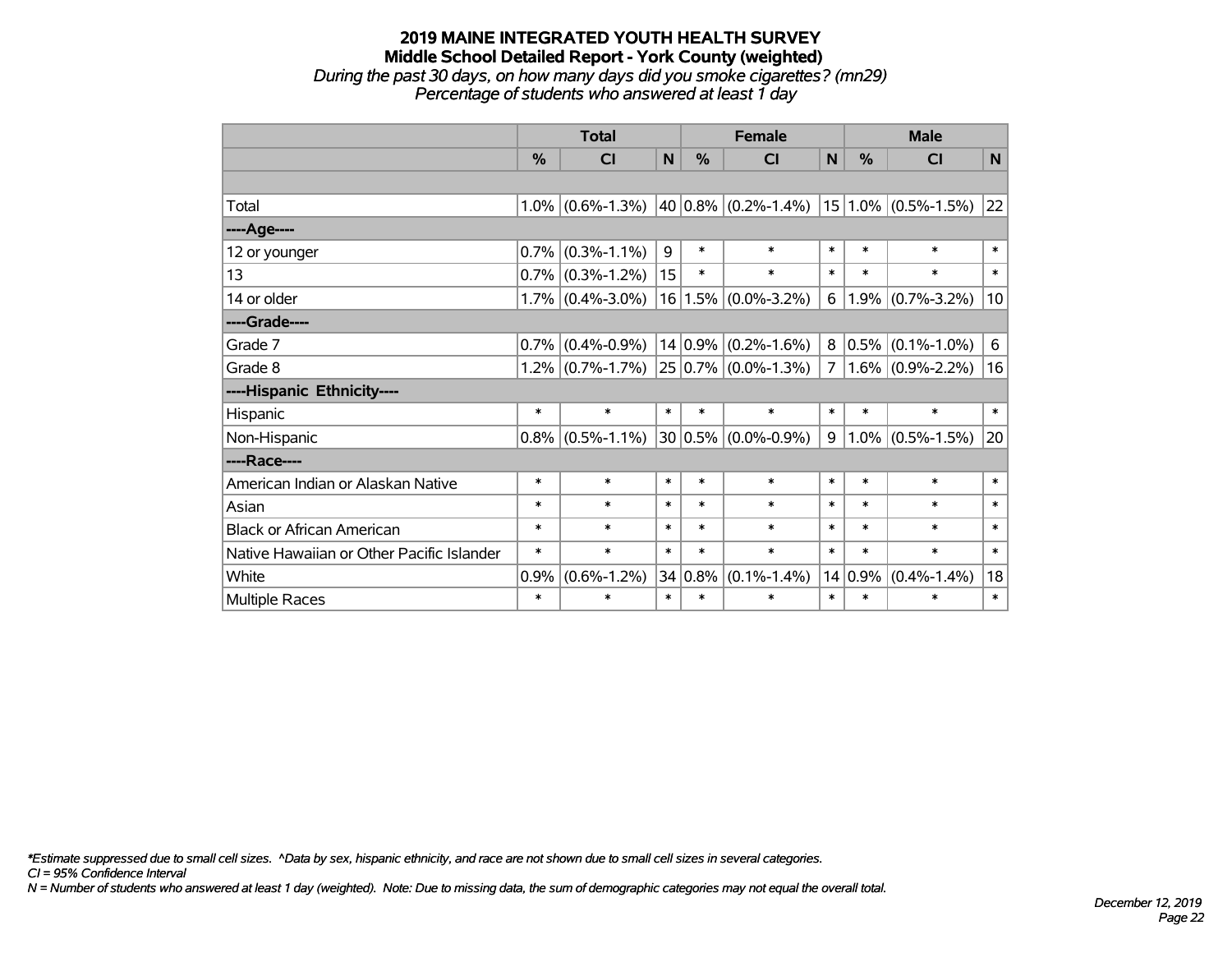# 2019 MAINE INTEGRATED YOUTH HEALTH SURVEY
## Middle School Detailed Report - York County (weighted)
### *During the past 30 days, on how many days did you smoke cigarettes? (mn29)*
### *Percentage of students who answered at least 1 day*

| | Total | | | Female | | | Male | | |
|---|---|---|---|---|---|---|---|---|---|
| | % | CI | N | % | CI | N | % | CI | N |
| | | | | | | | | | |
| Total | 1.0% | (0.6%-1.3%) | 40 | 0.8% | (0.2%-1.4%) | 15 | 1.0% | (0.5%-1.5%) | 22 |
| ----Age---- | | | | | | | | | |
| 12 or younger | 0.7% | (0.3%-1.1%) | 9 | * | * | * | * | * | * |
| 13 | 0.7% | (0.3%-1.2%) | 15 | * | * | * | * | * | * |
| 14 or older | 1.7% | (0.4%-3.0%) | 16 | 1.5% | (0.0%-3.2%) | 6 | 1.9% | (0.7%-3.2%) | 10 |
| ----Grade---- | | | | | | | | | |
| Grade 7 | 0.7% | (0.4%-0.9%) | 14 | 0.9% | (0.2%-1.6%) | 8 | 0.5% | (0.1%-1.0%) | 6 |
| Grade 8 | 1.2% | (0.7%-1.7%) | 25 | 0.7% | (0.0%-1.3%) | 7 | 1.6% | (0.9%-2.2%) | 16 |
| ----Hispanic Ethnicity---- | | | | | | | | | |
| Hispanic | * | * | * | * | * | * | * | * | * |
| Non-Hispanic | 0.8% | (0.5%-1.1%) | 30 | 0.5% | (0.0%-0.9%) | 9 | 1.0% | (0.5%-1.5%) | 20 |
| ----Race---- | | | | | | | | | |
| American Indian or Alaskan Native | * | * | * | * | * | * | * | * | * |
| Asian | * | * | * | * | * | * | * | * | * |
| Black or African American | * | * | * | * | * | * | * | * | * |
| Native Hawaiian or Other Pacific Islander | * | * | * | * | * | * | * | * | * |
| White | 0.9% | (0.6%-1.2%) | 34 | 0.8% | (0.1%-1.4%) | 14 | 0.9% | (0.4%-1.4%) | 18 |
| Multiple Races | * | * | * | * | * | * | * | * | * |

*\*Estimate suppressed due to small cell sizes. ^Data by sex, hispanic ethnicity, and race are not shown due to small cell sizes in several categories.*
*CI = 95% Confidence Interval*
*N = Number of students who answered at least 1 day (weighted). Note: Due to missing data, the sum of demographic categories may not equal the overall total.*

*December 12, 2019*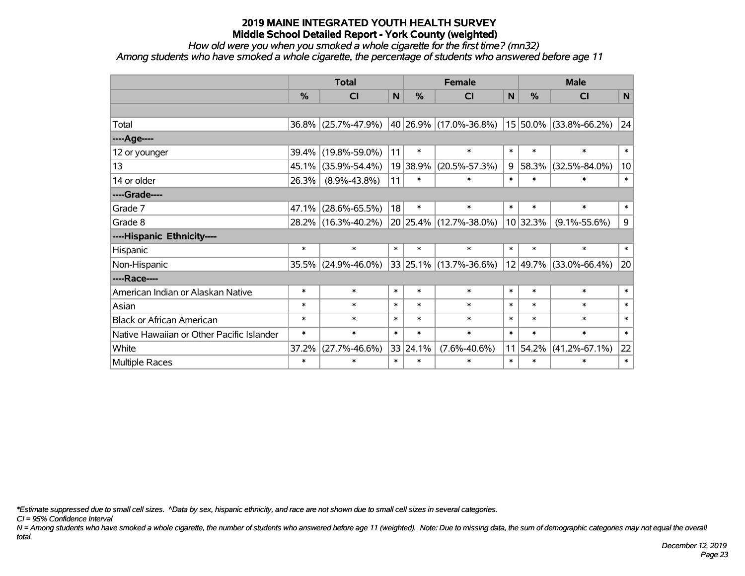# 2019 MAINE INTEGRATED YOUTH HEALTH SURVEY

## Middle School Detailed Report - York County (weighted)

*How old were you when you smoked a whole cigarette for the first time? (mn32)*

*Among students who have smoked a whole cigarette, the percentage of students who answered before age 11*

| | Total | | | Female | | | Male | | |
|---|---|---|---|---|---|---|---|---|---|
| | % | CI | N | % | CI | N | % | CI | N |
| | | | | | | | | | |
| Total | 36.8% | (25.7%-47.9%) | 40 | 26.9% | (17.0%-36.8%) | 15 | 50.0% | (33.8%-66.2%) | 24 |
| ----Age---- | | | | | | | | | |
| 12 or younger | 39.4% | (19.8%-59.0%) | 11 | * | * | * | * | * | * |
| 13 | 45.1% | (35.9%-54.4%) | 19 | 38.9% | (20.5%-57.3%) | 9 | 58.3% | (32.5%-84.0%) | 10 |
| 14 or older | 26.3% | (8.9%-43.8%) | 11 | * | * | * | * | * | * |
| ----Grade---- | | | | | | | | | |
| Grade 7 | 47.1% | (28.6%-65.5%) | 18 | * | * | * | * | * | * |
| Grade 8 | 28.2% | (16.3%-40.2%) | 20 | 25.4% | (12.7%-38.0%) | 10 | 32.3% | (9.1%-55.6%) | 9 |
| ----Hispanic Ethnicity---- | | | | | | | | | |
| Hispanic | * | * | * | * | * | * | * | * | * |
| Non-Hispanic | 35.5% | (24.9%-46.0%) | 33 | 25.1% | (13.7%-36.6%) | 12 | 49.7% | (33.0%-66.4%) | 20 |
| ----Race---- | | | | | | | | | |
| American Indian or Alaskan Native | * | * | * | * | * | * | * | * | * |
| Asian | * | * | * | * | * | * | * | * | * |
| Black or African American | * | * | * | * | * | * | * | * | * |
| Native Hawaiian or Other Pacific Islander | * | * | * | * | * | * | * | * | * |
| White | 37.2% | (27.7%-46.6%) | 33 | 24.1% | (7.6%-40.6%) | 11 | 54.2% | (41.2%-67.1%) | 22 |
| Multiple Races | * | * | * | * | * | * | * | * | * |

*\*Estimate suppressed due to small cell sizes. ^Data by sex, hispanic ethnicity, and race are not shown due to small cell sizes in several categories.*

*CI = 95% Confidence Interval*

*N = Among students who have smoked a whole cigarette, the number of students who answered before age 11 (weighted). Note: Due to missing data, the sum of demographic categories may not equal the overall total.*

*December 12, 2019*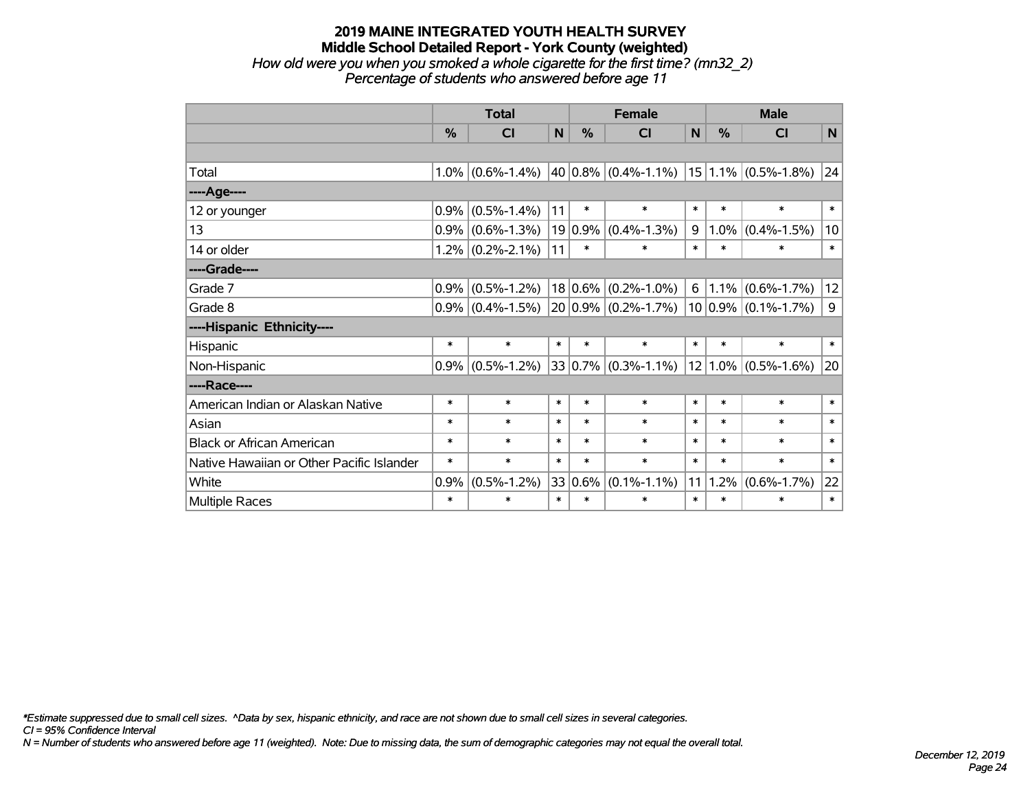# 2019 MAINE INTEGRATED YOUTH HEALTH SURVEY

## Middle School Detailed Report - York County (weighted)

*How old were you when you smoked a whole cigarette for the first time? (mn32_2)*

*Percentage of students who answered before age 11*

| | Total | | | Female | | | Male | | |
|---|---|---|---|---|---|---|---|---|---|
| | % | CI | N | % | CI | N | % | CI | N |
| | | | | | | | | | |
| Total | 1.0% | (0.6%-1.4%) | 40 | 0.8% | (0.4%-1.1%) | 15 | 1.1% | (0.5%-1.8%) | 24 |
| ----Age---- | | | | | | | | | |
| 12 or younger | 0.9% | (0.5%-1.4%) | 11 | * | * | * | * | * | * |
| 13 | 0.9% | (0.6%-1.3%) | 19 | 0.9% | (0.4%-1.3%) | 9 | 1.0% | (0.4%-1.5%) | 10 |
| 14 or older | 1.2% | (0.2%-2.1%) | 11 | * | * | * | * | * | * |
| ----Grade---- | | | | | | | | | |
| Grade 7 | 0.9% | (0.5%-1.2%) | 18 | 0.6% | (0.2%-1.0%) | 6 | 1.1% | (0.6%-1.7%) | 12 |
| Grade 8 | 0.9% | (0.4%-1.5%) | 20 | 0.9% | (0.2%-1.7%) | 10 | 0.9% | (0.1%-1.7%) | 9 |
| ----Hispanic Ethnicity---- | | | | | | | | | |
| Hispanic | * | * | * | * | * | * | * | * | * |
| Non-Hispanic | 0.9% | (0.5%-1.2%) | 33 | 0.7% | (0.3%-1.1%) | 12 | 1.0% | (0.5%-1.6%) | 20 |
| ----Race---- | | | | | | | | | |
| American Indian or Alaskan Native | * | * | * | * | * | * | * | * | * |
| Asian | * | * | * | * | * | * | * | * | * |
| Black or African American | * | * | * | * | * | * | * | * | * |
| Native Hawaiian or Other Pacific Islander | * | * | * | * | * | * | * | * | * |
| White | 0.9% | (0.5%-1.2%) | 33 | 0.6% | (0.1%-1.1%) | 11 | 1.2% | (0.6%-1.7%) | 22 |
| Multiple Races | * | * | * | * | * | * | * | * | * |

*\*Estimate suppressed due to small cell sizes. ^Data by sex, hispanic ethnicity, and race are not shown due to small cell sizes in several categories.*

*CI = 95% Confidence Interval*

*N = Number of students who answered before age 11 (weighted). Note: Due to missing data, the sum of demographic categories may not equal the overall total.*

*December 12, 2019*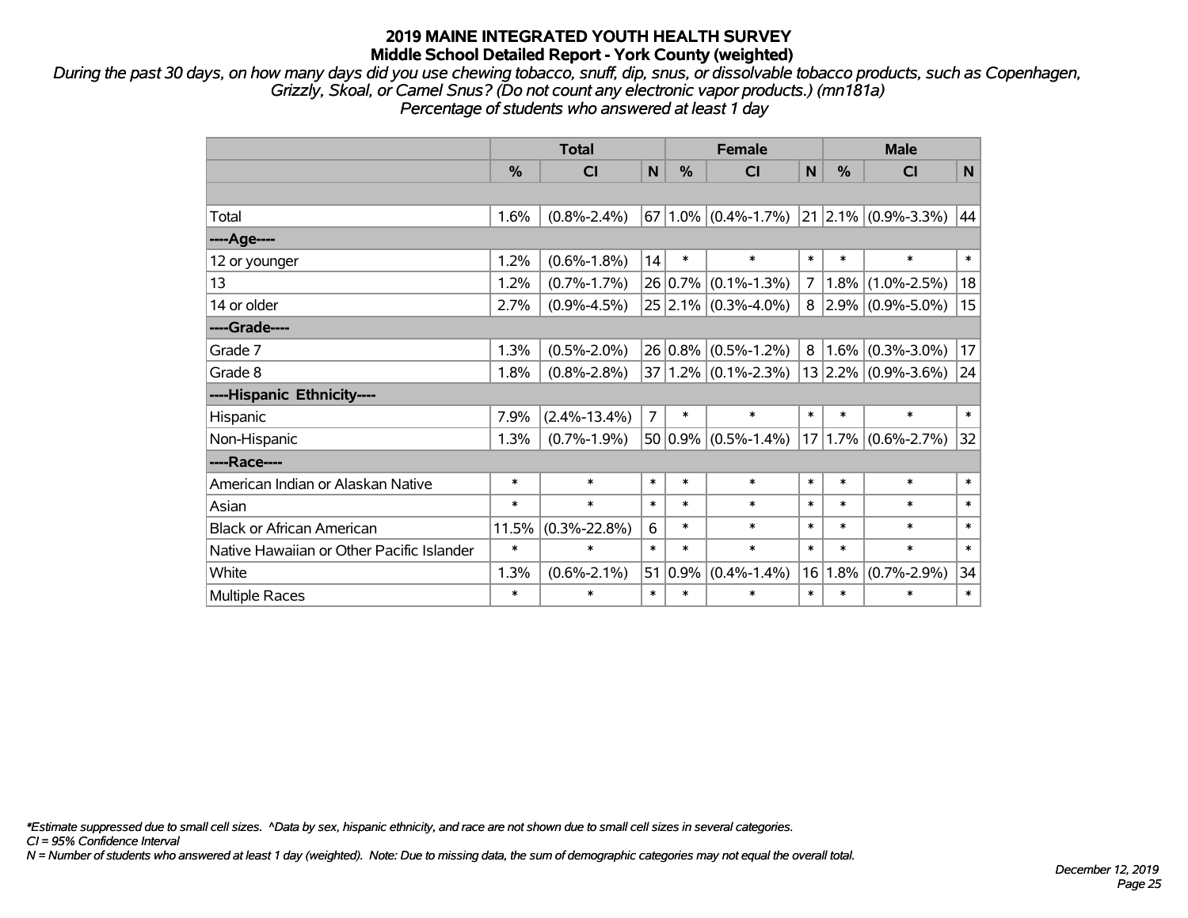# 2019 MAINE INTEGRATED YOUTH HEALTH SURVEY
## Middle School Detailed Report - York County (weighted)

*During the past 30 days, on how many days did you use chewing tobacco, snuff, dip, snus, or dissolvable tobacco products, such as Copenhagen, Grizzly, Skoal, or Camel Snus? (Do not count any electronic vapor products.) (mn181a)*
*Percentage of students who answered at least 1 day*

| | Total | | | Female | | | Male | | |
|---|---|---|---|---|---|---|---|---|---|
| | % | CI | N | % | CI | N | % | CI | N |
| Total | 1.6% | (0.8%-2.4%) | 67 | 1.0% | (0.4%-1.7%) | 21 | 2.1% | (0.9%-3.3%) | 44 |
| ----Age---- | | | | | | | | | |
| 12 or younger | 1.2% | (0.6%-1.8%) | 14 | * | * | * | * | * | * |
| 13 | 1.2% | (0.7%-1.7%) | 26 | 0.7% | (0.1%-1.3%) | 7 | 1.8% | (1.0%-2.5%) | 18 |
| 14 or older | 2.7% | (0.9%-4.5%) | 25 | 2.1% | (0.3%-4.0%) | 8 | 2.9% | (0.9%-5.0%) | 15 |
| ----Grade---- | | | | | | | | | |
| Grade 7 | 1.3% | (0.5%-2.0%) | 26 | 0.8% | (0.5%-1.2%) | 8 | 1.6% | (0.3%-3.0%) | 17 |
| Grade 8 | 1.8% | (0.8%-2.8%) | 37 | 1.2% | (0.1%-2.3%) | 13 | 2.2% | (0.9%-3.6%) | 24 |
| ----Hispanic Ethnicity---- | | | | | | | | | |
| Hispanic | 7.9% | (2.4%-13.4%) | 7 | * | * | * | * | * | * |
| Non-Hispanic | 1.3% | (0.7%-1.9%) | 50 | 0.9% | (0.5%-1.4%) | 17 | 1.7% | (0.6%-2.7%) | 32 |
| ----Race---- | | | | | | | | | |
| American Indian or Alaskan Native | * | * | * | * | * | * | * | * | * |
| Asian | * | * | * | * | * | * | * | * | * |
| Black or African American | 11.5% | (0.3%-22.8%) | 6 | * | * | * | * | * | * |
| Native Hawaiian or Other Pacific Islander | * | * | * | * | * | * | * | * | * |
| White | 1.3% | (0.6%-2.1%) | 51 | 0.9% | (0.4%-1.4%) | 16 | 1.8% | (0.7%-2.9%) | 34 |
| Multiple Races | * | * | * | * | * | * | * | * | * |

*\*Estimate suppressed due to small cell sizes. ^Data by sex, hispanic ethnicity, and race are not shown due to small cell sizes in several categories.*
*CI = 95% Confidence Interval*
*N = Number of students who answered at least 1 day (weighted). Note: Due to missing data, the sum of demographic categories may not equal the overall total.*

*December 12, 2019*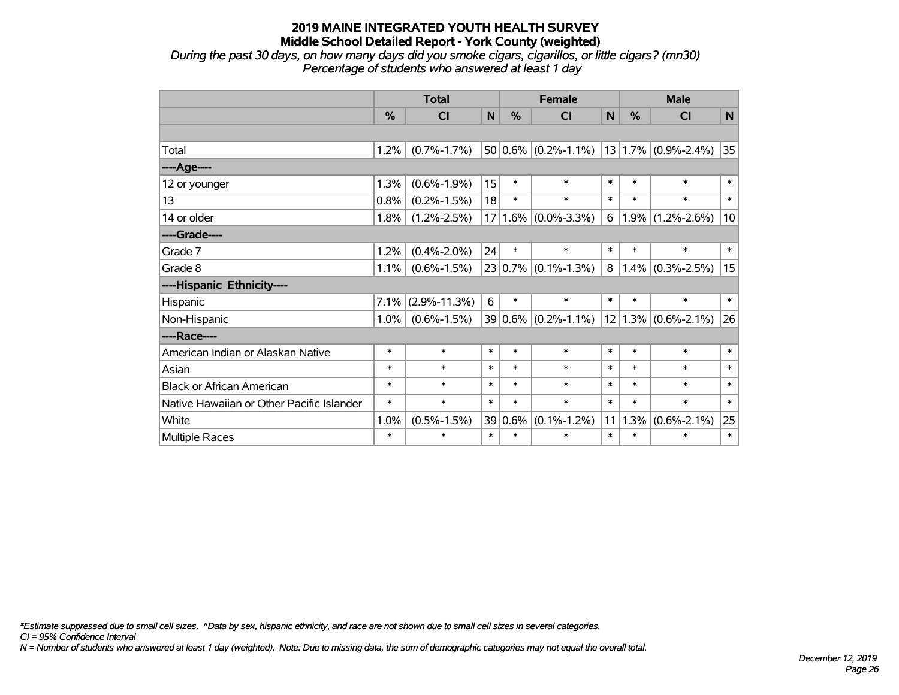# 2019 MAINE INTEGRATED YOUTH HEALTH SURVEY
## Middle School Detailed Report - York County (weighted)

*During the past 30 days, on how many days did you smoke cigars, cigarillos, or little cigars? (mn30)*
*Percentage of students who answered at least 1 day*

| | Total | | | Female | | | Male | | |
|---|---|---|---|---|---|---|---|---|---|
| | % | CI | N | % | CI | N | % | CI | N |
| | | | | | | | | | |
| Total | 1.2% | (0.7%-1.7%) | 50 | 0.6% | (0.2%-1.1%) | 13 | 1.7% | (0.9%-2.4%) | 35 |
| ----Age---- | | | | | | | | | |
| 12 or younger | 1.3% | (0.6%-1.9%) | 15 | * | * | * | * | * | * |
| 13 | 0.8% | (0.2%-1.5%) | 18 | * | * | * | * | * | * |
| 14 or older | 1.8% | (1.2%-2.5%) | 17 | 1.6% | (0.0%-3.3%) | 6 | 1.9% | (1.2%-2.6%) | 10 |
| ----Grade---- | | | | | | | | | |
| Grade 7 | 1.2% | (0.4%-2.0%) | 24 | * | * | * | * | * | * |
| Grade 8 | 1.1% | (0.6%-1.5%) | 23 | 0.7% | (0.1%-1.3%) | 8 | 1.4% | (0.3%-2.5%) | 15 |
| ----Hispanic Ethnicity---- | | | | | | | | | |
| Hispanic | 7.1% | (2.9%-11.3%) | 6 | * | * | * | * | * | * |
| Non-Hispanic | 1.0% | (0.6%-1.5%) | 39 | 0.6% | (0.2%-1.1%) | 12 | 1.3% | (0.6%-2.1%) | 26 |
| ----Race---- | | | | | | | | | |
| American Indian or Alaskan Native | * | * | * | * | * | * | * | * | * |
| Asian | * | * | * | * | * | * | * | * | * |
| Black or African American | * | * | * | * | * | * | * | * | * |
| Native Hawaiian or Other Pacific Islander | * | * | * | * | * | * | * | * | * |
| White | 1.0% | (0.5%-1.5%) | 39 | 0.6% | (0.1%-1.2%) | 11 | 1.3% | (0.6%-2.1%) | 25 |
| Multiple Races | * | * | * | * | * | * | * | * | * |

*\*Estimate suppressed due to small cell sizes. ^Data by sex, hispanic ethnicity, and race are not shown due to small cell sizes in several categories.*
*CI = 95% Confidence Interval*
*N = Number of students who answered at least 1 day (weighted). Note: Due to missing data, the sum of demographic categories may not equal the overall total.*

*December 12, 2019*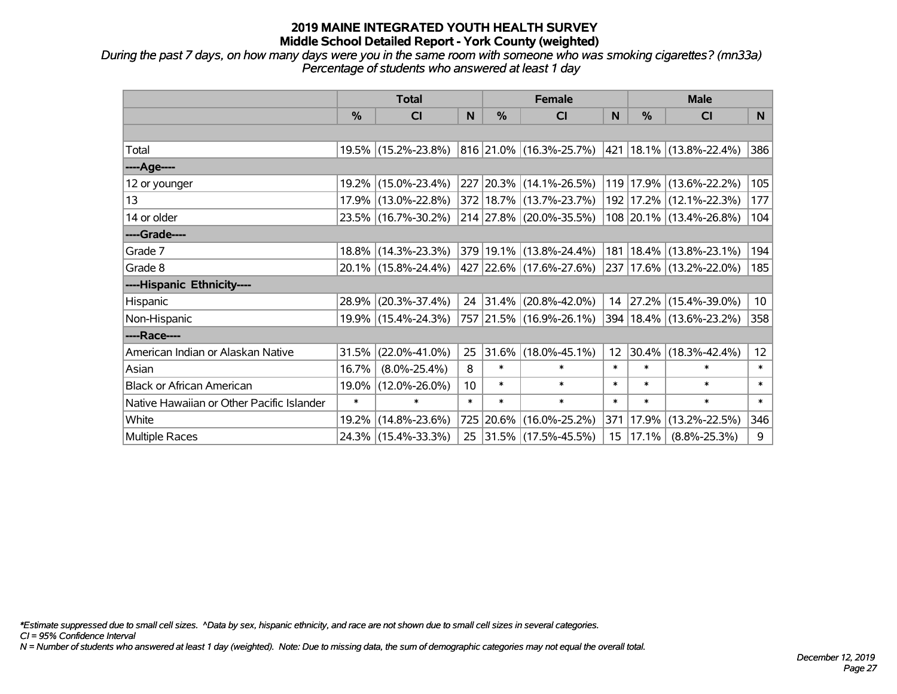# 2019 MAINE INTEGRATED YOUTH HEALTH SURVEY
## Middle School Detailed Report - York County (weighted)

*During the past 7 days, on how many days were you in the same room with someone who was smoking cigarettes? (mn33a)*
*Percentage of students who answered at least 1 day*

| | Total | | | Female | | | Male | | |
|---|---|---|---|---|---|---|---|---|---|
| | % | CI | N | % | CI | N | % | CI | N |
| | | | | | | | | | |
| Total | 19.5% | (15.2%-23.8%) | 816 | 21.0% | (16.3%-25.7%) | 421 | 18.1% | (13.8%-22.4%) | 386 |
| ----Age---- | | | | | | | | | |
| 12 or younger | 19.2% | (15.0%-23.4%) | 227 | 20.3% | (14.1%-26.5%) | 119 | 17.9% | (13.6%-22.2%) | 105 |
| 13 | 17.9% | (13.0%-22.8%) | 372 | 18.7% | (13.7%-23.7%) | 192 | 17.2% | (12.1%-22.3%) | 177 |
| 14 or older | 23.5% | (16.7%-30.2%) | 214 | 27.8% | (20.0%-35.5%) | 108 | 20.1% | (13.4%-26.8%) | 104 |
| ----Grade---- | | | | | | | | | |
| Grade 7 | 18.8% | (14.3%-23.3%) | 379 | 19.1% | (13.8%-24.4%) | 181 | 18.4% | (13.8%-23.1%) | 194 |
| Grade 8 | 20.1% | (15.8%-24.4%) | 427 | 22.6% | (17.6%-27.6%) | 237 | 17.6% | (13.2%-22.0%) | 185 |
| ----Hispanic Ethnicity---- | | | | | | | | | |
| Hispanic | 28.9% | (20.3%-37.4%) | 24 | 31.4% | (20.8%-42.0%) | 14 | 27.2% | (15.4%-39.0%) | 10 |
| Non-Hispanic | 19.9% | (15.4%-24.3%) | 757 | 21.5% | (16.9%-26.1%) | 394 | 18.4% | (13.6%-23.2%) | 358 |
| ----Race---- | | | | | | | | | |
| American Indian or Alaskan Native | 31.5% | (22.0%-41.0%) | 25 | 31.6% | (18.0%-45.1%) | 12 | 30.4% | (18.3%-42.4%) | 12 |
| Asian | 16.7% | (8.0%-25.4%) | 8 | * | * | * | * | * | * |
| Black or African American | 19.0% | (12.0%-26.0%) | 10 | * | * | * | * | * | * |
| Native Hawaiian or Other Pacific Islander | * | * | * | * | * | * | * | * | * |
| White | 19.2% | (14.8%-23.6%) | 725 | 20.6% | (16.0%-25.2%) | 371 | 17.9% | (13.2%-22.5%) | 346 |
| Multiple Races | 24.3% | (15.4%-33.3%) | 25 | 31.5% | (17.5%-45.5%) | 15 | 17.1% | (8.8%-25.3%) | 9 |

*\*Estimate suppressed due to small cell sizes. ^Data by sex, hispanic ethnicity, and race are not shown due to small cell sizes in several categories.*
*CI = 95% Confidence Interval*
*N = Number of students who answered at least 1 day (weighted). Note: Due to missing data, the sum of demographic categories may not equal the overall total.*

*December 12, 2019*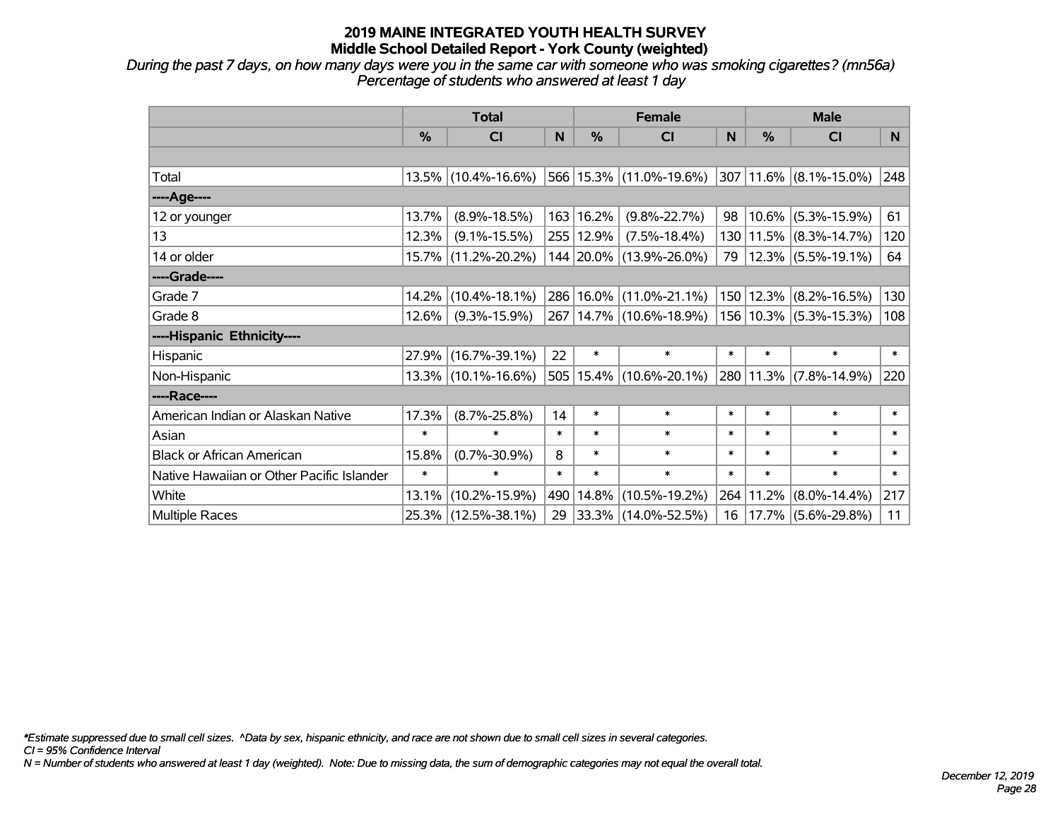# 2019 MAINE INTEGRATED YOUTH HEALTH SURVEY
## Middle School Detailed Report - York County (weighted)

*During the past 7 days, on how many days were you in the same car with someone who was smoking cigarettes? (mn56a)*
*Percentage of students who answered at least 1 day*

| | Total | | | Female | | | Male | | |
|---|---|---|---|---|---|---|---|---|---|
| | % | CI | N | % | CI | N | % | CI | N |
| Total | 13.5% | (10.4%-16.6%) | 566 | 15.3% | (11.0%-19.6%) | 307 | 11.6% | (8.1%-15.0%) | 248 |
| ----Age---- | | | | | | | | | |
| 12 or younger | 13.7% | (8.9%-18.5%) | 163 | 16.2% | (9.8%-22.7%) | 98 | 10.6% | (5.3%-15.9%) | 61 |
| 13 | 12.3% | (9.1%-15.5%) | 255 | 12.9% | (7.5%-18.4%) | 130 | 11.5% | (8.3%-14.7%) | 120 |
| 14 or older | 15.7% | (11.2%-20.2%) | 144 | 20.0% | (13.9%-26.0%) | 79 | 12.3% | (5.5%-19.1%) | 64 |
| ----Grade---- | | | | | | | | | |
| Grade 7 | 14.2% | (10.4%-18.1%) | 286 | 16.0% | (11.0%-21.1%) | 150 | 12.3% | (8.2%-16.5%) | 130 |
| Grade 8 | 12.6% | (9.3%-15.9%) | 267 | 14.7% | (10.6%-18.9%) | 156 | 10.3% | (5.3%-15.3%) | 108 |
| ----Hispanic Ethnicity---- | | | | | | | | | |
| Hispanic | 27.9% | (16.7%-39.1%) | 22 | * | * | * | * | * | * |
| Non-Hispanic | 13.3% | (10.1%-16.6%) | 505 | 15.4% | (10.6%-20.1%) | 280 | 11.3% | (7.8%-14.9%) | 220 |
| ----Race---- | | | | | | | | | |
| American Indian or Alaskan Native | 17.3% | (8.7%-25.8%) | 14 | * | * | * | * | * | * |
| Asian | * | * | * | * | * | * | * | * | * |
| Black or African American | 15.8% | (0.7%-30.9%) | 8 | * | * | * | * | * | * |
| Native Hawaiian or Other Pacific Islander | * | * | * | * | * | * | * | * | * |
| White | 13.1% | (10.2%-15.9%) | 490 | 14.8% | (10.5%-19.2%) | 264 | 11.2% | (8.0%-14.4%) | 217 |
| Multiple Races | 25.3% | (12.5%-38.1%) | 29 | 33.3% | (14.0%-52.5%) | 16 | 17.7% | (5.6%-29.8%) | 11 |

*\*Estimate suppressed due to small cell sizes. ^Data by sex, hispanic ethnicity, and race are not shown due to small cell sizes in several categories.*
*CI = 95% Confidence Interval*
*N = Number of students who answered at least 1 day (weighted). Note: Due to missing data, the sum of demographic categories may not equal the overall total.*

*December 12, 2019*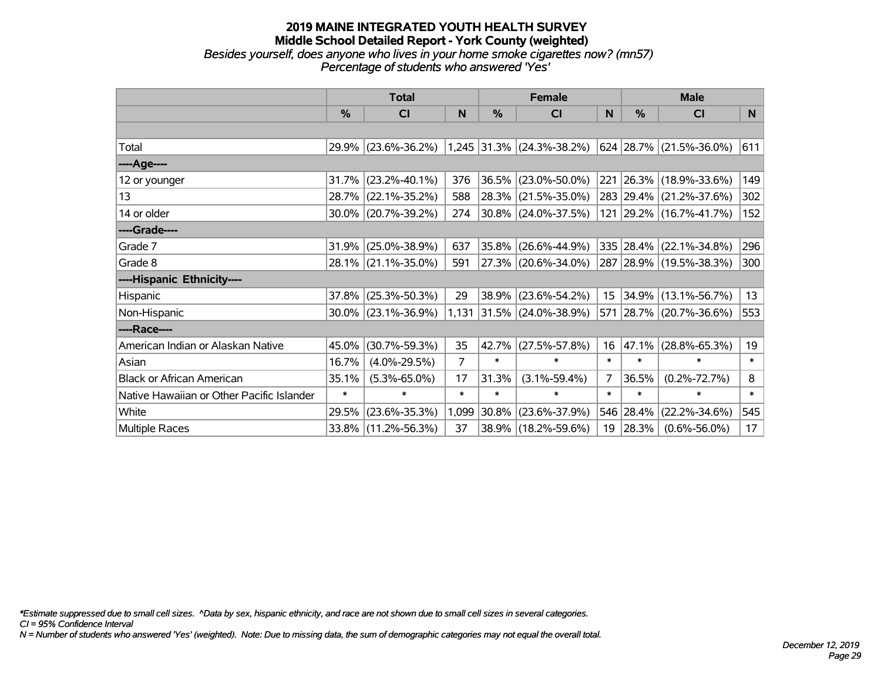# 2019 MAINE INTEGRATED YOUTH HEALTH SURVEY

## Middle School Detailed Report - York County (weighted)

*Besides yourself, does anyone who lives in your home smoke cigarettes now? (mn57)*
*Percentage of students who answered 'Yes'*

| | Total | | | Female | | | Male | | |
|---|---|---|---|---|---|---|---|---|---|
| | % | CI | N | % | CI | N | % | CI | N |
| | | | | | | | | | |
| Total | 29.9% | (23.6%-36.2%) | 1,245 | 31.3% | (24.3%-38.2%) | 624 | 28.7% | (21.5%-36.0%) | 611 |
| ----Age---- | | | | | | | | | |
| 12 or younger | 31.7% | (23.2%-40.1%) | 376 | 36.5% | (23.0%-50.0%) | 221 | 26.3% | (18.9%-33.6%) | 149 |
| 13 | 28.7% | (22.1%-35.2%) | 588 | 28.3% | (21.5%-35.0%) | 283 | 29.4% | (21.2%-37.6%) | 302 |
| 14 or older | 30.0% | (20.7%-39.2%) | 274 | 30.8% | (24.0%-37.5%) | 121 | 29.2% | (16.7%-41.7%) | 152 |
| ----Grade---- | | | | | | | | | |
| Grade 7 | 31.9% | (25.0%-38.9%) | 637 | 35.8% | (26.6%-44.9%) | 335 | 28.4% | (22.1%-34.8%) | 296 |
| Grade 8 | 28.1% | (21.1%-35.0%) | 591 | 27.3% | (20.6%-34.0%) | 287 | 28.9% | (19.5%-38.3%) | 300 |
| ----Hispanic Ethnicity---- | | | | | | | | | |
| Hispanic | 37.8% | (25.3%-50.3%) | 29 | 38.9% | (23.6%-54.2%) | 15 | 34.9% | (13.1%-56.7%) | 13 |
| Non-Hispanic | 30.0% | (23.1%-36.9%) | 1,131 | 31.5% | (24.0%-38.9%) | 571 | 28.7% | (20.7%-36.6%) | 553 |
| ----Race---- | | | | | | | | | |
| American Indian or Alaskan Native | 45.0% | (30.7%-59.3%) | 35 | 42.7% | (27.5%-57.8%) | 16 | 47.1% | (28.8%-65.3%) | 19 |
| Asian | 16.7% | (4.0%-29.5%) | 7 | * | * | * | * | * | * |
| Black or African American | 35.1% | (5.3%-65.0%) | 17 | 31.3% | (3.1%-59.4%) | 7 | 36.5% | (0.2%-72.7%) | 8 |
| Native Hawaiian or Other Pacific Islander | * | * | * | * | * | * | * | * | * |
| White | 29.5% | (23.6%-35.3%) | 1,099 | 30.8% | (23.6%-37.9%) | 546 | 28.4% | (22.2%-34.6%) | 545 |
| Multiple Races | 33.8% | (11.2%-56.3%) | 37 | 38.9% | (18.2%-59.6%) | 19 | 28.3% | (0.6%-56.0%) | 17 |

*\*Estimate suppressed due to small cell sizes. ^Data by sex, hispanic ethnicity, and race are not shown due to small cell sizes in several categories.*
*CI = 95% Confidence Interval*
*N = Number of students who answered 'Yes' (weighted). Note: Due to missing data, the sum of demographic categories may not equal the overall total.*

*December 12, 2019*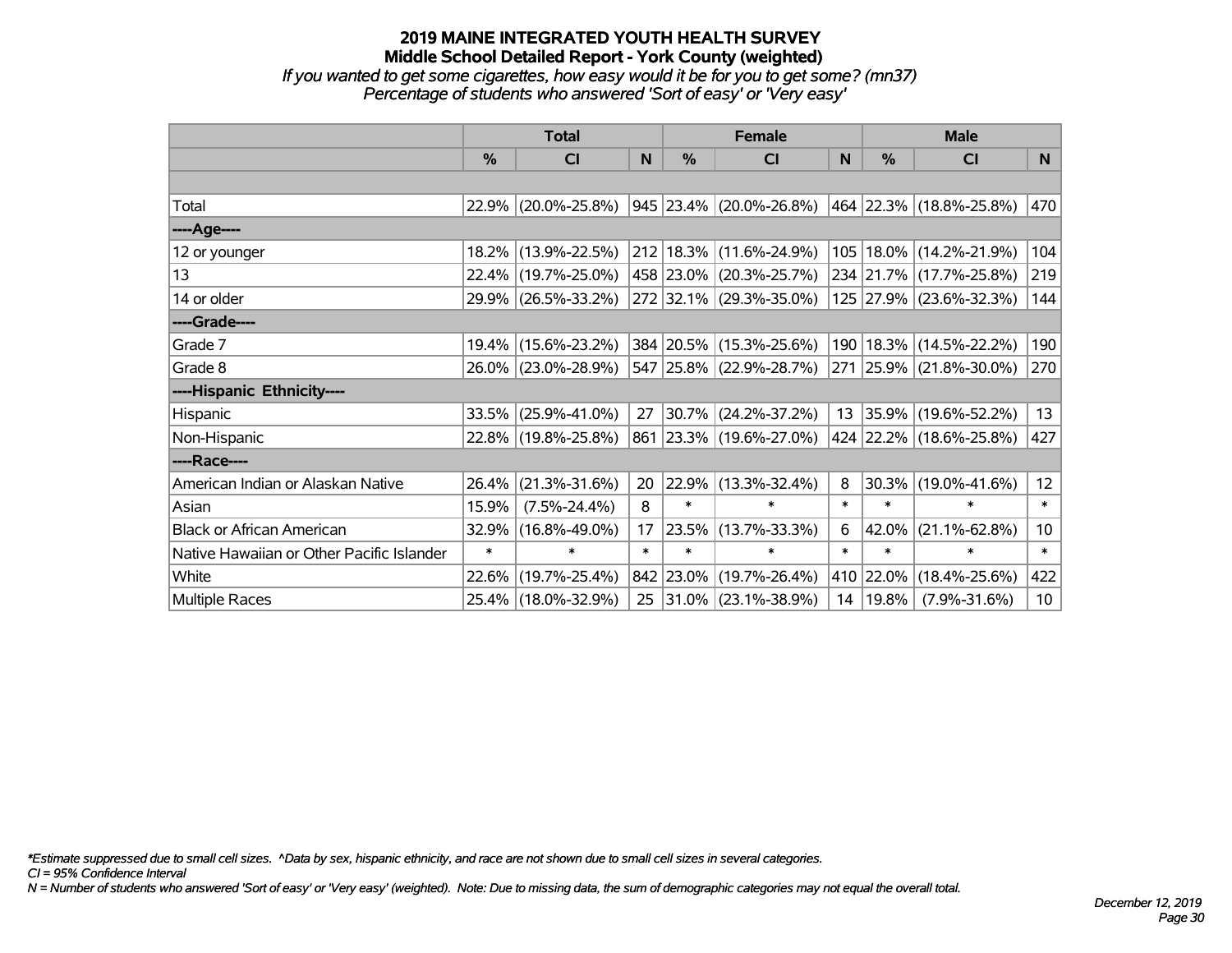# 2019 MAINE INTEGRATED YOUTH HEALTH SURVEY
## Middle School Detailed Report - York County (weighted)
*If you wanted to get some cigarettes, how easy would it be for you to get some? (mn37)*
*Percentage of students who answered 'Sort of easy' or 'Very easy'*

| | Total | | | Female | | | Male | | |
|---|---|---|---|---|---|---|---|---|---|
| | % | CI | N | % | CI | N | % | CI | N |
| Total | 22.9% | (20.0%-25.8%) | 945 | 23.4% | (20.0%-26.8%) | 464 | 22.3% | (18.8%-25.8%) | 470 |
| ----Age---- | | | | | | | | | |
| 12 or younger | 18.2% | (13.9%-22.5%) | 212 | 18.3% | (11.6%-24.9%) | 105 | 18.0% | (14.2%-21.9%) | 104 |
| 13 | 22.4% | (19.7%-25.0%) | 458 | 23.0% | (20.3%-25.7%) | 234 | 21.7% | (17.7%-25.8%) | 219 |
| 14 or older | 29.9% | (26.5%-33.2%) | 272 | 32.1% | (29.3%-35.0%) | 125 | 27.9% | (23.6%-32.3%) | 144 |
| ----Grade---- | | | | | | | | | |
| Grade 7 | 19.4% | (15.6%-23.2%) | 384 | 20.5% | (15.3%-25.6%) | 190 | 18.3% | (14.5%-22.2%) | 190 |
| Grade 8 | 26.0% | (23.0%-28.9%) | 547 | 25.8% | (22.9%-28.7%) | 271 | 25.9% | (21.8%-30.0%) | 270 |
| ----Hispanic Ethnicity---- | | | | | | | | | |
| Hispanic | 33.5% | (25.9%-41.0%) | 27 | 30.7% | (24.2%-37.2%) | 13 | 35.9% | (19.6%-52.2%) | 13 |
| Non-Hispanic | 22.8% | (19.8%-25.8%) | 861 | 23.3% | (19.6%-27.0%) | 424 | 22.2% | (18.6%-25.8%) | 427 |
| ----Race---- | | | | | | | | | |
| American Indian or Alaskan Native | 26.4% | (21.3%-31.6%) | 20 | 22.9% | (13.3%-32.4%) | 8 | 30.3% | (19.0%-41.6%) | 12 |
| Asian | 15.9% | (7.5%-24.4%) | 8 | * | * | * | * | * | * |
| Black or African American | 32.9% | (16.8%-49.0%) | 17 | 23.5% | (13.7%-33.3%) | 6 | 42.0% | (21.1%-62.8%) | 10 |
| Native Hawaiian or Other Pacific Islander | * | * | * | * | * | * | * | * | * |
| White | 22.6% | (19.7%-25.4%) | 842 | 23.0% | (19.7%-26.4%) | 410 | 22.0% | (18.4%-25.6%) | 422 |
| Multiple Races | 25.4% | (18.0%-32.9%) | 25 | 31.0% | (23.1%-38.9%) | 14 | 19.8% | (7.9%-31.6%) | 10 |

*\*Estimate suppressed due to small cell sizes. ^Data by sex, hispanic ethnicity, and race are not shown due to small cell sizes in several categories.*
*CI = 95% Confidence Interval*
*N = Number of students who answered 'Sort of easy' or 'Very easy' (weighted). Note: Due to missing data, the sum of demographic categories may not equal the overall total.*

*December 12, 2019*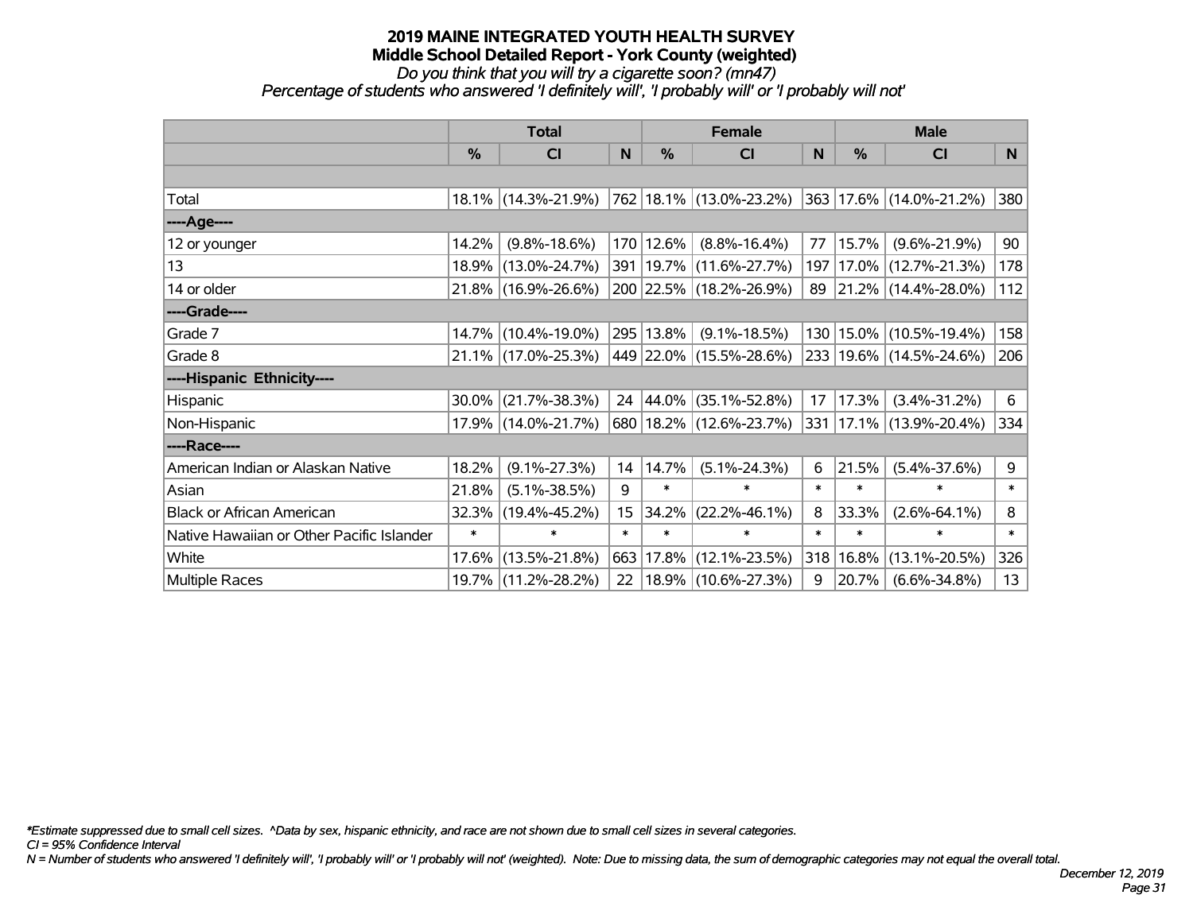# 2019 MAINE INTEGRATED YOUTH HEALTH SURVEY

## Middle School Detailed Report - York County (weighted)

*Do you think that you will try a cigarette soon? (mn47)*

*Percentage of students who answered 'I definitely will', 'I probably will' or 'I probably will not'*

| | Total | | | Female | | | Male | | |
|---|---|---|---|---|---|---|---|---|---|
| | % | CI | N | % | CI | N | % | CI | N |
| Total | 18.1% | (14.3%-21.9%) | 762 | 18.1% | (13.0%-23.2%) | 363 | 17.6% | (14.0%-21.2%) | 380 |
| ----Age---- | | | | | | | | | |
| 12 or younger | 14.2% | (9.8%-18.6%) | 170 | 12.6% | (8.8%-16.4%) | 77 | 15.7% | (9.6%-21.9%) | 90 |
| 13 | 18.9% | (13.0%-24.7%) | 391 | 19.7% | (11.6%-27.7%) | 197 | 17.0% | (12.7%-21.3%) | 178 |
| 14 or older | 21.8% | (16.9%-26.6%) | 200 | 22.5% | (18.2%-26.9%) | 89 | 21.2% | (14.4%-28.0%) | 112 |
| ----Grade---- | | | | | | | | | |
| Grade 7 | 14.7% | (10.4%-19.0%) | 295 | 13.8% | (9.1%-18.5%) | 130 | 15.0% | (10.5%-19.4%) | 158 |
| Grade 8 | 21.1% | (17.0%-25.3%) | 449 | 22.0% | (15.5%-28.6%) | 233 | 19.6% | (14.5%-24.6%) | 206 |
| ----Hispanic Ethnicity---- | | | | | | | | | |
| Hispanic | 30.0% | (21.7%-38.3%) | 24 | 44.0% | (35.1%-52.8%) | 17 | 17.3% | (3.4%-31.2%) | 6 |
| Non-Hispanic | 17.9% | (14.0%-21.7%) | 680 | 18.2% | (12.6%-23.7%) | 331 | 17.1% | (13.9%-20.4%) | 334 |
| ----Race---- | | | | | | | | | |
| American Indian or Alaskan Native | 18.2% | (9.1%-27.3%) | 14 | 14.7% | (5.1%-24.3%) | 6 | 21.5% | (5.4%-37.6%) | 9 |
| Asian | 21.8% | (5.1%-38.5%) | 9 | * | * | * | * | * | * |
| Black or African American | 32.3% | (19.4%-45.2%) | 15 | 34.2% | (22.2%-46.1%) | 8 | 33.3% | (2.6%-64.1%) | 8 |
| Native Hawaiian or Other Pacific Islander | * | * | * | * | * | * | * | * | * |
| White | 17.6% | (13.5%-21.8%) | 663 | 17.8% | (12.1%-23.5%) | 318 | 16.8% | (13.1%-20.5%) | 326 |
| Multiple Races | 19.7% | (11.2%-28.2%) | 22 | 18.9% | (10.6%-27.3%) | 9 | 20.7% | (6.6%-34.8%) | 13 |

*\*Estimate suppressed due to small cell sizes. ^Data by sex, hispanic ethnicity, and race are not shown due to small cell sizes in several categories.*

*CI = 95% Confidence Interval*

*N = Number of students who answered 'I definitely will', 'I probably will' or 'I probably will not' (weighted). Note: Due to missing data, the sum of demographic categories may not equal the overall total.*

*December 12, 2019*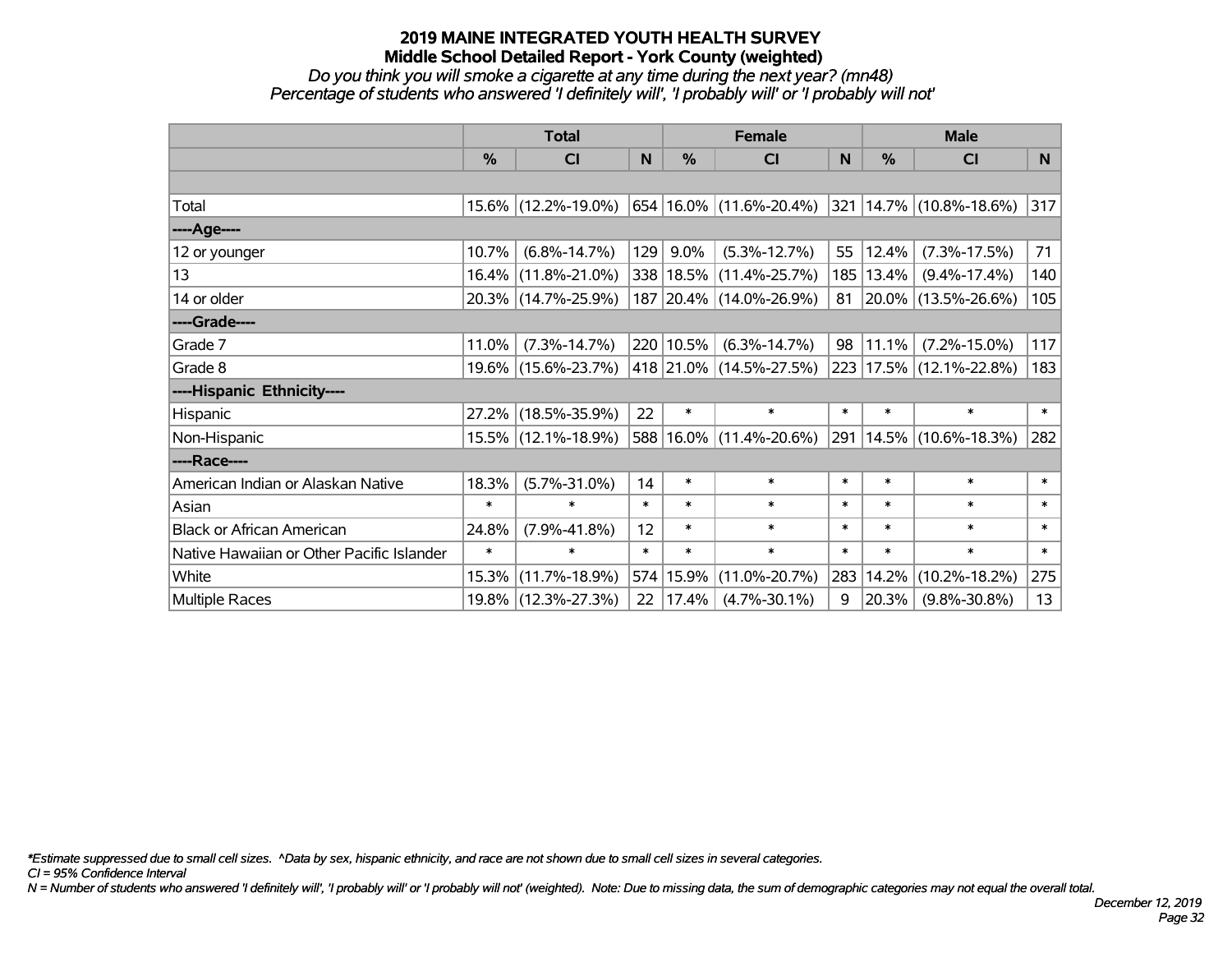# 2019 MAINE INTEGRATED YOUTH HEALTH SURVEY
## Middle School Detailed Report - York County (weighted)

*Do you think you will smoke a cigarette at any time during the next year? (mn48)*
*Percentage of students who answered 'I definitely will', 'I probably will' or 'I probably will not'*

| | Total | | | Female | | | Male | | |
|---|---|---|---|---|---|---|---|---|---|
| | % | CI | N | % | CI | N | % | CI | N |
| Total | 15.6% | (12.2%-19.0%) | 654 | 16.0% | (11.6%-20.4%) | 321 | 14.7% | (10.8%-18.6%) | 317 |
| ----Age---- | | | | | | | | | |
| 12 or younger | 10.7% | (6.8%-14.7%) | 129 | 9.0% | (5.3%-12.7%) | 55 | 12.4% | (7.3%-17.5%) | 71 |
| 13 | 16.4% | (11.8%-21.0%) | 338 | 18.5% | (11.4%-25.7%) | 185 | 13.4% | (9.4%-17.4%) | 140 |
| 14 or older | 20.3% | (14.7%-25.9%) | 187 | 20.4% | (14.0%-26.9%) | 81 | 20.0% | (13.5%-26.6%) | 105 |
| ----Grade---- | | | | | | | | | |
| Grade 7 | 11.0% | (7.3%-14.7%) | 220 | 10.5% | (6.3%-14.7%) | 98 | 11.1% | (7.2%-15.0%) | 117 |
| Grade 8 | 19.6% | (15.6%-23.7%) | 418 | 21.0% | (14.5%-27.5%) | 223 | 17.5% | (12.1%-22.8%) | 183 |
| ----Hispanic Ethnicity---- | | | | | | | | | |
| Hispanic | 27.2% | (18.5%-35.9%) | 22 | * | * | * | * | * | * |
| Non-Hispanic | 15.5% | (12.1%-18.9%) | 588 | 16.0% | (11.4%-20.6%) | 291 | 14.5% | (10.6%-18.3%) | 282 |
| ----Race---- | | | | | | | | | |
| American Indian or Alaskan Native | 18.3% | (5.7%-31.0%) | 14 | * | * | * | * | * | * |
| Asian | * | * | * | * | * | * | * | * | * |
| Black or African American | 24.8% | (7.9%-41.8%) | 12 | * | * | * | * | * | * |
| Native Hawaiian or Other Pacific Islander | * | * | * | * | * | * | * | * | * |
| White | 15.3% | (11.7%-18.9%) | 574 | 15.9% | (11.0%-20.7%) | 283 | 14.2% | (10.2%-18.2%) | 275 |
| Multiple Races | 19.8% | (12.3%-27.3%) | 22 | 17.4% | (4.7%-30.1%) | 9 | 20.3% | (9.8%-30.8%) | 13 |

*\*Estimate suppressed due to small cell sizes. ^Data by sex, hispanic ethnicity, and race are not shown due to small cell sizes in several categories.*

*CI = 95% Confidence Interval*

*N = Number of students who answered 'I definitely will', 'I probably will' or 'I probably will not' (weighted). Note: Due to missing data, the sum of demographic categories may not equal the overall total.*

*December 12, 2019*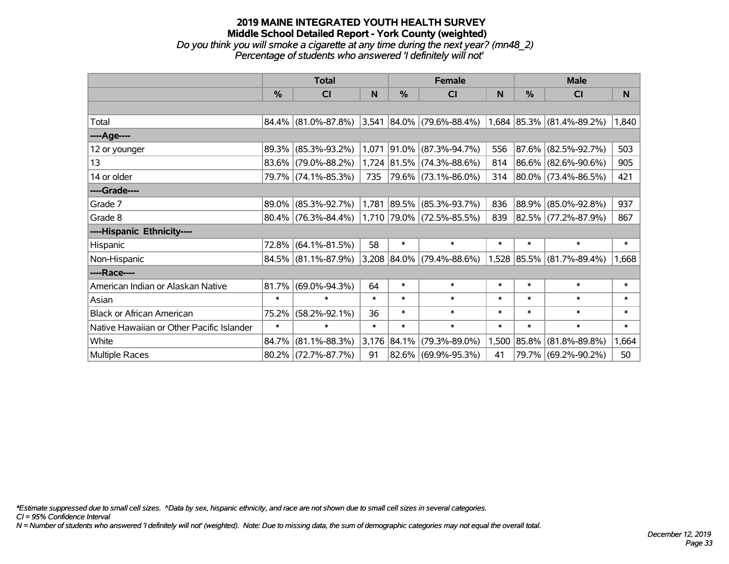# 2019 MAINE INTEGRATED YOUTH HEALTH SURVEY
## Middle School Detailed Report - York County (weighted)
*Do you think you will smoke a cigarette at any time during the next year? (mn48_2)*
*Percentage of students who answered 'I definitely will not'*

| | Total | | | Female | | | Male | | |
|---|---|---|---|---|---|---|---|---|---|
| | % | CI | N | % | CI | N | % | CI | N |
| | | | | | | | | | |
| Total | 84.4% | (81.0%-87.8%) | 3,541 | 84.0% | (79.6%-88.4%) | 1,684 | 85.3% | (81.4%-89.2%) | 1,840 |
| ----Age---- | | | | | | | | | |
| 12 or younger | 89.3% | (85.3%-93.2%) | 1,071 | 91.0% | (87.3%-94.7%) | 556 | 87.6% | (82.5%-92.7%) | 503 |
| 13 | 83.6% | (79.0%-88.2%) | 1,724 | 81.5% | (74.3%-88.6%) | 814 | 86.6% | (82.6%-90.6%) | 905 |
| 14 or older | 79.7% | (74.1%-85.3%) | 735 | 79.6% | (73.1%-86.0%) | 314 | 80.0% | (73.4%-86.5%) | 421 |
| ----Grade---- | | | | | | | | | |
| Grade 7 | 89.0% | (85.3%-92.7%) | 1,781 | 89.5% | (85.3%-93.7%) | 836 | 88.9% | (85.0%-92.8%) | 937 |
| Grade 8 | 80.4% | (76.3%-84.4%) | 1,710 | 79.0% | (72.5%-85.5%) | 839 | 82.5% | (77.2%-87.9%) | 867 |
| ----Hispanic Ethnicity---- | | | | | | | | | |
| Hispanic | 72.8% | (64.1%-81.5%) | 58 | * | * | * | * | * | * |
| Non-Hispanic | 84.5% | (81.1%-87.9%) | 3,208 | 84.0% | (79.4%-88.6%) | 1,528 | 85.5% | (81.7%-89.4%) | 1,668 |
| ----Race---- | | | | | | | | | |
| American Indian or Alaskan Native | 81.7% | (69.0%-94.3%) | 64 | * | * | * | * | * | * |
| Asian | * | * | * | * | * | * | * | * | * |
| Black or African American | 75.2% | (58.2%-92.1%) | 36 | * | * | * | * | * | * |
| Native Hawaiian or Other Pacific Islander | * | * | * | * | * | * | * | * | * |
| White | 84.7% | (81.1%-88.3%) | 3,176 | 84.1% | (79.3%-89.0%) | 1,500 | 85.8% | (81.8%-89.8%) | 1,664 |
| Multiple Races | 80.2% | (72.7%-87.7%) | 91 | 82.6% | (69.9%-95.3%) | 41 | 79.7% | (69.2%-90.2%) | 50 |

*\*Estimate suppressed due to small cell sizes. ^Data by sex, hispanic ethnicity, and race are not shown due to small cell sizes in several categories.*
*CI = 95% Confidence Interval*
*N = Number of students who answered 'I definitely will not' (weighted). Note: Due to missing data, the sum of demographic categories may not equal the overall total.*

*December 12, 2019*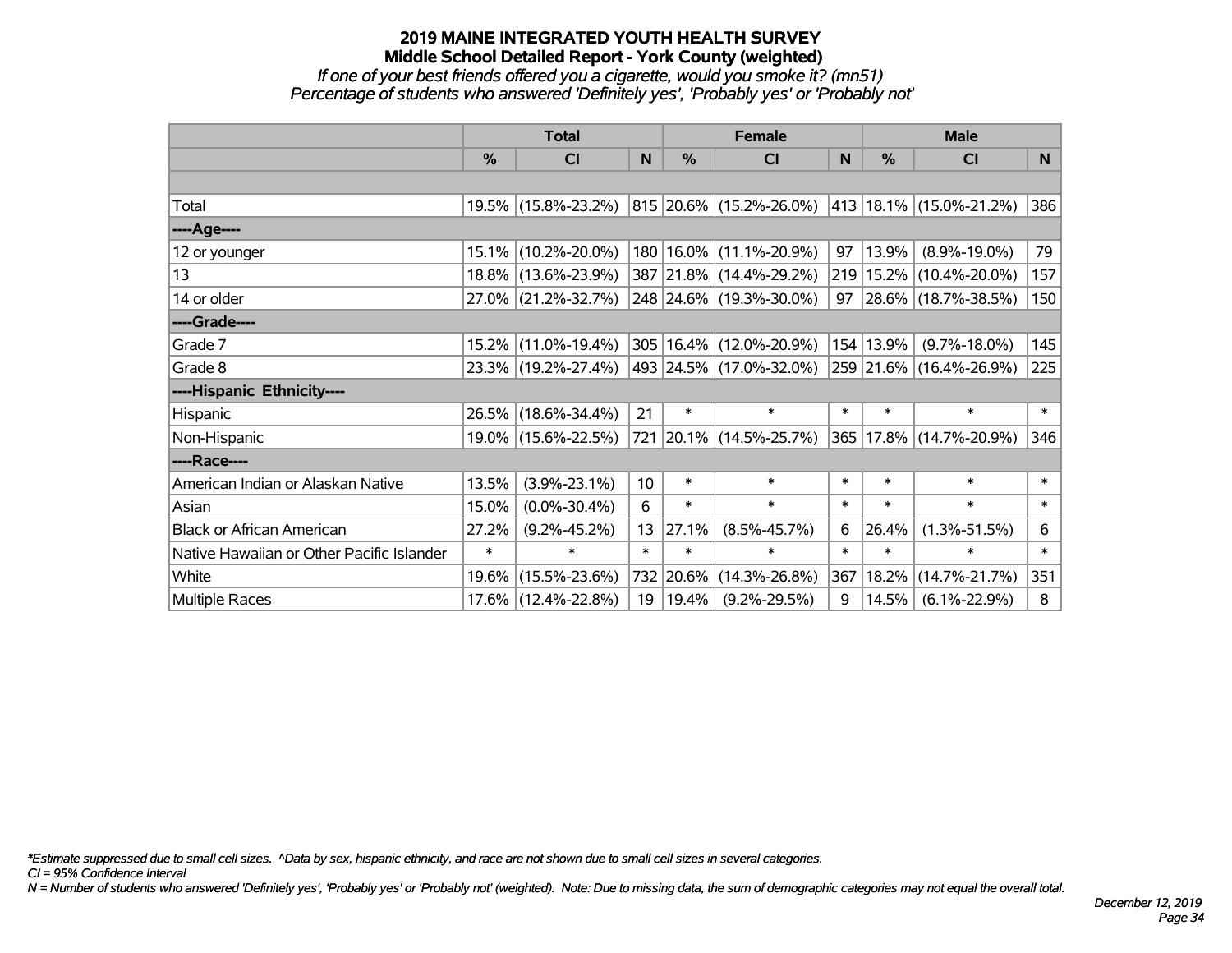# 2019 MAINE INTEGRATED YOUTH HEALTH SURVEY

## Middle School Detailed Report - York County (weighted)

*If one of your best friends offered you a cigarette, would you smoke it? (mn51)*

*Percentage of students who answered 'Definitely yes', 'Probably yes' or 'Probably not'*

| | Total | | | Female | | | Male | | |
|---|---|---|---|---|---|---|---|---|---|
| | % | CI | N | % | CI | N | % | CI | N |
| Total | 19.5% | (15.8%-23.2%) | 815 | 20.6% | (15.2%-26.0%) | 413 | 18.1% | (15.0%-21.2%) | 386 |
| ----Age---- | | | | | | | | | |
| 12 or younger | 15.1% | (10.2%-20.0%) | 180 | 16.0% | (11.1%-20.9%) | 97 | 13.9% | (8.9%-19.0%) | 79 |
| 13 | 18.8% | (13.6%-23.9%) | 387 | 21.8% | (14.4%-29.2%) | 219 | 15.2% | (10.4%-20.0%) | 157 |
| 14 or older | 27.0% | (21.2%-32.7%) | 248 | 24.6% | (19.3%-30.0%) | 97 | 28.6% | (18.7%-38.5%) | 150 |
| ----Grade---- | | | | | | | | | |
| Grade 7 | 15.2% | (11.0%-19.4%) | 305 | 16.4% | (12.0%-20.9%) | 154 | 13.9% | (9.7%-18.0%) | 145 |
| Grade 8 | 23.3% | (19.2%-27.4%) | 493 | 24.5% | (17.0%-32.0%) | 259 | 21.6% | (16.4%-26.9%) | 225 |
| ----Hispanic Ethnicity---- | | | | | | | | | |
| Hispanic | 26.5% | (18.6%-34.4%) | 21 | * | * | * | * | * | * |
| Non-Hispanic | 19.0% | (15.6%-22.5%) | 721 | 20.1% | (14.5%-25.7%) | 365 | 17.8% | (14.7%-20.9%) | 346 |
| ----Race---- | | | | | | | | | |
| American Indian or Alaskan Native | 13.5% | (3.9%-23.1%) | 10 | * | * | * | * | * | * |
| Asian | 15.0% | (0.0%-30.4%) | 6 | * | * | * | * | * | * |
| Black or African American | 27.2% | (9.2%-45.2%) | 13 | 27.1% | (8.5%-45.7%) | 6 | 26.4% | (1.3%-51.5%) | 6 |
| Native Hawaiian or Other Pacific Islander | * | * | * | * | * | * | * | * | * |
| White | 19.6% | (15.5%-23.6%) | 732 | 20.6% | (14.3%-26.8%) | 367 | 18.2% | (14.7%-21.7%) | 351 |
| Multiple Races | 17.6% | (12.4%-22.8%) | 19 | 19.4% | (9.2%-29.5%) | 9 | 14.5% | (6.1%-22.9%) | 8 |

*\*Estimate suppressed due to small cell sizes. ^Data by sex, hispanic ethnicity, and race are not shown due to small cell sizes in several categories.*

*CI = 95% Confidence Interval*

*N = Number of students who answered 'Definitely yes', 'Probably yes' or 'Probably not' (weighted). Note: Due to missing data, the sum of demographic categories may not equal the overall total.*

*December 12, 2019*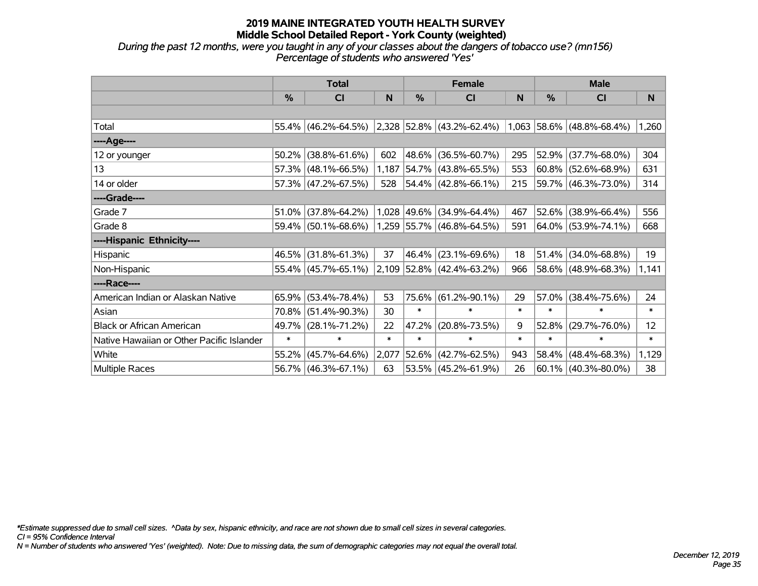# 2019 MAINE INTEGRATED YOUTH HEALTH SURVEY
## Middle School Detailed Report - York County (weighted)

*During the past 12 months, were you taught in any of your classes about the dangers of tobacco use? (mn156)*
*Percentage of students who answered 'Yes'*

| | Total | | | Female | | | Male | | |
|---|---|---|---|---|---|---|---|---|---|
| | % | CI | N | % | CI | N | % | CI | N |
| | | | | | | | | | |
| Total | 55.4% | (46.2%-64.5%) | 2,328 | 52.8% | (43.2%-62.4%) | 1,063 | 58.6% | (48.8%-68.4%) | 1,260 |
| ----Age---- | | | | | | | | | |
| 12 or younger | 50.2% | (38.8%-61.6%) | 602 | 48.6% | (36.5%-60.7%) | 295 | 52.9% | (37.7%-68.0%) | 304 |
| 13 | 57.3% | (48.1%-66.5%) | 1,187 | 54.7% | (43.8%-65.5%) | 553 | 60.8% | (52.6%-68.9%) | 631 |
| 14 or older | 57.3% | (47.2%-67.5%) | 528 | 54.4% | (42.8%-66.1%) | 215 | 59.7% | (46.3%-73.0%) | 314 |
| ----Grade---- | | | | | | | | | |
| Grade 7 | 51.0% | (37.8%-64.2%) | 1,028 | 49.6% | (34.9%-64.4%) | 467 | 52.6% | (38.9%-66.4%) | 556 |
| Grade 8 | 59.4% | (50.1%-68.6%) | 1,259 | 55.7% | (46.8%-64.5%) | 591 | 64.0% | (53.9%-74.1%) | 668 |
| ----Hispanic Ethnicity---- | | | | | | | | | |
| Hispanic | 46.5% | (31.8%-61.3%) | 37 | 46.4% | (23.1%-69.6%) | 18 | 51.4% | (34.0%-68.8%) | 19 |
| Non-Hispanic | 55.4% | (45.7%-65.1%) | 2,109 | 52.8% | (42.4%-63.2%) | 966 | 58.6% | (48.9%-68.3%) | 1,141 |
| ----Race---- | | | | | | | | | |
| American Indian or Alaskan Native | 65.9% | (53.4%-78.4%) | 53 | 75.6% | (61.2%-90.1%) | 29 | 57.0% | (38.4%-75.6%) | 24 |
| Asian | 70.8% | (51.4%-90.3%) | 30 | * | * | * | * | * | * |
| Black or African American | 49.7% | (28.1%-71.2%) | 22 | 47.2% | (20.8%-73.5%) | 9 | 52.8% | (29.7%-76.0%) | 12 |
| Native Hawaiian or Other Pacific Islander | * | * | * | * | * | * | * | * | * |
| White | 55.2% | (45.7%-64.6%) | 2,077 | 52.6% | (42.7%-62.5%) | 943 | 58.4% | (48.4%-68.3%) | 1,129 |
| Multiple Races | 56.7% | (46.3%-67.1%) | 63 | 53.5% | (45.2%-61.9%) | 26 | 60.1% | (40.3%-80.0%) | 38 |

*\*Estimate suppressed due to small cell sizes. ^Data by sex, hispanic ethnicity, and race are not shown due to small cell sizes in several categories.*
*CI = 95% Confidence Interval*
*N = Number of students who answered 'Yes' (weighted). Note: Due to missing data, the sum of demographic categories may not equal the overall total.*

*December 12, 2019*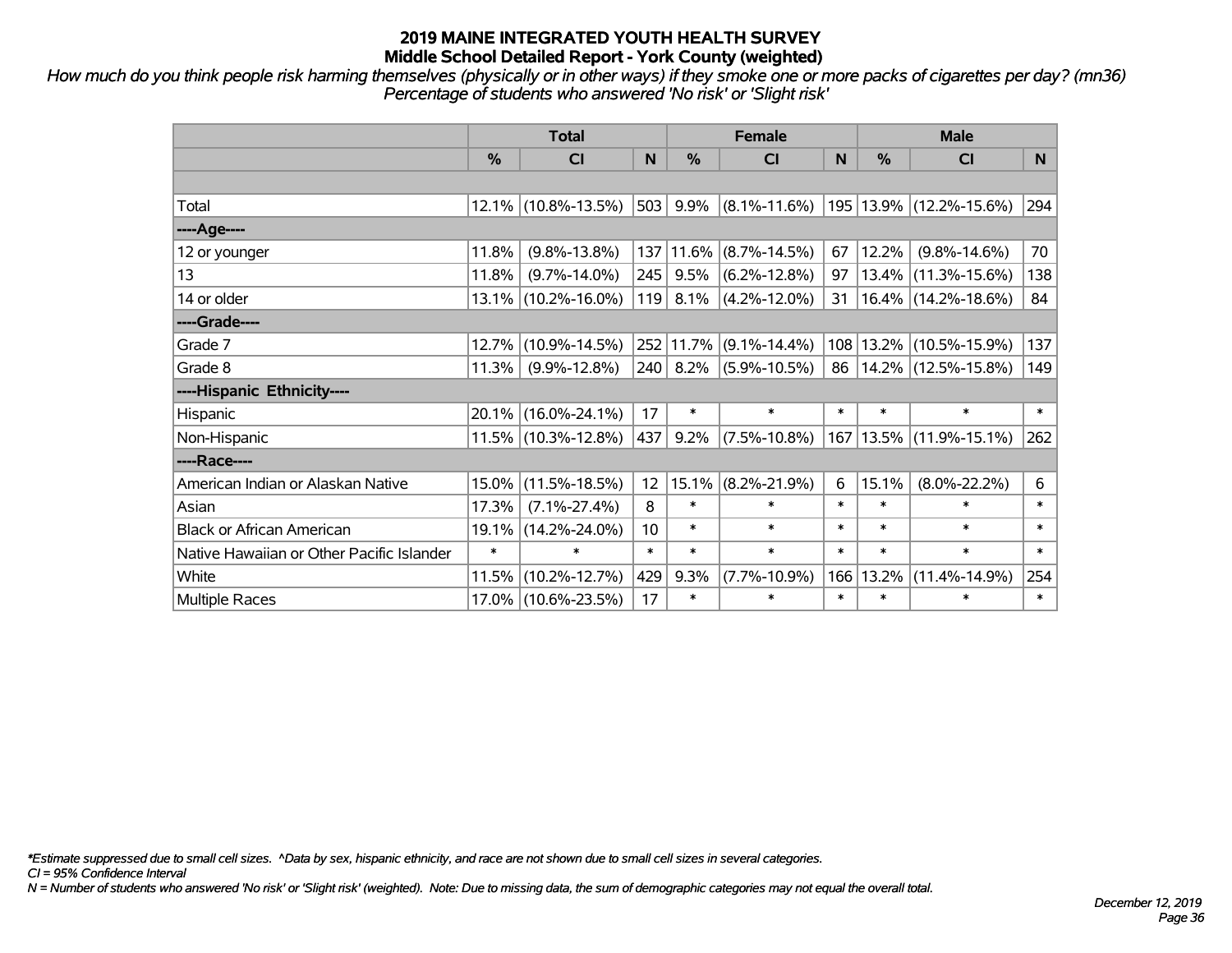# 2019 MAINE INTEGRATED YOUTH HEALTH SURVEY
## Middle School Detailed Report - York County (weighted)

*How much do you think people risk harming themselves (physically or in other ways) if they smoke one or more packs of cigarettes per day? (mn36) Percentage of students who answered 'No risk' or 'Slight risk'*

| | Total | | | Female | | | Male | | |
|---|---|---|---|---|---|---|---|---|---|
| | % | CI | N | % | CI | N | % | CI | N |
| | | | | | | | | | |
| Total | 12.1% | (10.8%-13.5%) | 503 | 9.9% | (8.1%-11.6%) | 195 | 13.9% | (12.2%-15.6%) | 294 |
| ----Age---- | | | | | | | | | |
| 12 or younger | 11.8% | (9.8%-13.8%) | 137 | 11.6% | (8.7%-14.5%) | 67 | 12.2% | (9.8%-14.6%) | 70 |
| 13 | 11.8% | (9.7%-14.0%) | 245 | 9.5% | (6.2%-12.8%) | 97 | 13.4% | (11.3%-15.6%) | 138 |
| 14 or older | 13.1% | (10.2%-16.0%) | 119 | 8.1% | (4.2%-12.0%) | 31 | 16.4% | (14.2%-18.6%) | 84 |
| ----Grade---- | | | | | | | | | |
| Grade 7 | 12.7% | (10.9%-14.5%) | 252 | 11.7% | (9.1%-14.4%) | 108 | 13.2% | (10.5%-15.9%) | 137 |
| Grade 8 | 11.3% | (9.9%-12.8%) | 240 | 8.2% | (5.9%-10.5%) | 86 | 14.2% | (12.5%-15.8%) | 149 |
| ----Hispanic Ethnicity---- | | | | | | | | | |
| Hispanic | 20.1% | (16.0%-24.1%) | 17 | * | * | * | * | * | * |
| Non-Hispanic | 11.5% | (10.3%-12.8%) | 437 | 9.2% | (7.5%-10.8%) | 167 | 13.5% | (11.9%-15.1%) | 262 |
| ----Race---- | | | | | | | | | |
| American Indian or Alaskan Native | 15.0% | (11.5%-18.5%) | 12 | 15.1% | (8.2%-21.9%) | 6 | 15.1% | (8.0%-22.2%) | 6 |
| Asian | 17.3% | (7.1%-27.4%) | 8 | * | * | * | * | * | * |
| Black or African American | 19.1% | (14.2%-24.0%) | 10 | * | * | * | * | * | * |
| Native Hawaiian or Other Pacific Islander | * | * | * | * | * | * | * | * | * |
| White | 11.5% | (10.2%-12.7%) | 429 | 9.3% | (7.7%-10.9%) | 166 | 13.2% | (11.4%-14.9%) | 254 |
| Multiple Races | 17.0% | (10.6%-23.5%) | 17 | * | * | * | * | * | * |

*\*Estimate suppressed due to small cell sizes. ^Data by sex, hispanic ethnicity, and race are not shown due to small cell sizes in several categories.*

*CI = 95% Confidence Interval*

*N = Number of students who answered 'No risk' or 'Slight risk' (weighted). Note: Due to missing data, the sum of demographic categories may not equal the overall total.*

*December 12, 2019*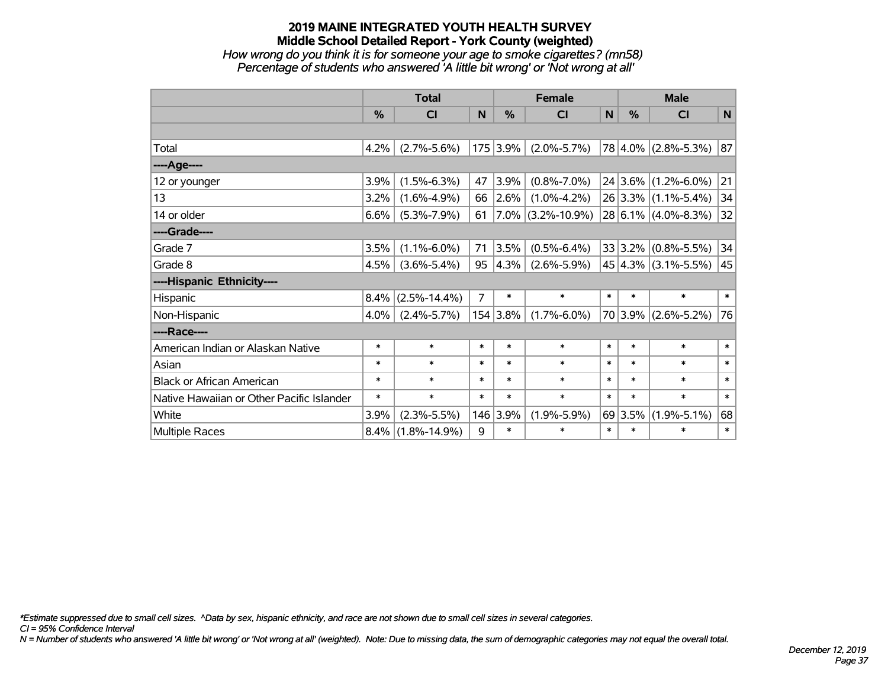**2019 MAINE INTEGRATED YOUTH HEALTH SURVEY**
**Middle School Detailed Report - York County (weighted)**
*How wrong do you think it is for someone your age to smoke cigarettes? (mn58)*
*Percentage of students who answered 'A little bit wrong' or 'Not wrong at all'*

| | Total | | | Female | | | Male | | |
|---|---|---|---|---|---|---|---|---|---|
| | % | CI | N | % | CI | N | % | CI | N |
| | | | | | | | | | |
| Total | 4.2% | (2.7%-5.6%) | 175 | 3.9% | (2.0%-5.7%) | 78 | 4.0% | (2.8%-5.3%) | 87 |
| ----Age---- | | | | | | | | | |
| 12 or younger | 3.9% | (1.5%-6.3%) | 47 | 3.9% | (0.8%-7.0%) | 24 | 3.6% | (1.2%-6.0%) | 21 |
| 13 | 3.2% | (1.6%-4.9%) | 66 | 2.6% | (1.0%-4.2%) | 26 | 3.3% | (1.1%-5.4%) | 34 |
| 14 or older | 6.6% | (5.3%-7.9%) | 61 | 7.0% | (3.2%-10.9%) | 28 | 6.1% | (4.0%-8.3%) | 32 |
| ----Grade---- | | | | | | | | | |
| Grade 7 | 3.5% | (1.1%-6.0%) | 71 | 3.5% | (0.5%-6.4%) | 33 | 3.2% | (0.8%-5.5%) | 34 |
| Grade 8 | 4.5% | (3.6%-5.4%) | 95 | 4.3% | (2.6%-5.9%) | 45 | 4.3% | (3.1%-5.5%) | 45 |
| ----Hispanic Ethnicity---- | | | | | | | | | |
| Hispanic | 8.4% | (2.5%-14.4%) | 7 | * | * | * | * | * | * |
| Non-Hispanic | 4.0% | (2.4%-5.7%) | 154 | 3.8% | (1.7%-6.0%) | 70 | 3.9% | (2.6%-5.2%) | 76 |
| ----Race---- | | | | | | | | | |
| American Indian or Alaskan Native | * | * | * | * | * | * | * | * | * |
| Asian | * | * | * | * | * | * | * | * | * |
| Black or African American | * | * | * | * | * | * | * | * | * |
| Native Hawaiian or Other Pacific Islander | * | * | * | * | * | * | * | * | * |
| White | 3.9% | (2.3%-5.5%) | 146 | 3.9% | (1.9%-5.9%) | 69 | 3.5% | (1.9%-5.1%) | 68 |
| Multiple Races | 8.4% | (1.8%-14.9%) | 9 | * | * | * | * | * | * |

*\*Estimate suppressed due to small cell sizes. ^Data by sex, hispanic ethnicity, and race are not shown due to small cell sizes in several categories.*
*CI = 95% Confidence Interval*
*N = Number of students who answered 'A little bit wrong' or 'Not wrong at all' (weighted). Note: Due to missing data, the sum of demographic categories may not equal the overall total.*

*December 12, 2019*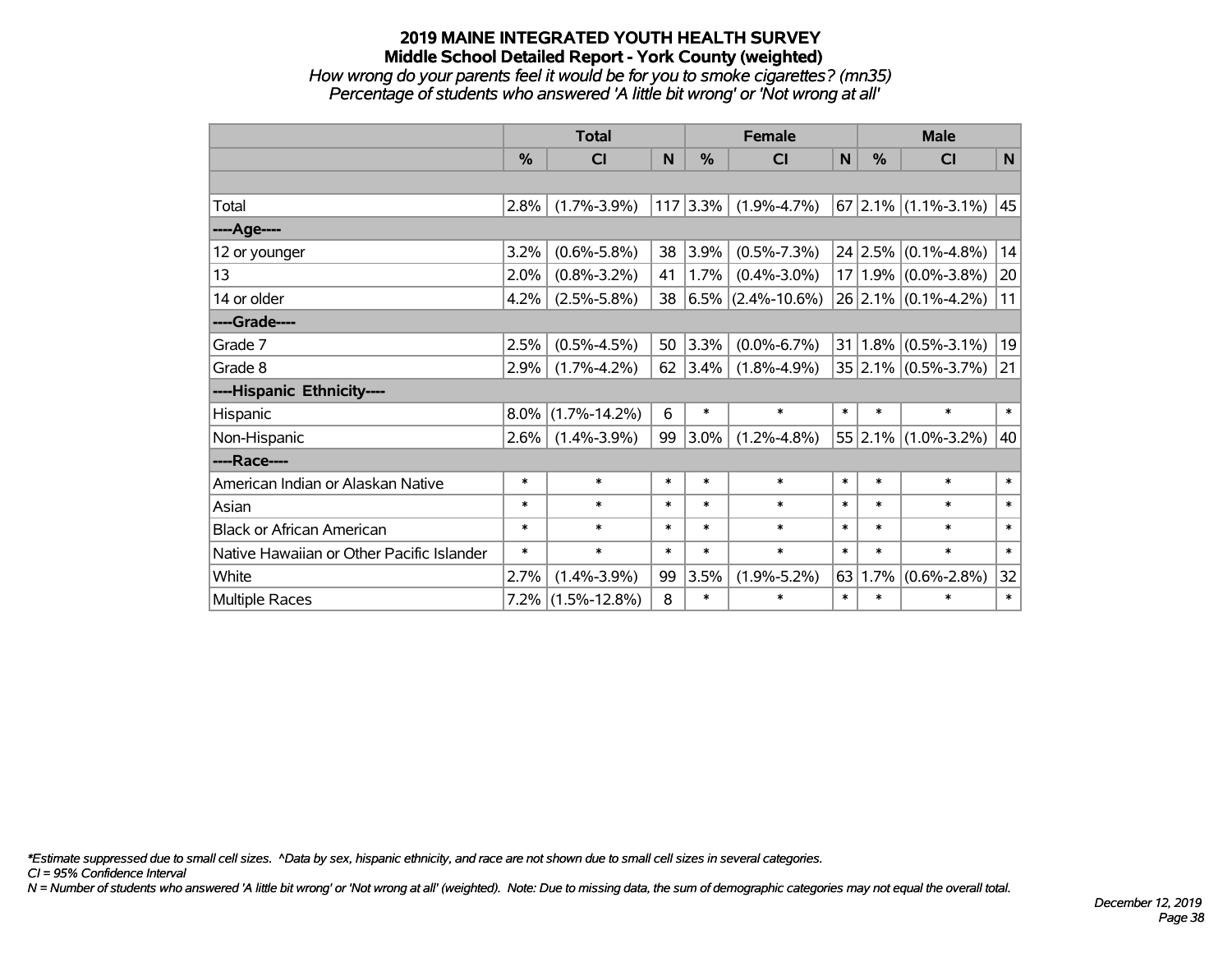**2019 MAINE INTEGRATED YOUTH HEALTH SURVEY**
**Middle School Detailed Report - York County (weighted)**
*How wrong do your parents feel it would be for you to smoke cigarettes? (mn35)*
*Percentage of students who answered 'A little bit wrong' or 'Not wrong at all'*

| | Total | | | Female | | | Male | | |
|---|---|---|---|---|---|---|---|---|---|
| | % | CI | N | % | CI | N | % | CI | N |
| | | | | | | | | | |
| Total | 2.8% | (1.7%-3.9%) | 117 | 3.3% | (1.9%-4.7%) | 67 | 2.1% | (1.1%-3.1%) | 45 |
| ----Age---- | | | | | | | | | |
| 12 or younger | 3.2% | (0.6%-5.8%) | 38 | 3.9% | (0.5%-7.3%) | 24 | 2.5% | (0.1%-4.8%) | 14 |
| 13 | 2.0% | (0.8%-3.2%) | 41 | 1.7% | (0.4%-3.0%) | 17 | 1.9% | (0.0%-3.8%) | 20 |
| 14 or older | 4.2% | (2.5%-5.8%) | 38 | 6.5% | (2.4%-10.6%) | 26 | 2.1% | (0.1%-4.2%) | 11 |
| ----Grade---- | | | | | | | | | |
| Grade 7 | 2.5% | (0.5%-4.5%) | 50 | 3.3% | (0.0%-6.7%) | 31 | 1.8% | (0.5%-3.1%) | 19 |
| Grade 8 | 2.9% | (1.7%-4.2%) | 62 | 3.4% | (1.8%-4.9%) | 35 | 2.1% | (0.5%-3.7%) | 21 |
| ----Hispanic Ethnicity---- | | | | | | | | | |
| Hispanic | 8.0% | (1.7%-14.2%) | 6 | * | * | * | * | * | * |
| Non-Hispanic | 2.6% | (1.4%-3.9%) | 99 | 3.0% | (1.2%-4.8%) | 55 | 2.1% | (1.0%-3.2%) | 40 |
| ----Race---- | | | | | | | | | |
| American Indian or Alaskan Native | * | * | * | * | * | * | * | * | * |
| Asian | * | * | * | * | * | * | * | * | * |
| Black or African American | * | * | * | * | * | * | * | * | * |
| Native Hawaiian or Other Pacific Islander | * | * | * | * | * | * | * | * | * |
| White | 2.7% | (1.4%-3.9%) | 99 | 3.5% | (1.9%-5.2%) | 63 | 1.7% | (0.6%-2.8%) | 32 |
| Multiple Races | 7.2% | (1.5%-12.8%) | 8 | * | * | * | * | * | * |

*\*Estimate suppressed due to small cell sizes. ^Data by sex, hispanic ethnicity, and race are not shown due to small cell sizes in several categories.*
*CI = 95% Confidence Interval*
*N = Number of students who answered 'A little bit wrong' or 'Not wrong at all' (weighted). Note: Due to missing data, the sum of demographic categories may not equal the overall total.*

*December 12, 2019*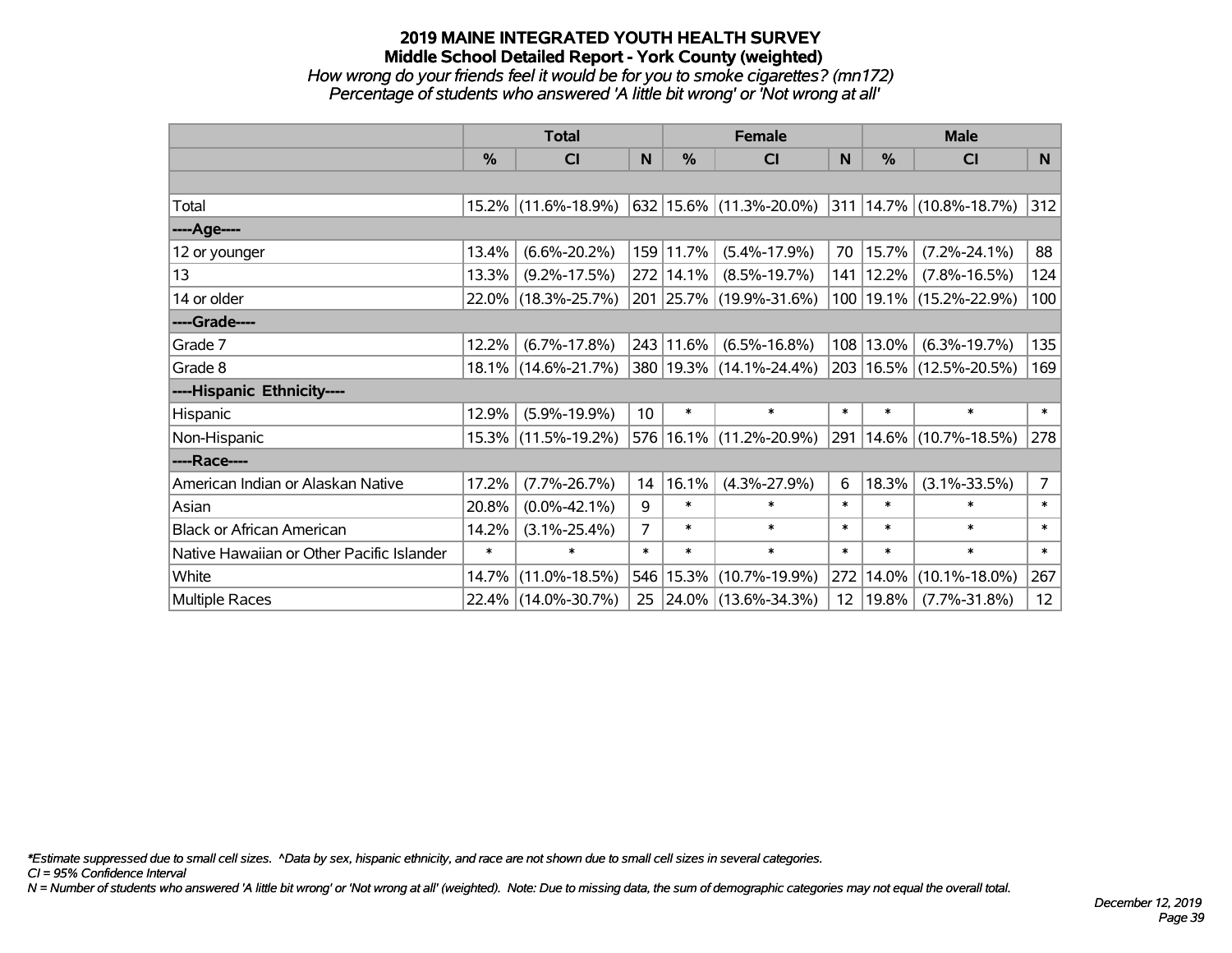# 2019 MAINE INTEGRATED YOUTH HEALTH SURVEY
## Middle School Detailed Report - York County (weighted)

*How wrong do your friends feel it would be for you to smoke cigarettes? (mn172)*
*Percentage of students who answered 'A little bit wrong' or 'Not wrong at all'*

| | Total | | | Female | | | Male | | |
|---|---|---|---|---|---|---|---|---|---|
| | % | CI | N | % | CI | N | % | CI | N |
| Total | 15.2% | (11.6%-18.9%) | 632 | 15.6% | (11.3%-20.0%) | 311 | 14.7% | (10.8%-18.7%) | 312 |
| ----Age---- | | | | | | | | | |
| 12 or younger | 13.4% | (6.6%-20.2%) | 159 | 11.7% | (5.4%-17.9%) | 70 | 15.7% | (7.2%-24.1%) | 88 |
| 13 | 13.3% | (9.2%-17.5%) | 272 | 14.1% | (8.5%-19.7%) | 141 | 12.2% | (7.8%-16.5%) | 124 |
| 14 or older | 22.0% | (18.3%-25.7%) | 201 | 25.7% | (19.9%-31.6%) | 100 | 19.1% | (15.2%-22.9%) | 100 |
| ----Grade---- | | | | | | | | | |
| Grade 7 | 12.2% | (6.7%-17.8%) | 243 | 11.6% | (6.5%-16.8%) | 108 | 13.0% | (6.3%-19.7%) | 135 |
| Grade 8 | 18.1% | (14.6%-21.7%) | 380 | 19.3% | (14.1%-24.4%) | 203 | 16.5% | (12.5%-20.5%) | 169 |
| ----Hispanic Ethnicity---- | | | | | | | | | |
| Hispanic | 12.9% | (5.9%-19.9%) | 10 | * | * | * | * | * | * |
| Non-Hispanic | 15.3% | (11.5%-19.2%) | 576 | 16.1% | (11.2%-20.9%) | 291 | 14.6% | (10.7%-18.5%) | 278 |
| ----Race---- | | | | | | | | | |
| American Indian or Alaskan Native | 17.2% | (7.7%-26.7%) | 14 | 16.1% | (4.3%-27.9%) | 6 | 18.3% | (3.1%-33.5%) | 7 |
| Asian | 20.8% | (0.0%-42.1%) | 9 | * | * | * | * | * | * |
| Black or African American | 14.2% | (3.1%-25.4%) | 7 | * | * | * | * | * | * |
| Native Hawaiian or Other Pacific Islander | * | * | * | * | * | * | * | * | * |
| White | 14.7% | (11.0%-18.5%) | 546 | 15.3% | (10.7%-19.9%) | 272 | 14.0% | (10.1%-18.0%) | 267 |
| Multiple Races | 22.4% | (14.0%-30.7%) | 25 | 24.0% | (13.6%-34.3%) | 12 | 19.8% | (7.7%-31.8%) | 12 |

*\*Estimate suppressed due to small cell sizes. ^Data by sex, hispanic ethnicity, and race are not shown due to small cell sizes in several categories.*
*CI = 95% Confidence Interval*
*N = Number of students who answered 'A little bit wrong' or 'Not wrong at all' (weighted). Note: Due to missing data, the sum of demographic categories may not equal the overall total.*

*December 12, 2019*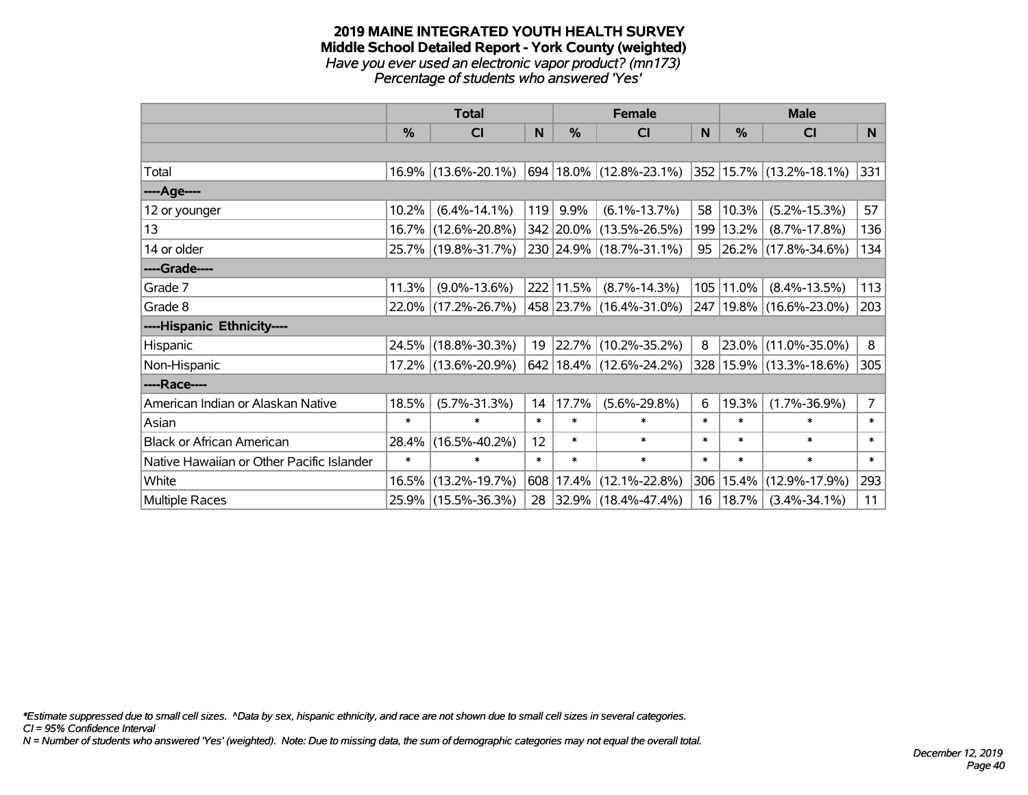**2019 MAINE INTEGRATED YOUTH HEALTH SURVEY**
**Middle School Detailed Report - York County (weighted)**
*Have you ever used an electronic vapor product? (mn173)*
*Percentage of students who answered 'Yes'*

| | Total | | | Female | | | Male | | |
|---|---|---|---|---|---|---|---|---|---|
| | % | CI | N | % | CI | N | % | CI | N |
| Total | 16.9% | (13.6%-20.1%) | 694 | 18.0% | (12.8%-23.1%) | 352 | 15.7% | (13.2%-18.1%) | 331 |
| ----Age---- | | | | | | | | | |
| 12 or younger | 10.2% | (6.4%-14.1%) | 119 | 9.9% | (6.1%-13.7%) | 58 | 10.3% | (5.2%-15.3%) | 57 |
| 13 | 16.7% | (12.6%-20.8%) | 342 | 20.0% | (13.5%-26.5%) | 199 | 13.2% | (8.7%-17.8%) | 136 |
| 14 or older | 25.7% | (19.8%-31.7%) | 230 | 24.9% | (18.7%-31.1%) | 95 | 26.2% | (17.8%-34.6%) | 134 |
| ----Grade---- | | | | | | | | | |
| Grade 7 | 11.3% | (9.0%-13.6%) | 222 | 11.5% | (8.7%-14.3%) | 105 | 11.0% | (8.4%-13.5%) | 113 |
| Grade 8 | 22.0% | (17.2%-26.7%) | 458 | 23.7% | (16.4%-31.0%) | 247 | 19.8% | (16.6%-23.0%) | 203 |
| ----Hispanic Ethnicity---- | | | | | | | | | |
| Hispanic | 24.5% | (18.8%-30.3%) | 19 | 22.7% | (10.2%-35.2%) | 8 | 23.0% | (11.0%-35.0%) | 8 |
| Non-Hispanic | 17.2% | (13.6%-20.9%) | 642 | 18.4% | (12.6%-24.2%) | 328 | 15.9% | (13.3%-18.6%) | 305 |
| ----Race---- | | | | | | | | | |
| American Indian or Alaskan Native | 18.5% | (5.7%-31.3%) | 14 | 17.7% | (5.6%-29.8%) | 6 | 19.3% | (1.7%-36.9%) | 7 |
| Asian | * | * | * | * | * | * | * | * | * |
| Black or African American | 28.4% | (16.5%-40.2%) | 12 | * | * | * | * | * | * |
| Native Hawaiian or Other Pacific Islander | * | * | * | * | * | * | * | * | * |
| White | 16.5% | (13.2%-19.7%) | 608 | 17.4% | (12.1%-22.8%) | 306 | 15.4% | (12.9%-17.9%) | 293 |
| Multiple Races | 25.9% | (15.5%-36.3%) | 28 | 32.9% | (18.4%-47.4%) | 16 | 18.7% | (3.4%-34.1%) | 11 |

*Estimate suppressed due to small cell sizes. ^Data by sex, hispanic ethnicity, and race are not shown due to small cell sizes in several categories.
CI = 95% Confidence Interval
N = Number of students who answered 'Yes' (weighted). Note: Due to missing data, the sum of demographic categories may not equal the overall total.

*December 12, 2019*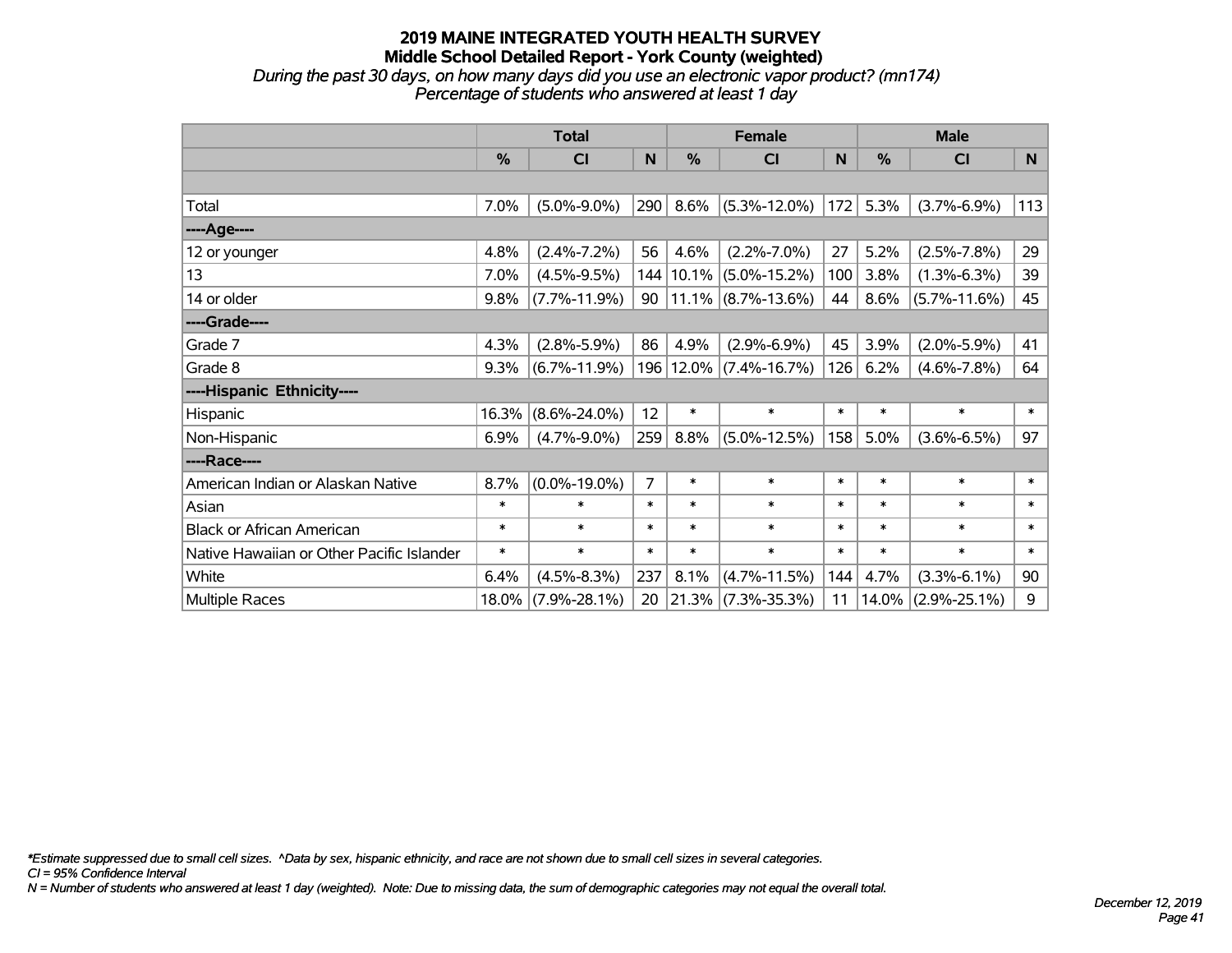# 2019 MAINE INTEGRATED YOUTH HEALTH SURVEY
## Middle School Detailed Report - York County (weighted)

*During the past 30 days, on how many days did you use an electronic vapor product? (mn174)*
*Percentage of students who answered at least 1 day*

| | Total | | | Female | | | Male | | |
|---|---|---|---|---|---|---|---|---|---|
| | % | CI | N | % | CI | N | % | CI | N |
| | | | | | | | | | |
| Total | 7.0% | (5.0%-9.0%) | 290 | 8.6% | (5.3%-12.0%) | 172 | 5.3% | (3.7%-6.9%) | 113 |
| ----Age---- | | | | | | | | | |
| 12 or younger | 4.8% | (2.4%-7.2%) | 56 | 4.6% | (2.2%-7.0%) | 27 | 5.2% | (2.5%-7.8%) | 29 |
| 13 | 7.0% | (4.5%-9.5%) | 144 | 10.1% | (5.0%-15.2%) | 100 | 3.8% | (1.3%-6.3%) | 39 |
| 14 or older | 9.8% | (7.7%-11.9%) | 90 | 11.1% | (8.7%-13.6%) | 44 | 8.6% | (5.7%-11.6%) | 45 |
| ----Grade---- | | | | | | | | | |
| Grade 7 | 4.3% | (2.8%-5.9%) | 86 | 4.9% | (2.9%-6.9%) | 45 | 3.9% | (2.0%-5.9%) | 41 |
| Grade 8 | 9.3% | (6.7%-11.9%) | 196 | 12.0% | (7.4%-16.7%) | 126 | 6.2% | (4.6%-7.8%) | 64 |
| ----Hispanic Ethnicity---- | | | | | | | | | |
| Hispanic | 16.3% | (8.6%-24.0%) | 12 | * | * | * | * | * | * |
| Non-Hispanic | 6.9% | (4.7%-9.0%) | 259 | 8.8% | (5.0%-12.5%) | 158 | 5.0% | (3.6%-6.5%) | 97 |
| ----Race---- | | | | | | | | | |
| American Indian or Alaskan Native | 8.7% | (0.0%-19.0%) | 7 | * | * | * | * | * | * |
| Asian | * | * | * | * | * | * | * | * | * |
| Black or African American | * | * | * | * | * | * | * | * | * |
| Native Hawaiian or Other Pacific Islander | * | * | * | * | * | * | * | * | * |
| White | 6.4% | (4.5%-8.3%) | 237 | 8.1% | (4.7%-11.5%) | 144 | 4.7% | (3.3%-6.1%) | 90 |
| Multiple Races | 18.0% | (7.9%-28.1%) | 20 | 21.3% | (7.3%-35.3%) | 11 | 14.0% | (2.9%-25.1%) | 9 |

*\*Estimate suppressed due to small cell sizes. ^Data by sex, hispanic ethnicity, and race are not shown due to small cell sizes in several categories.*
*CI = 95% Confidence Interval*
*N = Number of students who answered at least 1 day (weighted). Note: Due to missing data, the sum of demographic categories may not equal the overall total.*

*December 12, 2019*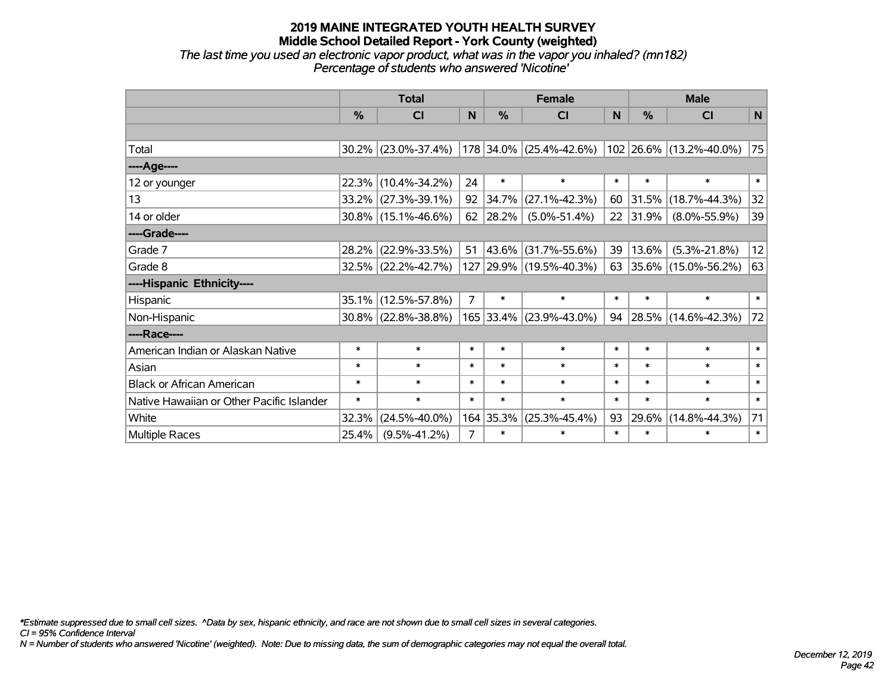# 2019 MAINE INTEGRATED YOUTH HEALTH SURVEY

## Middle School Detailed Report - York County (weighted)

*The last time you used an electronic vapor product, what was in the vapor you inhaled? (mn182)*

*Percentage of students who answered 'Nicotine'*

| | Total | | | Female | | | Male | | |
|---|---|---|---|---|---|---|---|---|---|
| | % | CI | N | % | CI | N | % | CI | N |
| | | | | | | | | | |
| Total | 30.2% | (23.0%-37.4%) | 178 | 34.0% | (25.4%-42.6%) | 102 | 26.6% | (13.2%-40.0%) | 75 |
| ----Age---- | | | | | | | | | |
| 12 or younger | 22.3% | (10.4%-34.2%) | 24 | * | * | * | * | * | * |
| 13 | 33.2% | (27.3%-39.1%) | 92 | 34.7% | (27.1%-42.3%) | 60 | 31.5% | (18.7%-44.3%) | 32 |
| 14 or older | 30.8% | (15.1%-46.6%) | 62 | 28.2% | (5.0%-51.4%) | 22 | 31.9% | (8.0%-55.9%) | 39 |
| ----Grade---- | | | | | | | | | |
| Grade 7 | 28.2% | (22.9%-33.5%) | 51 | 43.6% | (31.7%-55.6%) | 39 | 13.6% | (5.3%-21.8%) | 12 |
| Grade 8 | 32.5% | (22.2%-42.7%) | 127 | 29.9% | (19.5%-40.3%) | 63 | 35.6% | (15.0%-56.2%) | 63 |
| ----Hispanic Ethnicity---- | | | | | | | | | |
| Hispanic | 35.1% | (12.5%-57.8%) | 7 | * | * | * | * | * | * |
| Non-Hispanic | 30.8% | (22.8%-38.8%) | 165 | 33.4% | (23.9%-43.0%) | 94 | 28.5% | (14.6%-42.3%) | 72 |
| ----Race---- | | | | | | | | | |
| American Indian or Alaskan Native | * | * | * | * | * | * | * | * | * |
| Asian | * | * | * | * | * | * | * | * | * |
| Black or African American | * | * | * | * | * | * | * | * | * |
| Native Hawaiian or Other Pacific Islander | * | * | * | * | * | * | * | * | * |
| White | 32.3% | (24.5%-40.0%) | 164 | 35.3% | (25.3%-45.4%) | 93 | 29.6% | (14.8%-44.3%) | 71 |
| Multiple Races | 25.4% | (9.5%-41.2%) | 7 | * | * | * | * | * | * |

*\*Estimate suppressed due to small cell sizes. ^Data by sex, hispanic ethnicity, and race are not shown due to small cell sizes in several categories.*

*CI = 95% Confidence Interval*

*N = Number of students who answered 'Nicotine' (weighted). Note: Due to missing data, the sum of demographic categories may not equal the overall total.*

*December 12, 2019*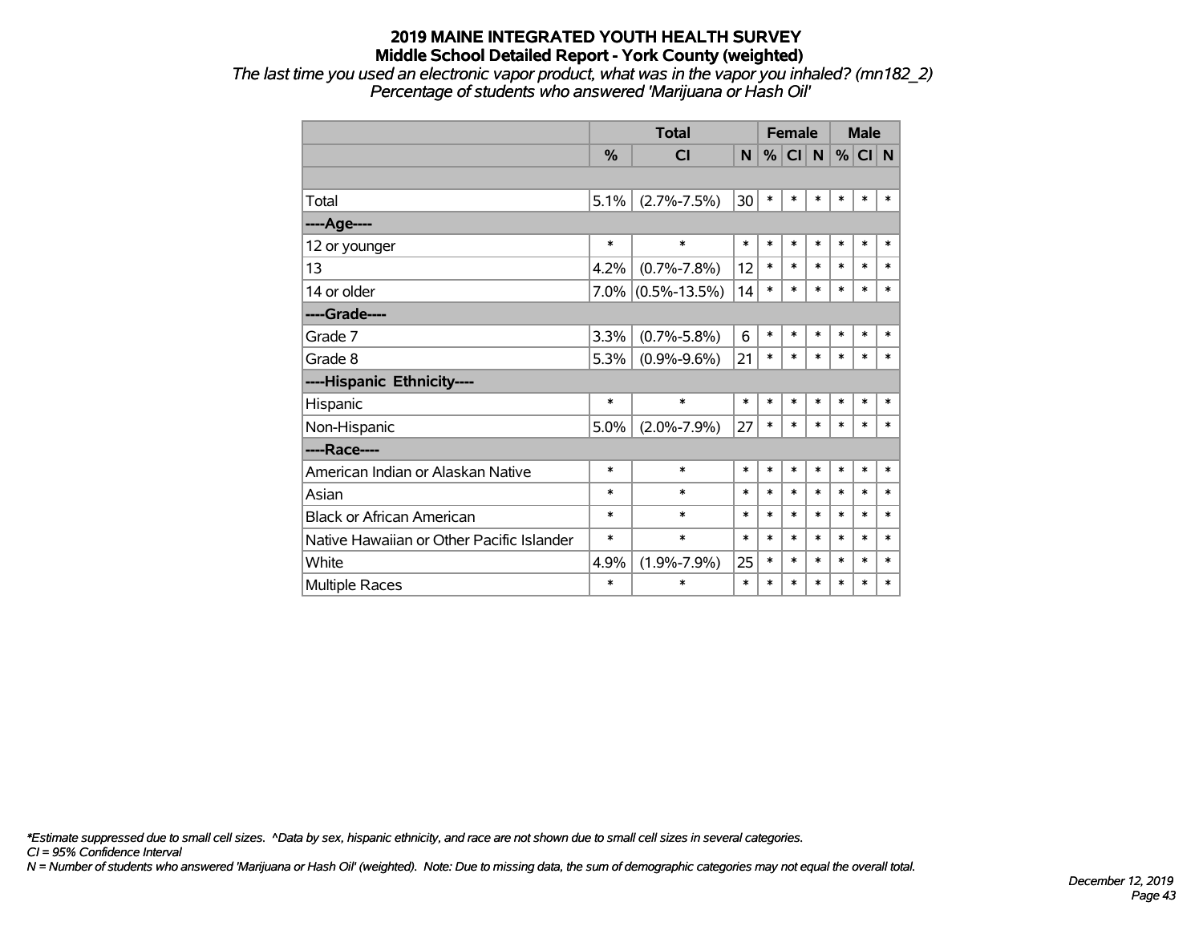# 2019 MAINE INTEGRATED YOUTH HEALTH SURVEY

## Middle School Detailed Report - York County (weighted)

*The last time you used an electronic vapor product, what was in the vapor you inhaled? (mn182_2)*
*Percentage of students who answered 'Marijuana or Hash Oil'*

| | Total | | | Female | | | Male | | |
|---|---|---|---|---|---|---|---|---|---|
| | % | CI | N | % | CI | N | % | CI | N |
| | | | | | | | | | |
| Total | 5.1% | (2.7%-7.5%) | 30 | * | * | * | * | * | * |
| ----Age---- | | | | | | | | | |
| 12 or younger | * | * | * | * | * | * | * | * | * |
| 13 | 4.2% | (0.7%-7.8%) | 12 | * | * | * | * | * | * |
| 14 or older | 7.0% | (0.5%-13.5%) | 14 | * | * | * | * | * | * |
| ----Grade---- | | | | | | | | | |
| Grade 7 | 3.3% | (0.7%-5.8%) | 6 | * | * | * | * | * | * |
| Grade 8 | 5.3% | (0.9%-9.6%) | 21 | * | * | * | * | * | * |
| ----Hispanic Ethnicity---- | | | | | | | | | |
| Hispanic | * | * | * | * | * | * | * | * | * |
| Non-Hispanic | 5.0% | (2.0%-7.9%) | 27 | * | * | * | * | * | * |
| ----Race---- | | | | | | | | | |
| American Indian or Alaskan Native | * | * | * | * | * | * | * | * | * |
| Asian | * | * | * | * | * | * | * | * | * |
| Black or African American | * | * | * | * | * | * | * | * | * |
| Native Hawaiian or Other Pacific Islander | * | * | * | * | * | * | * | * | * |
| White | 4.9% | (1.9%-7.9%) | 25 | * | * | * | * | * | * |
| Multiple Races | * | * | * | * | * | * | * | * | * |

*\*Estimate suppressed due to small cell sizes. ^Data by sex, hispanic ethnicity, and race are not shown due to small cell sizes in several categories.*
*CI = 95% Confidence Interval*
*N = Number of students who answered 'Marijuana or Hash Oil' (weighted). Note: Due to missing data, the sum of demographic categories may not equal the overall total.*

*December 12, 2019*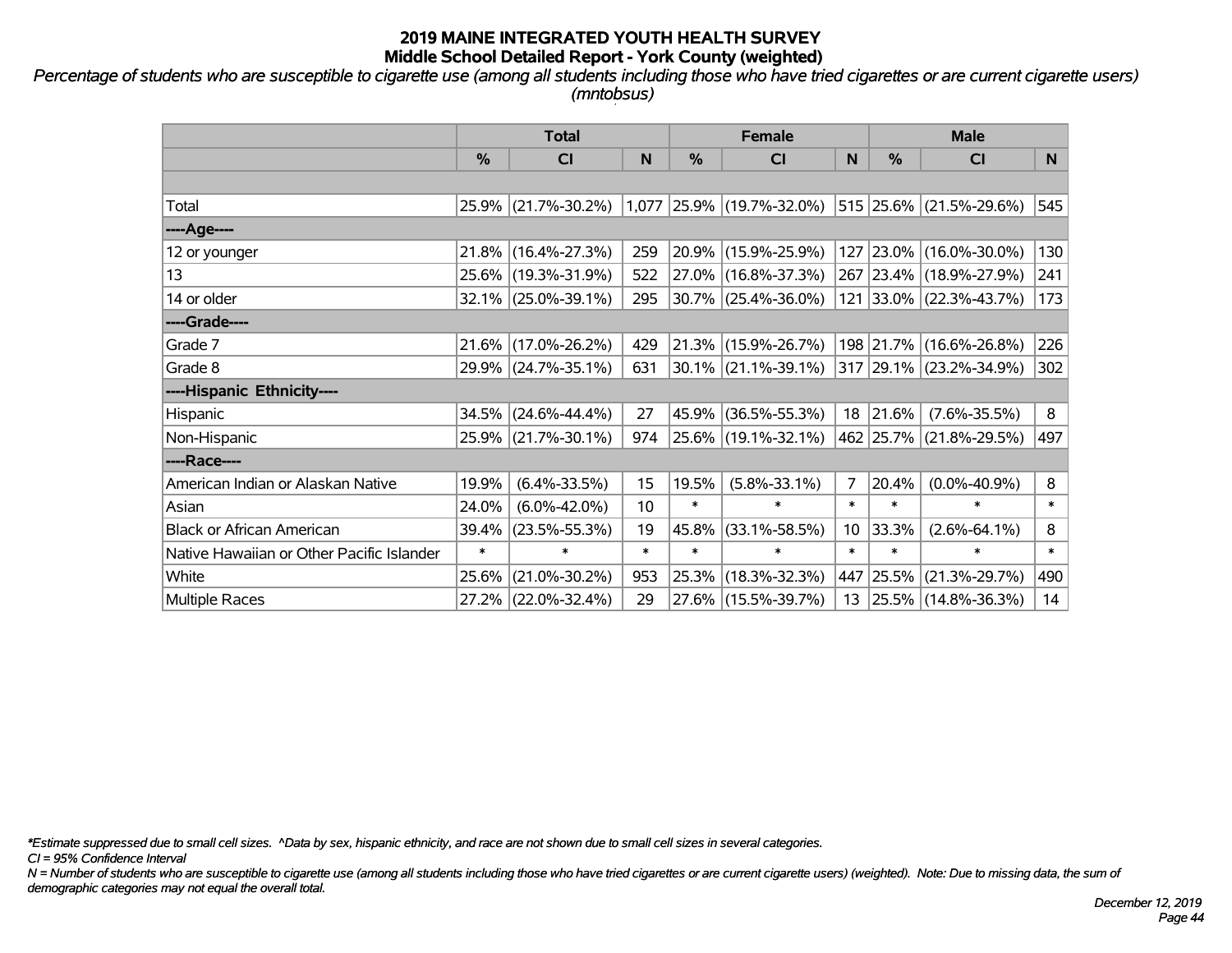# 2019 MAINE INTEGRATED YOUTH HEALTH SURVEY
## Middle School Detailed Report - York County (weighted)

*Percentage of students who are susceptible to cigarette use (among all students including those who have tried cigarettes or are current cigarette users) (mntobsus)*

| | Total | | | Female | | | Male | | |
|---|---|---|---|---|---|---|---|---|---|
| | % | CI | N | % | CI | N | % | CI | N |
| | | | | | | | | | |
| Total | 25.9% | (21.7%-30.2%) | 1,077 | 25.9% | (19.7%-32.0%) | 515 | 25.6% | (21.5%-29.6%) | 545 |
| ----Age---- | | | | | | | | | |
| 12 or younger | 21.8% | (16.4%-27.3%) | 259 | 20.9% | (15.9%-25.9%) | 127 | 23.0% | (16.0%-30.0%) | 130 |
| 13 | 25.6% | (19.3%-31.9%) | 522 | 27.0% | (16.8%-37.3%) | 267 | 23.4% | (18.9%-27.9%) | 241 |
| 14 or older | 32.1% | (25.0%-39.1%) | 295 | 30.7% | (25.4%-36.0%) | 121 | 33.0% | (22.3%-43.7%) | 173 |
| ----Grade---- | | | | | | | | | |
| Grade 7 | 21.6% | (17.0%-26.2%) | 429 | 21.3% | (15.9%-26.7%) | 198 | 21.7% | (16.6%-26.8%) | 226 |
| Grade 8 | 29.9% | (24.7%-35.1%) | 631 | 30.1% | (21.1%-39.1%) | 317 | 29.1% | (23.2%-34.9%) | 302 |
| ----Hispanic Ethnicity---- | | | | | | | | | |
| Hispanic | 34.5% | (24.6%-44.4%) | 27 | 45.9% | (36.5%-55.3%) | 18 | 21.6% | (7.6%-35.5%) | 8 |
| Non-Hispanic | 25.9% | (21.7%-30.1%) | 974 | 25.6% | (19.1%-32.1%) | 462 | 25.7% | (21.8%-29.5%) | 497 |
| ----Race---- | | | | | | | | | |
| American Indian or Alaskan Native | 19.9% | (6.4%-33.5%) | 15 | 19.5% | (5.8%-33.1%) | 7 | 20.4% | (0.0%-40.9%) | 8 |
| Asian | 24.0% | (6.0%-42.0%) | 10 | * | * | * | * | * | * |
| Black or African American | 39.4% | (23.5%-55.3%) | 19 | 45.8% | (33.1%-58.5%) | 10 | 33.3% | (2.6%-64.1%) | 8 |
| Native Hawaiian or Other Pacific Islander | * | * | * | * | * | * | * | * | * |
| White | 25.6% | (21.0%-30.2%) | 953 | 25.3% | (18.3%-32.3%) | 447 | 25.5% | (21.3%-29.7%) | 490 |
| Multiple Races | 27.2% | (22.0%-32.4%) | 29 | 27.6% | (15.5%-39.7%) | 13 | 25.5% | (14.8%-36.3%) | 14 |

*\*Estimate suppressed due to small cell sizes. ^Data by sex, hispanic ethnicity, and race are not shown due to small cell sizes in several categories.*

*CI = 95% Confidence Interval*

*N = Number of students who are susceptible to cigarette use (among all students including those who have tried cigarettes or are current cigarette users) (weighted). Note: Due to missing data, the sum of demographic categories may not equal the overall total.*

*December 12, 2019*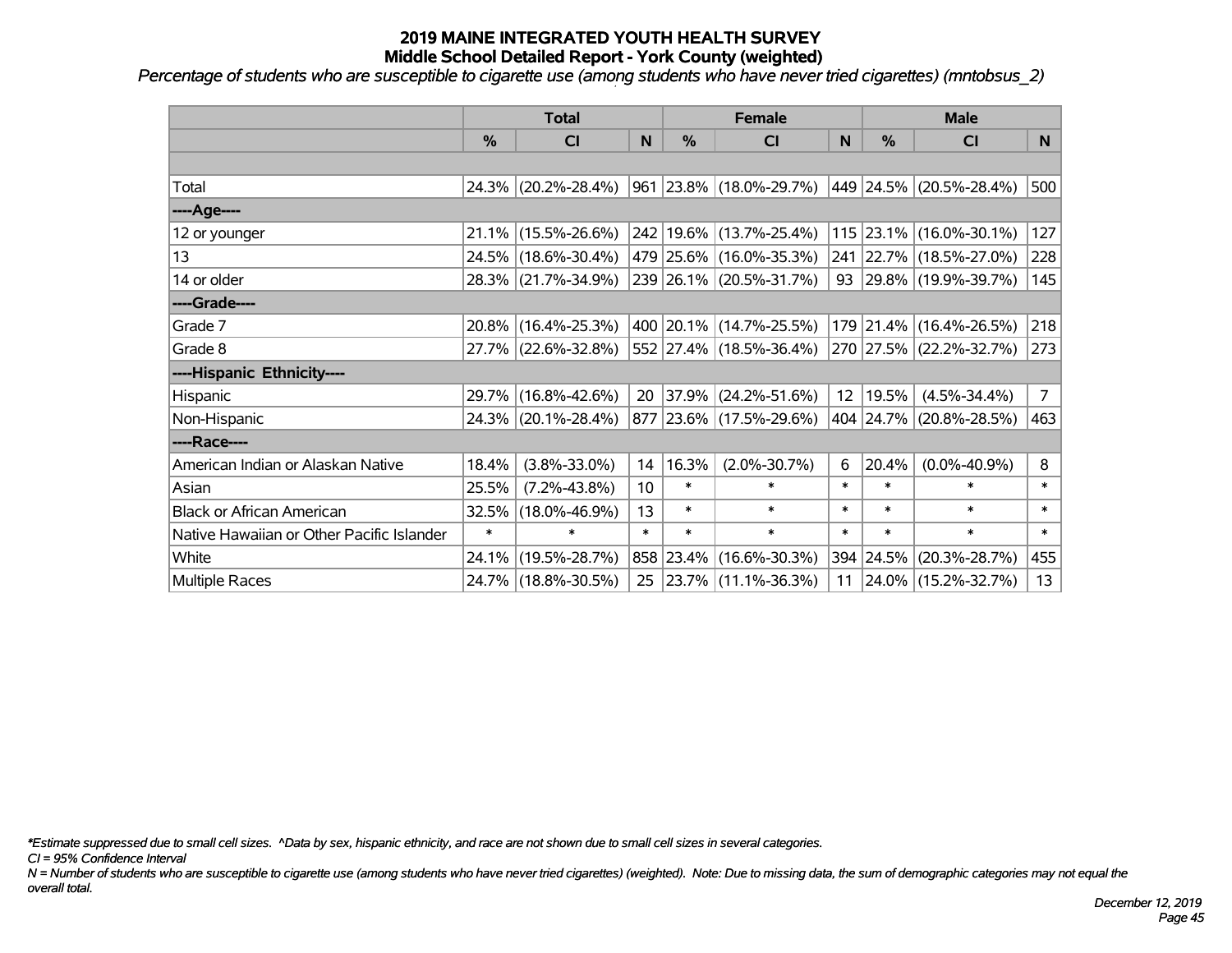# 2019 MAINE INTEGRATED YOUTH HEALTH SURVEY
## Middle School Detailed Report - York County (weighted)

*Percentage of students who are susceptible to cigarette use (among students who have never tried cigarettes) (mntobsus_2)*

| | Total | | | Female | | | Male | | |
|---|---|---|---|---|---|---|---|---|---|
| | % | CI | N | % | CI | N | % | CI | N |
| | | | | | | | | | |
| Total | 24.3% | (20.2%-28.4%) | 961 | 23.8% | (18.0%-29.7%) | 449 | 24.5% | (20.5%-28.4%) | 500 |
| ----Age---- | | | | | | | | | |
| 12 or younger | 21.1% | (15.5%-26.6%) | 242 | 19.6% | (13.7%-25.4%) | 115 | 23.1% | (16.0%-30.1%) | 127 |
| 13 | 24.5% | (18.6%-30.4%) | 479 | 25.6% | (16.0%-35.3%) | 241 | 22.7% | (18.5%-27.0%) | 228 |
| 14 or older | 28.3% | (21.7%-34.9%) | 239 | 26.1% | (20.5%-31.7%) | 93 | 29.8% | (19.9%-39.7%) | 145 |
| ----Grade---- | | | | | | | | | |
| Grade 7 | 20.8% | (16.4%-25.3%) | 400 | 20.1% | (14.7%-25.5%) | 179 | 21.4% | (16.4%-26.5%) | 218 |
| Grade 8 | 27.7% | (22.6%-32.8%) | 552 | 27.4% | (18.5%-36.4%) | 270 | 27.5% | (22.2%-32.7%) | 273 |
| ----Hispanic Ethnicity---- | | | | | | | | | |
| Hispanic | 29.7% | (16.8%-42.6%) | 20 | 37.9% | (24.2%-51.6%) | 12 | 19.5% | (4.5%-34.4%) | 7 |
| Non-Hispanic | 24.3% | (20.1%-28.4%) | 877 | 23.6% | (17.5%-29.6%) | 404 | 24.7% | (20.8%-28.5%) | 463 |
| ----Race---- | | | | | | | | | |
| American Indian or Alaskan Native | 18.4% | (3.8%-33.0%) | 14 | 16.3% | (2.0%-30.7%) | 6 | 20.4% | (0.0%-40.9%) | 8 |
| Asian | 25.5% | (7.2%-43.8%) | 10 | * | * | * | * | * | * |
| Black or African American | 32.5% | (18.0%-46.9%) | 13 | * | * | * | * | * | * |
| Native Hawaiian or Other Pacific Islander | * | * | * | * | * | * | * | * | * |
| White | 24.1% | (19.5%-28.7%) | 858 | 23.4% | (16.6%-30.3%) | 394 | 24.5% | (20.3%-28.7%) | 455 |
| Multiple Races | 24.7% | (18.8%-30.5%) | 25 | 23.7% | (11.1%-36.3%) | 11 | 24.0% | (15.2%-32.7%) | 13 |

*\*Estimate suppressed due to small cell sizes. ^Data by sex, hispanic ethnicity, and race are not shown due to small cell sizes in several categories.*

*CI = 95% Confidence Interval*

*N = Number of students who are susceptible to cigarette use (among students who have never tried cigarettes) (weighted). Note: Due to missing data, the sum of demographic categories may not equal the overall total.*

*December 12, 2019*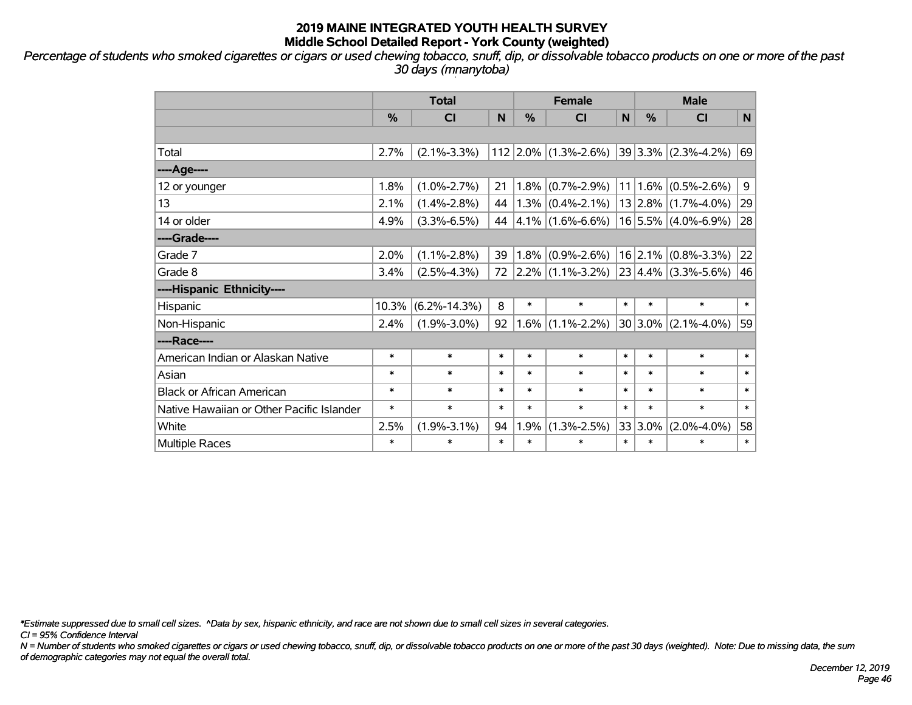# 2019 MAINE INTEGRATED YOUTH HEALTH SURVEY
## Middle School Detailed Report - York County (weighted)

*Percentage of students who smoked cigarettes or cigars or used chewing tobacco, snuff, dip, or dissolvable tobacco products on one or more of the past 30 days (mnanytoba)*

| | Total | | | Female | | | Male | | |
|---|---|---|---|---|---|---|---|---|---|
| | % | CI | N | % | CI | N | % | CI | N |
| | | | | | | | | | |
| Total | 2.7% | (2.1%-3.3%) | 112 | 2.0% | (1.3%-2.6%) | 39 | 3.3% | (2.3%-4.2%) | 69 |
| ----Age---- | | | | | | | | | |
| 12 or younger | 1.8% | (1.0%-2.7%) | 21 | 1.8% | (0.7%-2.9%) | 11 | 1.6% | (0.5%-2.6%) | 9 |
| 13 | 2.1% | (1.4%-2.8%) | 44 | 1.3% | (0.4%-2.1%) | 13 | 2.8% | (1.7%-4.0%) | 29 |
| 14 or older | 4.9% | (3.3%-6.5%) | 44 | 4.1% | (1.6%-6.6%) | 16 | 5.5% | (4.0%-6.9%) | 28 |
| ----Grade---- | | | | | | | | | |
| Grade 7 | 2.0% | (1.1%-2.8%) | 39 | 1.8% | (0.9%-2.6%) | 16 | 2.1% | (0.8%-3.3%) | 22 |
| Grade 8 | 3.4% | (2.5%-4.3%) | 72 | 2.2% | (1.1%-3.2%) | 23 | 4.4% | (3.3%-5.6%) | 46 |
| ----Hispanic Ethnicity---- | | | | | | | | | |
| Hispanic | 10.3% | (6.2%-14.3%) | 8 | * | * | * | * | * | * |
| Non-Hispanic | 2.4% | (1.9%-3.0%) | 92 | 1.6% | (1.1%-2.2%) | 30 | 3.0% | (2.1%-4.0%) | 59 |
| ----Race---- | | | | | | | | | |
| American Indian or Alaskan Native | * | * | * | * | * | * | * | * | * |
| Asian | * | * | * | * | * | * | * | * | * |
| Black or African American | * | * | * | * | * | * | * | * | * |
| Native Hawaiian or Other Pacific Islander | * | * | * | * | * | * | * | * | * |
| White | 2.5% | (1.9%-3.1%) | 94 | 1.9% | (1.3%-2.5%) | 33 | 3.0% | (2.0%-4.0%) | 58 |
| Multiple Races | * | * | * | * | * | * | * | * | * |

*\*Estimate suppressed due to small cell sizes. ^Data by sex, hispanic ethnicity, and race are not shown due to small cell sizes in several categories.*

*CI = 95% Confidence Interval*

*N = Number of students who smoked cigarettes or cigars or used chewing tobacco, snuff, dip, or dissolvable tobacco products on one or more of the past 30 days (weighted). Note: Due to missing data, the sum of demographic categories may not equal the overall total.*

*December 12, 2019*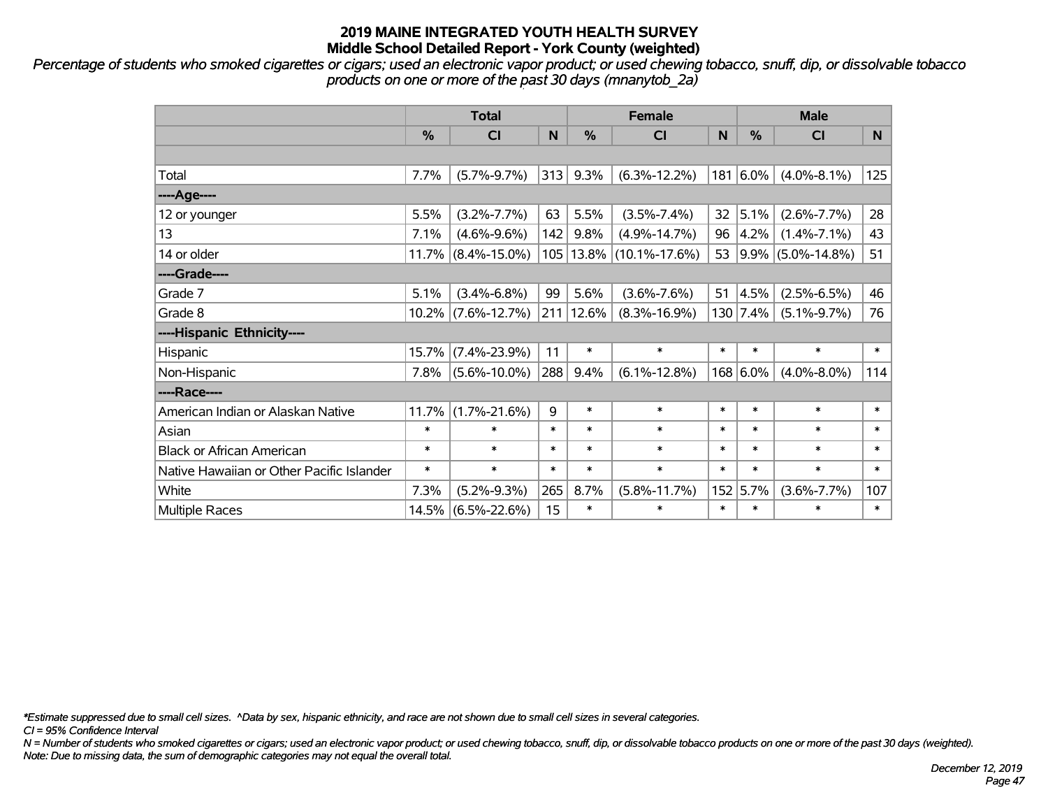# 2019 MAINE INTEGRATED YOUTH HEALTH SURVEY
## Middle School Detailed Report - York County (weighted)

*Percentage of students who smoked cigarettes or cigars; used an electronic vapor product; or used chewing tobacco, snuff, dip, or dissolvable tobacco products on one or more of the past 30 days (mnanytob_2a)*

| | Total | | | Female | | | Male | | |
|---|---|---|---|---|---|---|---|---|---|
| | % | CI | N | % | CI | N | % | CI | N |
| | | | | | | | | | |
| Total | 7.7% | (5.7%-9.7%) | 313 | 9.3% | (6.3%-12.2%) | 181 | 6.0% | (4.0%-8.1%) | 125 |
| ----Age---- | | | | | | | | | |
| 12 or younger | 5.5% | (3.2%-7.7%) | 63 | 5.5% | (3.5%-7.4%) | 32 | 5.1% | (2.6%-7.7%) | 28 |
| 13 | 7.1% | (4.6%-9.6%) | 142 | 9.8% | (4.9%-14.7%) | 96 | 4.2% | (1.4%-7.1%) | 43 |
| 14 or older | 11.7% | (8.4%-15.0%) | 105 | 13.8% | (10.1%-17.6%) | 53 | 9.9% | (5.0%-14.8%) | 51 |
| ----Grade---- | | | | | | | | | |
| Grade 7 | 5.1% | (3.4%-6.8%) | 99 | 5.6% | (3.6%-7.6%) | 51 | 4.5% | (2.5%-6.5%) | 46 |
| Grade 8 | 10.2% | (7.6%-12.7%) | 211 | 12.6% | (8.3%-16.9%) | 130 | 7.4% | (5.1%-9.7%) | 76 |
| ----Hispanic Ethnicity---- | | | | | | | | | |
| Hispanic | 15.7% | (7.4%-23.9%) | 11 | * | * | * | * | * | * |
| Non-Hispanic | 7.8% | (5.6%-10.0%) | 288 | 9.4% | (6.1%-12.8%) | 168 | 6.0% | (4.0%-8.0%) | 114 |
| ----Race---- | | | | | | | | | |
| American Indian or Alaskan Native | 11.7% | (1.7%-21.6%) | 9 | * | * | * | * | * | * |
| Asian | * | * | * | * | * | * | * | * | * |
| Black or African American | * | * | * | * | * | * | * | * | * |
| Native Hawaiian or Other Pacific Islander | * | * | * | * | * | * | * | * | * |
| White | 7.3% | (5.2%-9.3%) | 265 | 8.7% | (5.8%-11.7%) | 152 | 5.7% | (3.6%-7.7%) | 107 |
| Multiple Races | 14.5% | (6.5%-22.6%) | 15 | * | * | * | * | * | * |

*\*Estimate suppressed due to small cell sizes. ^Data by sex, hispanic ethnicity, and race are not shown due to small cell sizes in several categories.*

*CI = 95% Confidence Interval*

*N = Number of students who smoked cigarettes or cigars; used an electronic vapor product; or used chewing tobacco, snuff, dip, or dissolvable tobacco products on one or more of the past 30 days (weighted).*

*Note: Due to missing data, the sum of demographic categories may not equal the overall total.*

*December 12, 2019*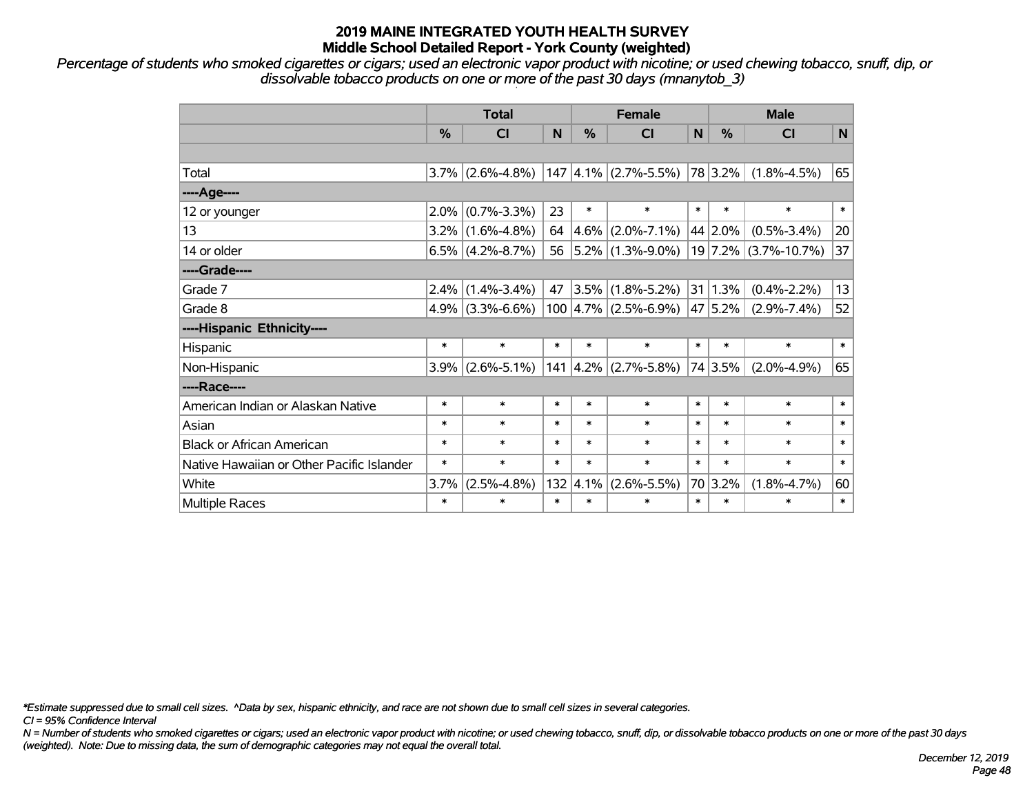# 2019 MAINE INTEGRATED YOUTH HEALTH SURVEY
## Middle School Detailed Report - York County (weighted)

*Percentage of students who smoked cigarettes or cigars; used an electronic vapor product with nicotine; or used chewing tobacco, snuff, dip, or dissolvable tobacco products on one or more of the past 30 days (mnanytob_3)*

| | Total | | | Female | | | Male | | |
|---|---|---|---|---|---|---|---|---|---|
| | % | CI | N | % | CI | N | % | CI | N |
| Total | 3.7% | (2.6%-4.8%) | 147 | 4.1% | (2.7%-5.5%) | 78 | 3.2% | (1.8%-4.5%) | 65 |
| ----Age---- | | | | | | | | | |
| 12 or younger | 2.0% | (0.7%-3.3%) | 23 | * | * | * | * | * | * |
| 13 | 3.2% | (1.6%-4.8%) | 64 | 4.6% | (2.0%-7.1%) | 44 | 2.0% | (0.5%-3.4%) | 20 |
| 14 or older | 6.5% | (4.2%-8.7%) | 56 | 5.2% | (1.3%-9.0%) | 19 | 7.2% | (3.7%-10.7%) | 37 |
| ----Grade---- | | | | | | | | | |
| Grade 7 | 2.4% | (1.4%-3.4%) | 47 | 3.5% | (1.8%-5.2%) | 31 | 1.3% | (0.4%-2.2%) | 13 |
| Grade 8 | 4.9% | (3.3%-6.6%) | 100 | 4.7% | (2.5%-6.9%) | 47 | 5.2% | (2.9%-7.4%) | 52 |
| ----Hispanic Ethnicity---- | | | | | | | | | |
| Hispanic | * | * | * | * | * | * | * | * | * |
| Non-Hispanic | 3.9% | (2.6%-5.1%) | 141 | 4.2% | (2.7%-5.8%) | 74 | 3.5% | (2.0%-4.9%) | 65 |
| ----Race---- | | | | | | | | | |
| American Indian or Alaskan Native | * | * | * | * | * | * | * | * | * |
| Asian | * | * | * | * | * | * | * | * | * |
| Black or African American | * | * | * | * | * | * | * | * | * |
| Native Hawaiian or Other Pacific Islander | * | * | * | * | * | * | * | * | * |
| White | 3.7% | (2.5%-4.8%) | 132 | 4.1% | (2.6%-5.5%) | 70 | 3.2% | (1.8%-4.7%) | 60 |
| Multiple Races | * | * | * | * | * | * | * | * | * |

*Estimate suppressed due to small cell sizes. ^Data by sex, hispanic ethnicity, and race are not shown due to small cell sizes in several categories.

*CI = 95% Confidence Interval*

*N = Number of students who smoked cigarettes or cigars; used an electronic vapor product with nicotine; or used chewing tobacco, snuff, dip, or dissolvable tobacco products on one or more of the past 30 days (weighted). Note: Due to missing data, the sum of demographic categories may not equal the overall total.*

*December 12, 2019*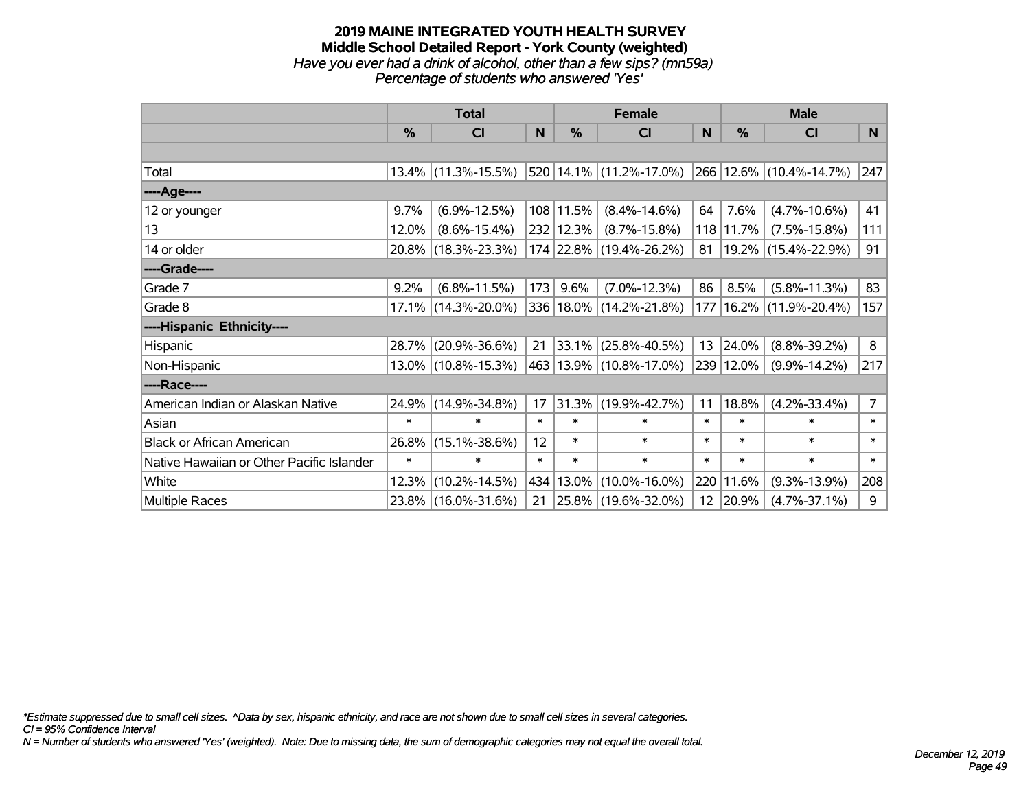# 2019 MAINE INTEGRATED YOUTH HEALTH SURVEY

## Middle School Detailed Report - York County (weighted)

*Have you ever had a drink of alcohol, other than a few sips? (mn59a)*

*Percentage of students who answered 'Yes'*

| | Total | | | Female | | | Male | | |
|---|---|---|---|---|---|---|---|---|---|
| | % | CI | N | % | CI | N | % | CI | N |
| Total | 13.4% | (11.3%-15.5%) | 520 | 14.1% | (11.2%-17.0%) | 266 | 12.6% | (10.4%-14.7%) | 247 |
| ----Age---- | | | | | | | | | |
| 12 or younger | 9.7% | (6.9%-12.5%) | 108 | 11.5% | (8.4%-14.6%) | 64 | 7.6% | (4.7%-10.6%) | 41 |
| 13 | 12.0% | (8.6%-15.4%) | 232 | 12.3% | (8.7%-15.8%) | 118 | 11.7% | (7.5%-15.8%) | 111 |
| 14 or older | 20.8% | (18.3%-23.3%) | 174 | 22.8% | (19.4%-26.2%) | 81 | 19.2% | (15.4%-22.9%) | 91 |
| ----Grade---- | | | | | | | | | |
| Grade 7 | 9.2% | (6.8%-11.5%) | 173 | 9.6% | (7.0%-12.3%) | 86 | 8.5% | (5.8%-11.3%) | 83 |
| Grade 8 | 17.1% | (14.3%-20.0%) | 336 | 18.0% | (14.2%-21.8%) | 177 | 16.2% | (11.9%-20.4%) | 157 |
| ----Hispanic Ethnicity---- | | | | | | | | | |
| Hispanic | 28.7% | (20.9%-36.6%) | 21 | 33.1% | (25.8%-40.5%) | 13 | 24.0% | (8.8%-39.2%) | 8 |
| Non-Hispanic | 13.0% | (10.8%-15.3%) | 463 | 13.9% | (10.8%-17.0%) | 239 | 12.0% | (9.9%-14.2%) | 217 |
| ----Race---- | | | | | | | | | |
| American Indian or Alaskan Native | 24.9% | (14.9%-34.8%) | 17 | 31.3% | (19.9%-42.7%) | 11 | 18.8% | (4.2%-33.4%) | 7 |
| Asian | * | * | * | * | * | * | * | * | * |
| Black or African American | 26.8% | (15.1%-38.6%) | 12 | * | * | * | * | * | * |
| Native Hawaiian or Other Pacific Islander | * | * | * | * | * | * | * | * | * |
| White | 12.3% | (10.2%-14.5%) | 434 | 13.0% | (10.0%-16.0%) | 220 | 11.6% | (9.3%-13.9%) | 208 |
| Multiple Races | 23.8% | (16.0%-31.6%) | 21 | 25.8% | (19.6%-32.0%) | 12 | 20.9% | (4.7%-37.1%) | 9 |

*\*Estimate suppressed due to small cell sizes. ^Data by sex, hispanic ethnicity, and race are not shown due to small cell sizes in several categories.*

*CI = 95% Confidence Interval*

*N = Number of students who answered 'Yes' (weighted). Note: Due to missing data, the sum of demographic categories may not equal the overall total.*

*December 12, 2019*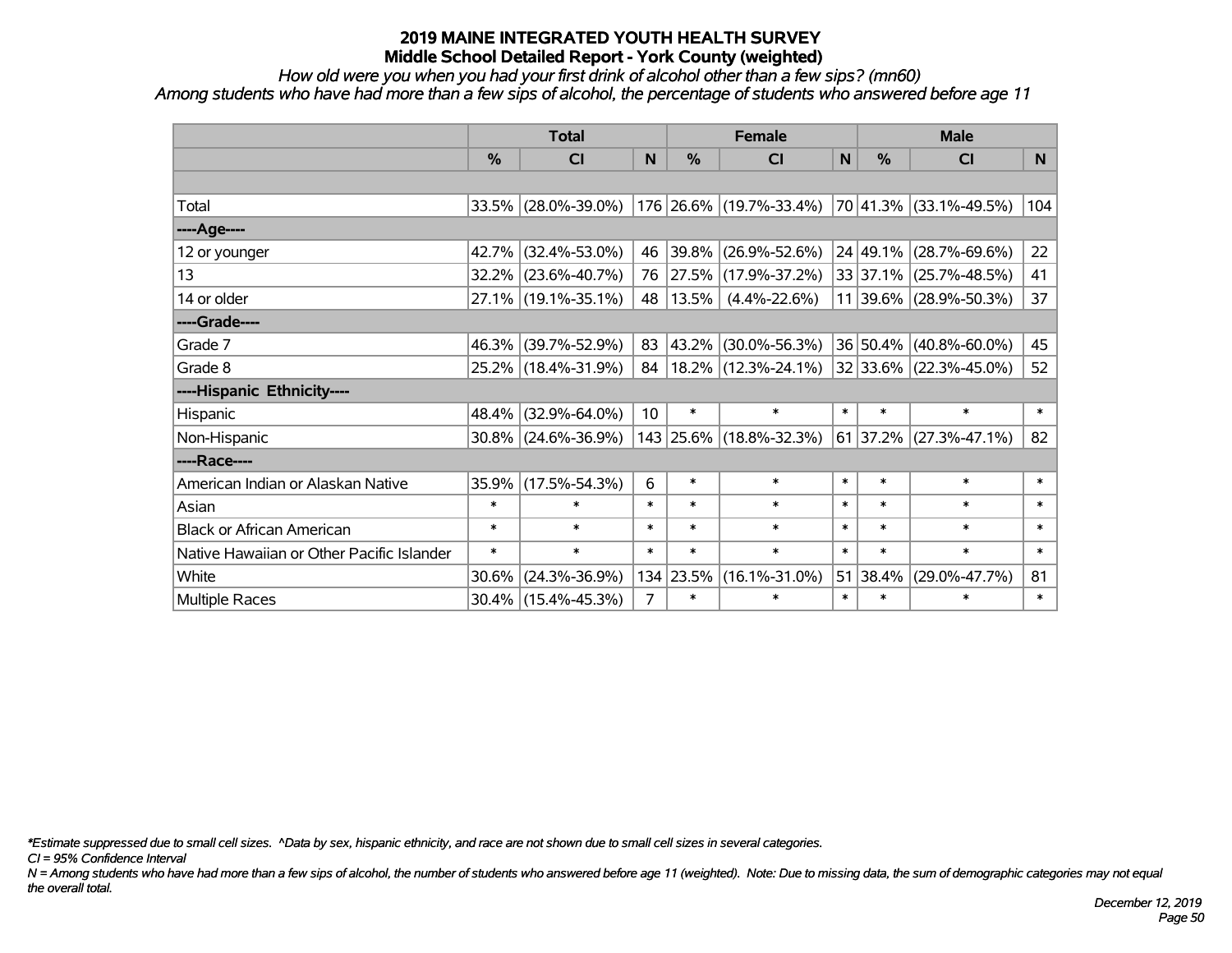# 2019 MAINE INTEGRATED YOUTH HEALTH SURVEY
## Middle School Detailed Report - York County (weighted)

*How old were you when you had your first drink of alcohol other than a few sips? (mn60)*
*Among students who have had more than a few sips of alcohol, the percentage of students who answered before age 11*

| | Total | | | Female | | | Male | | |
|---|---|---|---|---|---|---|---|---|---|
| | % | CI | N | % | CI | N | % | CI | N |
| | | | | | | | | | |
| Total | 33.5% | (28.0%-39.0%) | 176 | 26.6% | (19.7%-33.4%) | 70 | 41.3% | (33.1%-49.5%) | 104 |
| ----Age---- | | | | | | | | | |
| 12 or younger | 42.7% | (32.4%-53.0%) | 46 | 39.8% | (26.9%-52.6%) | 24 | 49.1% | (28.7%-69.6%) | 22 |
| 13 | 32.2% | (23.6%-40.7%) | 76 | 27.5% | (17.9%-37.2%) | 33 | 37.1% | (25.7%-48.5%) | 41 |
| 14 or older | 27.1% | (19.1%-35.1%) | 48 | 13.5% | (4.4%-22.6%) | 11 | 39.6% | (28.9%-50.3%) | 37 |
| ----Grade---- | | | | | | | | | |
| Grade 7 | 46.3% | (39.7%-52.9%) | 83 | 43.2% | (30.0%-56.3%) | 36 | 50.4% | (40.8%-60.0%) | 45 |
| Grade 8 | 25.2% | (18.4%-31.9%) | 84 | 18.2% | (12.3%-24.1%) | 32 | 33.6% | (22.3%-45.0%) | 52 |
| ----Hispanic Ethnicity---- | | | | | | | | | |
| Hispanic | 48.4% | (32.9%-64.0%) | 10 | * | * | * | * | * | * |
| Non-Hispanic | 30.8% | (24.6%-36.9%) | 143 | 25.6% | (18.8%-32.3%) | 61 | 37.2% | (27.3%-47.1%) | 82 |
| ----Race---- | | | | | | | | | |
| American Indian or Alaskan Native | 35.9% | (17.5%-54.3%) | 6 | * | * | * | * | * | * |
| Asian | * | * | * | * | * | * | * | * | * |
| Black or African American | * | * | * | * | * | * | * | * | * |
| Native Hawaiian or Other Pacific Islander | * | * | * | * | * | * | * | * | * |
| White | 30.6% | (24.3%-36.9%) | 134 | 23.5% | (16.1%-31.0%) | 51 | 38.4% | (29.0%-47.7%) | 81 |
| Multiple Races | 30.4% | (15.4%-45.3%) | 7 | * | * | * | * | * | * |

*\*Estimate suppressed due to small cell sizes. ^Data by sex, hispanic ethnicity, and race are not shown due to small cell sizes in several categories.*

*CI = 95% Confidence Interval*

*N = Among students who have had more than a few sips of alcohol, the number of students who answered before age 11 (weighted). Note: Due to missing data, the sum of demographic categories may not equal the overall total.*

*December 12, 2019*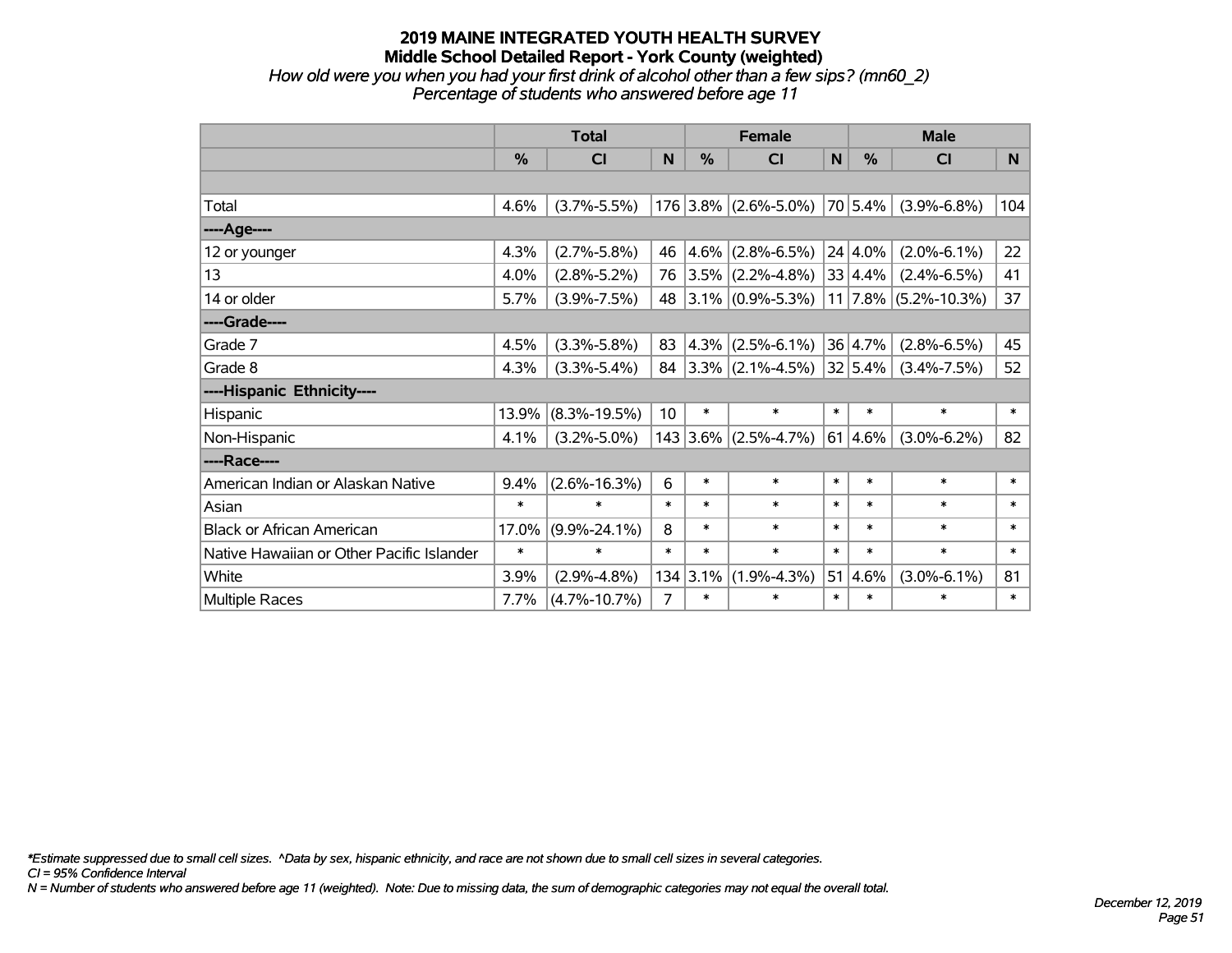# 2019 MAINE INTEGRATED YOUTH HEALTH SURVEY
## Middle School Detailed Report - York County (weighted)
*How old were you when you had your first drink of alcohol other than a few sips? (mn60_2)*
*Percentage of students who answered before age 11*

| | Total | | | Female | | | Male | | |
|---|---|---|---|---|---|---|---|---|---|
| | % | CI | N | % | CI | N | % | CI | N |
| | | | | | | | | | |
| Total | 4.6% | (3.7%-5.5%) | 176 | 3.8% | (2.6%-5.0%) | 70 | 5.4% | (3.9%-6.8%) | 104 |
| ----Age---- | | | | | | | | | |
| 12 or younger | 4.3% | (2.7%-5.8%) | 46 | 4.6% | (2.8%-6.5%) | 24 | 4.0% | (2.0%-6.1%) | 22 |
| 13 | 4.0% | (2.8%-5.2%) | 76 | 3.5% | (2.2%-4.8%) | 33 | 4.4% | (2.4%-6.5%) | 41 |
| 14 or older | 5.7% | (3.9%-7.5%) | 48 | 3.1% | (0.9%-5.3%) | 11 | 7.8% | (5.2%-10.3%) | 37 |
| ----Grade---- | | | | | | | | | |
| Grade 7 | 4.5% | (3.3%-5.8%) | 83 | 4.3% | (2.5%-6.1%) | 36 | 4.7% | (2.8%-6.5%) | 45 |
| Grade 8 | 4.3% | (3.3%-5.4%) | 84 | 3.3% | (2.1%-4.5%) | 32 | 5.4% | (3.4%-7.5%) | 52 |
| ----Hispanic Ethnicity---- | | | | | | | | | |
| Hispanic | 13.9% | (8.3%-19.5%) | 10 | * | * | * | * | * | * |
| Non-Hispanic | 4.1% | (3.2%-5.0%) | 143 | 3.6% | (2.5%-4.7%) | 61 | 4.6% | (3.0%-6.2%) | 82 |
| ----Race---- | | | | | | | | | |
| American Indian or Alaskan Native | 9.4% | (2.6%-16.3%) | 6 | * | * | * | * | * | * |
| Asian | * | * | * | * | * | * | * | * | * |
| Black or African American | 17.0% | (9.9%-24.1%) | 8 | * | * | * | * | * | * |
| Native Hawaiian or Other Pacific Islander | * | * | * | * | * | * | * | * | * |
| White | 3.9% | (2.9%-4.8%) | 134 | 3.1% | (1.9%-4.3%) | 51 | 4.6% | (3.0%-6.1%) | 81 |
| Multiple Races | 7.7% | (4.7%-10.7%) | 7 | * | * | * | * | * | * |

*\*Estimate suppressed due to small cell sizes. ^Data by sex, hispanic ethnicity, and race are not shown due to small cell sizes in several categories.*
*CI = 95% Confidence Interval*
*N = Number of students who answered before age 11 (weighted). Note: Due to missing data, the sum of demographic categories may not equal the overall total.*

*December 12, 2019*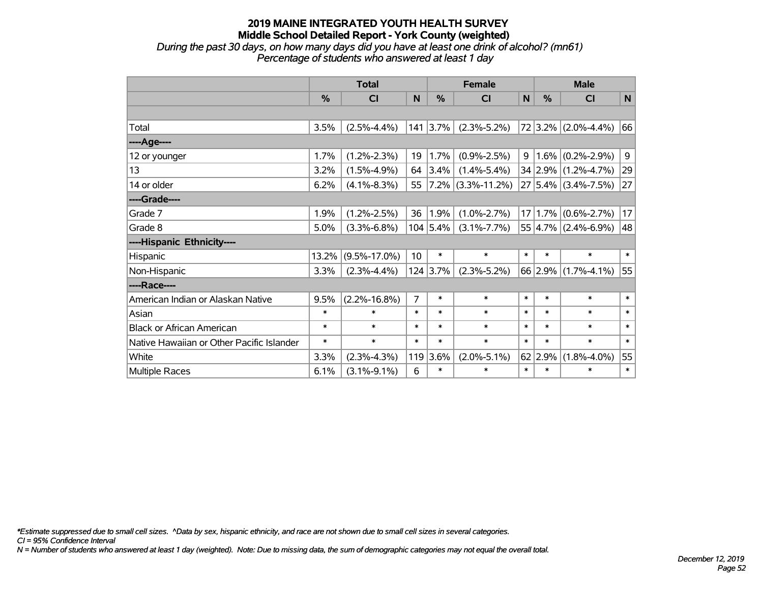# 2019 MAINE INTEGRATED YOUTH HEALTH SURVEY

## Middle School Detailed Report - York County (weighted)

*During the past 30 days, on how many days did you have at least one drink of alcohol? (mn61)*
*Percentage of students who answered at least 1 day*

| | Total | | | Female | | | Male | | |
|---|---|---|---|---|---|---|---|---|---|
| | % | CI | N | % | CI | N | % | CI | N |
| | | | | | | | | | |
| Total | 3.5% | (2.5%-4.4%) | 141 | 3.7% | (2.3%-5.2%) | 72 | 3.2% | (2.0%-4.4%) | 66 |
| ----Age---- | | | | | | | | | |
| 12 or younger | 1.7% | (1.2%-2.3%) | 19 | 1.7% | (0.9%-2.5%) | 9 | 1.6% | (0.2%-2.9%) | 9 |
| 13 | 3.2% | (1.5%-4.9%) | 64 | 3.4% | (1.4%-5.4%) | 34 | 2.9% | (1.2%-4.7%) | 29 |
| 14 or older | 6.2% | (4.1%-8.3%) | 55 | 7.2% | (3.3%-11.2%) | 27 | 5.4% | (3.4%-7.5%) | 27 |
| ----Grade---- | | | | | | | | | |
| Grade 7 | 1.9% | (1.2%-2.5%) | 36 | 1.9% | (1.0%-2.7%) | 17 | 1.7% | (0.6%-2.7%) | 17 |
| Grade 8 | 5.0% | (3.3%-6.8%) | 104 | 5.4% | (3.1%-7.7%) | 55 | 4.7% | (2.4%-6.9%) | 48 |
| ----Hispanic Ethnicity---- | | | | | | | | | |
| Hispanic | 13.2% | (9.5%-17.0%) | 10 | * | * | * | * | * | * |
| Non-Hispanic | 3.3% | (2.3%-4.4%) | 124 | 3.7% | (2.3%-5.2%) | 66 | 2.9% | (1.7%-4.1%) | 55 |
| ----Race---- | | | | | | | | | |
| American Indian or Alaskan Native | 9.5% | (2.2%-16.8%) | 7 | * | * | * | * | * | * |
| Asian | * | * | * | * | * | * | * | * | * |
| Black or African American | * | * | * | * | * | * | * | * | * |
| Native Hawaiian or Other Pacific Islander | * | * | * | * | * | * | * | * | * |
| White | 3.3% | (2.3%-4.3%) | 119 | 3.6% | (2.0%-5.1%) | 62 | 2.9% | (1.8%-4.0%) | 55 |
| Multiple Races | 6.1% | (3.1%-9.1%) | 6 | * | * | * | * | * | * |

*\*Estimate suppressed due to small cell sizes. ^Data by sex, hispanic ethnicity, and race are not shown due to small cell sizes in several categories.*
*CI = 95% Confidence Interval*
*N = Number of students who answered at least 1 day (weighted). Note: Due to missing data, the sum of demographic categories may not equal the overall total.*

*December 12, 2019*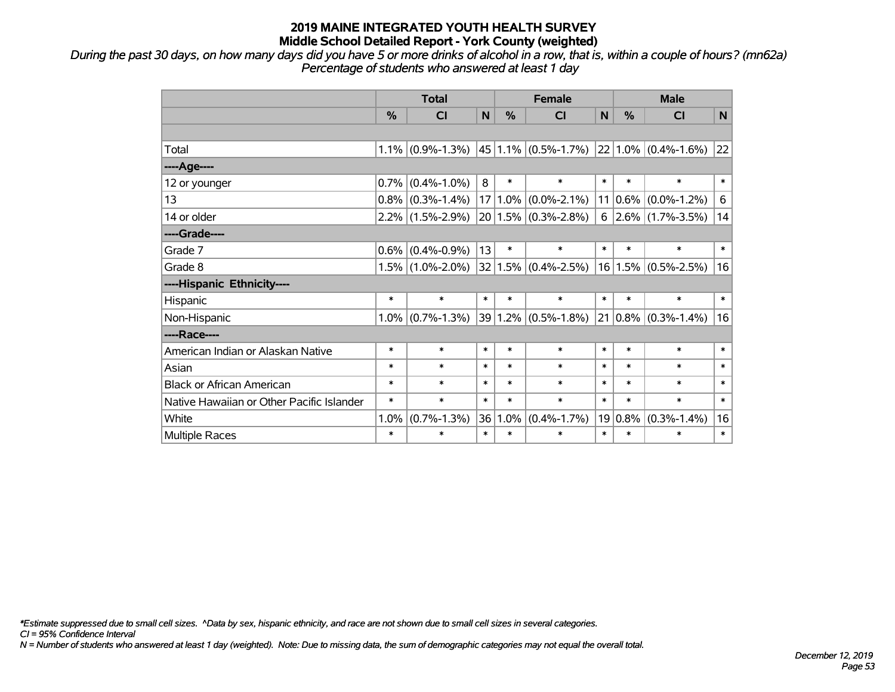# 2019 MAINE INTEGRATED YOUTH HEALTH SURVEY
## Middle School Detailed Report - York County (weighted)

*During the past 30 days, on how many days did you have 5 or more drinks of alcohol in a row, that is, within a couple of hours? (mn62a)*
*Percentage of students who answered at least 1 day*

| | Total | | | Female | | | Male | | |
|---|---|---|---|---|---|---|---|---|---|
| | % | CI | N | % | CI | N | % | CI | N |
| | | | | | | | | | |
| Total | 1.1% | (0.9%-1.3%) | 45 | 1.1% | (0.5%-1.7%) | 22 | 1.0% | (0.4%-1.6%) | 22 |
| ----Age---- | | | | | | | | | |
| 12 or younger | 0.7% | (0.4%-1.0%) | 8 | * | * | * | * | * | * |
| 13 | 0.8% | (0.3%-1.4%) | 17 | 1.0% | (0.0%-2.1%) | 11 | 0.6% | (0.0%-1.2%) | 6 |
| 14 or older | 2.2% | (1.5%-2.9%) | 20 | 1.5% | (0.3%-2.8%) | 6 | 2.6% | (1.7%-3.5%) | 14 |
| ----Grade---- | | | | | | | | | |
| Grade 7 | 0.6% | (0.4%-0.9%) | 13 | * | * | * | * | * | * |
| Grade 8 | 1.5% | (1.0%-2.0%) | 32 | 1.5% | (0.4%-2.5%) | 16 | 1.5% | (0.5%-2.5%) | 16 |
| ----Hispanic Ethnicity---- | | | | | | | | | |
| Hispanic | * | * | * | * | * | * | * | * | * |
| Non-Hispanic | 1.0% | (0.7%-1.3%) | 39 | 1.2% | (0.5%-1.8%) | 21 | 0.8% | (0.3%-1.4%) | 16 |
| ----Race---- | | | | | | | | | |
| American Indian or Alaskan Native | * | * | * | * | * | * | * | * | * |
| Asian | * | * | * | * | * | * | * | * | * |
| Black or African American | * | * | * | * | * | * | * | * | * |
| Native Hawaiian or Other Pacific Islander | * | * | * | * | * | * | * | * | * |
| White | 1.0% | (0.7%-1.3%) | 36 | 1.0% | (0.4%-1.7%) | 19 | 0.8% | (0.3%-1.4%) | 16 |
| Multiple Races | * | * | * | * | * | * | * | * | * |

*\*Estimate suppressed due to small cell sizes. ^Data by sex, hispanic ethnicity, and race are not shown due to small cell sizes in several categories.*
*CI = 95% Confidence Interval*
*N = Number of students who answered at least 1 day (weighted). Note: Due to missing data, the sum of demographic categories may not equal the overall total.*

*December 12, 2019*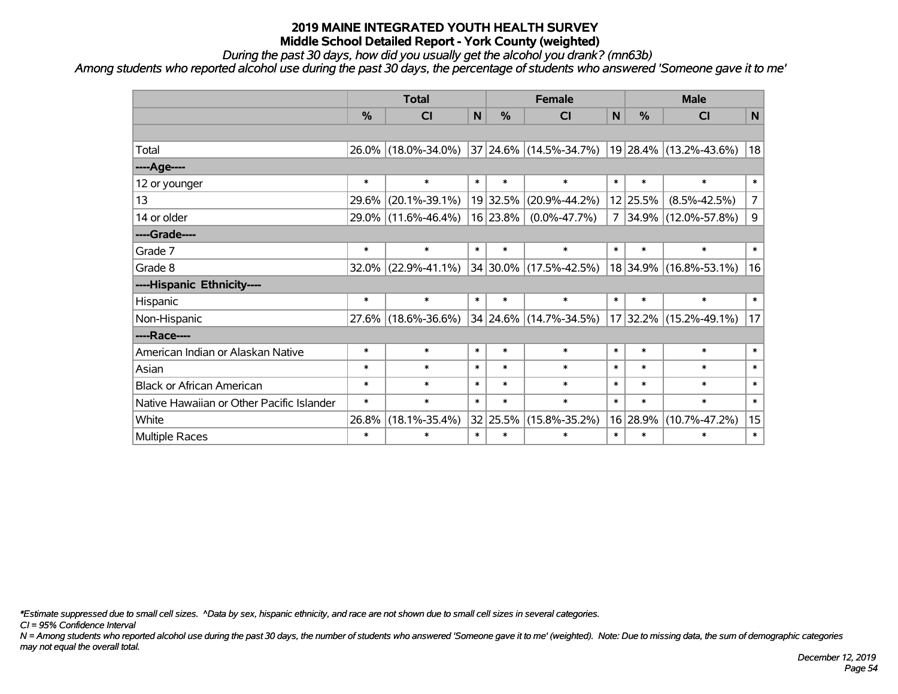# 2019 MAINE INTEGRATED YOUTH HEALTH SURVEY
## Middle School Detailed Report - York County (weighted)

*During the past 30 days, how did you usually get the alcohol you drank? (mn63b)*

*Among students who reported alcohol use during the past 30 days, the percentage of students who answered 'Someone gave it to me'*

| | Total | | | Female | | | Male | | |
|---|---|---|---|---|---|---|---|---|---|
| | % | CI | N | % | CI | N | % | CI | N |
| | | | | | | | | | |
| Total | 26.0% | (18.0%-34.0%) | 37 | 24.6% | (14.5%-34.7%) | 19 | 28.4% | (13.2%-43.6%) | 18 |
| ----Age---- | | | | | | | | | |
| 12 or younger | * | * | * | * | * | * | * | * | * |
| 13 | 29.6% | (20.1%-39.1%) | 19 | 32.5% | (20.9%-44.2%) | 12 | 25.5% | (8.5%-42.5%) | 7 |
| 14 or older | 29.0% | (11.6%-46.4%) | 16 | 23.8% | (0.0%-47.7%) | 7 | 34.9% | (12.0%-57.8%) | 9 |
| ----Grade---- | | | | | | | | | |
| Grade 7 | * | * | * | * | * | * | * | * | * |
| Grade 8 | 32.0% | (22.9%-41.1%) | 34 | 30.0% | (17.5%-42.5%) | 18 | 34.9% | (16.8%-53.1%) | 16 |
| ----Hispanic Ethnicity---- | | | | | | | | | |
| Hispanic | * | * | * | * | * | * | * | * | * |
| Non-Hispanic | 27.6% | (18.6%-36.6%) | 34 | 24.6% | (14.7%-34.5%) | 17 | 32.2% | (15.2%-49.1%) | 17 |
| ----Race---- | | | | | | | | | |
| American Indian or Alaskan Native | * | * | * | * | * | * | * | * | * |
| Asian | * | * | * | * | * | * | * | * | * |
| Black or African American | * | * | * | * | * | * | * | * | * |
| Native Hawaiian or Other Pacific Islander | * | * | * | * | * | * | * | * | * |
| White | 26.8% | (18.1%-35.4%) | 32 | 25.5% | (15.8%-35.2%) | 16 | 28.9% | (10.7%-47.2%) | 15 |
| Multiple Races | * | * | * | * | * | * | * | * | * |

*\*Estimate suppressed due to small cell sizes. ^Data by sex, hispanic ethnicity, and race are not shown due to small cell sizes in several categories.*

*CI = 95% Confidence Interval*

*N = Among students who reported alcohol use during the past 30 days, the number of students who answered 'Someone gave it to me' (weighted). Note: Due to missing data, the sum of demographic categories may not equal the overall total.*

*December 12, 2019*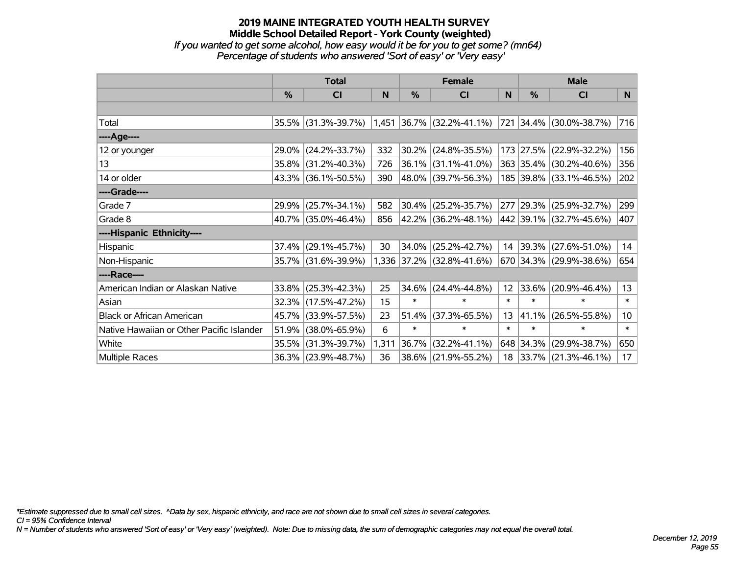# 2019 MAINE INTEGRATED YOUTH HEALTH SURVEY

## Middle School Detailed Report - York County (weighted)

*If you wanted to get some alcohol, how easy would it be for you to get some? (mn64)*
*Percentage of students who answered 'Sort of easy' or 'Very easy'*

| | Total | | | Female | | | Male | | |
|---|---|---|---|---|---|---|---|---|---|
| | % | CI | N | % | CI | N | % | CI | N |
| Total | 35.5% | (31.3%-39.7%) | 1,451 | 36.7% | (32.2%-41.1%) | 721 | 34.4% | (30.0%-38.7%) | 716 |
| ----Age---- | | | | | | | | | |
| 12 or younger | 29.0% | (24.2%-33.7%) | 332 | 30.2% | (24.8%-35.5%) | 173 | 27.5% | (22.9%-32.2%) | 156 |
| 13 | 35.8% | (31.2%-40.3%) | 726 | 36.1% | (31.1%-41.0%) | 363 | 35.4% | (30.2%-40.6%) | 356 |
| 14 or older | 43.3% | (36.1%-50.5%) | 390 | 48.0% | (39.7%-56.3%) | 185 | 39.8% | (33.1%-46.5%) | 202 |
| ----Grade---- | | | | | | | | | |
| Grade 7 | 29.9% | (25.7%-34.1%) | 582 | 30.4% | (25.2%-35.7%) | 277 | 29.3% | (25.9%-32.7%) | 299 |
| Grade 8 | 40.7% | (35.0%-46.4%) | 856 | 42.2% | (36.2%-48.1%) | 442 | 39.1% | (32.7%-45.6%) | 407 |
| ----Hispanic Ethnicity---- | | | | | | | | | |
| Hispanic | 37.4% | (29.1%-45.7%) | 30 | 34.0% | (25.2%-42.7%) | 14 | 39.3% | (27.6%-51.0%) | 14 |
| Non-Hispanic | 35.7% | (31.6%-39.9%) | 1,336 | 37.2% | (32.8%-41.6%) | 670 | 34.3% | (29.9%-38.6%) | 654 |
| ----Race---- | | | | | | | | | |
| American Indian or Alaskan Native | 33.8% | (25.3%-42.3%) | 25 | 34.6% | (24.4%-44.8%) | 12 | 33.6% | (20.9%-46.4%) | 13 |
| Asian | 32.3% | (17.5%-47.2%) | 15 | * | * | * | * | * | * |
| Black or African American | 45.7% | (33.9%-57.5%) | 23 | 51.4% | (37.3%-65.5%) | 13 | 41.1% | (26.5%-55.8%) | 10 |
| Native Hawaiian or Other Pacific Islander | 51.9% | (38.0%-65.9%) | 6 | * | * | * | * | * | * |
| White | 35.5% | (31.3%-39.7%) | 1,311 | 36.7% | (32.2%-41.1%) | 648 | 34.3% | (29.9%-38.7%) | 650 |
| Multiple Races | 36.3% | (23.9%-48.7%) | 36 | 38.6% | (21.9%-55.2%) | 18 | 33.7% | (21.3%-46.1%) | 17 |

*\*Estimate suppressed due to small cell sizes. ^Data by sex, hispanic ethnicity, and race are not shown due to small cell sizes in several categories.*
*CI = 95% Confidence Interval*
*N = Number of students who answered 'Sort of easy' or 'Very easy' (weighted). Note: Due to missing data, the sum of demographic categories may not equal the overall total.*

*December 12, 2019*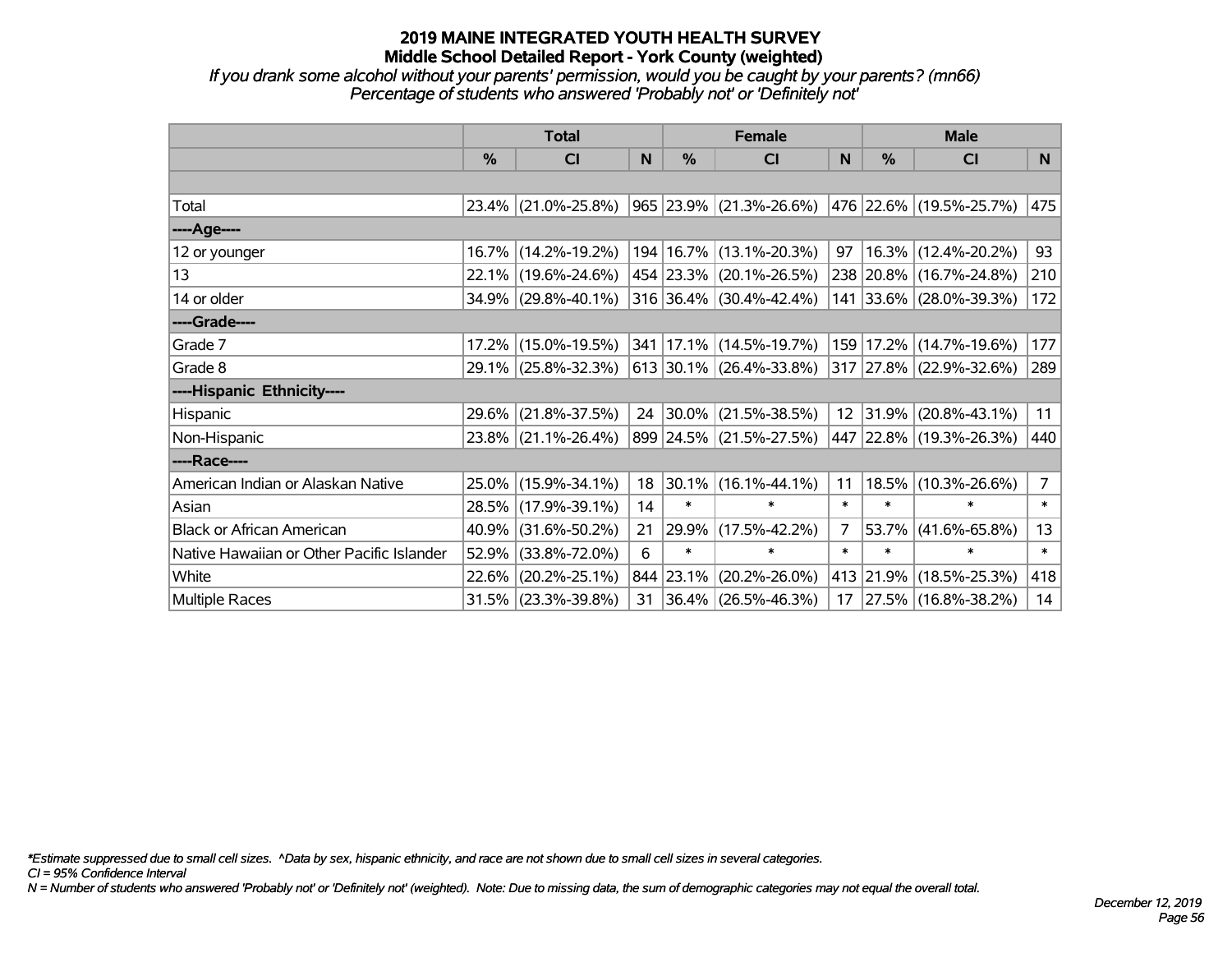# 2019 MAINE INTEGRATED YOUTH HEALTH SURVEY
## Middle School Detailed Report - York County (weighted)

*If you drank some alcohol without your parents' permission, would you be caught by your parents? (mn66)*
*Percentage of students who answered 'Probably not' or 'Definitely not'*

| | Total | | | Female | | | Male | | |
|---|---|---|---|---|---|---|---|---|---|
| | % | CI | N | % | CI | N | % | CI | N |
| Total | 23.4% | (21.0%-25.8%) | 965 | 23.9% | (21.3%-26.6%) | 476 | 22.6% | (19.5%-25.7%) | 475 |
| ----Age---- | | | | | | | | | |
| 12 or younger | 16.7% | (14.2%-19.2%) | 194 | 16.7% | (13.1%-20.3%) | 97 | 16.3% | (12.4%-20.2%) | 93 |
| 13 | 22.1% | (19.6%-24.6%) | 454 | 23.3% | (20.1%-26.5%) | 238 | 20.8% | (16.7%-24.8%) | 210 |
| 14 or older | 34.9% | (29.8%-40.1%) | 316 | 36.4% | (30.4%-42.4%) | 141 | 33.6% | (28.0%-39.3%) | 172 |
| ----Grade---- | | | | | | | | | |
| Grade 7 | 17.2% | (15.0%-19.5%) | 341 | 17.1% | (14.5%-19.7%) | 159 | 17.2% | (14.7%-19.6%) | 177 |
| Grade 8 | 29.1% | (25.8%-32.3%) | 613 | 30.1% | (26.4%-33.8%) | 317 | 27.8% | (22.9%-32.6%) | 289 |
| ----Hispanic Ethnicity---- | | | | | | | | | |
| Hispanic | 29.6% | (21.8%-37.5%) | 24 | 30.0% | (21.5%-38.5%) | 12 | 31.9% | (20.8%-43.1%) | 11 |
| Non-Hispanic | 23.8% | (21.1%-26.4%) | 899 | 24.5% | (21.5%-27.5%) | 447 | 22.8% | (19.3%-26.3%) | 440 |
| ----Race---- | | | | | | | | | |
| American Indian or Alaskan Native | 25.0% | (15.9%-34.1%) | 18 | 30.1% | (16.1%-44.1%) | 11 | 18.5% | (10.3%-26.6%) | 7 |
| Asian | 28.5% | (17.9%-39.1%) | 14 | * | * | * | * | * | * |
| Black or African American | 40.9% | (31.6%-50.2%) | 21 | 29.9% | (17.5%-42.2%) | 7 | 53.7% | (41.6%-65.8%) | 13 |
| Native Hawaiian or Other Pacific Islander | 52.9% | (33.8%-72.0%) | 6 | * | * | * | * | * | * |
| White | 22.6% | (20.2%-25.1%) | 844 | 23.1% | (20.2%-26.0%) | 413 | 21.9% | (18.5%-25.3%) | 418 |
| Multiple Races | 31.5% | (23.3%-39.8%) | 31 | 36.4% | (26.5%-46.3%) | 17 | 27.5% | (16.8%-38.2%) | 14 |

*\*Estimate suppressed due to small cell sizes. ^Data by sex, hispanic ethnicity, and race are not shown due to small cell sizes in several categories.*
*CI = 95% Confidence Interval*
*N = Number of students who answered 'Probably not' or 'Definitely not' (weighted). Note: Due to missing data, the sum of demographic categories may not equal the overall total.*

*December 12, 2019*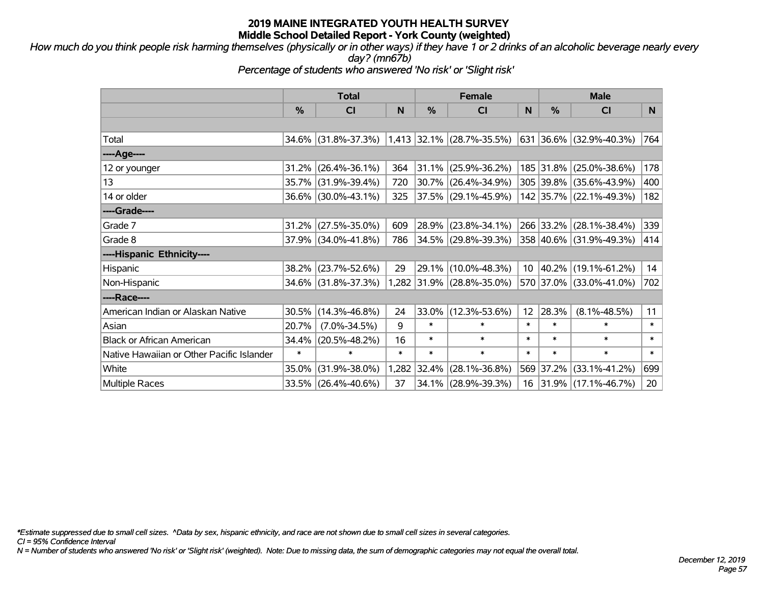# 2019 MAINE INTEGRATED YOUTH HEALTH SURVEY
## Middle School Detailed Report - York County (weighted)

*How much do you think people risk harming themselves (physically or in other ways) if they have 1 or 2 drinks of an alcoholic beverage nearly every day? (mn67b)*

*Percentage of students who answered 'No risk' or 'Slight risk'*

| | Total | | | Female | | | Male | | |
|---|---|---|---|---|---|---|---|---|---|
| | % | CI | N | % | CI | N | % | CI | N |
| Total | 34.6% | (31.8%-37.3%) | 1,413 | 32.1% | (28.7%-35.5%) | 631 | 36.6% | (32.9%-40.3%) | 764 |
| ----Age---- | | | | | | | | | |
| 12 or younger | 31.2% | (26.4%-36.1%) | 364 | 31.1% | (25.9%-36.2%) | 185 | 31.8% | (25.0%-38.6%) | 178 |
| 13 | 35.7% | (31.9%-39.4%) | 720 | 30.7% | (26.4%-34.9%) | 305 | 39.8% | (35.6%-43.9%) | 400 |
| 14 or older | 36.6% | (30.0%-43.1%) | 325 | 37.5% | (29.1%-45.9%) | 142 | 35.7% | (22.1%-49.3%) | 182 |
| ----Grade---- | | | | | | | | | |
| Grade 7 | 31.2% | (27.5%-35.0%) | 609 | 28.9% | (23.8%-34.1%) | 266 | 33.2% | (28.1%-38.4%) | 339 |
| Grade 8 | 37.9% | (34.0%-41.8%) | 786 | 34.5% | (29.8%-39.3%) | 358 | 40.6% | (31.9%-49.3%) | 414 |
| ----Hispanic Ethnicity---- | | | | | | | | | |
| Hispanic | 38.2% | (23.7%-52.6%) | 29 | 29.1% | (10.0%-48.3%) | 10 | 40.2% | (19.1%-61.2%) | 14 |
| Non-Hispanic | 34.6% | (31.8%-37.3%) | 1,282 | 31.9% | (28.8%-35.0%) | 570 | 37.0% | (33.0%-41.0%) | 702 |
| ----Race---- | | | | | | | | | |
| American Indian or Alaskan Native | 30.5% | (14.3%-46.8%) | 24 | 33.0% | (12.3%-53.6%) | 12 | 28.3% | (8.1%-48.5%) | 11 |
| Asian | 20.7% | (7.0%-34.5%) | 9 | * | * | * | * | * | * |
| Black or African American | 34.4% | (20.5%-48.2%) | 16 | * | * | * | * | * | * |
| Native Hawaiian or Other Pacific Islander | * | * | * | * | * | * | * | * | * |
| White | 35.0% | (31.9%-38.0%) | 1,282 | 32.4% | (28.1%-36.8%) | 569 | 37.2% | (33.1%-41.2%) | 699 |
| Multiple Races | 33.5% | (26.4%-40.6%) | 37 | 34.1% | (28.9%-39.3%) | 16 | 31.9% | (17.1%-46.7%) | 20 |

*\*Estimate suppressed due to small cell sizes. ^Data by sex, hispanic ethnicity, and race are not shown due to small cell sizes in several categories.*

*CI = 95% Confidence Interval*

*N = Number of students who answered 'No risk' or 'Slight risk' (weighted). Note: Due to missing data, the sum of demographic categories may not equal the overall total.*

*December 12, 2019*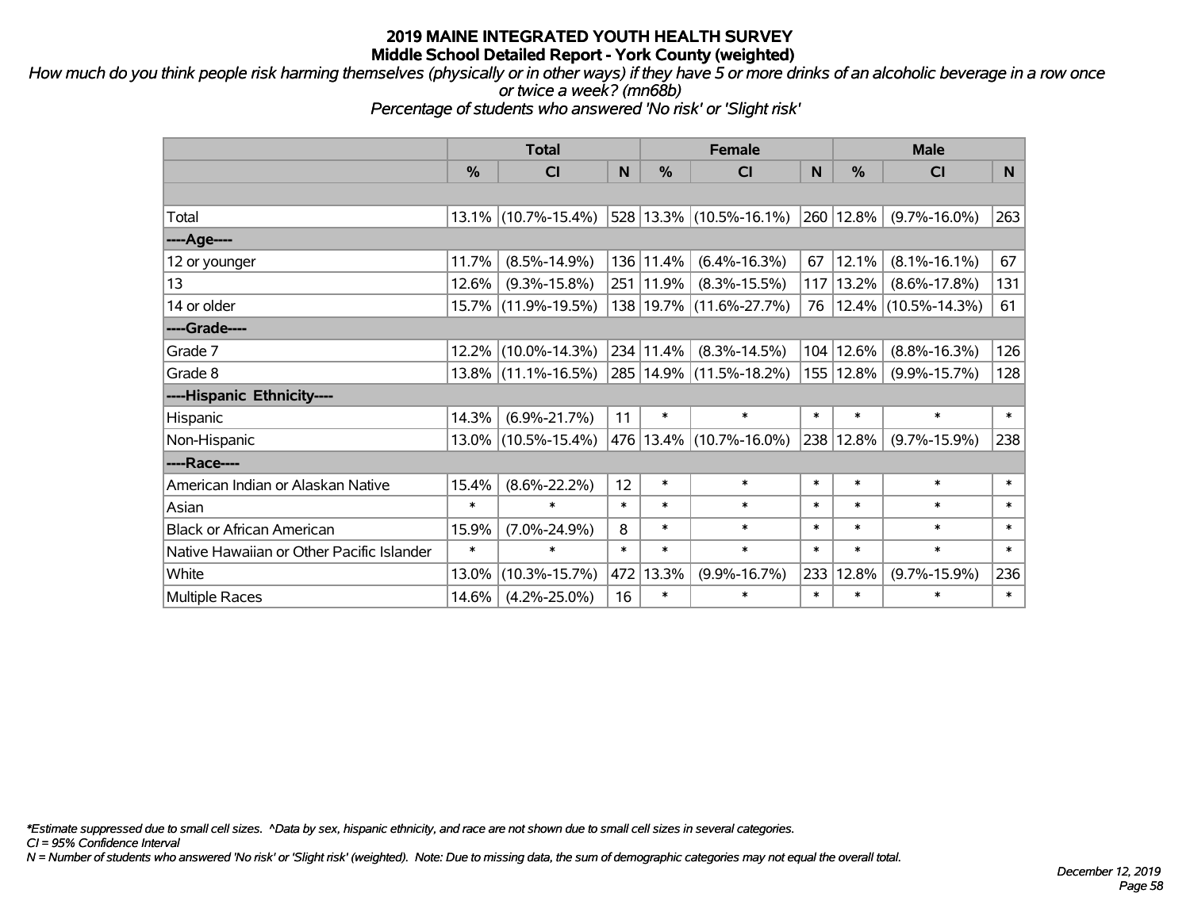# 2019 MAINE INTEGRATED YOUTH HEALTH SURVEY
## Middle School Detailed Report - York County (weighted)

*How much do you think people risk harming themselves (physically or in other ways) if they have 5 or more drinks of an alcoholic beverage in a row once or twice a week? (mn68b)*
*Percentage of students who answered 'No risk' or 'Slight risk'*

| | Total | | | Female | | | Male | | |
|---|---|---|---|---|---|---|---|---|---|
| | % | CI | N | % | CI | N | % | CI | N |
| Total | 13.1% | (10.7%-15.4%) | 528 | 13.3% | (10.5%-16.1%) | 260 | 12.8% | (9.7%-16.0%) | 263 |
| ----Age---- | | | | | | | | | |
| 12 or younger | 11.7% | (8.5%-14.9%) | 136 | 11.4% | (6.4%-16.3%) | 67 | 12.1% | (8.1%-16.1%) | 67 |
| 13 | 12.6% | (9.3%-15.8%) | 251 | 11.9% | (8.3%-15.5%) | 117 | 13.2% | (8.6%-17.8%) | 131 |
| 14 or older | 15.7% | (11.9%-19.5%) | 138 | 19.7% | (11.6%-27.7%) | 76 | 12.4% | (10.5%-14.3%) | 61 |
| ----Grade---- | | | | | | | | | |
| Grade 7 | 12.2% | (10.0%-14.3%) | 234 | 11.4% | (8.3%-14.5%) | 104 | 12.6% | (8.8%-16.3%) | 126 |
| Grade 8 | 13.8% | (11.1%-16.5%) | 285 | 14.9% | (11.5%-18.2%) | 155 | 12.8% | (9.9%-15.7%) | 128 |
| ----Hispanic Ethnicity---- | | | | | | | | | |
| Hispanic | 14.3% | (6.9%-21.7%) | 11 | * | * | * | * | * | * |
| Non-Hispanic | 13.0% | (10.5%-15.4%) | 476 | 13.4% | (10.7%-16.0%) | 238 | 12.8% | (9.7%-15.9%) | 238 |
| ----Race---- | | | | | | | | | |
| American Indian or Alaskan Native | 15.4% | (8.6%-22.2%) | 12 | * | * | * | * | * | * |
| Asian | * | * | * | * | * | * | * | * | * |
| Black or African American | 15.9% | (7.0%-24.9%) | 8 | * | * | * | * | * | * |
| Native Hawaiian or Other Pacific Islander | * | * | * | * | * | * | * | * | * |
| White | 13.0% | (10.3%-15.7%) | 472 | 13.3% | (9.9%-16.7%) | 233 | 12.8% | (9.7%-15.9%) | 236 |
| Multiple Races | 14.6% | (4.2%-25.0%) | 16 | * | * | * | * | * | * |

*\*Estimate suppressed due to small cell sizes. ^Data by sex, hispanic ethnicity, and race are not shown due to small cell sizes in several categories.*
*CI = 95% Confidence Interval*
*N = Number of students who answered 'No risk' or 'Slight risk' (weighted). Note: Due to missing data, the sum of demographic categories may not equal the overall total.*

*December 12, 2019*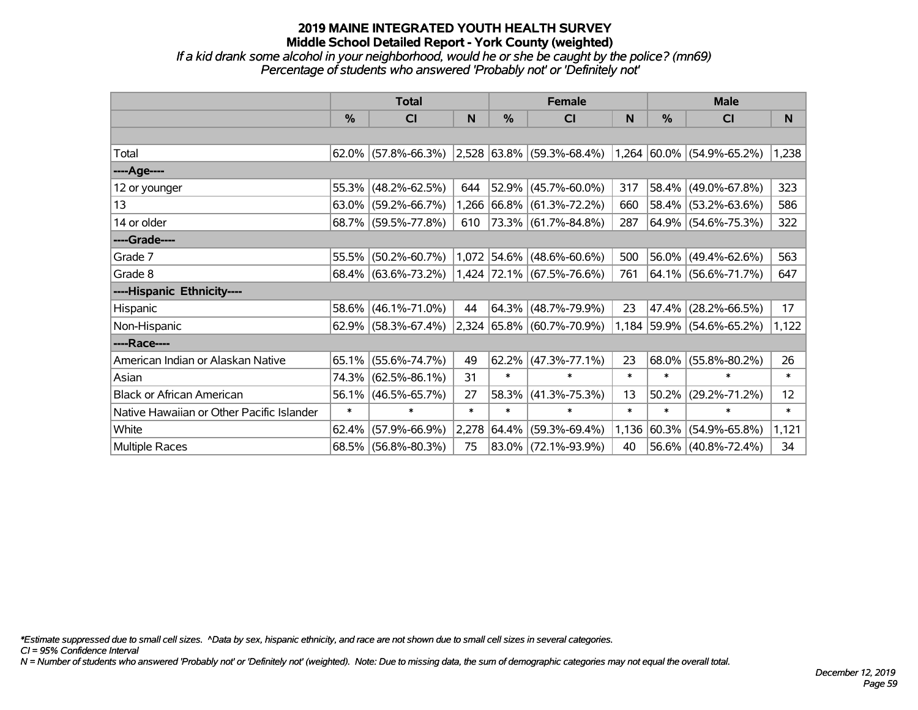# 2019 MAINE INTEGRATED YOUTH HEALTH SURVEY
## Middle School Detailed Report - York County (weighted)

*If a kid drank some alcohol in your neighborhood, would he or she be caught by the police? (mn69)*
*Percentage of students who answered 'Probably not' or 'Definitely not'*

| | Total | | | Female | | | Male | | |
|---|---|---|---|---|---|---|---|---|---|
| | % | CI | N | % | CI | N | % | CI | N |
| Total | 62.0% | (57.8%-66.3%) | 2,528 | 63.8% | (59.3%-68.4%) | 1,264 | 60.0% | (54.9%-65.2%) | 1,238 |
| ----Age---- | | | | | | | | | |
| 12 or younger | 55.3% | (48.2%-62.5%) | 644 | 52.9% | (45.7%-60.0%) | 317 | 58.4% | (49.0%-67.8%) | 323 |
| 13 | 63.0% | (59.2%-66.7%) | 1,266 | 66.8% | (61.3%-72.2%) | 660 | 58.4% | (53.2%-63.6%) | 586 |
| 14 or older | 68.7% | (59.5%-77.8%) | 610 | 73.3% | (61.7%-84.8%) | 287 | 64.9% | (54.6%-75.3%) | 322 |
| ----Grade---- | | | | | | | | | |
| Grade 7 | 55.5% | (50.2%-60.7%) | 1,072 | 54.6% | (48.6%-60.6%) | 500 | 56.0% | (49.4%-62.6%) | 563 |
| Grade 8 | 68.4% | (63.6%-73.2%) | 1,424 | 72.1% | (67.5%-76.6%) | 761 | 64.1% | (56.6%-71.7%) | 647 |
| ----Hispanic Ethnicity---- | | | | | | | | | |
| Hispanic | 58.6% | (46.1%-71.0%) | 44 | 64.3% | (48.7%-79.9%) | 23 | 47.4% | (28.2%-66.5%) | 17 |
| Non-Hispanic | 62.9% | (58.3%-67.4%) | 2,324 | 65.8% | (60.7%-70.9%) | 1,184 | 59.9% | (54.6%-65.2%) | 1,122 |
| ----Race---- | | | | | | | | | |
| American Indian or Alaskan Native | 65.1% | (55.6%-74.7%) | 49 | 62.2% | (47.3%-77.1%) | 23 | 68.0% | (55.8%-80.2%) | 26 |
| Asian | 74.3% | (62.5%-86.1%) | 31 | * | * | * | * | * | * |
| Black or African American | 56.1% | (46.5%-65.7%) | 27 | 58.3% | (41.3%-75.3%) | 13 | 50.2% | (29.2%-71.2%) | 12 |
| Native Hawaiian or Other Pacific Islander | * | * | * | * | * | * | * | * | * |
| White | 62.4% | (57.9%-66.9%) | 2,278 | 64.4% | (59.3%-69.4%) | 1,136 | 60.3% | (54.9%-65.8%) | 1,121 |
| Multiple Races | 68.5% | (56.8%-80.3%) | 75 | 83.0% | (72.1%-93.9%) | 40 | 56.6% | (40.8%-72.4%) | 34 |

*\*Estimate suppressed due to small cell sizes. ^Data by sex, hispanic ethnicity, and race are not shown due to small cell sizes in several categories.*
*CI = 95% Confidence Interval*
*N = Number of students who answered 'Probably not' or 'Definitely not' (weighted). Note: Due to missing data, the sum of demographic categories may not equal the overall total.*

*December 12, 2019*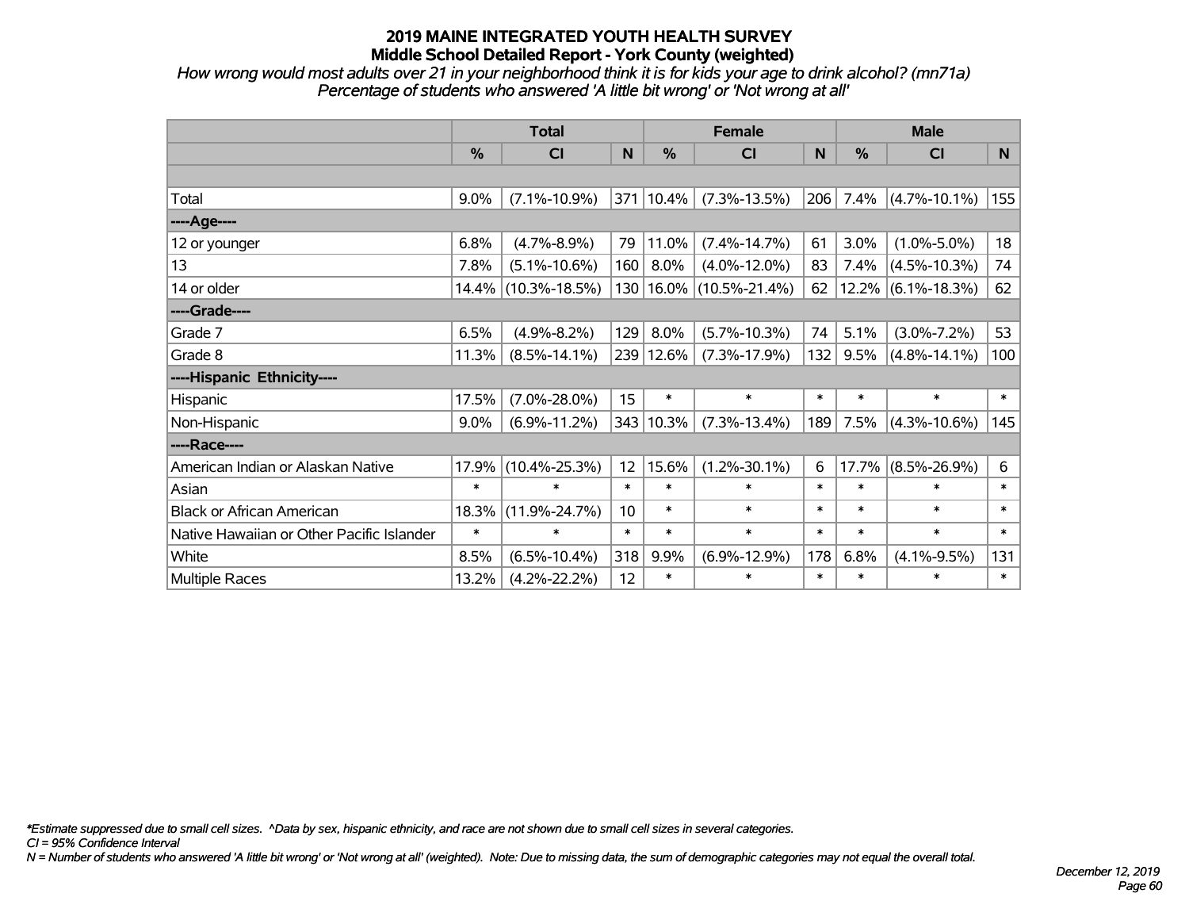# 2019 MAINE INTEGRATED YOUTH HEALTH SURVEY
## Middle School Detailed Report - York County (weighted)

*How wrong would most adults over 21 in your neighborhood think it is for kids your age to drink alcohol? (mn71a)*
*Percentage of students who answered 'A little bit wrong' or 'Not wrong at all'*

| | Total | | | Female | | | Male | | |
|---|---|---|---|---|---|---|---|---|---|
| | % | CI | N | % | CI | N | % | CI | N |
| | | | | | | | | | |
| Total | 9.0% | (7.1%-10.9%) | 371 | 10.4% | (7.3%-13.5%) | 206 | 7.4% | (4.7%-10.1%) | 155 |
| ----Age---- | | | | | | | | | |
| 12 or younger | 6.8% | (4.7%-8.9%) | 79 | 11.0% | (7.4%-14.7%) | 61 | 3.0% | (1.0%-5.0%) | 18 |
| 13 | 7.8% | (5.1%-10.6%) | 160 | 8.0% | (4.0%-12.0%) | 83 | 7.4% | (4.5%-10.3%) | 74 |
| 14 or older | 14.4% | (10.3%-18.5%) | 130 | 16.0% | (10.5%-21.4%) | 62 | 12.2% | (6.1%-18.3%) | 62 |
| ----Grade---- | | | | | | | | | |
| Grade 7 | 6.5% | (4.9%-8.2%) | 129 | 8.0% | (5.7%-10.3%) | 74 | 5.1% | (3.0%-7.2%) | 53 |
| Grade 8 | 11.3% | (8.5%-14.1%) | 239 | 12.6% | (7.3%-17.9%) | 132 | 9.5% | (4.8%-14.1%) | 100 |
| ----Hispanic Ethnicity---- | | | | | | | | | |
| Hispanic | 17.5% | (7.0%-28.0%) | 15 | * | * | * | * | * | * |
| Non-Hispanic | 9.0% | (6.9%-11.2%) | 343 | 10.3% | (7.3%-13.4%) | 189 | 7.5% | (4.3%-10.6%) | 145 |
| ----Race---- | | | | | | | | | |
| American Indian or Alaskan Native | 17.9% | (10.4%-25.3%) | 12 | 15.6% | (1.2%-30.1%) | 6 | 17.7% | (8.5%-26.9%) | 6 |
| Asian | * | * | * | * | * | * | * | * | * |
| Black or African American | 18.3% | (11.9%-24.7%) | 10 | * | * | * | * | * | * |
| Native Hawaiian or Other Pacific Islander | * | * | * | * | * | * | * | * | * |
| White | 8.5% | (6.5%-10.4%) | 318 | 9.9% | (6.9%-12.9%) | 178 | 6.8% | (4.1%-9.5%) | 131 |
| Multiple Races | 13.2% | (4.2%-22.2%) | 12 | * | * | * | * | * | * |

*\*Estimate suppressed due to small cell sizes. ^Data by sex, hispanic ethnicity, and race are not shown due to small cell sizes in several categories.*
*CI = 95% Confidence Interval*
*N = Number of students who answered 'A little bit wrong' or 'Not wrong at all' (weighted). Note: Due to missing data, the sum of demographic categories may not equal the overall total.*

*December 12, 2019*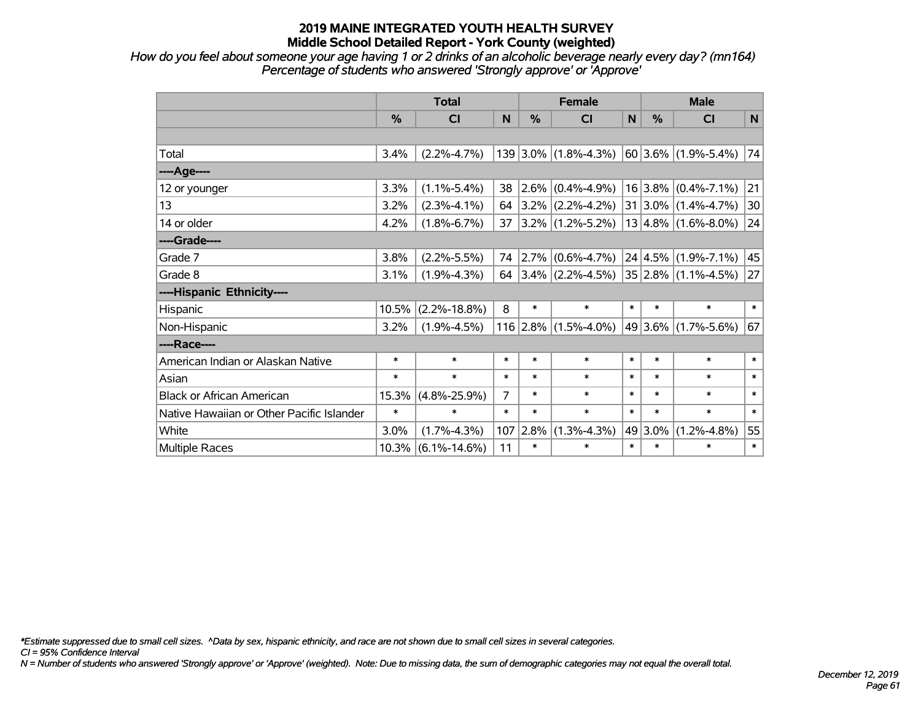**2019 MAINE INTEGRATED YOUTH HEALTH SURVEY**
**Middle School Detailed Report - York County (weighted)**
*How do you feel about someone your age having 1 or 2 drinks of an alcoholic beverage nearly every day? (mn164)*
*Percentage of students who answered 'Strongly approve' or 'Approve'*

| | Total | | | Female | | | Male | | |
|---|---|---|---|---|---|---|---|---|---|
| | % | CI | N | % | CI | N | % | CI | N |
| | | | | | | | | | |
| Total | 3.4% | (2.2%-4.7%) | 139 | 3.0% | (1.8%-4.3%) | 60 | 3.6% | (1.9%-5.4%) | 74 |
| ----Age---- | | | | | | | | | |
| 12 or younger | 3.3% | (1.1%-5.4%) | 38 | 2.6% | (0.4%-4.9%) | 16 | 3.8% | (0.4%-7.1%) | 21 |
| 13 | 3.2% | (2.3%-4.1%) | 64 | 3.2% | (2.2%-4.2%) | 31 | 3.0% | (1.4%-4.7%) | 30 |
| 14 or older | 4.2% | (1.8%-6.7%) | 37 | 3.2% | (1.2%-5.2%) | 13 | 4.8% | (1.6%-8.0%) | 24 |
| ----Grade---- | | | | | | | | | |
| Grade 7 | 3.8% | (2.2%-5.5%) | 74 | 2.7% | (0.6%-4.7%) | 24 | 4.5% | (1.9%-7.1%) | 45 |
| Grade 8 | 3.1% | (1.9%-4.3%) | 64 | 3.4% | (2.2%-4.5%) | 35 | 2.8% | (1.1%-4.5%) | 27 |
| ----Hispanic Ethnicity---- | | | | | | | | | |
| Hispanic | 10.5% | (2.2%-18.8%) | 8 | * | * | * | * | * | * |
| Non-Hispanic | 3.2% | (1.9%-4.5%) | 116 | 2.8% | (1.5%-4.0%) | 49 | 3.6% | (1.7%-5.6%) | 67 |
| ----Race---- | | | | | | | | | |
| American Indian or Alaskan Native | * | * | * | * | * | * | * | * | * |
| Asian | * | * | * | * | * | * | * | * | * |
| Black or African American | 15.3% | (4.8%-25.9%) | 7 | * | * | * | * | * | * |
| Native Hawaiian or Other Pacific Islander | * | * | * | * | * | * | * | * | * |
| White | 3.0% | (1.7%-4.3%) | 107 | 2.8% | (1.3%-4.3%) | 49 | 3.0% | (1.2%-4.8%) | 55 |
| Multiple Races | 10.3% | (6.1%-14.6%) | 11 | * | * | * | * | * | * |

*\*Estimate suppressed due to small cell sizes. ^Data by sex, hispanic ethnicity, and race are not shown due to small cell sizes in several categories.*
*CI = 95% Confidence Interval*
*N = Number of students who answered 'Strongly approve' or 'Approve' (weighted). Note: Due to missing data, the sum of demographic categories may not equal the overall total.*

*December 12, 2019*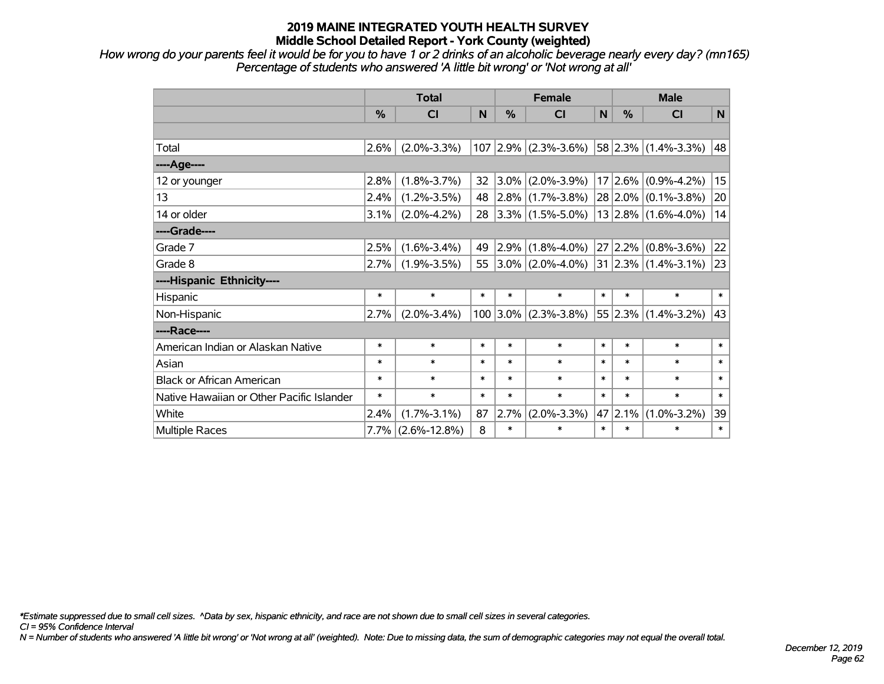# 2019 MAINE INTEGRATED YOUTH HEALTH SURVEY
## Middle School Detailed Report - York County (weighted)

*How wrong do your parents feel it would be for you to have 1 or 2 drinks of an alcoholic beverage nearly every day? (mn165) Percentage of students who answered 'A little bit wrong' or 'Not wrong at all'*

| | Total | | | Female | | | Male | | |
|---|---|---|---|---|---|---|---|---|---|
| | % | CI | N | % | CI | N | % | CI | N |
| | | | | | | | | | |
| Total | 2.6% | (2.0%-3.3%) | 107 | 2.9% | (2.3%-3.6%) | 58 | 2.3% | (1.4%-3.3%) | 48 |
| ----Age---- | | | | | | | | | |
| 12 or younger | 2.8% | (1.8%-3.7%) | 32 | 3.0% | (2.0%-3.9%) | 17 | 2.6% | (0.9%-4.2%) | 15 |
| 13 | 2.4% | (1.2%-3.5%) | 48 | 2.8% | (1.7%-3.8%) | 28 | 2.0% | (0.1%-3.8%) | 20 |
| 14 or older | 3.1% | (2.0%-4.2%) | 28 | 3.3% | (1.5%-5.0%) | 13 | 2.8% | (1.6%-4.0%) | 14 |
| ----Grade---- | | | | | | | | | |
| Grade 7 | 2.5% | (1.6%-3.4%) | 49 | 2.9% | (1.8%-4.0%) | 27 | 2.2% | (0.8%-3.6%) | 22 |
| Grade 8 | 2.7% | (1.9%-3.5%) | 55 | 3.0% | (2.0%-4.0%) | 31 | 2.3% | (1.4%-3.1%) | 23 |
| ----Hispanic Ethnicity---- | | | | | | | | | |
| Hispanic | * | * | * | * | * | * | * | * | * |
| Non-Hispanic | 2.7% | (2.0%-3.4%) | 100 | 3.0% | (2.3%-3.8%) | 55 | 2.3% | (1.4%-3.2%) | 43 |
| ----Race---- | | | | | | | | | |
| American Indian or Alaskan Native | * | * | * | * | * | * | * | * | * |
| Asian | * | * | * | * | * | * | * | * | * |
| Black or African American | * | * | * | * | * | * | * | * | * |
| Native Hawaiian or Other Pacific Islander | * | * | * | * | * | * | * | * | * |
| White | 2.4% | (1.7%-3.1%) | 87 | 2.7% | (2.0%-3.3%) | 47 | 2.1% | (1.0%-3.2%) | 39 |
| Multiple Races | 7.7% | (2.6%-12.8%) | 8 | * | * | * | * | * | * |

*\*Estimate suppressed due to small cell sizes. ^Data by sex, hispanic ethnicity, and race are not shown due to small cell sizes in several categories.*

*CI = 95% Confidence Interval*

*N = Number of students who answered 'A little bit wrong' or 'Not wrong at all' (weighted). Note: Due to missing data, the sum of demographic categories may not equal the overall total.*

*December 12, 2019*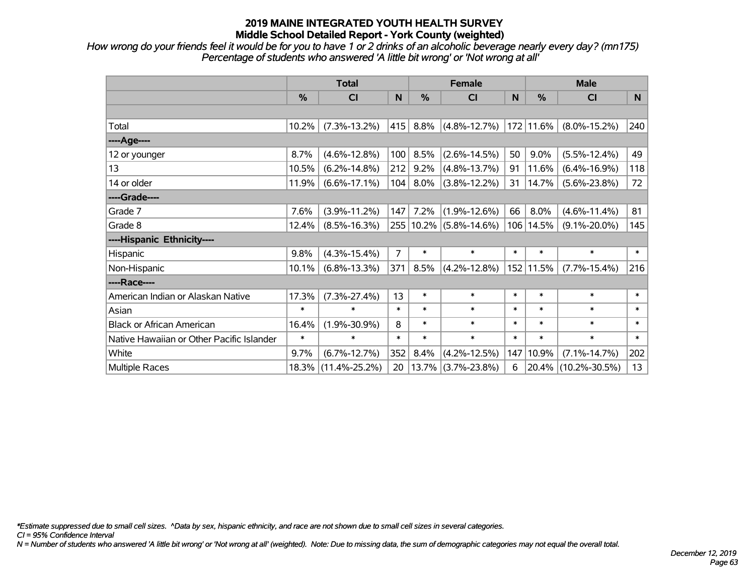# 2019 MAINE INTEGRATED YOUTH HEALTH SURVEY
## Middle School Detailed Report - York County (weighted)

*How wrong do your friends feel it would be for you to have 1 or 2 drinks of an alcoholic beverage nearly every day? (mn175)*
*Percentage of students who answered 'A little bit wrong' or 'Not wrong at all'*

| | Total | | | Female | | | Male | | |
|---|---|---|---|---|---|---|---|---|---|
| | % | CI | N | % | CI | N | % | CI | N |
| | | | | | | | | | |
| Total | 10.2% | (7.3%-13.2%) | 415 | 8.8% | (4.8%-12.7%) | 172 | 11.6% | (8.0%-15.2%) | 240 |
| ----Age---- | | | | | | | | | |
| 12 or younger | 8.7% | (4.6%-12.8%) | 100 | 8.5% | (2.6%-14.5%) | 50 | 9.0% | (5.5%-12.4%) | 49 |
| 13 | 10.5% | (6.2%-14.8%) | 212 | 9.2% | (4.8%-13.7%) | 91 | 11.6% | (6.4%-16.9%) | 118 |
| 14 or older | 11.9% | (6.6%-17.1%) | 104 | 8.0% | (3.8%-12.2%) | 31 | 14.7% | (5.6%-23.8%) | 72 |
| ----Grade---- | | | | | | | | | |
| Grade 7 | 7.6% | (3.9%-11.2%) | 147 | 7.2% | (1.9%-12.6%) | 66 | 8.0% | (4.6%-11.4%) | 81 |
| Grade 8 | 12.4% | (8.5%-16.3%) | 255 | 10.2% | (5.8%-14.6%) | 106 | 14.5% | (9.1%-20.0%) | 145 |
| ----Hispanic Ethnicity---- | | | | | | | | | |
| Hispanic | 9.8% | (4.3%-15.4%) | 7 | * | * | * | * | * | * |
| Non-Hispanic | 10.1% | (6.8%-13.3%) | 371 | 8.5% | (4.2%-12.8%) | 152 | 11.5% | (7.7%-15.4%) | 216 |
| ----Race---- | | | | | | | | | |
| American Indian or Alaskan Native | 17.3% | (7.3%-27.4%) | 13 | * | * | * | * | * | * |
| Asian | * | * | * | * | * | * | * | * | * |
| Black or African American | 16.4% | (1.9%-30.9%) | 8 | * | * | * | * | * | * |
| Native Hawaiian or Other Pacific Islander | * | * | * | * | * | * | * | * | * |
| White | 9.7% | (6.7%-12.7%) | 352 | 8.4% | (4.2%-12.5%) | 147 | 10.9% | (7.1%-14.7%) | 202 |
| Multiple Races | 18.3% | (11.4%-25.2%) | 20 | 13.7% | (3.7%-23.8%) | 6 | 20.4% | (10.2%-30.5%) | 13 |

*Estimate suppressed due to small cell sizes. ^Data by sex, hispanic ethnicity, and race are not shown due to small cell sizes in several categories.*
*CI = 95% Confidence Interval*
*N = Number of students who answered 'A little bit wrong' or 'Not wrong at all' (weighted). Note: Due to missing data, the sum of demographic categories may not equal the overall total.*

*December 12, 2019*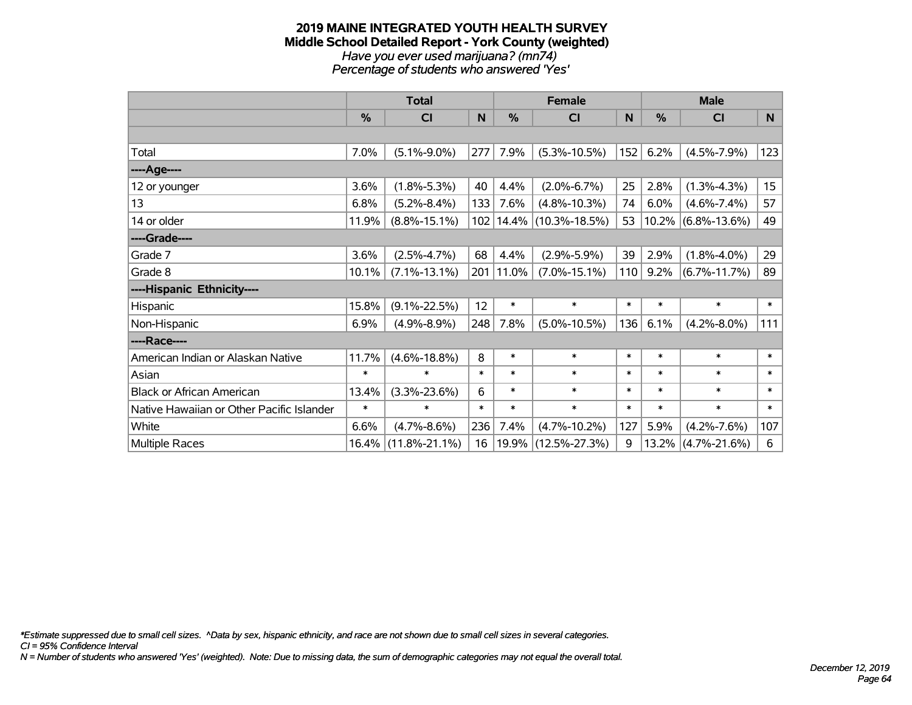# 2019 MAINE INTEGRATED YOUTH HEALTH SURVEY
## Middle School Detailed Report - York County (weighted)
*Have you ever used marijuana? (mn74)*
*Percentage of students who answered 'Yes'*

| | Total | | | Female | | | Male | | |
|---|---|---|---|---|---|---|---|---|---|
| | % | CI | N | % | CI | N | % | CI | N |
| | | | | | | | | | |
| Total | 7.0% | (5.1%-9.0%) | 277 | 7.9% | (5.3%-10.5%) | 152 | 6.2% | (4.5%-7.9%) | 123 |
| ----Age---- | | | | | | | | | |
| 12 or younger | 3.6% | (1.8%-5.3%) | 40 | 4.4% | (2.0%-6.7%) | 25 | 2.8% | (1.3%-4.3%) | 15 |
| 13 | 6.8% | (5.2%-8.4%) | 133 | 7.6% | (4.8%-10.3%) | 74 | 6.0% | (4.6%-7.4%) | 57 |
| 14 or older | 11.9% | (8.8%-15.1%) | 102 | 14.4% | (10.3%-18.5%) | 53 | 10.2% | (6.8%-13.6%) | 49 |
| ----Grade---- | | | | | | | | | |
| Grade 7 | 3.6% | (2.5%-4.7%) | 68 | 4.4% | (2.9%-5.9%) | 39 | 2.9% | (1.8%-4.0%) | 29 |
| Grade 8 | 10.1% | (7.1%-13.1%) | 201 | 11.0% | (7.0%-15.1%) | 110 | 9.2% | (6.7%-11.7%) | 89 |
| ----Hispanic Ethnicity---- | | | | | | | | | |
| Hispanic | 15.8% | (9.1%-22.5%) | 12 | * | * | * | * | * | * |
| Non-Hispanic | 6.9% | (4.9%-8.9%) | 248 | 7.8% | (5.0%-10.5%) | 136 | 6.1% | (4.2%-8.0%) | 111 |
| ----Race---- | | | | | | | | | |
| American Indian or Alaskan Native | 11.7% | (4.6%-18.8%) | 8 | * | * | * | * | * | * |
| Asian | * | * | * | * | * | * | * | * | * |
| Black or African American | 13.4% | (3.3%-23.6%) | 6 | * | * | * | * | * | * |
| Native Hawaiian or Other Pacific Islander | * | * | * | * | * | * | * | * | * |
| White | 6.6% | (4.7%-8.6%) | 236 | 7.4% | (4.7%-10.2%) | 127 | 5.9% | (4.2%-7.6%) | 107 |
| Multiple Races | 16.4% | (11.8%-21.1%) | 16 | 19.9% | (12.5%-27.3%) | 9 | 13.2% | (4.7%-21.6%) | 6 |

*\*Estimate suppressed due to small cell sizes. ^Data by sex, hispanic ethnicity, and race are not shown due to small cell sizes in several categories.*
*CI = 95% Confidence Interval*
*N = Number of students who answered 'Yes' (weighted). Note: Due to missing data, the sum of demographic categories may not equal the overall total.*

*December 12, 2019*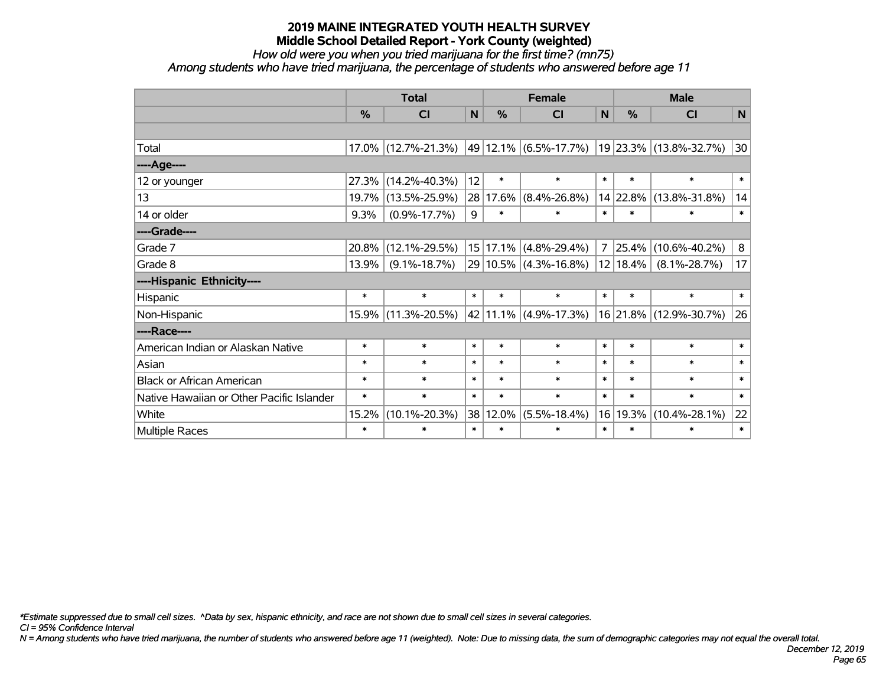# 2019 MAINE INTEGRATED YOUTH HEALTH SURVEY
## Middle School Detailed Report - York County (weighted)

*How old were you when you tried marijuana for the first time? (mn75)*
*Among students who have tried marijuana, the percentage of students who answered before age 11*

| | Total | | | Female | | | Male | | |
|---|---|---|---|---|---|---|---|---|---|
| | % | CI | N | % | CI | N | % | CI | N |
| Total | 17.0% | (12.7%-21.3%) | 49 | 12.1% | (6.5%-17.7%) | 19 | 23.3% | (13.8%-32.7%) | 30 |
| ----Age---- | | | | | | | | | |
| 12 or younger | 27.3% | (14.2%-40.3%) | 12 | * | * | * | * | * | * |
| 13 | 19.7% | (13.5%-25.9%) | 28 | 17.6% | (8.4%-26.8%) | 14 | 22.8% | (13.8%-31.8%) | 14 |
| 14 or older | 9.3% | (0.9%-17.7%) | 9 | * | * | * | * | * | * |
| ----Grade---- | | | | | | | | | |
| Grade 7 | 20.8% | (12.1%-29.5%) | 15 | 17.1% | (4.8%-29.4%) | 7 | 25.4% | (10.6%-40.2%) | 8 |
| Grade 8 | 13.9% | (9.1%-18.7%) | 29 | 10.5% | (4.3%-16.8%) | 12 | 18.4% | (8.1%-28.7%) | 17 |
| ----Hispanic Ethnicity---- | | | | | | | | | |
| Hispanic | * | * | * | * | * | * | * | * | * |
| Non-Hispanic | 15.9% | (11.3%-20.5%) | 42 | 11.1% | (4.9%-17.3%) | 16 | 21.8% | (12.9%-30.7%) | 26 |
| ----Race---- | | | | | | | | | |
| American Indian or Alaskan Native | * | * | * | * | * | * | * | * | * |
| Asian | * | * | * | * | * | * | * | * | * |
| Black or African American | * | * | * | * | * | * | * | * | * |
| Native Hawaiian or Other Pacific Islander | * | * | * | * | * | * | * | * | * |
| White | 15.2% | (10.1%-20.3%) | 38 | 12.0% | (5.5%-18.4%) | 16 | 19.3% | (10.4%-28.1%) | 22 |
| Multiple Races | * | * | * | * | * | * | * | * | * |

*\*Estimate suppressed due to small cell sizes. ^Data by sex, hispanic ethnicity, and race are not shown due to small cell sizes in several categories.*
*CI = 95% Confidence Interval*
*N = Among students who have tried marijuana, the number of students who answered before age 11 (weighted). Note: Due to missing data, the sum of demographic categories may not equal the overall total.*

*December 12, 2019*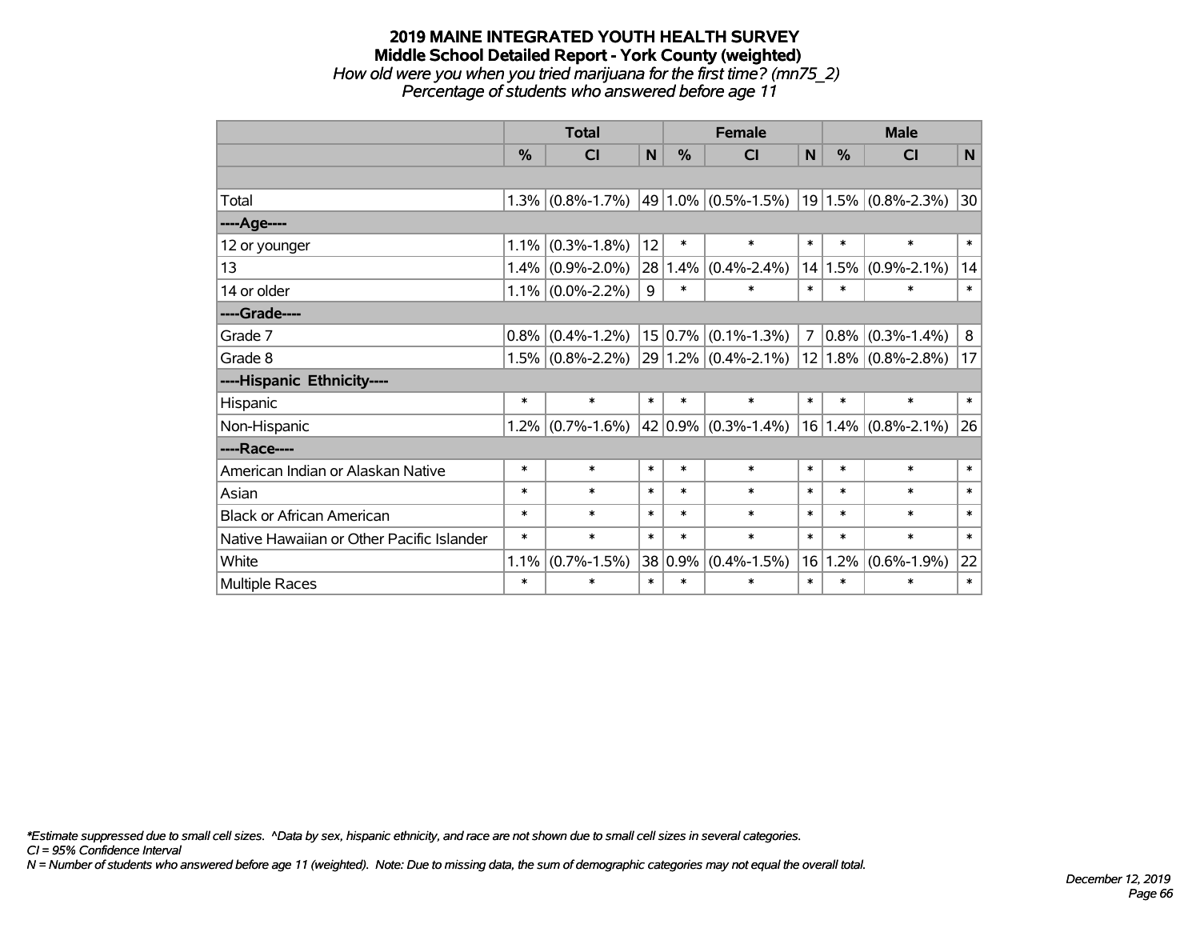# 2019 MAINE INTEGRATED YOUTH HEALTH SURVEY
## Middle School Detailed Report - York County (weighted)
*How old were you when you tried marijuana for the first time? (mn75_2)*
*Percentage of students who answered before age 11*

| | Total | | | Female | | | Male | | |
|---|---|---|---|---|---|---|---|---|---|
| | % | CI | N | % | CI | N | % | CI | N |
| | | | | | | | | | |
| Total | 1.3% | (0.8%-1.7%) | 49 | 1.0% | (0.5%-1.5%) | 19 | 1.5% | (0.8%-2.3%) | 30 |
| ----Age---- | | | | | | | | | |
| 12 or younger | 1.1% | (0.3%-1.8%) | 12 | * | * | * | * | * | * |
| 13 | 1.4% | (0.9%-2.0%) | 28 | 1.4% | (0.4%-2.4%) | 14 | 1.5% | (0.9%-2.1%) | 14 |
| 14 or older | 1.1% | (0.0%-2.2%) | 9 | * | * | * | * | * | * |
| ----Grade---- | | | | | | | | | |
| Grade 7 | 0.8% | (0.4%-1.2%) | 15 | 0.7% | (0.1%-1.3%) | 7 | 0.8% | (0.3%-1.4%) | 8 |
| Grade 8 | 1.5% | (0.8%-2.2%) | 29 | 1.2% | (0.4%-2.1%) | 12 | 1.8% | (0.8%-2.8%) | 17 |
| ----Hispanic Ethnicity---- | | | | | | | | | |
| Hispanic | * | * | * | * | * | * | * | * | * |
| Non-Hispanic | 1.2% | (0.7%-1.6%) | 42 | 0.9% | (0.3%-1.4%) | 16 | 1.4% | (0.8%-2.1%) | 26 |
| ----Race---- | | | | | | | | | |
| American Indian or Alaskan Native | * | * | * | * | * | * | * | * | * |
| Asian | * | * | * | * | * | * | * | * | * |
| Black or African American | * | * | * | * | * | * | * | * | * |
| Native Hawaiian or Other Pacific Islander | * | * | * | * | * | * | * | * | * |
| White | 1.1% | (0.7%-1.5%) | 38 | 0.9% | (0.4%-1.5%) | 16 | 1.2% | (0.6%-1.9%) | 22 |
| Multiple Races | * | * | * | * | * | * | * | * | * |

*\*Estimate suppressed due to small cell sizes. ^Data by sex, hispanic ethnicity, and race are not shown due to small cell sizes in several categories.*
*CI = 95% Confidence Interval*
*N = Number of students who answered before age 11 (weighted). Note: Due to missing data, the sum of demographic categories may not equal the overall total.*

*December 12, 2019*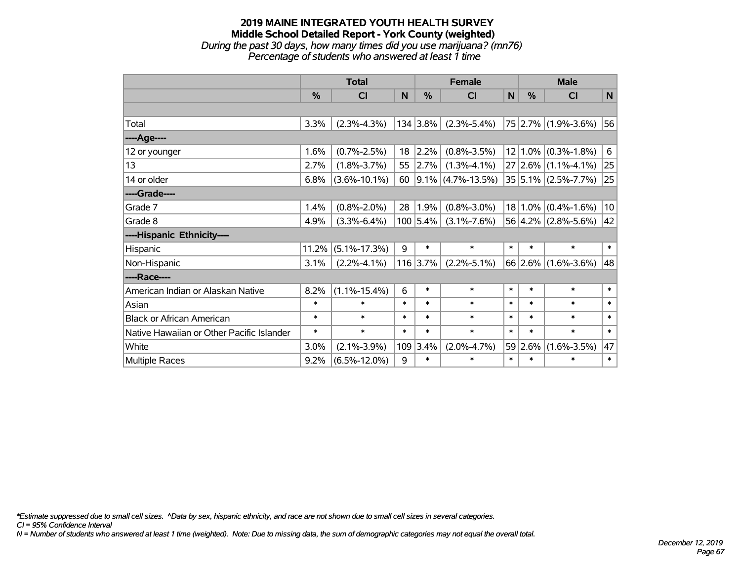# 2019 MAINE INTEGRATED YOUTH HEALTH SURVEY
## Middle School Detailed Report - York County (weighted)
*During the past 30 days, how many times did you use marijuana? (mn76)*
*Percentage of students who answered at least 1 time*

| | Total | | | Female | | | Male | | |
|---|---|---|---|---|---|---|---|---|---|
| | % | CI | N | % | CI | N | % | CI | N |
| | | | | | | | | | |
| Total | 3.3% | (2.3%-4.3%) | 134 | 3.8% | (2.3%-5.4%) | 75 | 2.7% | (1.9%-3.6%) | 56 |
| ----Age---- | | | | | | | | | |
| 12 or younger | 1.6% | (0.7%-2.5%) | 18 | 2.2% | (0.8%-3.5%) | 12 | 1.0% | (0.3%-1.8%) | 6 |
| 13 | 2.7% | (1.8%-3.7%) | 55 | 2.7% | (1.3%-4.1%) | 27 | 2.6% | (1.1%-4.1%) | 25 |
| 14 or older | 6.8% | (3.6%-10.1%) | 60 | 9.1% | (4.7%-13.5%) | 35 | 5.1% | (2.5%-7.7%) | 25 |
| ----Grade---- | | | | | | | | | |
| Grade 7 | 1.4% | (0.8%-2.0%) | 28 | 1.9% | (0.8%-3.0%) | 18 | 1.0% | (0.4%-1.6%) | 10 |
| Grade 8 | 4.9% | (3.3%-6.4%) | 100 | 5.4% | (3.1%-7.6%) | 56 | 4.2% | (2.8%-5.6%) | 42 |
| ----Hispanic Ethnicity---- | | | | | | | | | |
| Hispanic | 11.2% | (5.1%-17.3%) | 9 | * | * | * | * | * | * |
| Non-Hispanic | 3.1% | (2.2%-4.1%) | 116 | 3.7% | (2.2%-5.1%) | 66 | 2.6% | (1.6%-3.6%) | 48 |
| ----Race---- | | | | | | | | | |
| American Indian or Alaskan Native | 8.2% | (1.1%-15.4%) | 6 | * | * | * | * | * | * |
| Asian | * | * | * | * | * | * | * | * | * |
| Black or African American | * | * | * | * | * | * | * | * | * |
| Native Hawaiian or Other Pacific Islander | * | * | * | * | * | * | * | * | * |
| White | 3.0% | (2.1%-3.9%) | 109 | 3.4% | (2.0%-4.7%) | 59 | 2.6% | (1.6%-3.5%) | 47 |
| Multiple Races | 9.2% | (6.5%-12.0%) | 9 | * | * | * | * | * | * |

*\*Estimate suppressed due to small cell sizes. ^Data by sex, hispanic ethnicity, and race are not shown due to small cell sizes in several categories.*
*CI = 95% Confidence Interval*
*N = Number of students who answered at least 1 time (weighted). Note: Due to missing data, the sum of demographic categories may not equal the overall total.*

*December 12, 2019*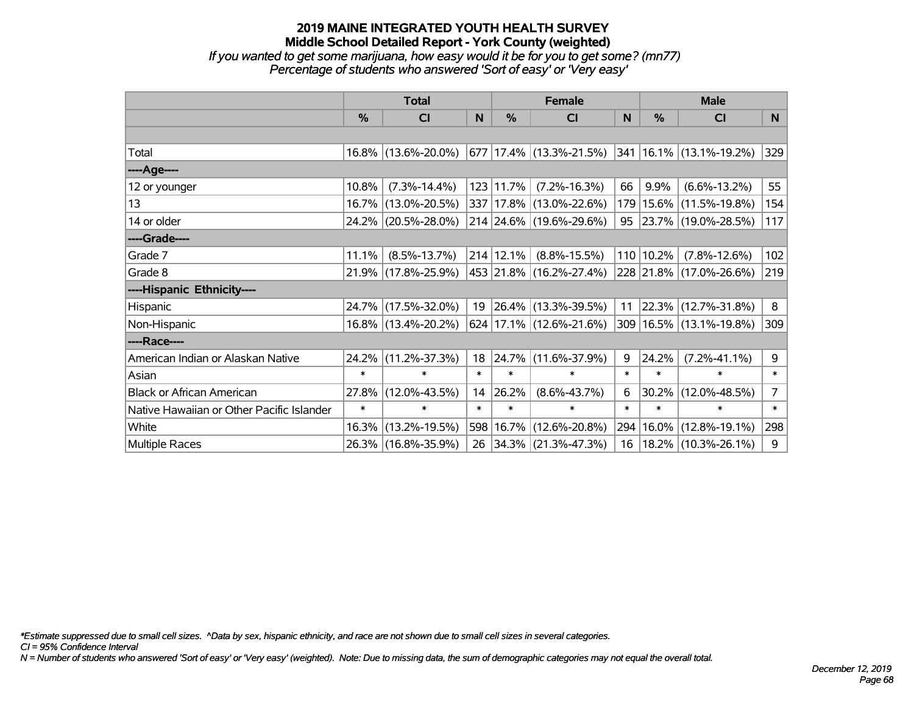# 2019 MAINE INTEGRATED YOUTH HEALTH SURVEY
## Middle School Detailed Report - York County (weighted)
*If you wanted to get some marijuana, how easy would it be for you to get some? (mn77)*
*Percentage of students who answered 'Sort of easy' or 'Very easy'*

| | Total | | | Female | | | Male | | |
|---|---|---|---|---|---|---|---|---|---|
| | % | CI | N | % | CI | N | % | CI | N |
| Total | 16.8% | (13.6%-20.0%) | 677 | 17.4% | (13.3%-21.5%) | 341 | 16.1% | (13.1%-19.2%) | 329 |
| ----Age---- | | | | | | | | | |
| 12 or younger | 10.8% | (7.3%-14.4%) | 123 | 11.7% | (7.2%-16.3%) | 66 | 9.9% | (6.6%-13.2%) | 55 |
| 13 | 16.7% | (13.0%-20.5%) | 337 | 17.8% | (13.0%-22.6%) | 179 | 15.6% | (11.5%-19.8%) | 154 |
| 14 or older | 24.2% | (20.5%-28.0%) | 214 | 24.6% | (19.6%-29.6%) | 95 | 23.7% | (19.0%-28.5%) | 117 |
| ----Grade---- | | | | | | | | | |
| Grade 7 | 11.1% | (8.5%-13.7%) | 214 | 12.1% | (8.8%-15.5%) | 110 | 10.2% | (7.8%-12.6%) | 102 |
| Grade 8 | 21.9% | (17.8%-25.9%) | 453 | 21.8% | (16.2%-27.4%) | 228 | 21.8% | (17.0%-26.6%) | 219 |
| ----Hispanic Ethnicity---- | | | | | | | | | |
| Hispanic | 24.7% | (17.5%-32.0%) | 19 | 26.4% | (13.3%-39.5%) | 11 | 22.3% | (12.7%-31.8%) | 8 |
| Non-Hispanic | 16.8% | (13.4%-20.2%) | 624 | 17.1% | (12.6%-21.6%) | 309 | 16.5% | (13.1%-19.8%) | 309 |
| ----Race---- | | | | | | | | | |
| American Indian or Alaskan Native | 24.2% | (11.2%-37.3%) | 18 | 24.7% | (11.6%-37.9%) | 9 | 24.2% | (7.2%-41.1%) | 9 |
| Asian | * | * | * | * | * | * | * | * | * |
| Black or African American | 27.8% | (12.0%-43.5%) | 14 | 26.2% | (8.6%-43.7%) | 6 | 30.2% | (12.0%-48.5%) | 7 |
| Native Hawaiian or Other Pacific Islander | * | * | * | * | * | * | * | * | * |
| White | 16.3% | (13.2%-19.5%) | 598 | 16.7% | (12.6%-20.8%) | 294 | 16.0% | (12.8%-19.1%) | 298 |
| Multiple Races | 26.3% | (16.8%-35.9%) | 26 | 34.3% | (21.3%-47.3%) | 16 | 18.2% | (10.3%-26.1%) | 9 |

*Estimate suppressed due to small cell sizes. ^Data by sex, hispanic ethnicity, and race are not shown due to small cell sizes in several categories.*
*CI = 95% Confidence Interval*
*N = Number of students who answered 'Sort of easy' or 'Very easy' (weighted). Note: Due to missing data, the sum of demographic categories may not equal the overall total.*

*December 12, 2019*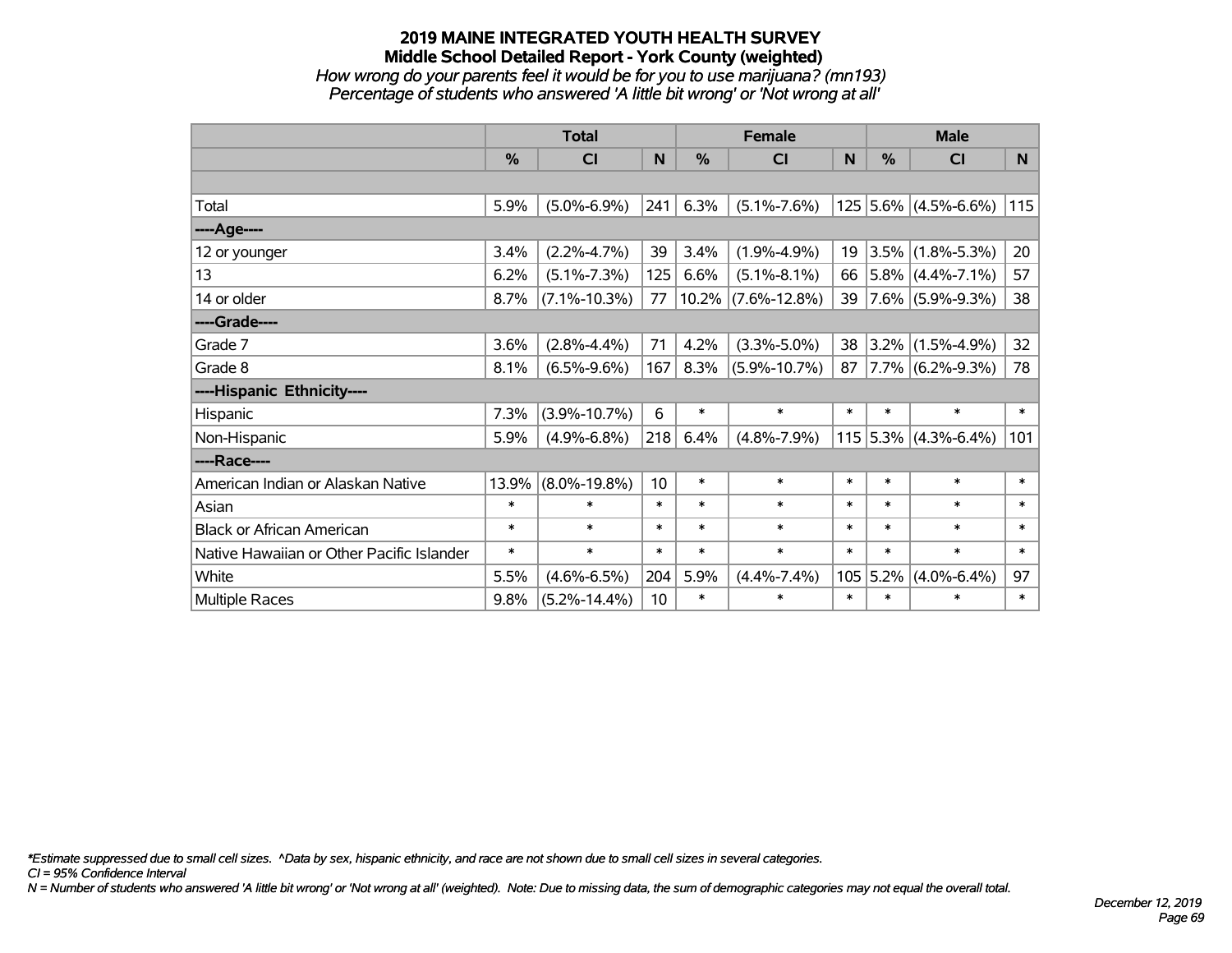# 2019 MAINE INTEGRATED YOUTH HEALTH SURVEY
## Middle School Detailed Report - York County (weighted)

*How wrong do your parents feel it would be for you to use marijuana? (mn193)*
*Percentage of students who answered 'A little bit wrong' or 'Not wrong at all'*

| | Total | | | Female | | | Male | | |
|---|---|---|---|---|---|---|---|---|---|
| | % | CI | N | % | CI | N | % | CI | N |
| | | | | | | | | | |
| Total | 5.9% | (5.0%-6.9%) | 241 | 6.3% | (5.1%-7.6%) | 125 | 5.6% | (4.5%-6.6%) | 115 |
| ----Age---- | | | | | | | | | |
| 12 or younger | 3.4% | (2.2%-4.7%) | 39 | 3.4% | (1.9%-4.9%) | 19 | 3.5% | (1.8%-5.3%) | 20 |
| 13 | 6.2% | (5.1%-7.3%) | 125 | 6.6% | (5.1%-8.1%) | 66 | 5.8% | (4.4%-7.1%) | 57 |
| 14 or older | 8.7% | (7.1%-10.3%) | 77 | 10.2% | (7.6%-12.8%) | 39 | 7.6% | (5.9%-9.3%) | 38 |
| ----Grade---- | | | | | | | | | |
| Grade 7 | 3.6% | (2.8%-4.4%) | 71 | 4.2% | (3.3%-5.0%) | 38 | 3.2% | (1.5%-4.9%) | 32 |
| Grade 8 | 8.1% | (6.5%-9.6%) | 167 | 8.3% | (5.9%-10.7%) | 87 | 7.7% | (6.2%-9.3%) | 78 |
| ----Hispanic Ethnicity---- | | | | | | | | | |
| Hispanic | 7.3% | (3.9%-10.7%) | 6 | * | * | * | * | * | * |
| Non-Hispanic | 5.9% | (4.9%-6.8%) | 218 | 6.4% | (4.8%-7.9%) | 115 | 5.3% | (4.3%-6.4%) | 101 |
| ----Race---- | | | | | | | | | |
| American Indian or Alaskan Native | 13.9% | (8.0%-19.8%) | 10 | * | * | * | * | * | * |
| Asian | * | * | * | * | * | * | * | * | * |
| Black or African American | * | * | * | * | * | * | * | * | * |
| Native Hawaiian or Other Pacific Islander | * | * | * | * | * | * | * | * | * |
| White | 5.5% | (4.6%-6.5%) | 204 | 5.9% | (4.4%-7.4%) | 105 | 5.2% | (4.0%-6.4%) | 97 |
| Multiple Races | 9.8% | (5.2%-14.4%) | 10 | * | * | * | * | * | * |

*\*Estimate suppressed due to small cell sizes. ^Data by sex, hispanic ethnicity, and race are not shown due to small cell sizes in several categories.*
*CI = 95% Confidence Interval*
*N = Number of students who answered 'A little bit wrong' or 'Not wrong at all' (weighted). Note: Due to missing data, the sum of demographic categories may not equal the overall total.*

*December 12, 2019*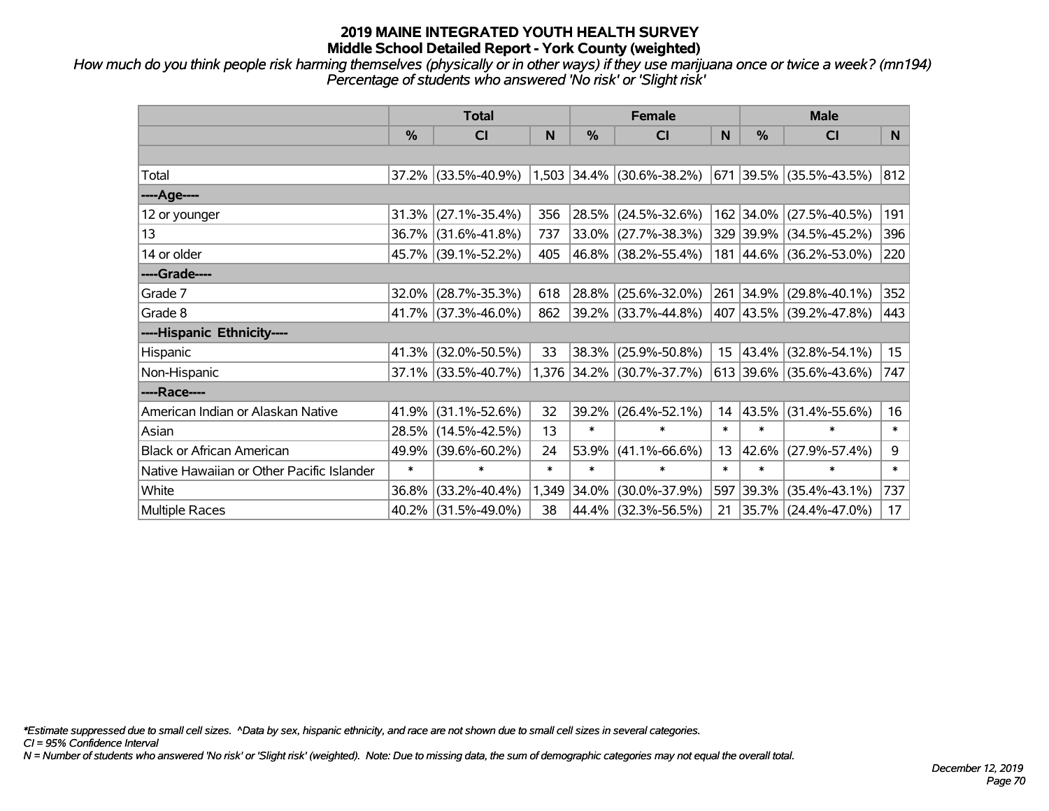# 2019 MAINE INTEGRATED YOUTH HEALTH SURVEY
## Middle School Detailed Report - York County (weighted)

*How much do you think people risk harming themselves (physically or in other ways) if they use marijuana once or twice a week? (mn194)*
*Percentage of students who answered 'No risk' or 'Slight risk'*

| | Total | | | Female | | | Male | | |
|---|---|---|---|---|---|---|---|---|---|
| | % | CI | N | % | CI | N | % | CI | N |
| | | | | | | | | | |
| Total | 37.2% | (33.5%-40.9%) | 1,503 | 34.4% | (30.6%-38.2%) | 671 | 39.5% | (35.5%-43.5%) | 812 |
| ----Age---- | | | | | | | | | |
| 12 or younger | 31.3% | (27.1%-35.4%) | 356 | 28.5% | (24.5%-32.6%) | 162 | 34.0% | (27.5%-40.5%) | 191 |
| 13 | 36.7% | (31.6%-41.8%) | 737 | 33.0% | (27.7%-38.3%) | 329 | 39.9% | (34.5%-45.2%) | 396 |
| 14 or older | 45.7% | (39.1%-52.2%) | 405 | 46.8% | (38.2%-55.4%) | 181 | 44.6% | (36.2%-53.0%) | 220 |
| ----Grade---- | | | | | | | | | |
| Grade 7 | 32.0% | (28.7%-35.3%) | 618 | 28.8% | (25.6%-32.0%) | 261 | 34.9% | (29.8%-40.1%) | 352 |
| Grade 8 | 41.7% | (37.3%-46.0%) | 862 | 39.2% | (33.7%-44.8%) | 407 | 43.5% | (39.2%-47.8%) | 443 |
| ----Hispanic Ethnicity---- | | | | | | | | | |
| Hispanic | 41.3% | (32.0%-50.5%) | 33 | 38.3% | (25.9%-50.8%) | 15 | 43.4% | (32.8%-54.1%) | 15 |
| Non-Hispanic | 37.1% | (33.5%-40.7%) | 1,376 | 34.2% | (30.7%-37.7%) | 613 | 39.6% | (35.6%-43.6%) | 747 |
| ----Race---- | | | | | | | | | |
| American Indian or Alaskan Native | 41.9% | (31.1%-52.6%) | 32 | 39.2% | (26.4%-52.1%) | 14 | 43.5% | (31.4%-55.6%) | 16 |
| Asian | 28.5% | (14.5%-42.5%) | 13 | * | * | * | * | * | * |
| Black or African American | 49.9% | (39.6%-60.2%) | 24 | 53.9% | (41.1%-66.6%) | 13 | 42.6% | (27.9%-57.4%) | 9 |
| Native Hawaiian or Other Pacific Islander | * | * | * | * | * | * | * | * | * |
| White | 36.8% | (33.2%-40.4%) | 1,349 | 34.0% | (30.0%-37.9%) | 597 | 39.3% | (35.4%-43.1%) | 737 |
| Multiple Races | 40.2% | (31.5%-49.0%) | 38 | 44.4% | (32.3%-56.5%) | 21 | 35.7% | (24.4%-47.0%) | 17 |

*\*Estimate suppressed due to small cell sizes. ^Data by sex, hispanic ethnicity, and race are not shown due to small cell sizes in several categories.*
*CI = 95% Confidence Interval*
*N = Number of students who answered 'No risk' or 'Slight risk' (weighted). Note: Due to missing data, the sum of demographic categories may not equal the overall total.*

*December 12, 2019*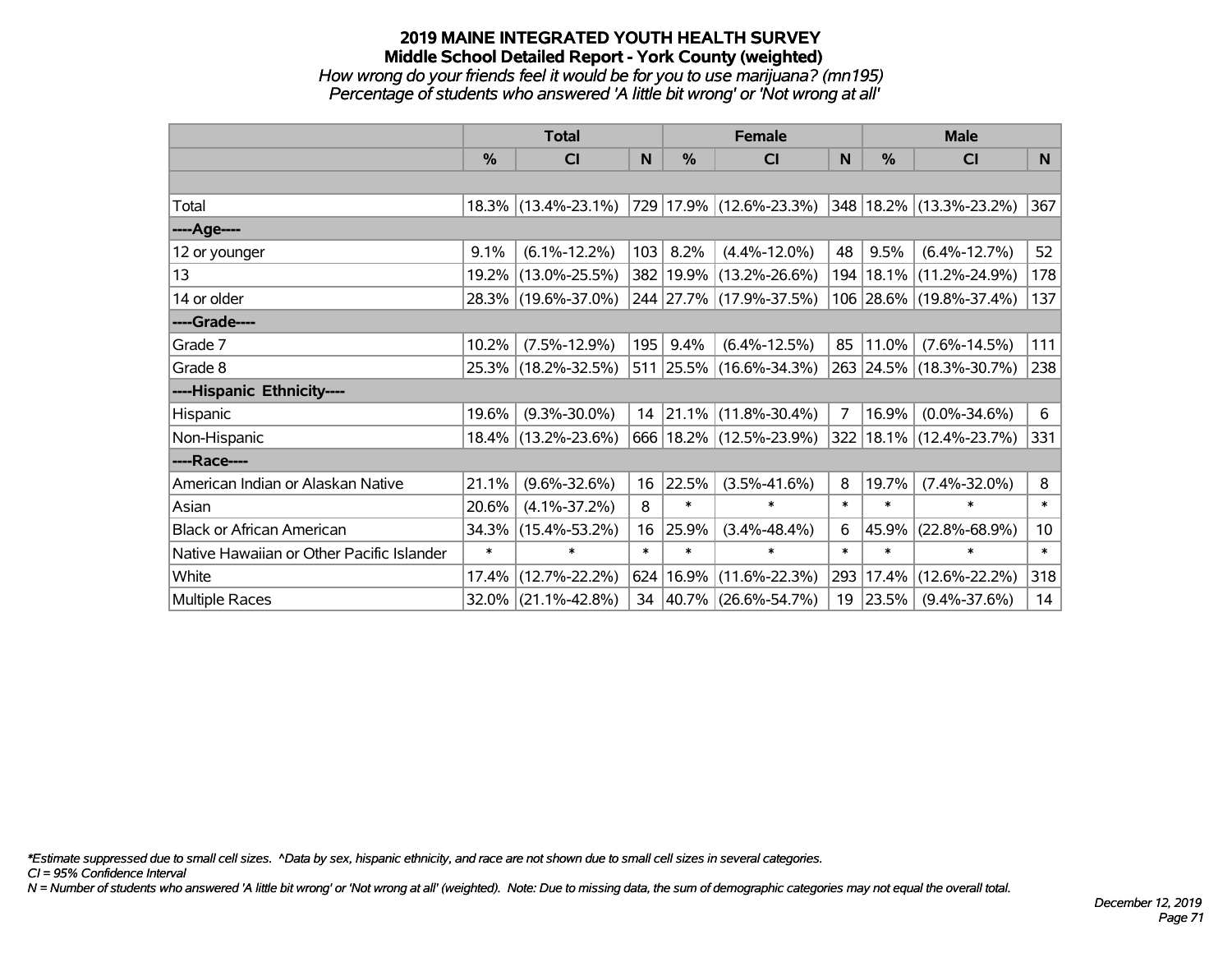# 2019 MAINE INTEGRATED YOUTH HEALTH SURVEY
## Middle School Detailed Report - York County (weighted)
*How wrong do your friends feel it would be for you to use marijuana? (mn195)*
*Percentage of students who answered 'A little bit wrong' or 'Not wrong at all'*

| | Total | | | Female | | | Male | | |
|---|---|---|---|---|---|---|---|---|---|
| | % | CI | N | % | CI | N | % | CI | N |
| Total | 18.3% | (13.4%-23.1%) | 729 | 17.9% | (12.6%-23.3%) | 348 | 18.2% | (13.3%-23.2%) | 367 |
| ----Age---- | | | | | | | | | |
| 12 or younger | 9.1% | (6.1%-12.2%) | 103 | 8.2% | (4.4%-12.0%) | 48 | 9.5% | (6.4%-12.7%) | 52 |
| 13 | 19.2% | (13.0%-25.5%) | 382 | 19.9% | (13.2%-26.6%) | 194 | 18.1% | (11.2%-24.9%) | 178 |
| 14 or older | 28.3% | (19.6%-37.0%) | 244 | 27.7% | (17.9%-37.5%) | 106 | 28.6% | (19.8%-37.4%) | 137 |
| ----Grade---- | | | | | | | | | |
| Grade 7 | 10.2% | (7.5%-12.9%) | 195 | 9.4% | (6.4%-12.5%) | 85 | 11.0% | (7.6%-14.5%) | 111 |
| Grade 8 | 25.3% | (18.2%-32.5%) | 511 | 25.5% | (16.6%-34.3%) | 263 | 24.5% | (18.3%-30.7%) | 238 |
| ----Hispanic Ethnicity---- | | | | | | | | | |
| Hispanic | 19.6% | (9.3%-30.0%) | 14 | 21.1% | (11.8%-30.4%) | 7 | 16.9% | (0.0%-34.6%) | 6 |
| Non-Hispanic | 18.4% | (13.2%-23.6%) | 666 | 18.2% | (12.5%-23.9%) | 322 | 18.1% | (12.4%-23.7%) | 331 |
| ----Race---- | | | | | | | | | |
| American Indian or Alaskan Native | 21.1% | (9.6%-32.6%) | 16 | 22.5% | (3.5%-41.6%) | 8 | 19.7% | (7.4%-32.0%) | 8 |
| Asian | 20.6% | (4.1%-37.2%) | 8 | * | * | * | * | * | * |
| Black or African American | 34.3% | (15.4%-53.2%) | 16 | 25.9% | (3.4%-48.4%) | 6 | 45.9% | (22.8%-68.9%) | 10 |
| Native Hawaiian or Other Pacific Islander | * | * | * | * | * | * | * | * | * |
| White | 17.4% | (12.7%-22.2%) | 624 | 16.9% | (11.6%-22.3%) | 293 | 17.4% | (12.6%-22.2%) | 318 |
| Multiple Races | 32.0% | (21.1%-42.8%) | 34 | 40.7% | (26.6%-54.7%) | 19 | 23.5% | (9.4%-37.6%) | 14 |

*\*Estimate suppressed due to small cell sizes. ^Data by sex, hispanic ethnicity, and race are not shown due to small cell sizes in several categories.*
*CI = 95% Confidence Interval*
*N = Number of students who answered 'A little bit wrong' or 'Not wrong at all' (weighted). Note: Due to missing data, the sum of demographic categories may not equal the overall total.*

*December 12, 2019*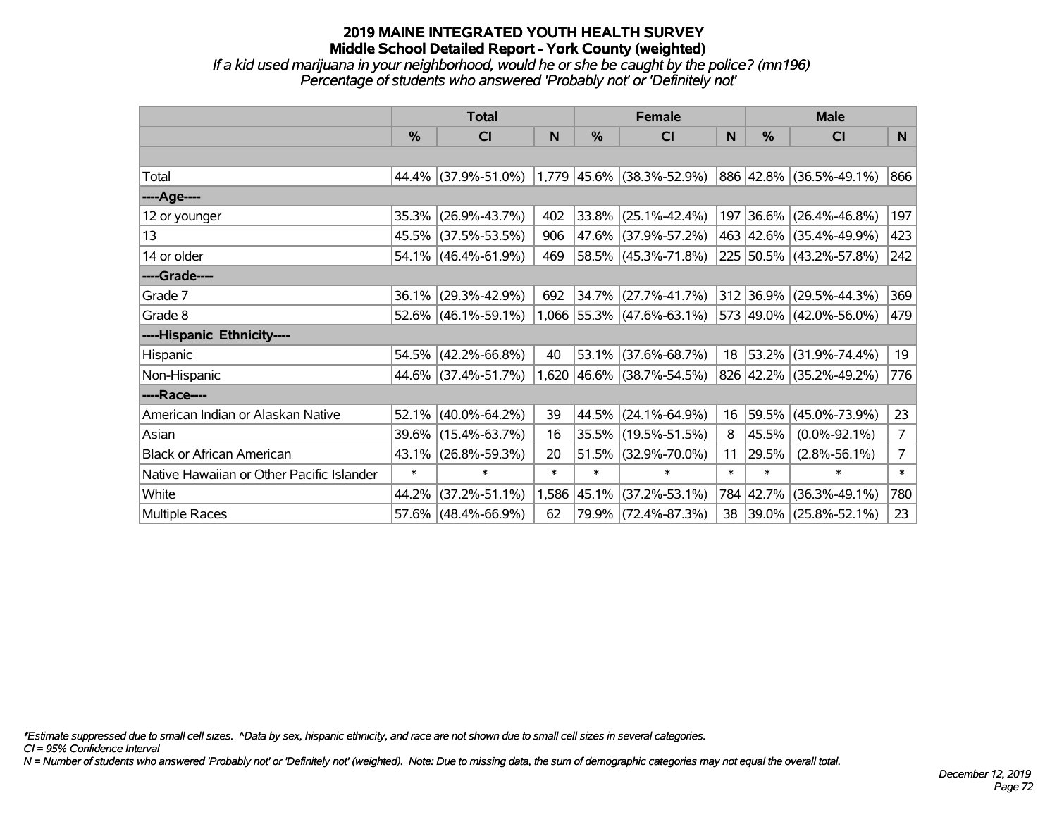# 2019 MAINE INTEGRATED YOUTH HEALTH SURVEY
## Middle School Detailed Report - York County (weighted)
### *If a kid used marijuana in your neighborhood, would he or she be caught by the police? (mn196)*
### *Percentage of students who answered 'Probably not' or 'Definitely not'*

| | Total | | | Female | | | Male | | |
|---|---|---|---|---|---|---|---|---|---|
| | % | CI | N | % | CI | N | % | CI | N |
| Total | 44.4% | (37.9%-51.0%) | 1,779 | 45.6% | (38.3%-52.9%) | 886 | 42.8% | (36.5%-49.1%) | 866 |
| ----Age---- | | | | | | | | | |
| 12 or younger | 35.3% | (26.9%-43.7%) | 402 | 33.8% | (25.1%-42.4%) | 197 | 36.6% | (26.4%-46.8%) | 197 |
| 13 | 45.5% | (37.5%-53.5%) | 906 | 47.6% | (37.9%-57.2%) | 463 | 42.6% | (35.4%-49.9%) | 423 |
| 14 or older | 54.1% | (46.4%-61.9%) | 469 | 58.5% | (45.3%-71.8%) | 225 | 50.5% | (43.2%-57.8%) | 242 |
| ----Grade---- | | | | | | | | | |
| Grade 7 | 36.1% | (29.3%-42.9%) | 692 | 34.7% | (27.7%-41.7%) | 312 | 36.9% | (29.5%-44.3%) | 369 |
| Grade 8 | 52.6% | (46.1%-59.1%) | 1,066 | 55.3% | (47.6%-63.1%) | 573 | 49.0% | (42.0%-56.0%) | 479 |
| ----Hispanic Ethnicity---- | | | | | | | | | |
| Hispanic | 54.5% | (42.2%-66.8%) | 40 | 53.1% | (37.6%-68.7%) | 18 | 53.2% | (31.9%-74.4%) | 19 |
| Non-Hispanic | 44.6% | (37.4%-51.7%) | 1,620 | 46.6% | (38.7%-54.5%) | 826 | 42.2% | (35.2%-49.2%) | 776 |
| ----Race---- | | | | | | | | | |
| American Indian or Alaskan Native | 52.1% | (40.0%-64.2%) | 39 | 44.5% | (24.1%-64.9%) | 16 | 59.5% | (45.0%-73.9%) | 23 |
| Asian | 39.6% | (15.4%-63.7%) | 16 | 35.5% | (19.5%-51.5%) | 8 | 45.5% | (0.0%-92.1%) | 7 |
| Black or African American | 43.1% | (26.8%-59.3%) | 20 | 51.5% | (32.9%-70.0%) | 11 | 29.5% | (2.8%-56.1%) | 7 |
| Native Hawaiian or Other Pacific Islander | * | * | * | * | * | * | * | * | * |
| White | 44.2% | (37.2%-51.1%) | 1,586 | 45.1% | (37.2%-53.1%) | 784 | 42.7% | (36.3%-49.1%) | 780 |
| Multiple Races | 57.6% | (48.4%-66.9%) | 62 | 79.9% | (72.4%-87.3%) | 38 | 39.0% | (25.8%-52.1%) | 23 |

*\*Estimate suppressed due to small cell sizes. ^Data by sex, hispanic ethnicity, and race are not shown due to small cell sizes in several categories.*
*CI = 95% Confidence Interval*
*N = Number of students who answered 'Probably not' or 'Definitely not' (weighted). Note: Due to missing data, the sum of demographic categories may not equal the overall total.*

*December 12, 2019*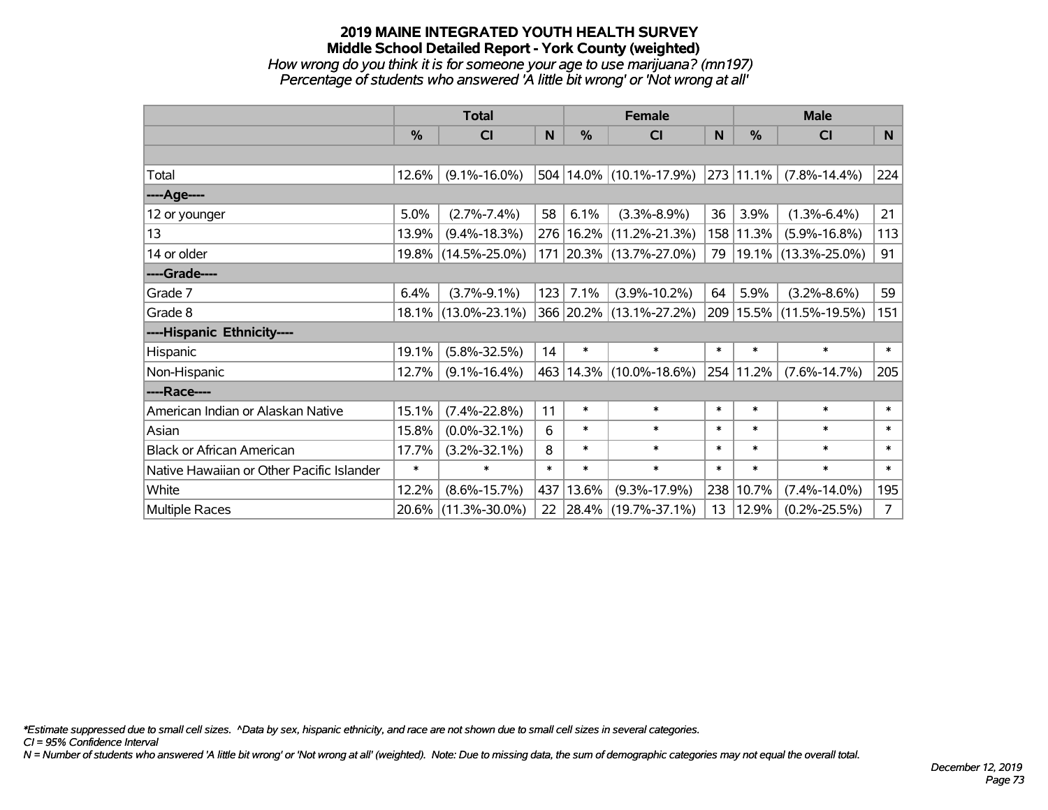# 2019 MAINE INTEGRATED YOUTH HEALTH SURVEY
## Middle School Detailed Report - York County (weighted)
*How wrong do you think it is for someone your age to use marijuana? (mn197)*
*Percentage of students who answered 'A little bit wrong' or 'Not wrong at all'*

| | Total | | | Female | | | Male | | |
|---|---|---|---|---|---|---|---|---|---|
| | % | CI | N | % | CI | N | % | CI | N |
| Total | 12.6% | (9.1%-16.0%) | 504 | 14.0% | (10.1%-17.9%) | 273 | 11.1% | (7.8%-14.4%) | 224 |
| ----Age---- | | | | | | | | | |
| 12 or younger | 5.0% | (2.7%-7.4%) | 58 | 6.1% | (3.3%-8.9%) | 36 | 3.9% | (1.3%-6.4%) | 21 |
| 13 | 13.9% | (9.4%-18.3%) | 276 | 16.2% | (11.2%-21.3%) | 158 | 11.3% | (5.9%-16.8%) | 113 |
| 14 or older | 19.8% | (14.5%-25.0%) | 171 | 20.3% | (13.7%-27.0%) | 79 | 19.1% | (13.3%-25.0%) | 91 |
| ----Grade---- | | | | | | | | | |
| Grade 7 | 6.4% | (3.7%-9.1%) | 123 | 7.1% | (3.9%-10.2%) | 64 | 5.9% | (3.2%-8.6%) | 59 |
| Grade 8 | 18.1% | (13.0%-23.1%) | 366 | 20.2% | (13.1%-27.2%) | 209 | 15.5% | (11.5%-19.5%) | 151 |
| ----Hispanic Ethnicity---- | | | | | | | | | |
| Hispanic | 19.1% | (5.8%-32.5%) | 14 | * | * | * | * | * | * |
| Non-Hispanic | 12.7% | (9.1%-16.4%) | 463 | 14.3% | (10.0%-18.6%) | 254 | 11.2% | (7.6%-14.7%) | 205 |
| ----Race---- | | | | | | | | | |
| American Indian or Alaskan Native | 15.1% | (7.4%-22.8%) | 11 | * | * | * | * | * | * |
| Asian | 15.8% | (0.0%-32.1%) | 6 | * | * | * | * | * | * |
| Black or African American | 17.7% | (3.2%-32.1%) | 8 | * | * | * | * | * | * |
| Native Hawaiian or Other Pacific Islander | * | * | * | * | * | * | * | * | * |
| White | 12.2% | (8.6%-15.7%) | 437 | 13.6% | (9.3%-17.9%) | 238 | 10.7% | (7.4%-14.0%) | 195 |
| Multiple Races | 20.6% | (11.3%-30.0%) | 22 | 28.4% | (19.7%-37.1%) | 13 | 12.9% | (0.2%-25.5%) | 7 |

*\*Estimate suppressed due to small cell sizes. ^Data by sex, hispanic ethnicity, and race are not shown due to small cell sizes in several categories.*
*CI = 95% Confidence Interval*
*N = Number of students who answered 'A little bit wrong' or 'Not wrong at all' (weighted). Note: Due to missing data, the sum of demographic categories may not equal the overall total.*

*December 12, 2019*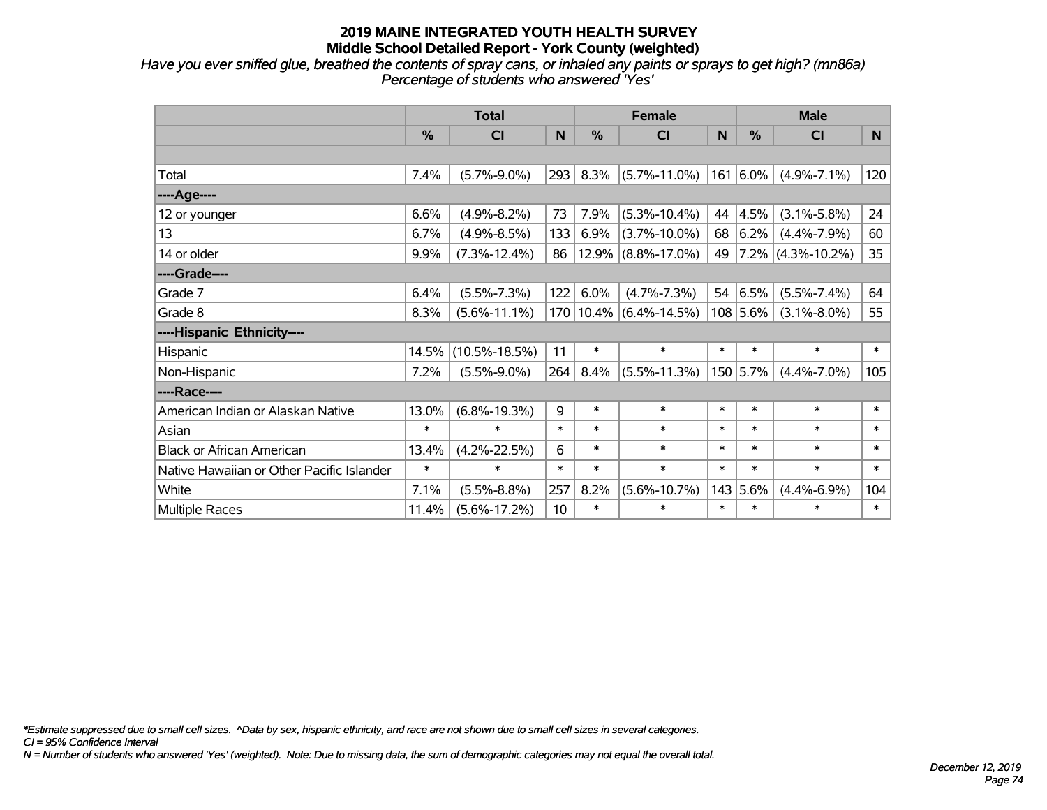# 2019 MAINE INTEGRATED YOUTH HEALTH SURVEY
## Middle School Detailed Report - York County (weighted)

*Have you ever sniffed glue, breathed the contents of spray cans, or inhaled any paints or sprays to get high? (mn86a)*
*Percentage of students who answered 'Yes'*

| | Total | | | Female | | | Male | | |
|---|---|---|---|---|---|---|---|---|---|
| | % | CI | N | % | CI | N | % | CI | N |
| | | | | | | | | | |
| Total | 7.4% | (5.7%-9.0%) | 293 | 8.3% | (5.7%-11.0%) | 161 | 6.0% | (4.9%-7.1%) | 120 |
| ----Age---- | | | | | | | | | |
| 12 or younger | 6.6% | (4.9%-8.2%) | 73 | 7.9% | (5.3%-10.4%) | 44 | 4.5% | (3.1%-5.8%) | 24 |
| 13 | 6.7% | (4.9%-8.5%) | 133 | 6.9% | (3.7%-10.0%) | 68 | 6.2% | (4.4%-7.9%) | 60 |
| 14 or older | 9.9% | (7.3%-12.4%) | 86 | 12.9% | (8.8%-17.0%) | 49 | 7.2% | (4.3%-10.2%) | 35 |
| ----Grade---- | | | | | | | | | |
| Grade 7 | 6.4% | (5.5%-7.3%) | 122 | 6.0% | (4.7%-7.3%) | 54 | 6.5% | (5.5%-7.4%) | 64 |
| Grade 8 | 8.3% | (5.6%-11.1%) | 170 | 10.4% | (6.4%-14.5%) | 108 | 5.6% | (3.1%-8.0%) | 55 |
| ----Hispanic Ethnicity---- | | | | | | | | | |
| Hispanic | 14.5% | (10.5%-18.5%) | 11 | * | * | * | * | * | * |
| Non-Hispanic | 7.2% | (5.5%-9.0%) | 264 | 8.4% | (5.5%-11.3%) | 150 | 5.7% | (4.4%-7.0%) | 105 |
| ----Race---- | | | | | | | | | |
| American Indian or Alaskan Native | 13.0% | (6.8%-19.3%) | 9 | * | * | * | * | * | * |
| Asian | * | * | * | * | * | * | * | * | * |
| Black or African American | 13.4% | (4.2%-22.5%) | 6 | * | * | * | * | * | * |
| Native Hawaiian or Other Pacific Islander | * | * | * | * | * | * | * | * | * |
| White | 7.1% | (5.5%-8.8%) | 257 | 8.2% | (5.6%-10.7%) | 143 | 5.6% | (4.4%-6.9%) | 104 |
| Multiple Races | 11.4% | (5.6%-17.2%) | 10 | * | * | * | * | * | * |

*\*Estimate suppressed due to small cell sizes. ^Data by sex, hispanic ethnicity, and race are not shown due to small cell sizes in several categories.*
*CI = 95% Confidence Interval*
*N = Number of students who answered 'Yes' (weighted). Note: Due to missing data, the sum of demographic categories may not equal the overall total.*

*December 12, 2019*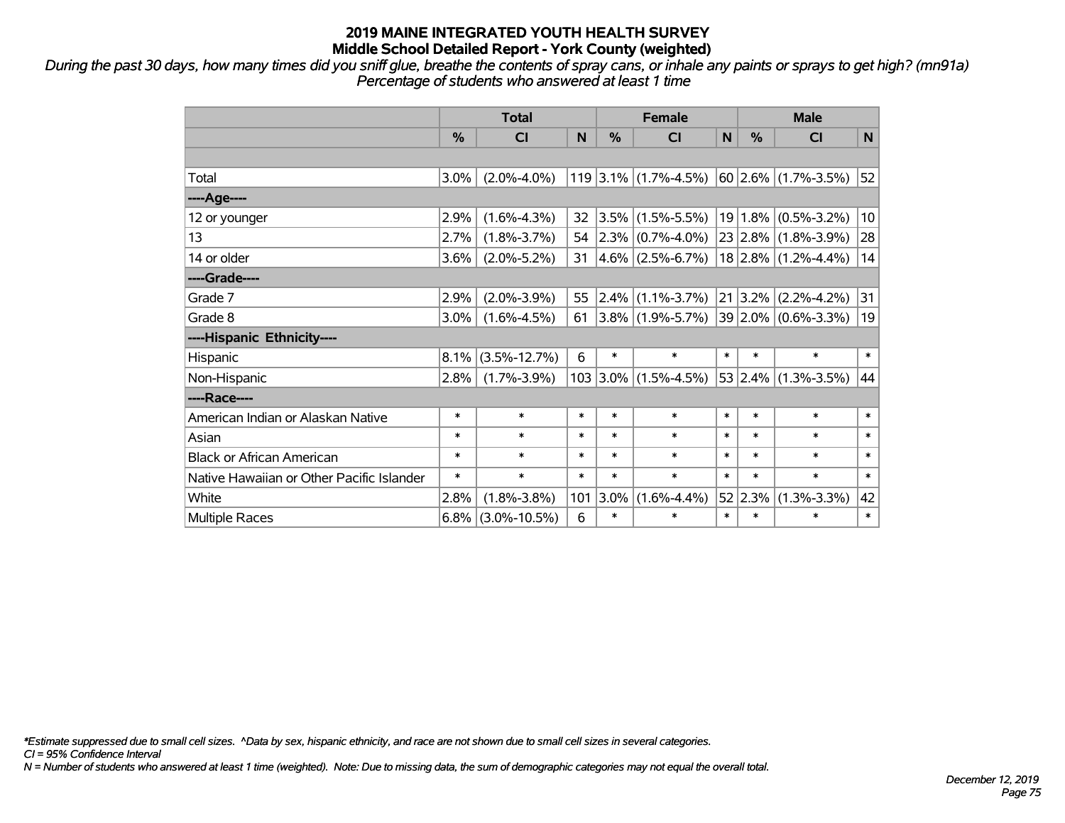# 2019 MAINE INTEGRATED YOUTH HEALTH SURVEY
## Middle School Detailed Report - York County (weighted)

*During the past 30 days, how many times did you sniff glue, breathe the contents of spray cans, or inhale any paints or sprays to get high? (mn91a)*
*Percentage of students who answered at least 1 time*

| | Total | | | Female | | | Male | | |
|---|---|---|---|---|---|---|---|---|---|
| | % | CI | N | % | CI | N | % | CI | N |
| | | | | | | | | | |
| Total | 3.0% | (2.0%-4.0%) | 119 | 3.1% | (1.7%-4.5%) | 60 | 2.6% | (1.7%-3.5%) | 52 |
| ----Age---- | | | | | | | | | |
| 12 or younger | 2.9% | (1.6%-4.3%) | 32 | 3.5% | (1.5%-5.5%) | 19 | 1.8% | (0.5%-3.2%) | 10 |
| 13 | 2.7% | (1.8%-3.7%) | 54 | 2.3% | (0.7%-4.0%) | 23 | 2.8% | (1.8%-3.9%) | 28 |
| 14 or older | 3.6% | (2.0%-5.2%) | 31 | 4.6% | (2.5%-6.7%) | 18 | 2.8% | (1.2%-4.4%) | 14 |
| ----Grade---- | | | | | | | | | |
| Grade 7 | 2.9% | (2.0%-3.9%) | 55 | 2.4% | (1.1%-3.7%) | 21 | 3.2% | (2.2%-4.2%) | 31 |
| Grade 8 | 3.0% | (1.6%-4.5%) | 61 | 3.8% | (1.9%-5.7%) | 39 | 2.0% | (0.6%-3.3%) | 19 |
| ----Hispanic Ethnicity---- | | | | | | | | | |
| Hispanic | 8.1% | (3.5%-12.7%) | 6 | * | * | * | * | * | * |
| Non-Hispanic | 2.8% | (1.7%-3.9%) | 103 | 3.0% | (1.5%-4.5%) | 53 | 2.4% | (1.3%-3.5%) | 44 |
| ----Race---- | | | | | | | | | |
| American Indian or Alaskan Native | * | * | * | * | * | * | * | * | * |
| Asian | * | * | * | * | * | * | * | * | * |
| Black or African American | * | * | * | * | * | * | * | * | * |
| Native Hawaiian or Other Pacific Islander | * | * | * | * | * | * | * | * | * |
| White | 2.8% | (1.8%-3.8%) | 101 | 3.0% | (1.6%-4.4%) | 52 | 2.3% | (1.3%-3.3%) | 42 |
| Multiple Races | 6.8% | (3.0%-10.5%) | 6 | * | * | * | * | * | * |

*\*Estimate suppressed due to small cell sizes. ^Data by sex, hispanic ethnicity, and race are not shown due to small cell sizes in several categories.*
*CI = 95% Confidence Interval*
*N = Number of students who answered at least 1 time (weighted). Note: Due to missing data, the sum of demographic categories may not equal the overall total.*

*December 12, 2019*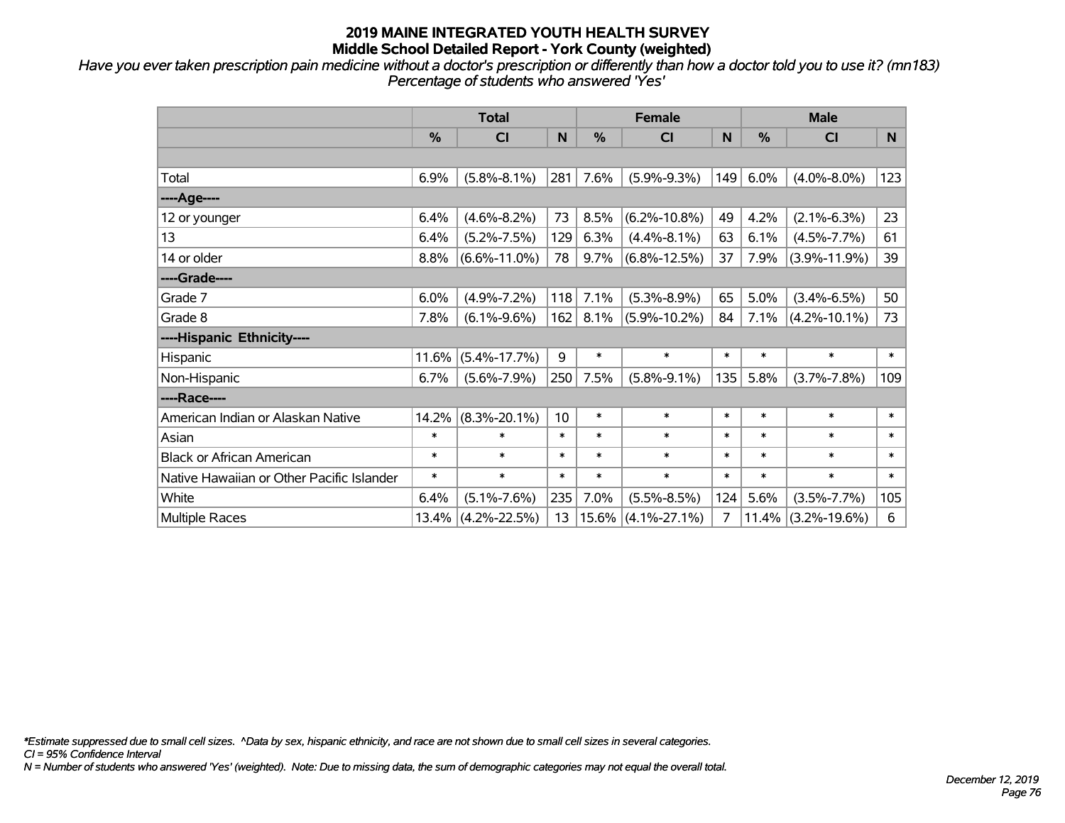# 2019 MAINE INTEGRATED YOUTH HEALTH SURVEY
## Middle School Detailed Report - York County (weighted)

*Have you ever taken prescription pain medicine without a doctor's prescription or differently than how a doctor told you to use it? (mn183)*
*Percentage of students who answered 'Yes'*

| | Total | | | Female | | | Male | | |
|---|---|---|---|---|---|---|---|---|---|
| | % | CI | N | % | CI | N | % | CI | N |
| | | | | | | | | | |
| Total | 6.9% | (5.8%-8.1%) | 281 | 7.6% | (5.9%-9.3%) | 149 | 6.0% | (4.0%-8.0%) | 123 |
| ----Age---- | | | | | | | | | |
| 12 or younger | 6.4% | (4.6%-8.2%) | 73 | 8.5% | (6.2%-10.8%) | 49 | 4.2% | (2.1%-6.3%) | 23 |
| 13 | 6.4% | (5.2%-7.5%) | 129 | 6.3% | (4.4%-8.1%) | 63 | 6.1% | (4.5%-7.7%) | 61 |
| 14 or older | 8.8% | (6.6%-11.0%) | 78 | 9.7% | (6.8%-12.5%) | 37 | 7.9% | (3.9%-11.9%) | 39 |
| ----Grade---- | | | | | | | | | |
| Grade 7 | 6.0% | (4.9%-7.2%) | 118 | 7.1% | (5.3%-8.9%) | 65 | 5.0% | (3.4%-6.5%) | 50 |
| Grade 8 | 7.8% | (6.1%-9.6%) | 162 | 8.1% | (5.9%-10.2%) | 84 | 7.1% | (4.2%-10.1%) | 73 |
| ----Hispanic Ethnicity---- | | | | | | | | | |
| Hispanic | 11.6% | (5.4%-17.7%) | 9 | * | * | * | * | * | * |
| Non-Hispanic | 6.7% | (5.6%-7.9%) | 250 | 7.5% | (5.8%-9.1%) | 135 | 5.8% | (3.7%-7.8%) | 109 |
| ----Race---- | | | | | | | | | |
| American Indian or Alaskan Native | 14.2% | (8.3%-20.1%) | 10 | * | * | * | * | * | * |
| Asian | * | * | * | * | * | * | * | * | * |
| Black or African American | * | * | * | * | * | * | * | * | * |
| Native Hawaiian or Other Pacific Islander | * | * | * | * | * | * | * | * | * |
| White | 6.4% | (5.1%-7.6%) | 235 | 7.0% | (5.5%-8.5%) | 124 | 5.6% | (3.5%-7.7%) | 105 |
| Multiple Races | 13.4% | (4.2%-22.5%) | 13 | 15.6% | (4.1%-27.1%) | 7 | 11.4% | (3.2%-19.6%) | 6 |

*\*Estimate suppressed due to small cell sizes. ^Data by sex, hispanic ethnicity, and race are not shown due to small cell sizes in several categories.*
*CI = 95% Confidence Interval*
*N = Number of students who answered 'Yes' (weighted). Note: Due to missing data, the sum of demographic categories may not equal the overall total.*

*December 12, 2019*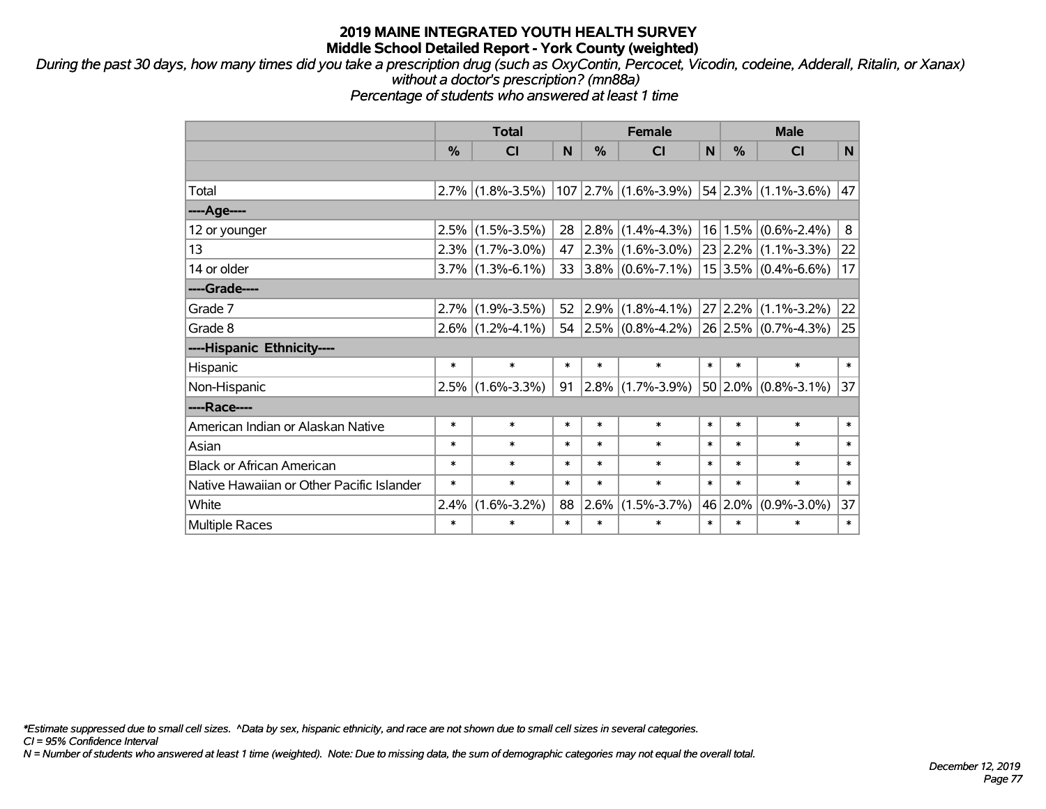# 2019 MAINE INTEGRATED YOUTH HEALTH SURVEY
## Middle School Detailed Report - York County (weighted)

*During the past 30 days, how many times did you take a prescription drug (such as OxyContin, Percocet, Vicodin, codeine, Adderall, Ritalin, or Xanax) without a doctor's prescription? (mn88a)*
*Percentage of students who answered at least 1 time*

| | Total | | | Female | | | Male | | |
|---|---|---|---|---|---|---|---|---|---|
| | % | CI | N | % | CI | N | % | CI | N |
| Total | 2.7% | (1.8%-3.5%) | 107 | 2.7% | (1.6%-3.9%) | 54 | 2.3% | (1.1%-3.6%) | 47 |
| ----Age---- | | | | | | | | | |
| 12 or younger | 2.5% | (1.5%-3.5%) | 28 | 2.8% | (1.4%-4.3%) | 16 | 1.5% | (0.6%-2.4%) | 8 |
| 13 | 2.3% | (1.7%-3.0%) | 47 | 2.3% | (1.6%-3.0%) | 23 | 2.2% | (1.1%-3.3%) | 22 |
| 14 or older | 3.7% | (1.3%-6.1%) | 33 | 3.8% | (0.6%-7.1%) | 15 | 3.5% | (0.4%-6.6%) | 17 |
| ----Grade---- | | | | | | | | | |
| Grade 7 | 2.7% | (1.9%-3.5%) | 52 | 2.9% | (1.8%-4.1%) | 27 | 2.2% | (1.1%-3.2%) | 22 |
| Grade 8 | 2.6% | (1.2%-4.1%) | 54 | 2.5% | (0.8%-4.2%) | 26 | 2.5% | (0.7%-4.3%) | 25 |
| ----Hispanic Ethnicity---- | | | | | | | | | |
| Hispanic | * | * | * | * | * | * | * | * | * |
| Non-Hispanic | 2.5% | (1.6%-3.3%) | 91 | 2.8% | (1.7%-3.9%) | 50 | 2.0% | (0.8%-3.1%) | 37 |
| ----Race---- | | | | | | | | | |
| American Indian or Alaskan Native | * | * | * | * | * | * | * | * | * |
| Asian | * | * | * | * | * | * | * | * | * |
| Black or African American | * | * | * | * | * | * | * | * | * |
| Native Hawaiian or Other Pacific Islander | * | * | * | * | * | * | * | * | * |
| White | 2.4% | (1.6%-3.2%) | 88 | 2.6% | (1.5%-3.7%) | 46 | 2.0% | (0.9%-3.0%) | 37 |
| Multiple Races | * | * | * | * | * | * | * | * | * |

*\*Estimate suppressed due to small cell sizes. ^Data by sex, hispanic ethnicity, and race are not shown due to small cell sizes in several categories.*
*CI = 95% Confidence Interval*
*N = Number of students who answered at least 1 time (weighted). Note: Due to missing data, the sum of demographic categories may not equal the overall total.*

*December 12, 2019*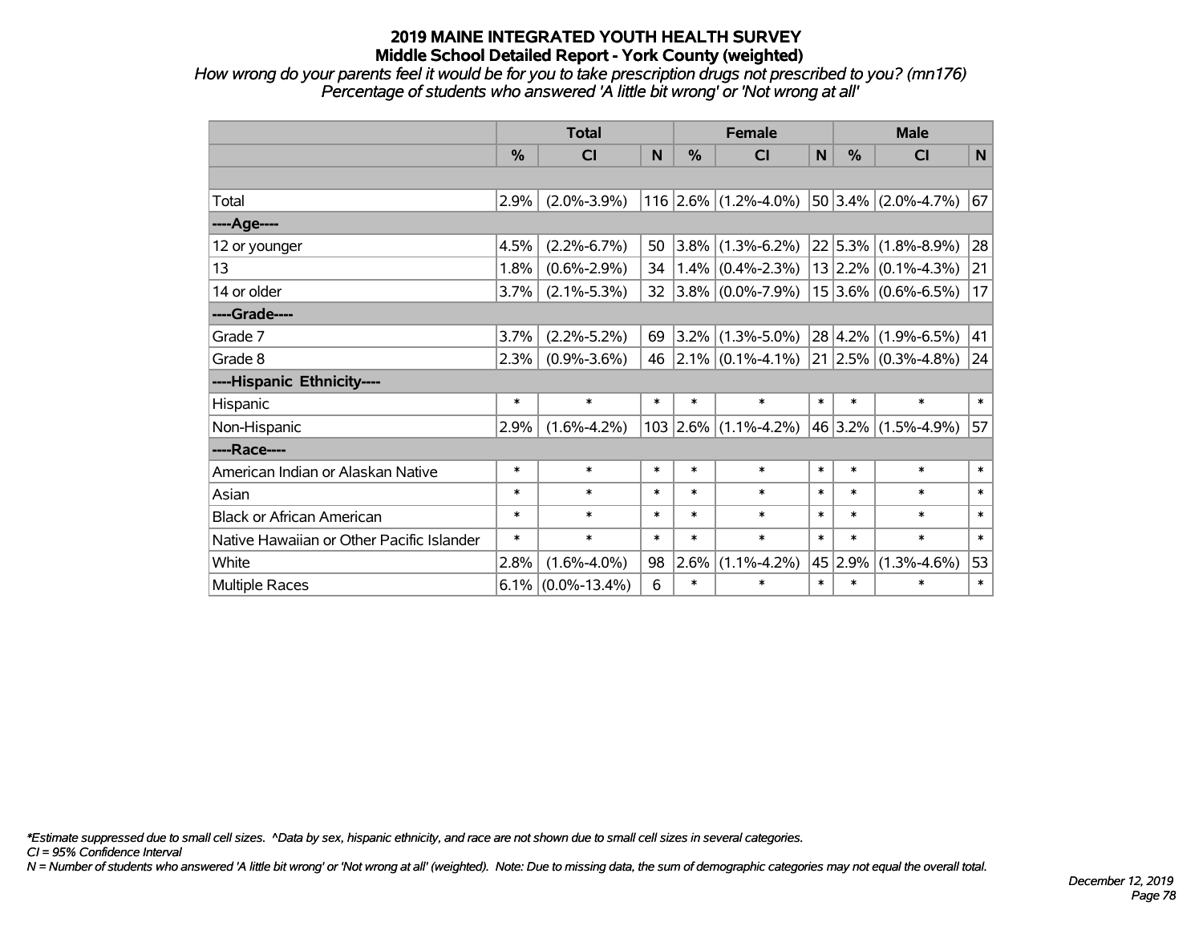# 2019 MAINE INTEGRATED YOUTH HEALTH SURVEY
## Middle School Detailed Report - York County (weighted)

*How wrong do your parents feel it would be for you to take prescription drugs not prescribed to you? (mn176)*
*Percentage of students who answered 'A little bit wrong' or 'Not wrong at all'*

| | Total | | | Female | | | Male | | |
|---|---|---|---|---|---|---|---|---|---|
| | % | CI | N | % | CI | N | % | CI | N |
| Total | 2.9% | (2.0%-3.9%) | 116 | 2.6% | (1.2%-4.0%) | 50 | 3.4% | (2.0%-4.7%) | 67 |
| ----Age---- | | | | | | | | | |
| 12 or younger | 4.5% | (2.2%-6.7%) | 50 | 3.8% | (1.3%-6.2%) | 22 | 5.3% | (1.8%-8.9%) | 28 |
| 13 | 1.8% | (0.6%-2.9%) | 34 | 1.4% | (0.4%-2.3%) | 13 | 2.2% | (0.1%-4.3%) | 21 |
| 14 or older | 3.7% | (2.1%-5.3%) | 32 | 3.8% | (0.0%-7.9%) | 15 | 3.6% | (0.6%-6.5%) | 17 |
| ----Grade---- | | | | | | | | | |
| Grade 7 | 3.7% | (2.2%-5.2%) | 69 | 3.2% | (1.3%-5.0%) | 28 | 4.2% | (1.9%-6.5%) | 41 |
| Grade 8 | 2.3% | (0.9%-3.6%) | 46 | 2.1% | (0.1%-4.1%) | 21 | 2.5% | (0.3%-4.8%) | 24 |
| ----Hispanic Ethnicity---- | | | | | | | | | |
| Hispanic | * | * | * | * | * | * | * | * | * |
| Non-Hispanic | 2.9% | (1.6%-4.2%) | 103 | 2.6% | (1.1%-4.2%) | 46 | 3.2% | (1.5%-4.9%) | 57 |
| ----Race---- | | | | | | | | | |
| American Indian or Alaskan Native | * | * | * | * | * | * | * | * | * |
| Asian | * | * | * | * | * | * | * | * | * |
| Black or African American | * | * | * | * | * | * | * | * | * |
| Native Hawaiian or Other Pacific Islander | * | * | * | * | * | * | * | * | * |
| White | 2.8% | (1.6%-4.0%) | 98 | 2.6% | (1.1%-4.2%) | 45 | 2.9% | (1.3%-4.6%) | 53 |
| Multiple Races | 6.1% | (0.0%-13.4%) | 6 | * | * | * | * | * | * |

*\*Estimate suppressed due to small cell sizes. ^Data by sex, hispanic ethnicity, and race are not shown due to small cell sizes in several categories.*
*CI = 95% Confidence Interval*
*N = Number of students who answered 'A little bit wrong' or 'Not wrong at all' (weighted). Note: Due to missing data, the sum of demographic categories may not equal the overall total.*

*December 12, 2019*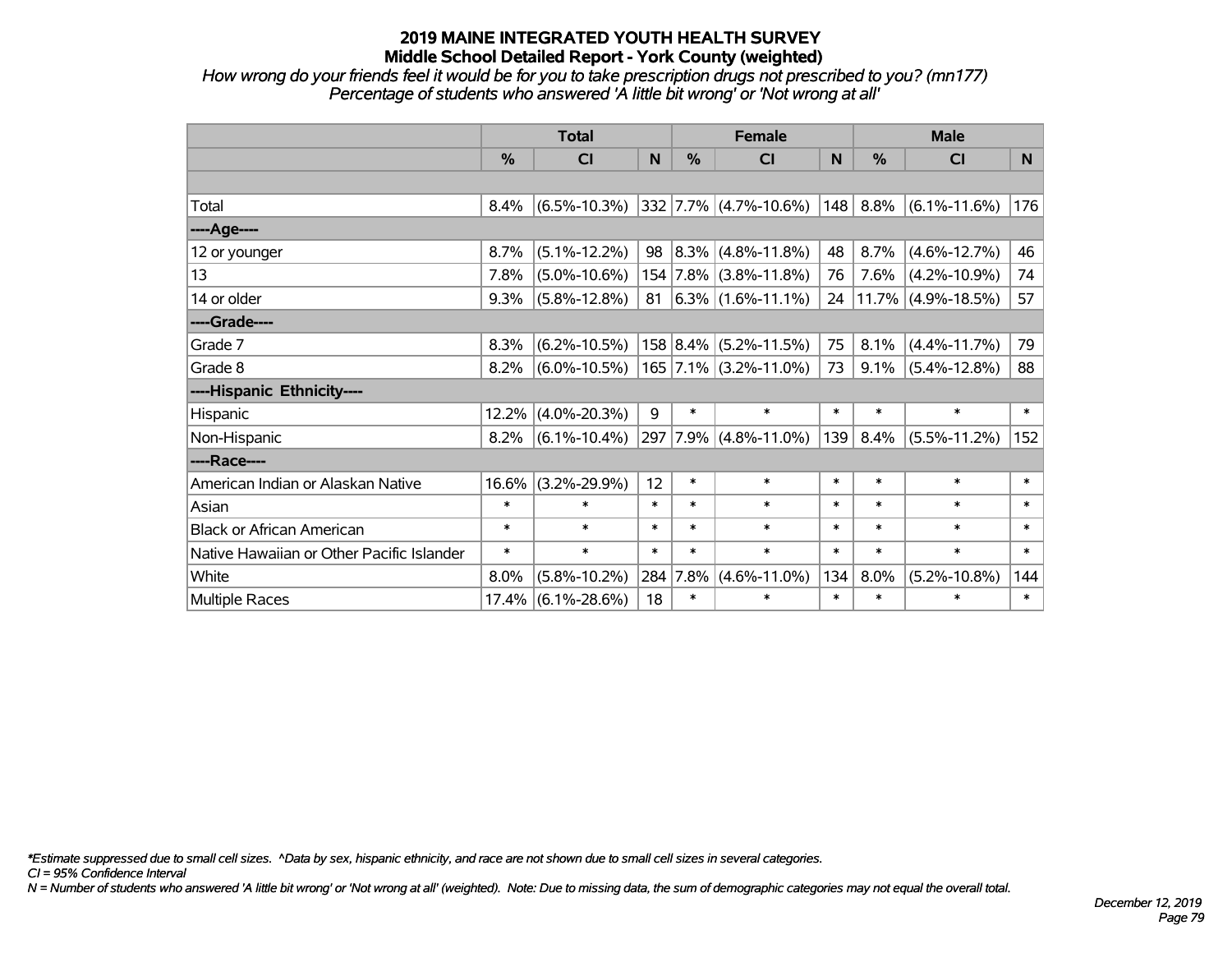# 2019 MAINE INTEGRATED YOUTH HEALTH SURVEY
## Middle School Detailed Report - York County (weighted)

*How wrong do your friends feel it would be for you to take prescription drugs not prescribed to you? (mn177)*
*Percentage of students who answered 'A little bit wrong' or 'Not wrong at all'*

| | Total | | | Female | | | Male | | |
|---|---|---|---|---|---|---|---|---|---|
| | % | CI | N | % | CI | N | % | CI | N |
| | | | | | | | | | |
| Total | 8.4% | (6.5%-10.3%) | 332 | 7.7% | (4.7%-10.6%) | 148 | 8.8% | (6.1%-11.6%) | 176 |
| ----Age---- | | | | | | | | | |
| 12 or younger | 8.7% | (5.1%-12.2%) | 98 | 8.3% | (4.8%-11.8%) | 48 | 8.7% | (4.6%-12.7%) | 46 |
| 13 | 7.8% | (5.0%-10.6%) | 154 | 7.8% | (3.8%-11.8%) | 76 | 7.6% | (4.2%-10.9%) | 74 |
| 14 or older | 9.3% | (5.8%-12.8%) | 81 | 6.3% | (1.6%-11.1%) | 24 | 11.7% | (4.9%-18.5%) | 57 |
| ----Grade---- | | | | | | | | | |
| Grade 7 | 8.3% | (6.2%-10.5%) | 158 | 8.4% | (5.2%-11.5%) | 75 | 8.1% | (4.4%-11.7%) | 79 |
| Grade 8 | 8.2% | (6.0%-10.5%) | 165 | 7.1% | (3.2%-11.0%) | 73 | 9.1% | (5.4%-12.8%) | 88 |
| ----Hispanic Ethnicity---- | | | | | | | | | |
| Hispanic | 12.2% | (4.0%-20.3%) | 9 | * | * | * | * | * | * |
| Non-Hispanic | 8.2% | (6.1%-10.4%) | 297 | 7.9% | (4.8%-11.0%) | 139 | 8.4% | (5.5%-11.2%) | 152 |
| ----Race---- | | | | | | | | | |
| American Indian or Alaskan Native | 16.6% | (3.2%-29.9%) | 12 | * | * | * | * | * | * |
| Asian | * | * | * | * | * | * | * | * | * |
| Black or African American | * | * | * | * | * | * | * | * | * |
| Native Hawaiian or Other Pacific Islander | * | * | * | * | * | * | * | * | * |
| White | 8.0% | (5.8%-10.2%) | 284 | 7.8% | (4.6%-11.0%) | 134 | 8.0% | (5.2%-10.8%) | 144 |
| Multiple Races | 17.4% | (6.1%-28.6%) | 18 | * | * | * | * | * | * |

*Estimate suppressed due to small cell sizes. ^Data by sex, hispanic ethnicity, and race are not shown due to small cell sizes in several categories.
CI = 95% Confidence Interval
N = Number of students who answered 'A little bit wrong' or 'Not wrong at all' (weighted). Note: Due to missing data, the sum of demographic categories may not equal the overall total.

December 12, 2019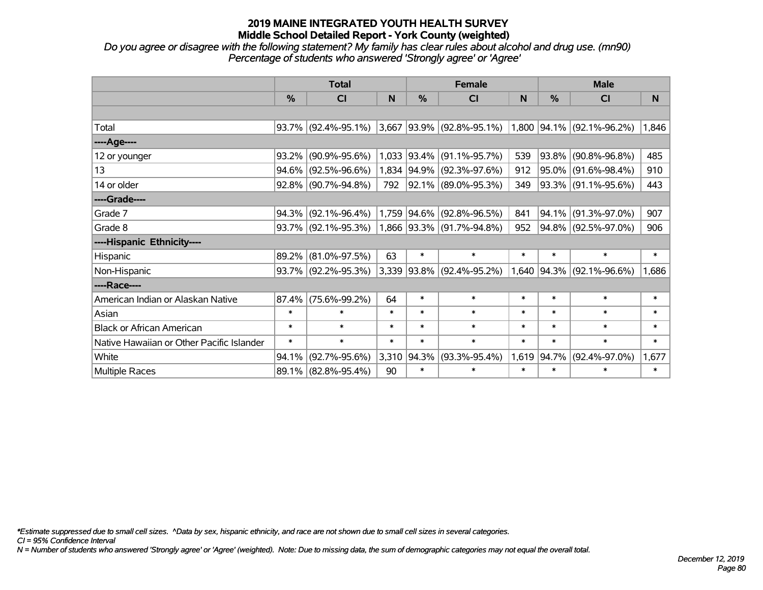# 2019 MAINE INTEGRATED YOUTH HEALTH SURVEY
## Middle School Detailed Report - York County (weighted)
*Do you agree or disagree with the following statement? My family has clear rules about alcohol and drug use. (mn90)*
*Percentage of students who answered 'Strongly agree' or 'Agree'*

| | Total | | | Female | | | Male | | |
|---|---|---|---|---|---|---|---|---|---|
| | % | CI | N | % | CI | N | % | CI | N |
| | | | | | | | | | |
| Total | 93.7% | (92.4%-95.1%) | 3,667 | 93.9% | (92.8%-95.1%) | 1,800 | 94.1% | (92.1%-96.2%) | 1,846 |
| ----Age---- | | | | | | | | | |
| 12 or younger | 93.2% | (90.9%-95.6%) | 1,033 | 93.4% | (91.1%-95.7%) | 539 | 93.8% | (90.8%-96.8%) | 485 |
| 13 | 94.6% | (92.5%-96.6%) | 1,834 | 94.9% | (92.3%-97.6%) | 912 | 95.0% | (91.6%-98.4%) | 910 |
| 14 or older | 92.8% | (90.7%-94.8%) | 792 | 92.1% | (89.0%-95.3%) | 349 | 93.3% | (91.1%-95.6%) | 443 |
| ----Grade---- | | | | | | | | | |
| Grade 7 | 94.3% | (92.1%-96.4%) | 1,759 | 94.6% | (92.8%-96.5%) | 841 | 94.1% | (91.3%-97.0%) | 907 |
| Grade 8 | 93.7% | (92.1%-95.3%) | 1,866 | 93.3% | (91.7%-94.8%) | 952 | 94.8% | (92.5%-97.0%) | 906 |
| ----Hispanic Ethnicity---- | | | | | | | | | |
| Hispanic | 89.2% | (81.0%-97.5%) | 63 | * | * | * | * | * | * |
| Non-Hispanic | 93.7% | (92.2%-95.3%) | 3,339 | 93.8% | (92.4%-95.2%) | 1,640 | 94.3% | (92.1%-96.6%) | 1,686 |
| ----Race---- | | | | | | | | | |
| American Indian or Alaskan Native | 87.4% | (75.6%-99.2%) | 64 | * | * | * | * | * | * |
| Asian | * | * | * | * | * | * | * | * | * |
| Black or African American | * | * | * | * | * | * | * | * | * |
| Native Hawaiian or Other Pacific Islander | * | * | * | * | * | * | * | * | * |
| White | 94.1% | (92.7%-95.6%) | 3,310 | 94.3% | (93.3%-95.4%) | 1,619 | 94.7% | (92.4%-97.0%) | 1,677 |
| Multiple Races | 89.1% | (82.8%-95.4%) | 90 | * | * | * | * | * | * |

*\*Estimate suppressed due to small cell sizes. ^Data by sex, hispanic ethnicity, and race are not shown due to small cell sizes in several categories.*
*CI = 95% Confidence Interval*
*N = Number of students who answered 'Strongly agree' or 'Agree' (weighted). Note: Due to missing data, the sum of demographic categories may not equal the overall total.*

*December 12, 2019*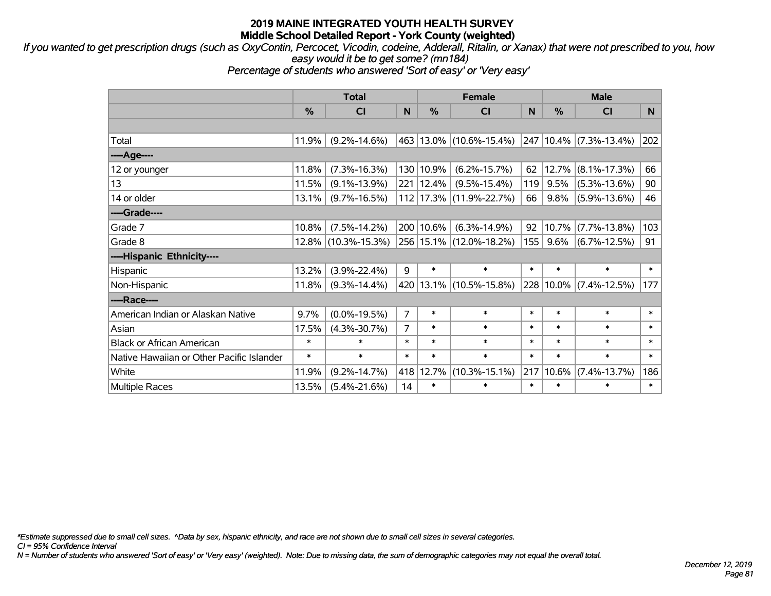**2019 MAINE INTEGRATED YOUTH HEALTH SURVEY**
**Middle School Detailed Report - York County (weighted)**

*If you wanted to get prescription drugs (such as OxyContin, Percocet, Vicodin, codeine, Adderall, Ritalin, or Xanax) that were not prescribed to you, how easy would it be to get some? (mn184)*
*Percentage of students who answered 'Sort of easy' or 'Very easy'*

| | Total | | | Female | | | Male | | |
|---|---|---|---|---|---|---|---|---|---|
| | % | CI | N | % | CI | N | % | CI | N |
| | | | | | | | | | |
| Total | 11.9% | (9.2%-14.6%) | 463 | 13.0% | (10.6%-15.4%) | 247 | 10.4% | (7.3%-13.4%) | 202 |
| ----Age---- | | | | | | | | | |
| 12 or younger | 11.8% | (7.3%-16.3%) | 130 | 10.9% | (6.2%-15.7%) | 62 | 12.7% | (8.1%-17.3%) | 66 |
| 13 | 11.5% | (9.1%-13.9%) | 221 | 12.4% | (9.5%-15.4%) | 119 | 9.5% | (5.3%-13.6%) | 90 |
| 14 or older | 13.1% | (9.7%-16.5%) | 112 | 17.3% | (11.9%-22.7%) | 66 | 9.8% | (5.9%-13.6%) | 46 |
| ----Grade---- | | | | | | | | | |
| Grade 7 | 10.8% | (7.5%-14.2%) | 200 | 10.6% | (6.3%-14.9%) | 92 | 10.7% | (7.7%-13.8%) | 103 |
| Grade 8 | 12.8% | (10.3%-15.3%) | 256 | 15.1% | (12.0%-18.2%) | 155 | 9.6% | (6.7%-12.5%) | 91 |
| ----Hispanic Ethnicity---- | | | | | | | | | |
| Hispanic | 13.2% | (3.9%-22.4%) | 9 | * | * | * | * | * | * |
| Non-Hispanic | 11.8% | (9.3%-14.4%) | 420 | 13.1% | (10.5%-15.8%) | 228 | 10.0% | (7.4%-12.5%) | 177 |
| ----Race---- | | | | | | | | | |
| American Indian or Alaskan Native | 9.7% | (0.0%-19.5%) | 7 | * | * | * | * | * | * |
| Asian | 17.5% | (4.3%-30.7%) | 7 | * | * | * | * | * | * |
| Black or African American | * | * | * | * | * | * | * | * | * |
| Native Hawaiian or Other Pacific Islander | * | * | * | * | * | * | * | * | * |
| White | 11.9% | (9.2%-14.7%) | 418 | 12.7% | (10.3%-15.1%) | 217 | 10.6% | (7.4%-13.7%) | 186 |
| Multiple Races | 13.5% | (5.4%-21.6%) | 14 | * | * | * | * | * | * |

*\*Estimate suppressed due to small cell sizes. ^Data by sex, hispanic ethnicity, and race are not shown due to small cell sizes in several categories.*
*CI = 95% Confidence Interval*
*N = Number of students who answered 'Sort of easy' or 'Very easy' (weighted). Note: Due to missing data, the sum of demographic categories may not equal the overall total.*

*December 12, 2019*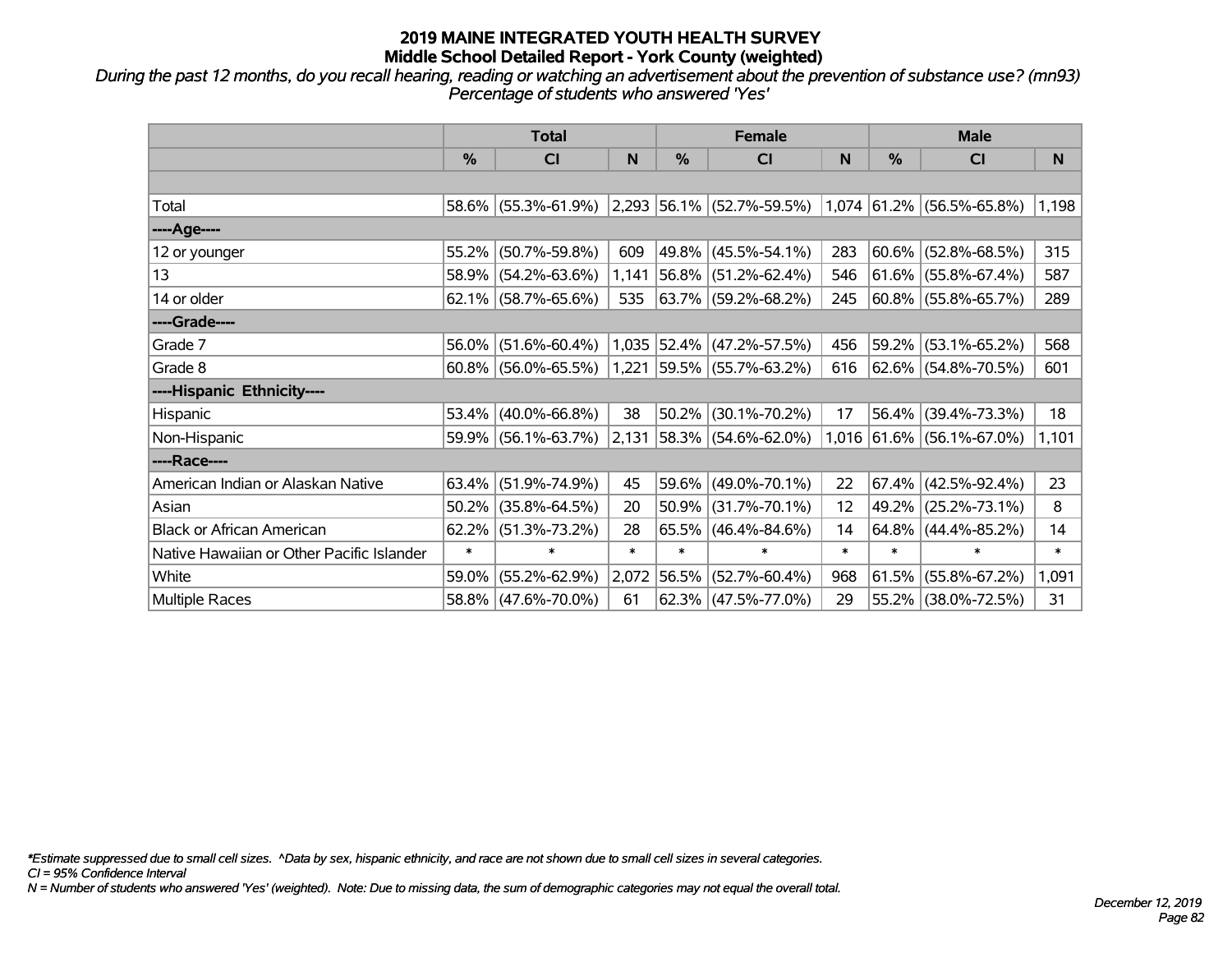# 2019 MAINE INTEGRATED YOUTH HEALTH SURVEY
## Middle School Detailed Report - York County (weighted)

*During the past 12 months, do you recall hearing, reading or watching an advertisement about the prevention of substance use? (mn93)*
*Percentage of students who answered 'Yes'*

| | Total | | | Female | | | Male | | |
|---|---|---|---|---|---|---|---|---|---|
| | % | CI | N | % | CI | N | % | CI | N |
| | | | | | | | | | |
| Total | 58.6% | (55.3%-61.9%) | 2,293 | 56.1% | (52.7%-59.5%) | 1,074 | 61.2% | (56.5%-65.8%) | 1,198 |
| ----Age---- | | | | | | | | | |
| 12 or younger | 55.2% | (50.7%-59.8%) | 609 | 49.8% | (45.5%-54.1%) | 283 | 60.6% | (52.8%-68.5%) | 315 |
| 13 | 58.9% | (54.2%-63.6%) | 1,141 | 56.8% | (51.2%-62.4%) | 546 | 61.6% | (55.8%-67.4%) | 587 |
| 14 or older | 62.1% | (58.7%-65.6%) | 535 | 63.7% | (59.2%-68.2%) | 245 | 60.8% | (55.8%-65.7%) | 289 |
| ----Grade---- | | | | | | | | | |
| Grade 7 | 56.0% | (51.6%-60.4%) | 1,035 | 52.4% | (47.2%-57.5%) | 456 | 59.2% | (53.1%-65.2%) | 568 |
| Grade 8 | 60.8% | (56.0%-65.5%) | 1,221 | 59.5% | (55.7%-63.2%) | 616 | 62.6% | (54.8%-70.5%) | 601 |
| ----Hispanic Ethnicity---- | | | | | | | | | |
| Hispanic | 53.4% | (40.0%-66.8%) | 38 | 50.2% | (30.1%-70.2%) | 17 | 56.4% | (39.4%-73.3%) | 18 |
| Non-Hispanic | 59.9% | (56.1%-63.7%) | 2,131 | 58.3% | (54.6%-62.0%) | 1,016 | 61.6% | (56.1%-67.0%) | 1,101 |
| ----Race---- | | | | | | | | | |
| American Indian or Alaskan Native | 63.4% | (51.9%-74.9%) | 45 | 59.6% | (49.0%-70.1%) | 22 | 67.4% | (42.5%-92.4%) | 23 |
| Asian | 50.2% | (35.8%-64.5%) | 20 | 50.9% | (31.7%-70.1%) | 12 | 49.2% | (25.2%-73.1%) | 8 |
| Black or African American | 62.2% | (51.3%-73.2%) | 28 | 65.5% | (46.4%-84.6%) | 14 | 64.8% | (44.4%-85.2%) | 14 |
| Native Hawaiian or Other Pacific Islander | * | * | * | * | * | * | * | * | * |
| White | 59.0% | (55.2%-62.9%) | 2,072 | 56.5% | (52.7%-60.4%) | 968 | 61.5% | (55.8%-67.2%) | 1,091 |
| Multiple Races | 58.8% | (47.6%-70.0%) | 61 | 62.3% | (47.5%-77.0%) | 29 | 55.2% | (38.0%-72.5%) | 31 |

*\*Estimate suppressed due to small cell sizes. ^Data by sex, hispanic ethnicity, and race are not shown due to small cell sizes in several categories.*
*CI = 95% Confidence Interval*
*N = Number of students who answered 'Yes' (weighted). Note: Due to missing data, the sum of demographic categories may not equal the overall total.*

*December 12, 2019*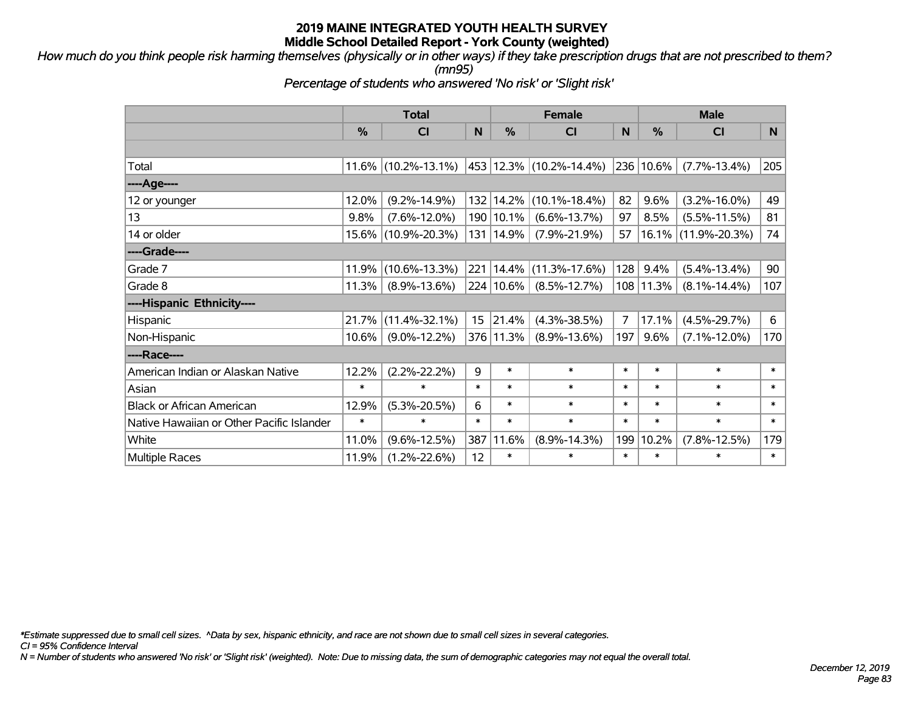# 2019 MAINE INTEGRATED YOUTH HEALTH SURVEY

## Middle School Detailed Report - York County (weighted)

*How much do you think people risk harming themselves (physically or in other ways) if they take prescription drugs that are not prescribed to them? (mn95)*

*Percentage of students who answered 'No risk' or 'Slight risk'*

| | Total | | | Female | | | Male | | |
|---|---|---|---|---|---|---|---|---|---|
| | % | CI | N | % | CI | N | % | CI | N |
| Total | 11.6% | (10.2%-13.1%) | 453 | 12.3% | (10.2%-14.4%) | 236 | 10.6% | (7.7%-13.4%) | 205 |
| ----Age---- | | | | | | | | | |
| 12 or younger | 12.0% | (9.2%-14.9%) | 132 | 14.2% | (10.1%-18.4%) | 82 | 9.6% | (3.2%-16.0%) | 49 |
| 13 | 9.8% | (7.6%-12.0%) | 190 | 10.1% | (6.6%-13.7%) | 97 | 8.5% | (5.5%-11.5%) | 81 |
| 14 or older | 15.6% | (10.9%-20.3%) | 131 | 14.9% | (7.9%-21.9%) | 57 | 16.1% | (11.9%-20.3%) | 74 |
| ----Grade---- | | | | | | | | | |
| Grade 7 | 11.9% | (10.6%-13.3%) | 221 | 14.4% | (11.3%-17.6%) | 128 | 9.4% | (5.4%-13.4%) | 90 |
| Grade 8 | 11.3% | (8.9%-13.6%) | 224 | 10.6% | (8.5%-12.7%) | 108 | 11.3% | (8.1%-14.4%) | 107 |
| ----Hispanic Ethnicity---- | | | | | | | | | |
| Hispanic | 21.7% | (11.4%-32.1%) | 15 | 21.4% | (4.3%-38.5%) | 7 | 17.1% | (4.5%-29.7%) | 6 |
| Non-Hispanic | 10.6% | (9.0%-12.2%) | 376 | 11.3% | (8.9%-13.6%) | 197 | 9.6% | (7.1%-12.0%) | 170 |
| ----Race---- | | | | | | | | | |
| American Indian or Alaskan Native | 12.2% | (2.2%-22.2%) | 9 | * | * | * | * | * | * |
| Asian | * | * | * | * | * | * | * | * | * |
| Black or African American | 12.9% | (5.3%-20.5%) | 6 | * | * | * | * | * | * |
| Native Hawaiian or Other Pacific Islander | * | * | * | * | * | * | * | * | * |
| White | 11.0% | (9.6%-12.5%) | 387 | 11.6% | (8.9%-14.3%) | 199 | 10.2% | (7.8%-12.5%) | 179 |
| Multiple Races | 11.9% | (1.2%-22.6%) | 12 | * | * | * | * | * | * |

*\*Estimate suppressed due to small cell sizes. ^Data by sex, hispanic ethnicity, and race are not shown due to small cell sizes in several categories.*

*CI = 95% Confidence Interval*

*N = Number of students who answered 'No risk' or 'Slight risk' (weighted). Note: Due to missing data, the sum of demographic categories may not equal the overall total.*

*December 12, 2019*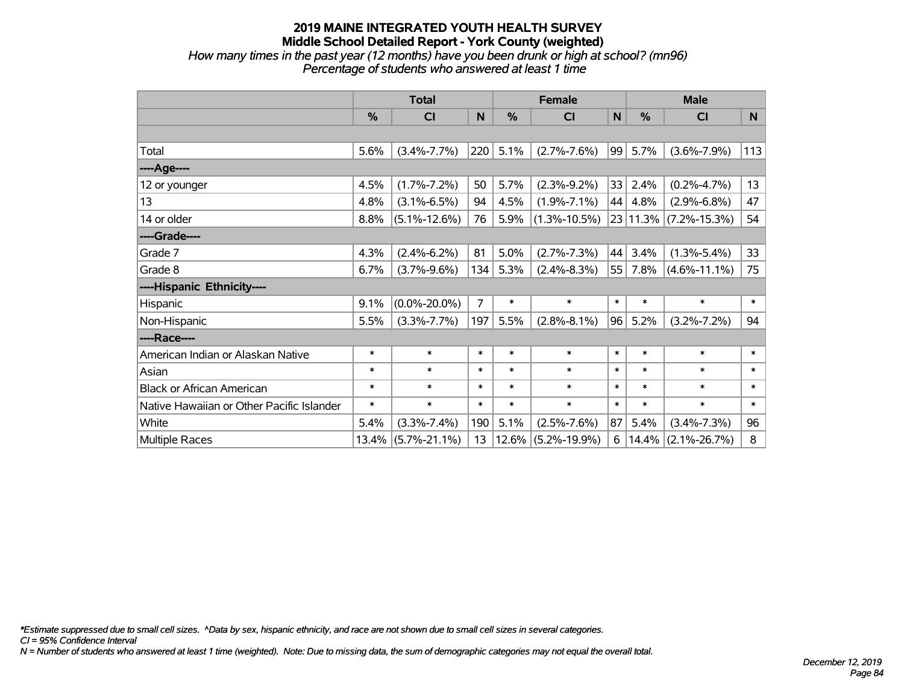# 2019 MAINE INTEGRATED YOUTH HEALTH SURVEY
## Middle School Detailed Report - York County (weighted)
*How many times in the past year (12 months) have you been drunk or high at school? (mn96)*
*Percentage of students who answered at least 1 time*

| | Total | | | Female | | | Male | | |
|---|---|---|---|---|---|---|---|---|---|
| | % | CI | N | % | CI | N | % | CI | N |
| | | | | | | | | | |
| Total | 5.6% | (3.4%-7.7%) | 220 | 5.1% | (2.7%-7.6%) | 99 | 5.7% | (3.6%-7.9%) | 113 |
| ----Age---- | | | | | | | | | |
| 12 or younger | 4.5% | (1.7%-7.2%) | 50 | 5.7% | (2.3%-9.2%) | 33 | 2.4% | (0.2%-4.7%) | 13 |
| 13 | 4.8% | (3.1%-6.5%) | 94 | 4.5% | (1.9%-7.1%) | 44 | 4.8% | (2.9%-6.8%) | 47 |
| 14 or older | 8.8% | (5.1%-12.6%) | 76 | 5.9% | (1.3%-10.5%) | 23 | 11.3% | (7.2%-15.3%) | 54 |
| ----Grade---- | | | | | | | | | |
| Grade 7 | 4.3% | (2.4%-6.2%) | 81 | 5.0% | (2.7%-7.3%) | 44 | 3.4% | (1.3%-5.4%) | 33 |
| Grade 8 | 6.7% | (3.7%-9.6%) | 134 | 5.3% | (2.4%-8.3%) | 55 | 7.8% | (4.6%-11.1%) | 75 |
| ----Hispanic Ethnicity---- | | | | | | | | | |
| Hispanic | 9.1% | (0.0%-20.0%) | 7 | * | * | * | * | * | * |
| Non-Hispanic | 5.5% | (3.3%-7.7%) | 197 | 5.5% | (2.8%-8.1%) | 96 | 5.2% | (3.2%-7.2%) | 94 |
| ----Race---- | | | | | | | | | |
| American Indian or Alaskan Native | * | * | * | * | * | * | * | * | * |
| Asian | * | * | * | * | * | * | * | * | * |
| Black or African American | * | * | * | * | * | * | * | * | * |
| Native Hawaiian or Other Pacific Islander | * | * | * | * | * | * | * | * | * |
| White | 5.4% | (3.3%-7.4%) | 190 | 5.1% | (2.5%-7.6%) | 87 | 5.4% | (3.4%-7.3%) | 96 |
| Multiple Races | 13.4% | (5.7%-21.1%) | 13 | 12.6% | (5.2%-19.9%) | 6 | 14.4% | (2.1%-26.7%) | 8 |

*\*Estimate suppressed due to small cell sizes. ^Data by sex, hispanic ethnicity, and race are not shown due to small cell sizes in several categories.*
*CI = 95% Confidence Interval*
*N = Number of students who answered at least 1 time (weighted). Note: Due to missing data, the sum of demographic categories may not equal the overall total.*

*December 12, 2019*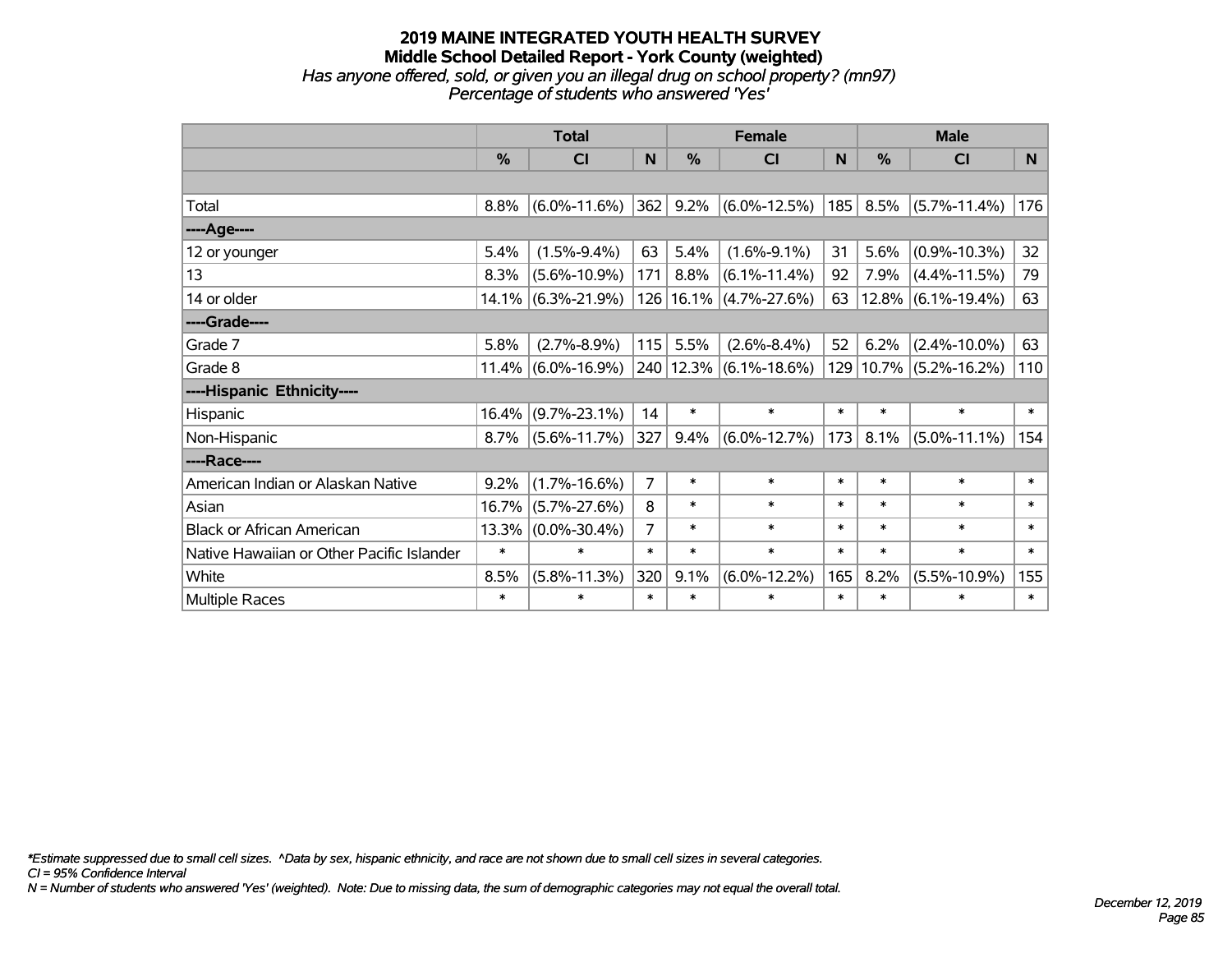# 2019 MAINE INTEGRATED YOUTH HEALTH SURVEY

## Middle School Detailed Report - York County (weighted)

*Has anyone offered, sold, or given you an illegal drug on school property? (mn97)*
*Percentage of students who answered 'Yes'*

| | Total | | | Female | | | Male | | |
|---|---|---|---|---|---|---|---|---|---|
| | % | CI | N | % | CI | N | % | CI | N |
| | | | | | | | | | |
| Total | 8.8% | (6.0%-11.6%) | 362 | 9.2% | (6.0%-12.5%) | 185 | 8.5% | (5.7%-11.4%) | 176 |
| ----Age---- | | | | | | | | | |
| 12 or younger | 5.4% | (1.5%-9.4%) | 63 | 5.4% | (1.6%-9.1%) | 31 | 5.6% | (0.9%-10.3%) | 32 |
| 13 | 8.3% | (5.6%-10.9%) | 171 | 8.8% | (6.1%-11.4%) | 92 | 7.9% | (4.4%-11.5%) | 79 |
| 14 or older | 14.1% | (6.3%-21.9%) | 126 | 16.1% | (4.7%-27.6%) | 63 | 12.8% | (6.1%-19.4%) | 63 |
| ----Grade---- | | | | | | | | | |
| Grade 7 | 5.8% | (2.7%-8.9%) | 115 | 5.5% | (2.6%-8.4%) | 52 | 6.2% | (2.4%-10.0%) | 63 |
| Grade 8 | 11.4% | (6.0%-16.9%) | 240 | 12.3% | (6.1%-18.6%) | 129 | 10.7% | (5.2%-16.2%) | 110 |
| ----Hispanic Ethnicity---- | | | | | | | | | |
| Hispanic | 16.4% | (9.7%-23.1%) | 14 | * | * | * | * | * | * |
| Non-Hispanic | 8.7% | (5.6%-11.7%) | 327 | 9.4% | (6.0%-12.7%) | 173 | 8.1% | (5.0%-11.1%) | 154 |
| ----Race---- | | | | | | | | | |
| American Indian or Alaskan Native | 9.2% | (1.7%-16.6%) | 7 | * | * | * | * | * | * |
| Asian | 16.7% | (5.7%-27.6%) | 8 | * | * | * | * | * | * |
| Black or African American | 13.3% | (0.0%-30.4%) | 7 | * | * | * | * | * | * |
| Native Hawaiian or Other Pacific Islander | * | * | * | * | * | * | * | * | * |
| White | 8.5% | (5.8%-11.3%) | 320 | 9.1% | (6.0%-12.2%) | 165 | 8.2% | (5.5%-10.9%) | 155 |
| Multiple Races | * | * | * | * | * | * | * | * | * |

*\*Estimate suppressed due to small cell sizes. ^Data by sex, hispanic ethnicity, and race are not shown due to small cell sizes in several categories.*
*CI = 95% Confidence Interval*
*N = Number of students who answered 'Yes' (weighted). Note: Due to missing data, the sum of demographic categories may not equal the overall total.*

*December 12, 2019*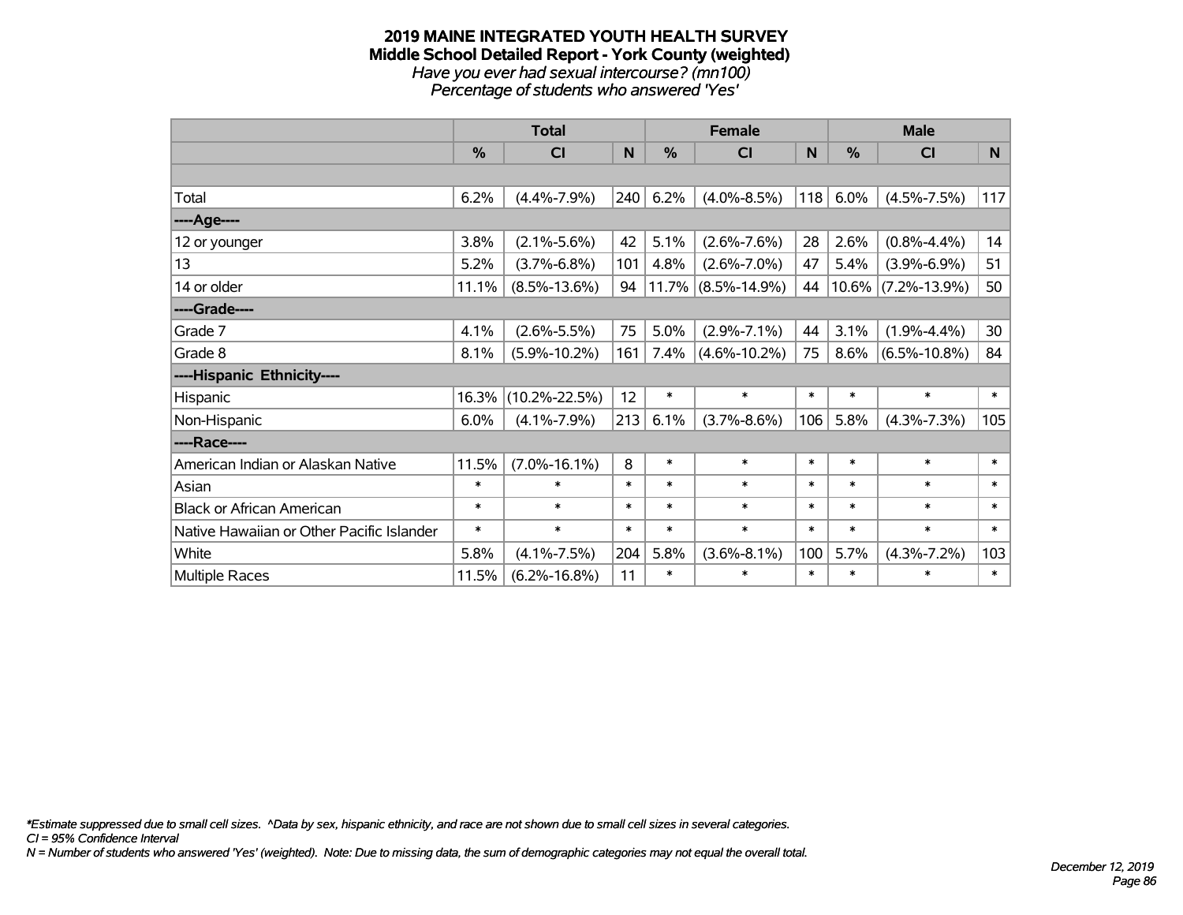## 2019 MAINE INTEGRATED YOUTH HEALTH SURVEY
### Middle School Detailed Report - York County (weighted)
*Have you ever had sexual intercourse? (mn100)*
*Percentage of students who answered 'Yes'*

| | Total | | | Female | | | Male | | |
|---|---|---|---|---|---|---|---|---|---|
| | % | CI | N | % | CI | N | % | CI | N |
| | | | | | | | | | |
| Total | 6.2% | (4.4%-7.9%) | 240 | 6.2% | (4.0%-8.5%) | 118 | 6.0% | (4.5%-7.5%) | 117 |
| ----Age---- | | | | | | | | | |
| 12 or younger | 3.8% | (2.1%-5.6%) | 42 | 5.1% | (2.6%-7.6%) | 28 | 2.6% | (0.8%-4.4%) | 14 |
| 13 | 5.2% | (3.7%-6.8%) | 101 | 4.8% | (2.6%-7.0%) | 47 | 5.4% | (3.9%-6.9%) | 51 |
| 14 or older | 11.1% | (8.5%-13.6%) | 94 | 11.7% | (8.5%-14.9%) | 44 | 10.6% | (7.2%-13.9%) | 50 |
| ----Grade---- | | | | | | | | | |
| Grade 7 | 4.1% | (2.6%-5.5%) | 75 | 5.0% | (2.9%-7.1%) | 44 | 3.1% | (1.9%-4.4%) | 30 |
| Grade 8 | 8.1% | (5.9%-10.2%) | 161 | 7.4% | (4.6%-10.2%) | 75 | 8.6% | (6.5%-10.8%) | 84 |
| ----Hispanic Ethnicity---- | | | | | | | | | |
| Hispanic | 16.3% | (10.2%-22.5%) | 12 | * | * | * | * | * | * |
| Non-Hispanic | 6.0% | (4.1%-7.9%) | 213 | 6.1% | (3.7%-8.6%) | 106 | 5.8% | (4.3%-7.3%) | 105 |
| ----Race---- | | | | | | | | | |
| American Indian or Alaskan Native | 11.5% | (7.0%-16.1%) | 8 | * | * | * | * | * | * |
| Asian | * | * | * | * | * | * | * | * | * |
| Black or African American | * | * | * | * | * | * | * | * | * |
| Native Hawaiian or Other Pacific Islander | * | * | * | * | * | * | * | * | * |
| White | 5.8% | (4.1%-7.5%) | 204 | 5.8% | (3.6%-8.1%) | 100 | 5.7% | (4.3%-7.2%) | 103 |
| Multiple Races | 11.5% | (6.2%-16.8%) | 11 | * | * | * | * | * | * |

*\*Estimate suppressed due to small cell sizes. ^Data by sex, hispanic ethnicity, and race are not shown due to small cell sizes in several categories.*
*CI = 95% Confidence Interval*
*N = Number of students who answered 'Yes' (weighted). Note: Due to missing data, the sum of demographic categories may not equal the overall total.*

*December 12, 2019*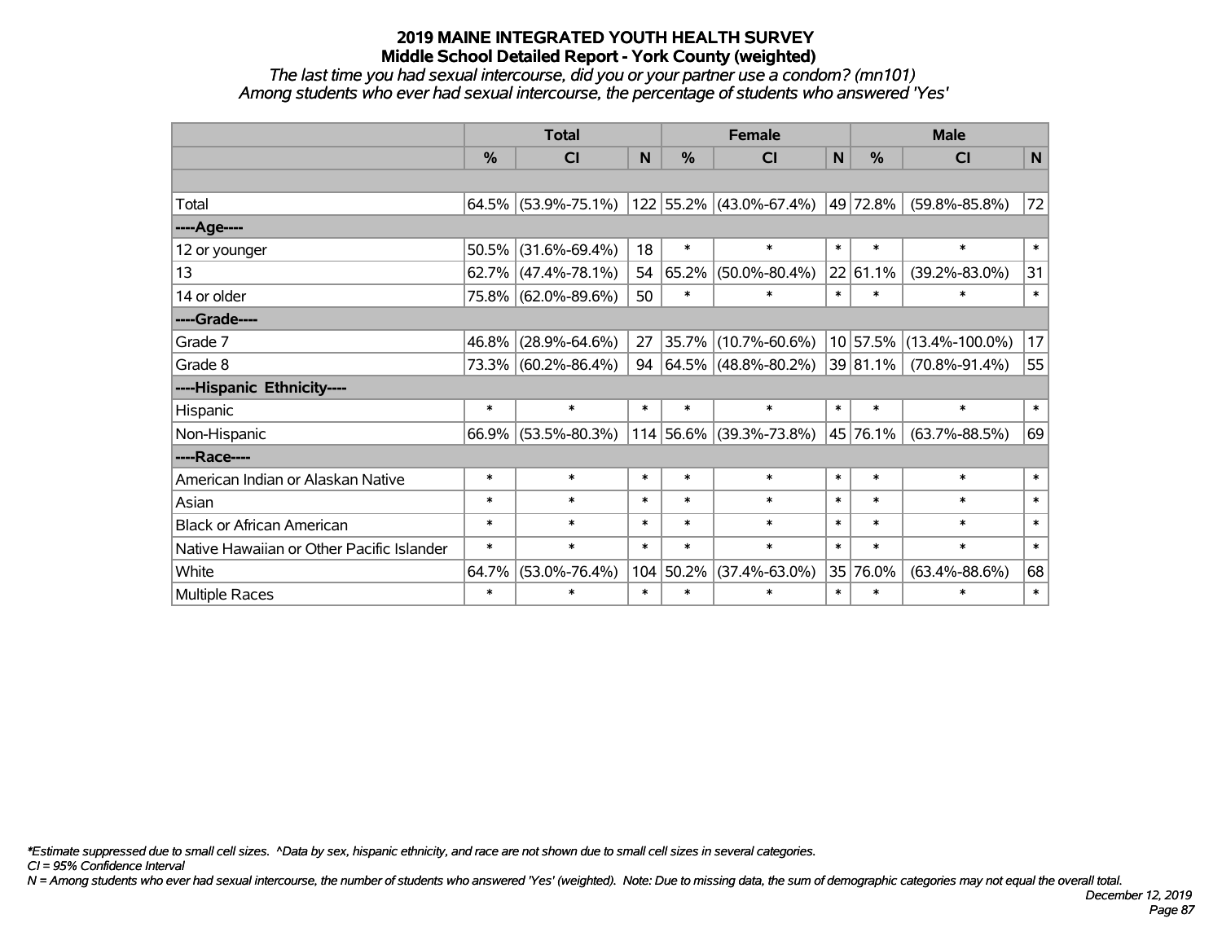# 2019 MAINE INTEGRATED YOUTH HEALTH SURVEY
## Middle School Detailed Report - York County (weighted)

*The last time you had sexual intercourse, did you or your partner use a condom? (mn101)*
*Among students who ever had sexual intercourse, the percentage of students who answered 'Yes'*

| | Total | | | Female | | | Male | | |
|---|---|---|---|---|---|---|---|---|---|
| | % | CI | N | % | CI | N | % | CI | N |
| | | | | | | | | | |
| Total | 64.5% | (53.9%-75.1%) | 122 | 55.2% | (43.0%-67.4%) | 49 | 72.8% | (59.8%-85.8%) | 72 |
| ----Age---- | | | | | | | | | |
| 12 or younger | 50.5% | (31.6%-69.4%) | 18 | * | * | * | * | * | * |
| 13 | 62.7% | (47.4%-78.1%) | 54 | 65.2% | (50.0%-80.4%) | 22 | 61.1% | (39.2%-83.0%) | 31 |
| 14 or older | 75.8% | (62.0%-89.6%) | 50 | * | * | * | * | * | * |
| ----Grade---- | | | | | | | | | |
| Grade 7 | 46.8% | (28.9%-64.6%) | 27 | 35.7% | (10.7%-60.6%) | 10 | 57.5% | (13.4%-100.0%) | 17 |
| Grade 8 | 73.3% | (60.2%-86.4%) | 94 | 64.5% | (48.8%-80.2%) | 39 | 81.1% | (70.8%-91.4%) | 55 |
| ----Hispanic Ethnicity---- | | | | | | | | | |
| Hispanic | * | * | * | * | * | * | * | * | * |
| Non-Hispanic | 66.9% | (53.5%-80.3%) | 114 | 56.6% | (39.3%-73.8%) | 45 | 76.1% | (63.7%-88.5%) | 69 |
| ----Race---- | | | | | | | | | |
| American Indian or Alaskan Native | * | * | * | * | * | * | * | * | * |
| Asian | * | * | * | * | * | * | * | * | * |
| Black or African American | * | * | * | * | * | * | * | * | * |
| Native Hawaiian or Other Pacific Islander | * | * | * | * | * | * | * | * | * |
| White | 64.7% | (53.0%-76.4%) | 104 | 50.2% | (37.4%-63.0%) | 35 | 76.0% | (63.4%-88.6%) | 68 |
| Multiple Races | * | * | * | * | * | * | * | * | * |

*\*Estimate suppressed due to small cell sizes. ^Data by sex, hispanic ethnicity, and race are not shown due to small cell sizes in several categories.*
*CI = 95% Confidence Interval*
*N = Among students who ever had sexual intercourse, the number of students who answered 'Yes' (weighted). Note: Due to missing data, the sum of demographic categories may not equal the overall total.*

*December 12, 2019*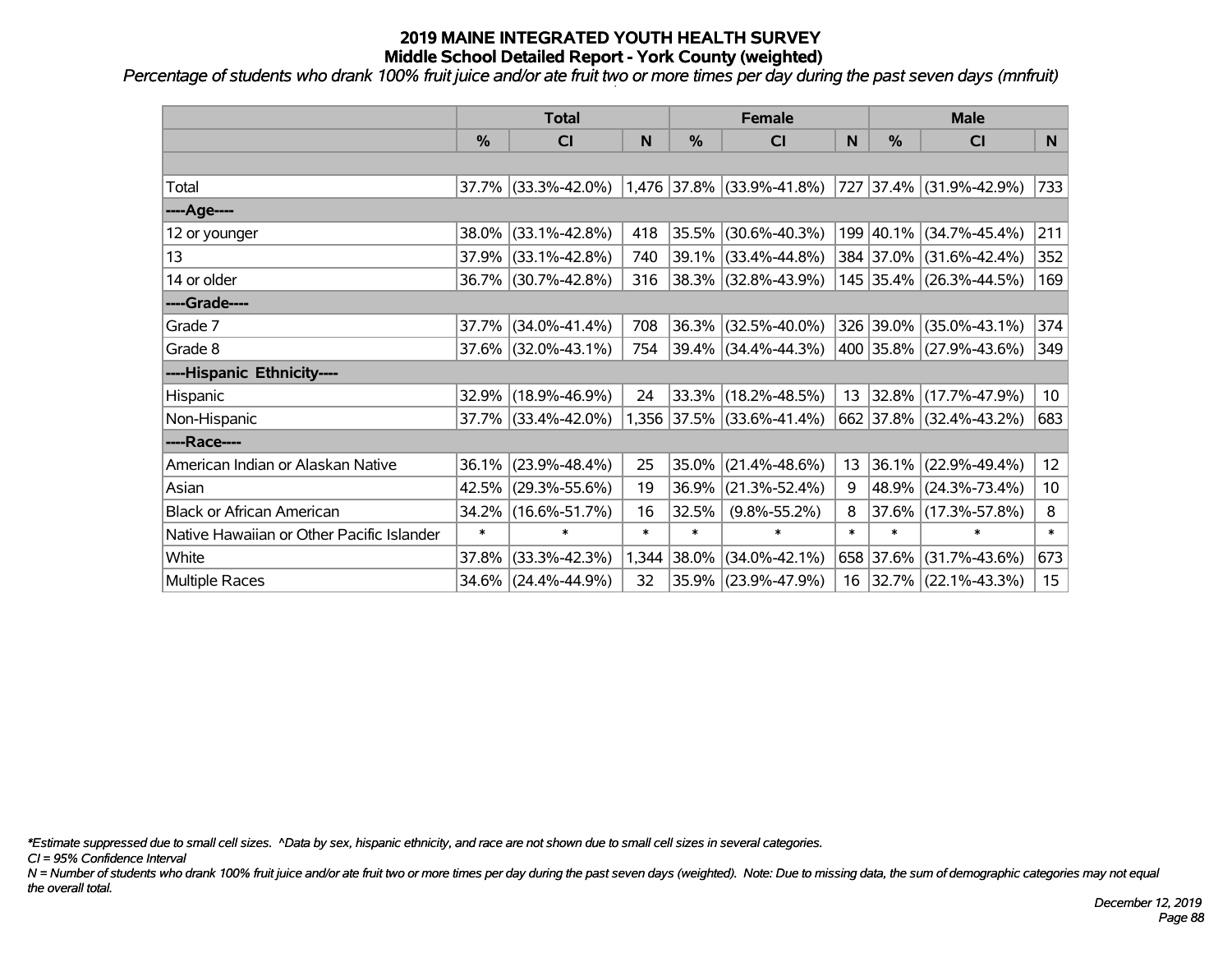# 2019 MAINE INTEGRATED YOUTH HEALTH SURVEY
## Middle School Detailed Report - York County (weighted)

*Percentage of students who drank 100% fruit juice and/or ate fruit two or more times per day during the past seven days (mnfruit)*

| | Total | | | Female | | | Male | | |
|---|---|---|---|---|---|---|---|---|---|
| | % | CI | N | % | CI | N | % | CI | N |
| | | | | | | | | | |
| Total | 37.7% | (33.3%-42.0%) | 1,476 | 37.8% | (33.9%-41.8%) | 727 | 37.4% | (31.9%-42.9%) | 733 |
| ----Age---- | | | | | | | | | |
| 12 or younger | 38.0% | (33.1%-42.8%) | 418 | 35.5% | (30.6%-40.3%) | 199 | 40.1% | (34.7%-45.4%) | 211 |
| 13 | 37.9% | (33.1%-42.8%) | 740 | 39.1% | (33.4%-44.8%) | 384 | 37.0% | (31.6%-42.4%) | 352 |
| 14 or older | 36.7% | (30.7%-42.8%) | 316 | 38.3% | (32.8%-43.9%) | 145 | 35.4% | (26.3%-44.5%) | 169 |
| ----Grade---- | | | | | | | | | |
| Grade 7 | 37.7% | (34.0%-41.4%) | 708 | 36.3% | (32.5%-40.0%) | 326 | 39.0% | (35.0%-43.1%) | 374 |
| Grade 8 | 37.6% | (32.0%-43.1%) | 754 | 39.4% | (34.4%-44.3%) | 400 | 35.8% | (27.9%-43.6%) | 349 |
| ----Hispanic Ethnicity---- | | | | | | | | | |
| Hispanic | 32.9% | (18.9%-46.9%) | 24 | 33.3% | (18.2%-48.5%) | 13 | 32.8% | (17.7%-47.9%) | 10 |
| Non-Hispanic | 37.7% | (33.4%-42.0%) | 1,356 | 37.5% | (33.6%-41.4%) | 662 | 37.8% | (32.4%-43.2%) | 683 |
| ----Race---- | | | | | | | | | |
| American Indian or Alaskan Native | 36.1% | (23.9%-48.4%) | 25 | 35.0% | (21.4%-48.6%) | 13 | 36.1% | (22.9%-49.4%) | 12 |
| Asian | 42.5% | (29.3%-55.6%) | 19 | 36.9% | (21.3%-52.4%) | 9 | 48.9% | (24.3%-73.4%) | 10 |
| Black or African American | 34.2% | (16.6%-51.7%) | 16 | 32.5% | (9.8%-55.2%) | 8 | 37.6% | (17.3%-57.8%) | 8 |
| Native Hawaiian or Other Pacific Islander | * | * | * | * | * | * | * | * | * |
| White | 37.8% | (33.3%-42.3%) | 1,344 | 38.0% | (34.0%-42.1%) | 658 | 37.6% | (31.7%-43.6%) | 673 |
| Multiple Races | 34.6% | (24.4%-44.9%) | 32 | 35.9% | (23.9%-47.9%) | 16 | 32.7% | (22.1%-43.3%) | 15 |

*\*Estimate suppressed due to small cell sizes. ^Data by sex, hispanic ethnicity, and race are not shown due to small cell sizes in several categories.*

*CI = 95% Confidence Interval*

*N = Number of students who drank 100% fruit juice and/or ate fruit two or more times per day during the past seven days (weighted). Note: Due to missing data, the sum of demographic categories may not equal the overall total.*

*December 12, 2019*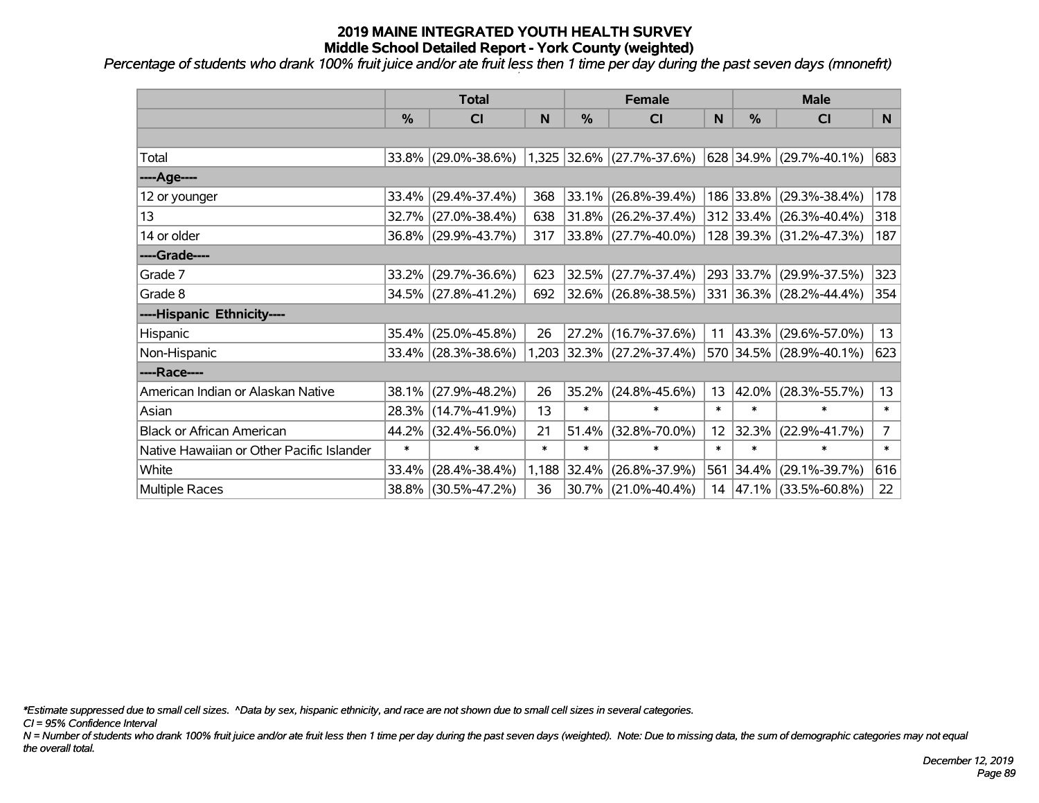# 2019 MAINE INTEGRATED YOUTH HEALTH SURVEY
## Middle School Detailed Report - York County (weighted)

*Percentage of students who drank 100% fruit juice and/or ate fruit less then 1 time per day during the past seven days (mnonefrt)*

| | Total | | | Female | | | Male | | |
|---|---|---|---|---|---|---|---|---|---|
| | % | CI | N | % | CI | N | % | CI | N |
| | | | | | | | | | |
| Total | 33.8% | (29.0%-38.6%) | 1,325 | 32.6% | (27.7%-37.6%) | 628 | 34.9% | (29.7%-40.1%) | 683 |
| ----Age---- | | | | | | | | | |
| 12 or younger | 33.4% | (29.4%-37.4%) | 368 | 33.1% | (26.8%-39.4%) | 186 | 33.8% | (29.3%-38.4%) | 178 |
| 13 | 32.7% | (27.0%-38.4%) | 638 | 31.8% | (26.2%-37.4%) | 312 | 33.4% | (26.3%-40.4%) | 318 |
| 14 or older | 36.8% | (29.9%-43.7%) | 317 | 33.8% | (27.7%-40.0%) | 128 | 39.3% | (31.2%-47.3%) | 187 |
| ----Grade---- | | | | | | | | | |
| Grade 7 | 33.2% | (29.7%-36.6%) | 623 | 32.5% | (27.7%-37.4%) | 293 | 33.7% | (29.9%-37.5%) | 323 |
| Grade 8 | 34.5% | (27.8%-41.2%) | 692 | 32.6% | (26.8%-38.5%) | 331 | 36.3% | (28.2%-44.4%) | 354 |
| ----Hispanic Ethnicity---- | | | | | | | | | |
| Hispanic | 35.4% | (25.0%-45.8%) | 26 | 27.2% | (16.7%-37.6%) | 11 | 43.3% | (29.6%-57.0%) | 13 |
| Non-Hispanic | 33.4% | (28.3%-38.6%) | 1,203 | 32.3% | (27.2%-37.4%) | 570 | 34.5% | (28.9%-40.1%) | 623 |
| ----Race---- | | | | | | | | | |
| American Indian or Alaskan Native | 38.1% | (27.9%-48.2%) | 26 | 35.2% | (24.8%-45.6%) | 13 | 42.0% | (28.3%-55.7%) | 13 |
| Asian | 28.3% | (14.7%-41.9%) | 13 | * | * | * | * | * | * |
| Black or African American | 44.2% | (32.4%-56.0%) | 21 | 51.4% | (32.8%-70.0%) | 12 | 32.3% | (22.9%-41.7%) | 7 |
| Native Hawaiian or Other Pacific Islander | * | * | * | * | * | * | * | * | * |
| White | 33.4% | (28.4%-38.4%) | 1,188 | 32.4% | (26.8%-37.9%) | 561 | 34.4% | (29.1%-39.7%) | 616 |
| Multiple Races | 38.8% | (30.5%-47.2%) | 36 | 30.7% | (21.0%-40.4%) | 14 | 47.1% | (33.5%-60.8%) | 22 |

*\*Estimate suppressed due to small cell sizes. ^Data by sex, hispanic ethnicity, and race are not shown due to small cell sizes in several categories.*

*CI = 95% Confidence Interval*

*N = Number of students who drank 100% fruit juice and/or ate fruit less then 1 time per day during the past seven days (weighted). Note: Due to missing data, the sum of demographic categories may not equal the overall total.*

*December 12, 2019*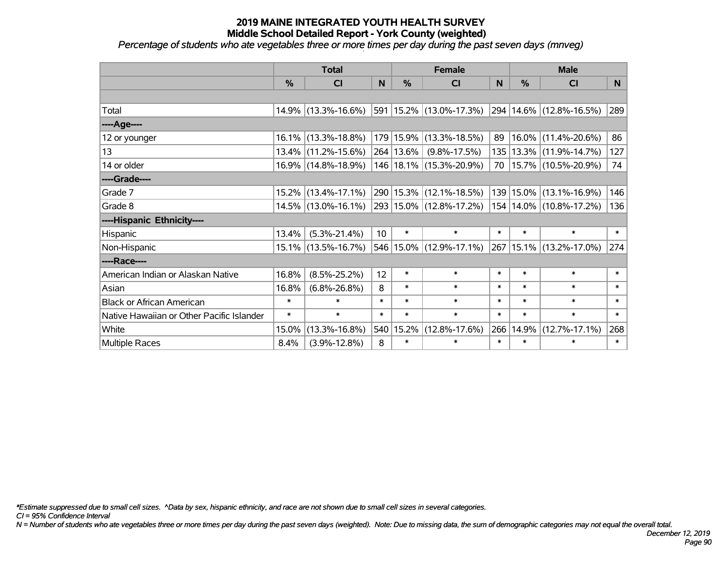# 2019 MAINE INTEGRATED YOUTH HEALTH SURVEY
## Middle School Detailed Report - York County (weighted)

*Percentage of students who ate vegetables three or more times per day during the past seven days (mnveg)*

| | Total | | | Female | | | Male | | |
|---|---|---|---|---|---|---|---|---|---|
| | % | CI | N | % | CI | N | % | CI | N |
| Total | 14.9% | (13.3%-16.6%) | 591 | 15.2% | (13.0%-17.3%) | 294 | 14.6% | (12.8%-16.5%) | 289 |
| ----Age---- | | | | | | | | | |
| 12 or younger | 16.1% | (13.3%-18.8%) | 179 | 15.9% | (13.3%-18.5%) | 89 | 16.0% | (11.4%-20.6%) | 86 |
| 13 | 13.4% | (11.2%-15.6%) | 264 | 13.6% | (9.8%-17.5%) | 135 | 13.3% | (11.9%-14.7%) | 127 |
| 14 or older | 16.9% | (14.8%-18.9%) | 146 | 18.1% | (15.3%-20.9%) | 70 | 15.7% | (10.5%-20.9%) | 74 |
| ----Grade---- | | | | | | | | | |
| Grade 7 | 15.2% | (13.4%-17.1%) | 290 | 15.3% | (12.1%-18.5%) | 139 | 15.0% | (13.1%-16.9%) | 146 |
| Grade 8 | 14.5% | (13.0%-16.1%) | 293 | 15.0% | (12.8%-17.2%) | 154 | 14.0% | (10.8%-17.2%) | 136 |
| ----Hispanic Ethnicity---- | | | | | | | | | |
| Hispanic | 13.4% | (5.3%-21.4%) | 10 | * | * | * | * | * | * |
| Non-Hispanic | 15.1% | (13.5%-16.7%) | 546 | 15.0% | (12.9%-17.1%) | 267 | 15.1% | (13.2%-17.0%) | 274 |
| ----Race---- | | | | | | | | | |
| American Indian or Alaskan Native | 16.8% | (8.5%-25.2%) | 12 | * | * | * | * | * | * |
| Asian | 16.8% | (6.8%-26.8%) | 8 | * | * | * | * | * | * |
| Black or African American | * | * | * | * | * | * | * | * | * |
| Native Hawaiian or Other Pacific Islander | * | * | * | * | * | * | * | * | * |
| White | 15.0% | (13.3%-16.8%) | 540 | 15.2% | (12.8%-17.6%) | 266 | 14.9% | (12.7%-17.1%) | 268 |
| Multiple Races | 8.4% | (3.9%-12.8%) | 8 | * | * | * | * | * | * |

*\*Estimate suppressed due to small cell sizes. ^Data by sex, hispanic ethnicity, and race are not shown due to small cell sizes in several categories.*

*CI = 95% Confidence Interval*

*N = Number of students who ate vegetables three or more times per day during the past seven days (weighted). Note: Due to missing data, the sum of demographic categories may not equal the overall total.*

*December 12, 2019*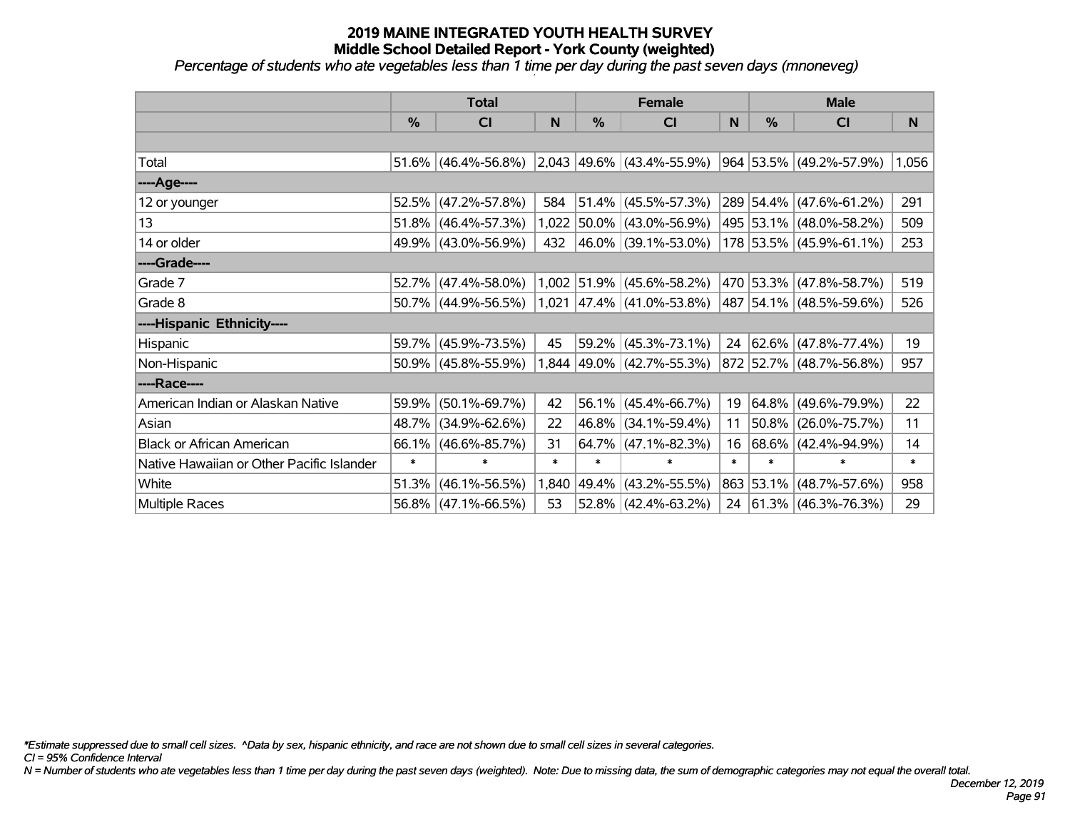# 2019 MAINE INTEGRATED YOUTH HEALTH SURVEY
## Middle School Detailed Report - York County (weighted)

*Percentage of students who ate vegetables less than 1 time per day during the past seven days (mnoneveg)*

| | Total | | | Female | | | Male | | |
|---|---|---|---|---|---|---|---|---|---|
| | % | CI | N | % | CI | N | % | CI | N |
| | | | | | | | | | |
| Total | 51.6% | (46.4%-56.8%) | 2,043 | 49.6% | (43.4%-55.9%) | 964 | 53.5% | (49.2%-57.9%) | 1,056 |
| ----Age---- | | | | | | | | | |
| 12 or younger | 52.5% | (47.2%-57.8%) | 584 | 51.4% | (45.5%-57.3%) | 289 | 54.4% | (47.6%-61.2%) | 291 |
| 13 | 51.8% | (46.4%-57.3%) | 1,022 | 50.0% | (43.0%-56.9%) | 495 | 53.1% | (48.0%-58.2%) | 509 |
| 14 or older | 49.9% | (43.0%-56.9%) | 432 | 46.0% | (39.1%-53.0%) | 178 | 53.5% | (45.9%-61.1%) | 253 |
| ----Grade---- | | | | | | | | | |
| Grade 7 | 52.7% | (47.4%-58.0%) | 1,002 | 51.9% | (45.6%-58.2%) | 470 | 53.3% | (47.8%-58.7%) | 519 |
| Grade 8 | 50.7% | (44.9%-56.5%) | 1,021 | 47.4% | (41.0%-53.8%) | 487 | 54.1% | (48.5%-59.6%) | 526 |
| ----Hispanic Ethnicity---- | | | | | | | | | |
| Hispanic | 59.7% | (45.9%-73.5%) | 45 | 59.2% | (45.3%-73.1%) | 24 | 62.6% | (47.8%-77.4%) | 19 |
| Non-Hispanic | 50.9% | (45.8%-55.9%) | 1,844 | 49.0% | (42.7%-55.3%) | 872 | 52.7% | (48.7%-56.8%) | 957 |
| ----Race---- | | | | | | | | | |
| American Indian or Alaskan Native | 59.9% | (50.1%-69.7%) | 42 | 56.1% | (45.4%-66.7%) | 19 | 64.8% | (49.6%-79.9%) | 22 |
| Asian | 48.7% | (34.9%-62.6%) | 22 | 46.8% | (34.1%-59.4%) | 11 | 50.8% | (26.0%-75.7%) | 11 |
| Black or African American | 66.1% | (46.6%-85.7%) | 31 | 64.7% | (47.1%-82.3%) | 16 | 68.6% | (42.4%-94.9%) | 14 |
| Native Hawaiian or Other Pacific Islander | * | * | * | * | * | * | * | * | * |
| White | 51.3% | (46.1%-56.5%) | 1,840 | 49.4% | (43.2%-55.5%) | 863 | 53.1% | (48.7%-57.6%) | 958 |
| Multiple Races | 56.8% | (47.1%-66.5%) | 53 | 52.8% | (42.4%-63.2%) | 24 | 61.3% | (46.3%-76.3%) | 29 |

*\*Estimate suppressed due to small cell sizes. ^Data by sex, hispanic ethnicity, and race are not shown due to small cell sizes in several categories.*

*CI = 95% Confidence Interval*

*N = Number of students who ate vegetables less than 1 time per day during the past seven days (weighted). Note: Due to missing data, the sum of demographic categories may not equal the overall total.*

*December 12, 2019*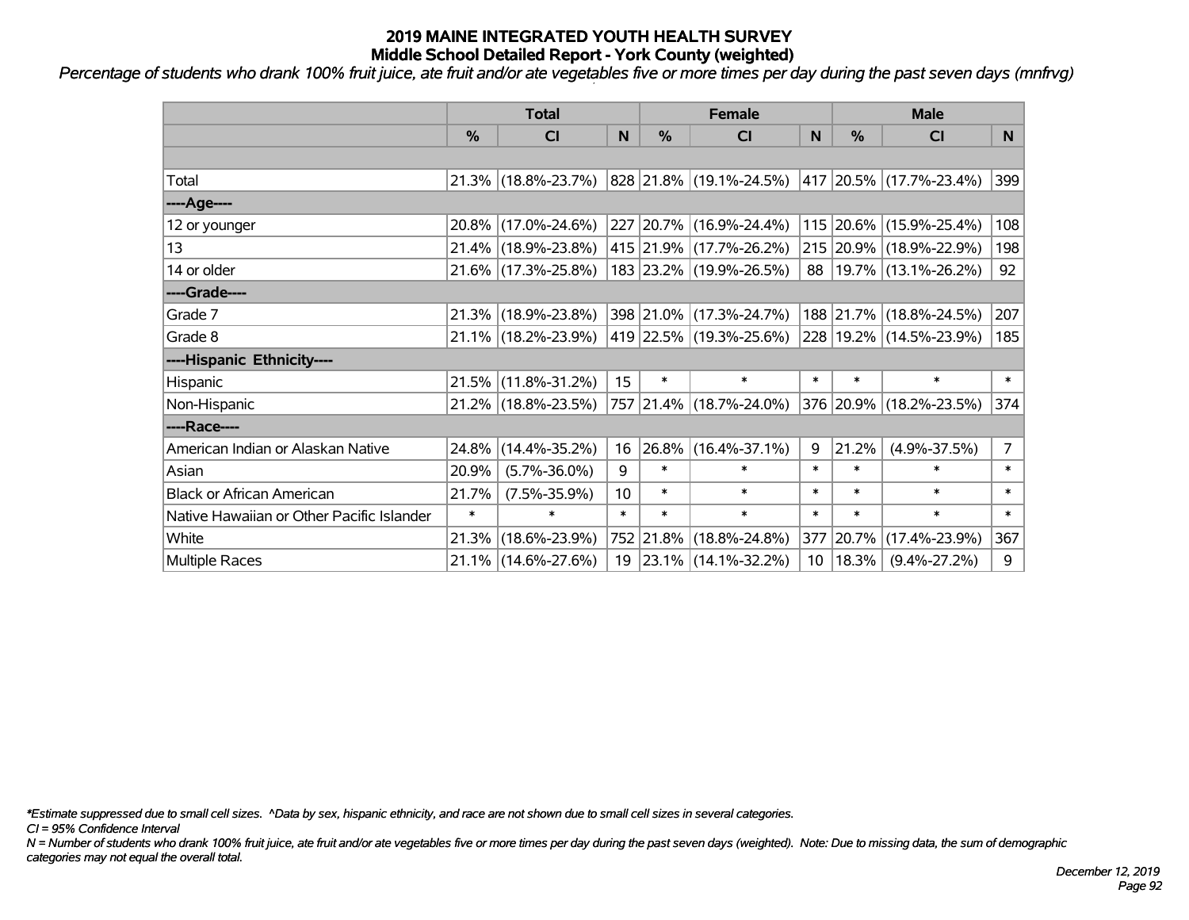# 2019 MAINE INTEGRATED YOUTH HEALTH SURVEY
## Middle School Detailed Report - York County (weighted)

*Percentage of students who drank 100% fruit juice, ate fruit and/or ate vegetables five or more times per day during the past seven days (mnfrvg)*

| | Total | | | Female | | | Male | | |
|---|---|---|---|---|---|---|---|---|---|
| | % | CI | N | % | CI | N | % | CI | N |
| | | | | | | | | | |
| Total | 21.3% | (18.8%-23.7%) | 828 | 21.8% | (19.1%-24.5%) | 417 | 20.5% | (17.7%-23.4%) | 399 |
| ----Age---- | | | | | | | | | |
| 12 or younger | 20.8% | (17.0%-24.6%) | 227 | 20.7% | (16.9%-24.4%) | 115 | 20.6% | (15.9%-25.4%) | 108 |
| 13 | 21.4% | (18.9%-23.8%) | 415 | 21.9% | (17.7%-26.2%) | 215 | 20.9% | (18.9%-22.9%) | 198 |
| 14 or older | 21.6% | (17.3%-25.8%) | 183 | 23.2% | (19.9%-26.5%) | 88 | 19.7% | (13.1%-26.2%) | 92 |
| ----Grade---- | | | | | | | | | |
| Grade 7 | 21.3% | (18.9%-23.8%) | 398 | 21.0% | (17.3%-24.7%) | 188 | 21.7% | (18.8%-24.5%) | 207 |
| Grade 8 | 21.1% | (18.2%-23.9%) | 419 | 22.5% | (19.3%-25.6%) | 228 | 19.2% | (14.5%-23.9%) | 185 |
| ----Hispanic Ethnicity---- | | | | | | | | | |
| Hispanic | 21.5% | (11.8%-31.2%) | 15 | * | * | * | * | * | * |
| Non-Hispanic | 21.2% | (18.8%-23.5%) | 757 | 21.4% | (18.7%-24.0%) | 376 | 20.9% | (18.2%-23.5%) | 374 |
| ----Race---- | | | | | | | | | |
| American Indian or Alaskan Native | 24.8% | (14.4%-35.2%) | 16 | 26.8% | (16.4%-37.1%) | 9 | 21.2% | (4.9%-37.5%) | 7 |
| Asian | 20.9% | (5.7%-36.0%) | 9 | * | * | * | * | * | * |
| Black or African American | 21.7% | (7.5%-35.9%) | 10 | * | * | * | * | * | * |
| Native Hawaiian or Other Pacific Islander | * | * | * | * | * | * | * | * | * |
| White | 21.3% | (18.6%-23.9%) | 752 | 21.8% | (18.8%-24.8%) | 377 | 20.7% | (17.4%-23.9%) | 367 |
| Multiple Races | 21.1% | (14.6%-27.6%) | 19 | 23.1% | (14.1%-32.2%) | 10 | 18.3% | (9.4%-27.2%) | 9 |

*Estimate suppressed due to small cell sizes. ^Data by sex, hispanic ethnicity, and race are not shown due to small cell sizes in several categories.

*CI = 95% Confidence Interval*

*N = Number of students who drank 100% fruit juice, ate fruit and/or ate vegetables five or more times per day during the past seven days (weighted). Note: Due to missing data, the sum of demographic categories may not equal the overall total.*

*December 12, 2019*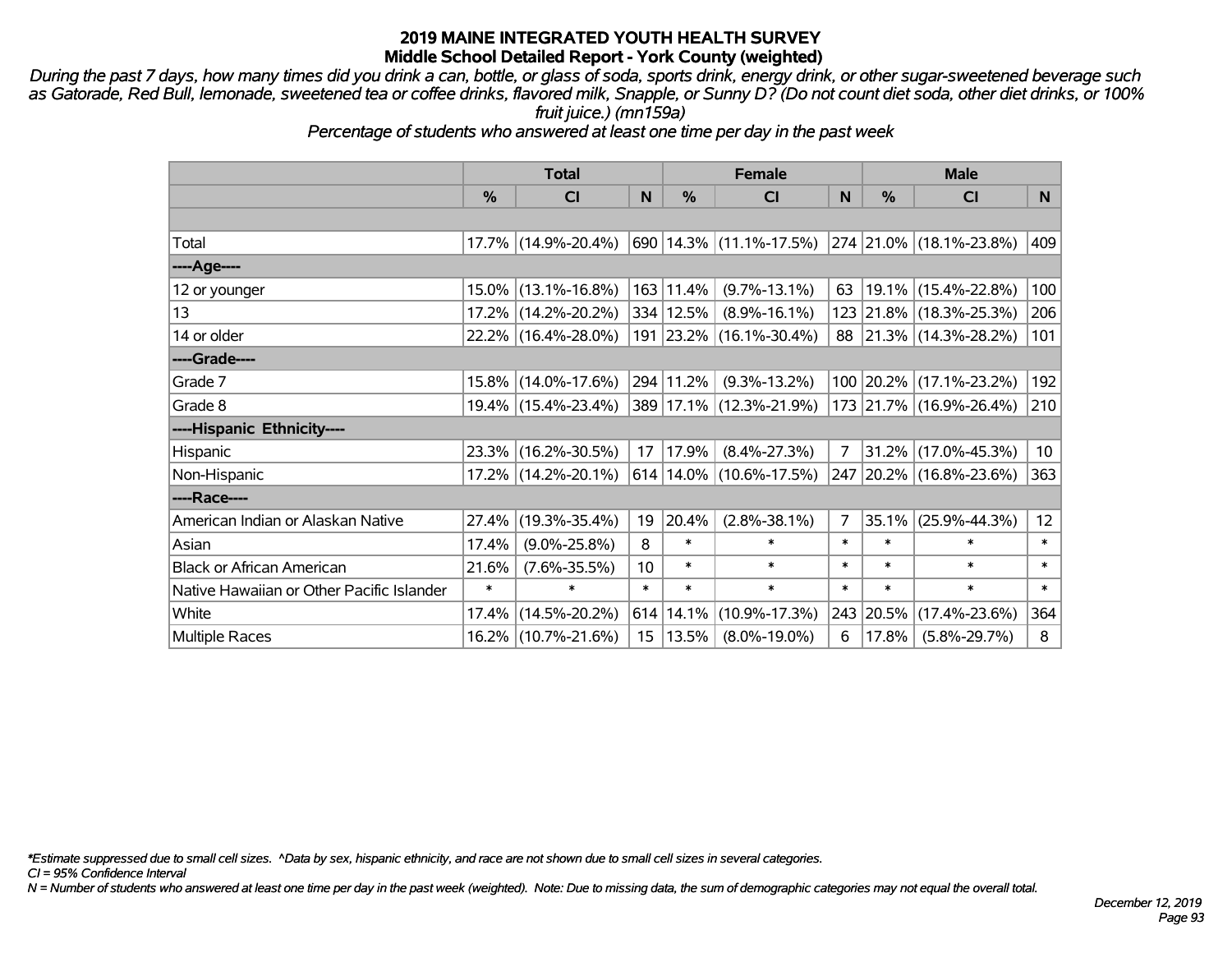# 2019 MAINE INTEGRATED YOUTH HEALTH SURVEY
## Middle School Detailed Report - York County (weighted)

*During the past 7 days, how many times did you drink a can, bottle, or glass of soda, sports drink, energy drink, or other sugar-sweetened beverage such as Gatorade, Red Bull, lemonade, sweetened tea or coffee drinks, flavored milk, Snapple, or Sunny D? (Do not count diet soda, other diet drinks, or 100% fruit juice.) (mn159a)*

*Percentage of students who answered at least one time per day in the past week*

| | Total | | | Female | | | Male | | |
|---|---|---|---|---|---|---|---|---|---|
| | % | CI | N | % | CI | N | % | CI | N |
| Total | 17.7% | (14.9%-20.4%) | 690 | 14.3% | (11.1%-17.5%) | 274 | 21.0% | (18.1%-23.8%) | 409 |
| ----Age---- | | | | | | | | | |
| 12 or younger | 15.0% | (13.1%-16.8%) | 163 | 11.4% | (9.7%-13.1%) | 63 | 19.1% | (15.4%-22.8%) | 100 |
| 13 | 17.2% | (14.2%-20.2%) | 334 | 12.5% | (8.9%-16.1%) | 123 | 21.8% | (18.3%-25.3%) | 206 |
| 14 or older | 22.2% | (16.4%-28.0%) | 191 | 23.2% | (16.1%-30.4%) | 88 | 21.3% | (14.3%-28.2%) | 101 |
| ----Grade---- | | | | | | | | | |
| Grade 7 | 15.8% | (14.0%-17.6%) | 294 | 11.2% | (9.3%-13.2%) | 100 | 20.2% | (17.1%-23.2%) | 192 |
| Grade 8 | 19.4% | (15.4%-23.4%) | 389 | 17.1% | (12.3%-21.9%) | 173 | 21.7% | (16.9%-26.4%) | 210 |
| ----Hispanic Ethnicity---- | | | | | | | | | |
| Hispanic | 23.3% | (16.2%-30.5%) | 17 | 17.9% | (8.4%-27.3%) | 7 | 31.2% | (17.0%-45.3%) | 10 |
| Non-Hispanic | 17.2% | (14.2%-20.1%) | 614 | 14.0% | (10.6%-17.5%) | 247 | 20.2% | (16.8%-23.6%) | 363 |
| ----Race---- | | | | | | | | | |
| American Indian or Alaskan Native | 27.4% | (19.3%-35.4%) | 19 | 20.4% | (2.8%-38.1%) | 7 | 35.1% | (25.9%-44.3%) | 12 |
| Asian | 17.4% | (9.0%-25.8%) | 8 | * | * | * | * | * | * |
| Black or African American | 21.6% | (7.6%-35.5%) | 10 | * | * | * | * | * | * |
| Native Hawaiian or Other Pacific Islander | * | * | * | * | * | * | * | * | * |
| White | 17.4% | (14.5%-20.2%) | 614 | 14.1% | (10.9%-17.3%) | 243 | 20.5% | (17.4%-23.6%) | 364 |
| Multiple Races | 16.2% | (10.7%-21.6%) | 15 | 13.5% | (8.0%-19.0%) | 6 | 17.8% | (5.8%-29.7%) | 8 |

*\*Estimate suppressed due to small cell sizes. ^Data by sex, hispanic ethnicity, and race are not shown due to small cell sizes in several categories.*

*CI = 95% Confidence Interval*

*N = Number of students who answered at least one time per day in the past week (weighted). Note: Due to missing data, the sum of demographic categories may not equal the overall total.*

*December 12, 2019*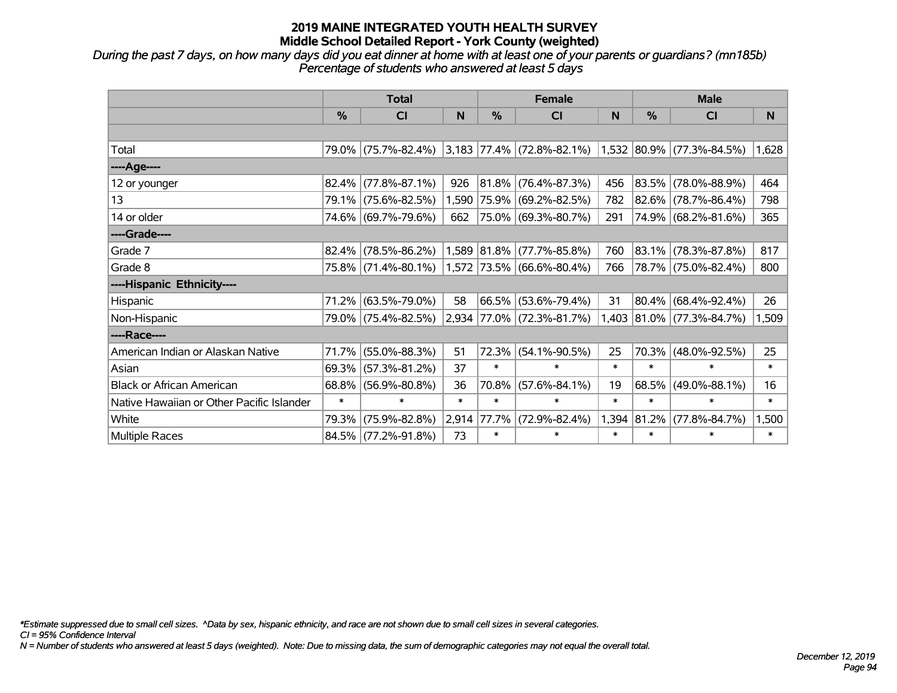# 2019 MAINE INTEGRATED YOUTH HEALTH SURVEY
## Middle School Detailed Report - York County (weighted)

*During the past 7 days, on how many days did you eat dinner at home with at least one of your parents or guardians? (mn185b)*
*Percentage of students who answered at least 5 days*

| | Total | | | Female | | | Male | | |
|---|---|---|---|---|---|---|---|---|---|
| | % | CI | N | % | CI | N | % | CI | N |
| | | | | | | | | | |
| Total | 79.0% | (75.7%-82.4%) | 3,183 | 77.4% | (72.8%-82.1%) | 1,532 | 80.9% | (77.3%-84.5%) | 1,628 |
| ----Age---- | | | | | | | | | |
| 12 or younger | 82.4% | (77.8%-87.1%) | 926 | 81.8% | (76.4%-87.3%) | 456 | 83.5% | (78.0%-88.9%) | 464 |
| 13 | 79.1% | (75.6%-82.5%) | 1,590 | 75.9% | (69.2%-82.5%) | 782 | 82.6% | (78.7%-86.4%) | 798 |
| 14 or older | 74.6% | (69.7%-79.6%) | 662 | 75.0% | (69.3%-80.7%) | 291 | 74.9% | (68.2%-81.6%) | 365 |
| ----Grade---- | | | | | | | | | |
| Grade 7 | 82.4% | (78.5%-86.2%) | 1,589 | 81.8% | (77.7%-85.8%) | 760 | 83.1% | (78.3%-87.8%) | 817 |
| Grade 8 | 75.8% | (71.4%-80.1%) | 1,572 | 73.5% | (66.6%-80.4%) | 766 | 78.7% | (75.0%-82.4%) | 800 |
| ----Hispanic Ethnicity---- | | | | | | | | | |
| Hispanic | 71.2% | (63.5%-79.0%) | 58 | 66.5% | (53.6%-79.4%) | 31 | 80.4% | (68.4%-92.4%) | 26 |
| Non-Hispanic | 79.0% | (75.4%-82.5%) | 2,934 | 77.0% | (72.3%-81.7%) | 1,403 | 81.0% | (77.3%-84.7%) | 1,509 |
| ----Race---- | | | | | | | | | |
| American Indian or Alaskan Native | 71.7% | (55.0%-88.3%) | 51 | 72.3% | (54.1%-90.5%) | 25 | 70.3% | (48.0%-92.5%) | 25 |
| Asian | 69.3% | (57.3%-81.2%) | 37 | * | * | * | * | * | * |
| Black or African American | 68.8% | (56.9%-80.8%) | 36 | 70.8% | (57.6%-84.1%) | 19 | 68.5% | (49.0%-88.1%) | 16 |
| Native Hawaiian or Other Pacific Islander | * | * | * | * | * | * | * | * | * |
| White | 79.3% | (75.9%-82.8%) | 2,914 | 77.7% | (72.9%-82.4%) | 1,394 | 81.2% | (77.8%-84.7%) | 1,500 |
| Multiple Races | 84.5% | (77.2%-91.8%) | 73 | * | * | * | * | * | * |

*\*Estimate suppressed due to small cell sizes. ^Data by sex, hispanic ethnicity, and race are not shown due to small cell sizes in several categories.*
*CI = 95% Confidence Interval*
*N = Number of students who answered at least 5 days (weighted). Note: Due to missing data, the sum of demographic categories may not equal the overall total.*

*December 12, 2019*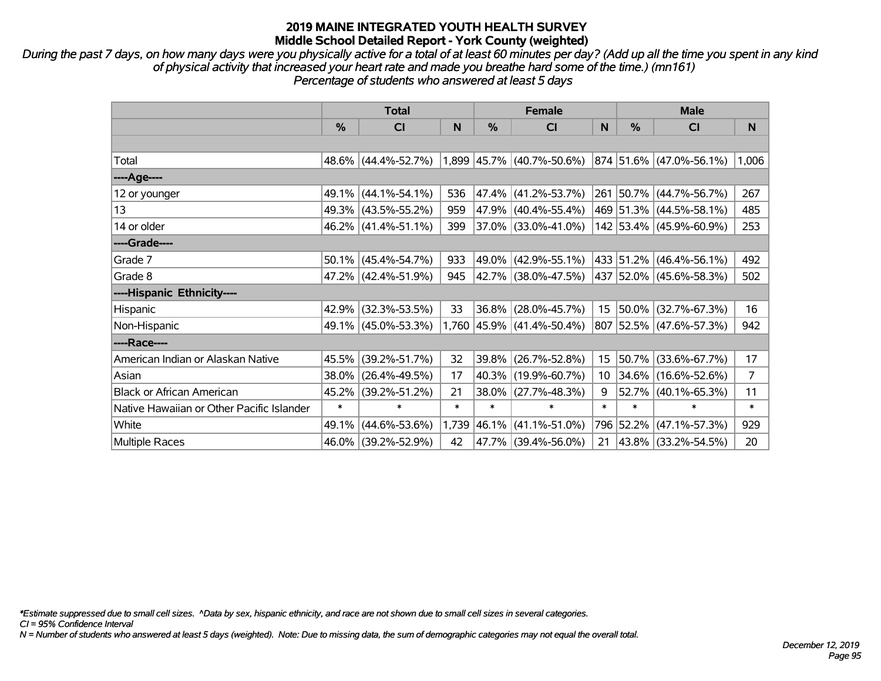# 2019 MAINE INTEGRATED YOUTH HEALTH SURVEY
## Middle School Detailed Report - York County (weighted)

*During the past 7 days, on how many days were you physically active for a total of at least 60 minutes per day? (Add up all the time you spent in any kind of physical activity that increased your heart rate and made you breathe hard some of the time.) (mn161)*
*Percentage of students who answered at least 5 days*

| | Total | | | Female | | | Male | | |
|---|---|---|---|---|---|---|---|---|---|
| | % | CI | N | % | CI | N | % | CI | N |
| | | | | | | | | | |
| Total | 48.6% | (44.4%-52.7%) | 1,899 | 45.7% | (40.7%-50.6%) | 874 | 51.6% | (47.0%-56.1%) | 1,006 |
| ----Age---- | | | | | | | | | |
| 12 or younger | 49.1% | (44.1%-54.1%) | 536 | 47.4% | (41.2%-53.7%) | 261 | 50.7% | (44.7%-56.7%) | 267 |
| 13 | 49.3% | (43.5%-55.2%) | 959 | 47.9% | (40.4%-55.4%) | 469 | 51.3% | (44.5%-58.1%) | 485 |
| 14 or older | 46.2% | (41.4%-51.1%) | 399 | 37.0% | (33.0%-41.0%) | 142 | 53.4% | (45.9%-60.9%) | 253 |
| ----Grade---- | | | | | | | | | |
| Grade 7 | 50.1% | (45.4%-54.7%) | 933 | 49.0% | (42.9%-55.1%) | 433 | 51.2% | (46.4%-56.1%) | 492 |
| Grade 8 | 47.2% | (42.4%-51.9%) | 945 | 42.7% | (38.0%-47.5%) | 437 | 52.0% | (45.6%-58.3%) | 502 |
| ----Hispanic Ethnicity---- | | | | | | | | | |
| Hispanic | 42.9% | (32.3%-53.5%) | 33 | 36.8% | (28.0%-45.7%) | 15 | 50.0% | (32.7%-67.3%) | 16 |
| Non-Hispanic | 49.1% | (45.0%-53.3%) | 1,760 | 45.9% | (41.4%-50.4%) | 807 | 52.5% | (47.6%-57.3%) | 942 |
| ----Race---- | | | | | | | | | |
| American Indian or Alaskan Native | 45.5% | (39.2%-51.7%) | 32 | 39.8% | (26.7%-52.8%) | 15 | 50.7% | (33.6%-67.7%) | 17 |
| Asian | 38.0% | (26.4%-49.5%) | 17 | 40.3% | (19.9%-60.7%) | 10 | 34.6% | (16.6%-52.6%) | 7 |
| Black or African American | 45.2% | (39.2%-51.2%) | 21 | 38.0% | (27.7%-48.3%) | 9 | 52.7% | (40.1%-65.3%) | 11 |
| Native Hawaiian or Other Pacific Islander | * | * | * | * | * | * | * | * | * |
| White | 49.1% | (44.6%-53.6%) | 1,739 | 46.1% | (41.1%-51.0%) | 796 | 52.2% | (47.1%-57.3%) | 929 |
| Multiple Races | 46.0% | (39.2%-52.9%) | 42 | 47.7% | (39.4%-56.0%) | 21 | 43.8% | (33.2%-54.5%) | 20 |

*\*Estimate suppressed due to small cell sizes. ^Data by sex, hispanic ethnicity, and race are not shown due to small cell sizes in several categories.*
*CI = 95% Confidence Interval*
*N = Number of students who answered at least 5 days (weighted). Note: Due to missing data, the sum of demographic categories may not equal the overall total.*

*December 12, 2019*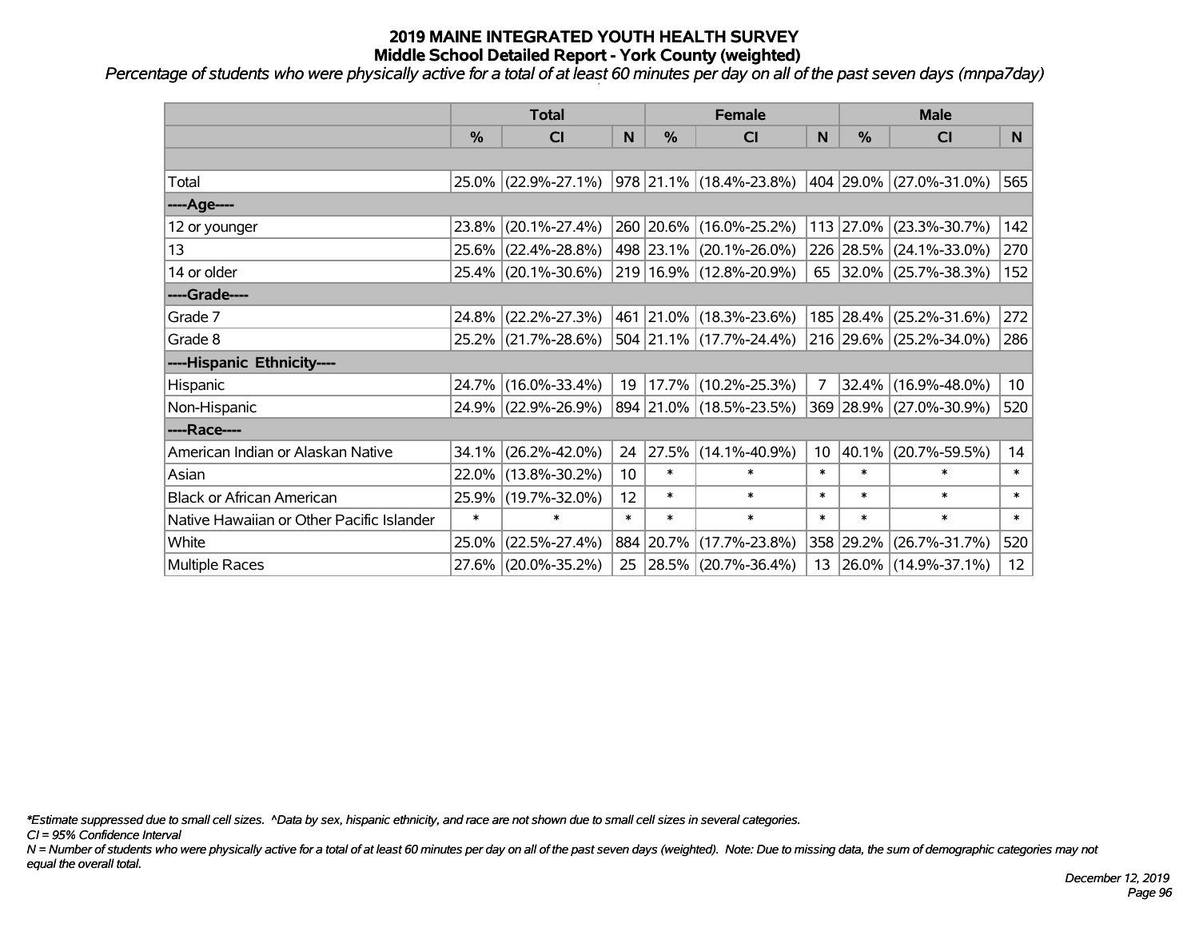# 2019 MAINE INTEGRATED YOUTH HEALTH SURVEY
## Middle School Detailed Report - York County (weighted)

*Percentage of students who were physically active for a total of at least 60 minutes per day on all of the past seven days (mnpa7day)*

| | Total | | | Female | | | Male | | |
|---|---|---|---|---|---|---|---|---|---|
| | % | CI | N | % | CI | N | % | CI | N |
| | | | | | | | | | |
| Total | 25.0% | (22.9%-27.1%) | 978 | 21.1% | (18.4%-23.8%) | 404 | 29.0% | (27.0%-31.0%) | 565 |
| ----Age---- | | | | | | | | | |
| 12 or younger | 23.8% | (20.1%-27.4%) | 260 | 20.6% | (16.0%-25.2%) | 113 | 27.0% | (23.3%-30.7%) | 142 |
| 13 | 25.6% | (22.4%-28.8%) | 498 | 23.1% | (20.1%-26.0%) | 226 | 28.5% | (24.1%-33.0%) | 270 |
| 14 or older | 25.4% | (20.1%-30.6%) | 219 | 16.9% | (12.8%-20.9%) | 65 | 32.0% | (25.7%-38.3%) | 152 |
| ----Grade---- | | | | | | | | | |
| Grade 7 | 24.8% | (22.2%-27.3%) | 461 | 21.0% | (18.3%-23.6%) | 185 | 28.4% | (25.2%-31.6%) | 272 |
| Grade 8 | 25.2% | (21.7%-28.6%) | 504 | 21.1% | (17.7%-24.4%) | 216 | 29.6% | (25.2%-34.0%) | 286 |
| ----Hispanic Ethnicity---- | | | | | | | | | |
| Hispanic | 24.7% | (16.0%-33.4%) | 19 | 17.7% | (10.2%-25.3%) | 7 | 32.4% | (16.9%-48.0%) | 10 |
| Non-Hispanic | 24.9% | (22.9%-26.9%) | 894 | 21.0% | (18.5%-23.5%) | 369 | 28.9% | (27.0%-30.9%) | 520 |
| ----Race---- | | | | | | | | | |
| American Indian or Alaskan Native | 34.1% | (26.2%-42.0%) | 24 | 27.5% | (14.1%-40.9%) | 10 | 40.1% | (20.7%-59.5%) | 14 |
| Asian | 22.0% | (13.8%-30.2%) | 10 | * | * | * | * | * | * |
| Black or African American | 25.9% | (19.7%-32.0%) | 12 | * | * | * | * | * | * |
| Native Hawaiian or Other Pacific Islander | * | * | * | * | * | * | * | * | * |
| White | 25.0% | (22.5%-27.4%) | 884 | 20.7% | (17.7%-23.8%) | 358 | 29.2% | (26.7%-31.7%) | 520 |
| Multiple Races | 27.6% | (20.0%-35.2%) | 25 | 28.5% | (20.7%-36.4%) | 13 | 26.0% | (14.9%-37.1%) | 12 |

*\*Estimate suppressed due to small cell sizes. ^Data by sex, hispanic ethnicity, and race are not shown due to small cell sizes in several categories.*

*CI = 95% Confidence Interval*

*N = Number of students who were physically active for a total of at least 60 minutes per day on all of the past seven days (weighted). Note: Due to missing data, the sum of demographic categories may not equal the overall total.*

*December 12, 2019*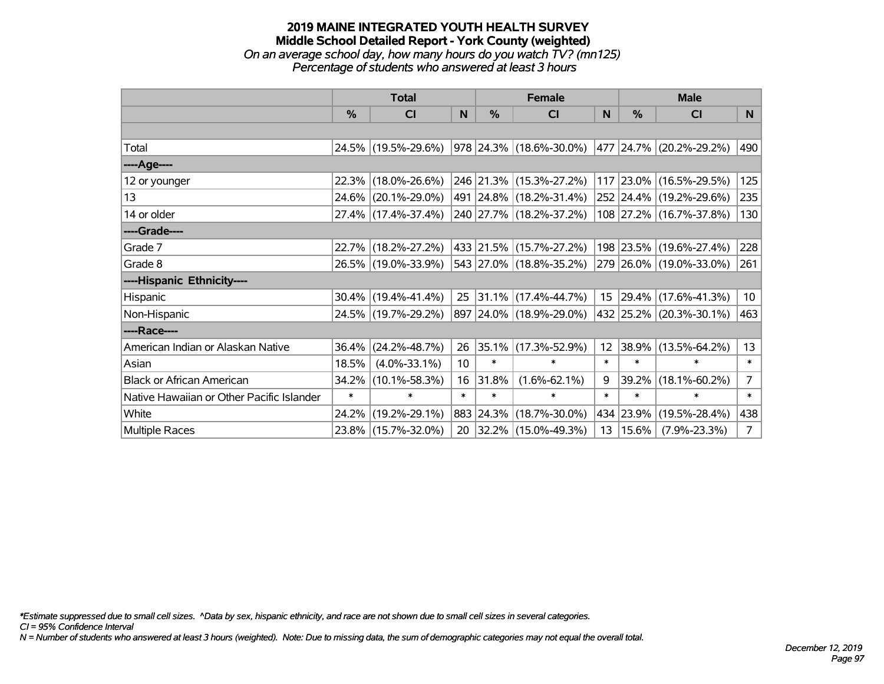# 2019 MAINE INTEGRATED YOUTH HEALTH SURVEY
## Middle School Detailed Report - York County (weighted)
*On an average school day, how many hours do you watch TV? (mn125)*
*Percentage of students who answered at least 3 hours*

| | Total | | | Female | | | Male | | |
|---|---|---|---|---|---|---|---|---|---|
| | % | CI | N | % | CI | N | % | CI | N |
| | | | | | | | | | |
| Total | 24.5% | (19.5%-29.6%) | 978 | 24.3% | (18.6%-30.0%) | 477 | 24.7% | (20.2%-29.2%) | 490 |
| ----Age---- | | | | | | | | | |
| 12 or younger | 22.3% | (18.0%-26.6%) | 246 | 21.3% | (15.3%-27.2%) | 117 | 23.0% | (16.5%-29.5%) | 125 |
| 13 | 24.6% | (20.1%-29.0%) | 491 | 24.8% | (18.2%-31.4%) | 252 | 24.4% | (19.2%-29.6%) | 235 |
| 14 or older | 27.4% | (17.4%-37.4%) | 240 | 27.7% | (18.2%-37.2%) | 108 | 27.2% | (16.7%-37.8%) | 130 |
| ----Grade---- | | | | | | | | | |
| Grade 7 | 22.7% | (18.2%-27.2%) | 433 | 21.5% | (15.7%-27.2%) | 198 | 23.5% | (19.6%-27.4%) | 228 |
| Grade 8 | 26.5% | (19.0%-33.9%) | 543 | 27.0% | (18.8%-35.2%) | 279 | 26.0% | (19.0%-33.0%) | 261 |
| ----Hispanic Ethnicity---- | | | | | | | | | |
| Hispanic | 30.4% | (19.4%-41.4%) | 25 | 31.1% | (17.4%-44.7%) | 15 | 29.4% | (17.6%-41.3%) | 10 |
| Non-Hispanic | 24.5% | (19.7%-29.2%) | 897 | 24.0% | (18.9%-29.0%) | 432 | 25.2% | (20.3%-30.1%) | 463 |
| ----Race---- | | | | | | | | | |
| American Indian or Alaskan Native | 36.4% | (24.2%-48.7%) | 26 | 35.1% | (17.3%-52.9%) | 12 | 38.9% | (13.5%-64.2%) | 13 |
| Asian | 18.5% | (4.0%-33.1%) | 10 | * | * | * | * | * | * |
| Black or African American | 34.2% | (10.1%-58.3%) | 16 | 31.8% | (1.6%-62.1%) | 9 | 39.2% | (18.1%-60.2%) | 7 |
| Native Hawaiian or Other Pacific Islander | * | * | * | * | * | * | * | * | * |
| White | 24.2% | (19.2%-29.1%) | 883 | 24.3% | (18.7%-30.0%) | 434 | 23.9% | (19.5%-28.4%) | 438 |
| Multiple Races | 23.8% | (15.7%-32.0%) | 20 | 32.2% | (15.0%-49.3%) | 13 | 15.6% | (7.9%-23.3%) | 7 |

*\*Estimate suppressed due to small cell sizes. ^Data by sex, hispanic ethnicity, and race are not shown due to small cell sizes in several categories.*
*CI = 95% Confidence Interval*
*N = Number of students who answered at least 3 hours (weighted). Note: Due to missing data, the sum of demographic categories may not equal the overall total.*

*December 12, 2019*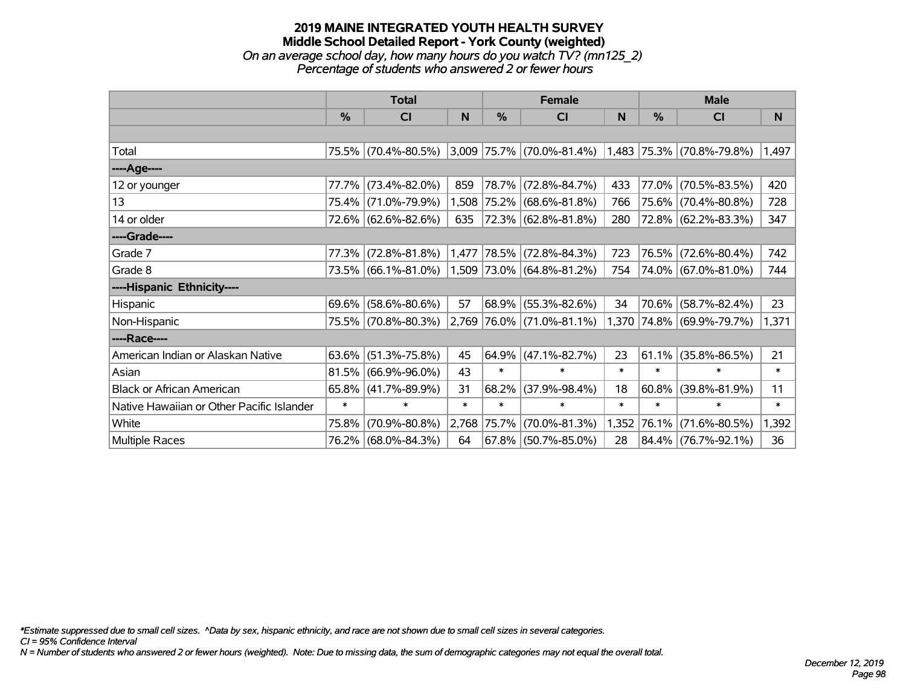# 2019 MAINE INTEGRATED YOUTH HEALTH SURVEY
## Middle School Detailed Report - York County (weighted)
*On an average school day, how many hours do you watch TV? (mn125_2)*
*Percentage of students who answered 2 or fewer hours*

| | Total | | | Female | | | Male | | |
|---|---|---|---|---|---|---|---|---|---|
| | % | CI | N | % | CI | N | % | CI | N |
| | | | | | | | | | |
| Total | 75.5% | (70.4%-80.5%) | 3,009 | 75.7% | (70.0%-81.4%) | 1,483 | 75.3% | (70.8%-79.8%) | 1,497 |
| ----Age---- | | | | | | | | | |
| 12 or younger | 77.7% | (73.4%-82.0%) | 859 | 78.7% | (72.8%-84.7%) | 433 | 77.0% | (70.5%-83.5%) | 420 |
| 13 | 75.4% | (71.0%-79.9%) | 1,508 | 75.2% | (68.6%-81.8%) | 766 | 75.6% | (70.4%-80.8%) | 728 |
| 14 or older | 72.6% | (62.6%-82.6%) | 635 | 72.3% | (62.8%-81.8%) | 280 | 72.8% | (62.2%-83.3%) | 347 |
| ----Grade---- | | | | | | | | | |
| Grade 7 | 77.3% | (72.8%-81.8%) | 1,477 | 78.5% | (72.8%-84.3%) | 723 | 76.5% | (72.6%-80.4%) | 742 |
| Grade 8 | 73.5% | (66.1%-81.0%) | 1,509 | 73.0% | (64.8%-81.2%) | 754 | 74.0% | (67.0%-81.0%) | 744 |
| ----Hispanic Ethnicity---- | | | | | | | | | |
| Hispanic | 69.6% | (58.6%-80.6%) | 57 | 68.9% | (55.3%-82.6%) | 34 | 70.6% | (58.7%-82.4%) | 23 |
| Non-Hispanic | 75.5% | (70.8%-80.3%) | 2,769 | 76.0% | (71.0%-81.1%) | 1,370 | 74.8% | (69.9%-79.7%) | 1,371 |
| ----Race---- | | | | | | | | | |
| American Indian or Alaskan Native | 63.6% | (51.3%-75.8%) | 45 | 64.9% | (47.1%-82.7%) | 23 | 61.1% | (35.8%-86.5%) | 21 |
| Asian | 81.5% | (66.9%-96.0%) | 43 | * | * | * | * | * | * |
| Black or African American | 65.8% | (41.7%-89.9%) | 31 | 68.2% | (37.9%-98.4%) | 18 | 60.8% | (39.8%-81.9%) | 11 |
| Native Hawaiian or Other Pacific Islander | * | * | * | * | * | * | * | * | * |
| White | 75.8% | (70.9%-80.8%) | 2,768 | 75.7% | (70.0%-81.3%) | 1,352 | 76.1% | (71.6%-80.5%) | 1,392 |
| Multiple Races | 76.2% | (68.0%-84.3%) | 64 | 67.8% | (50.7%-85.0%) | 28 | 84.4% | (76.7%-92.1%) | 36 |

*\*Estimate suppressed due to small cell sizes. ^Data by sex, hispanic ethnicity, and race are not shown due to small cell sizes in several categories.*
*CI = 95% Confidence Interval*
*N = Number of students who answered 2 or fewer hours (weighted). Note: Due to missing data, the sum of demographic categories may not equal the overall total.*

*December 12, 2019*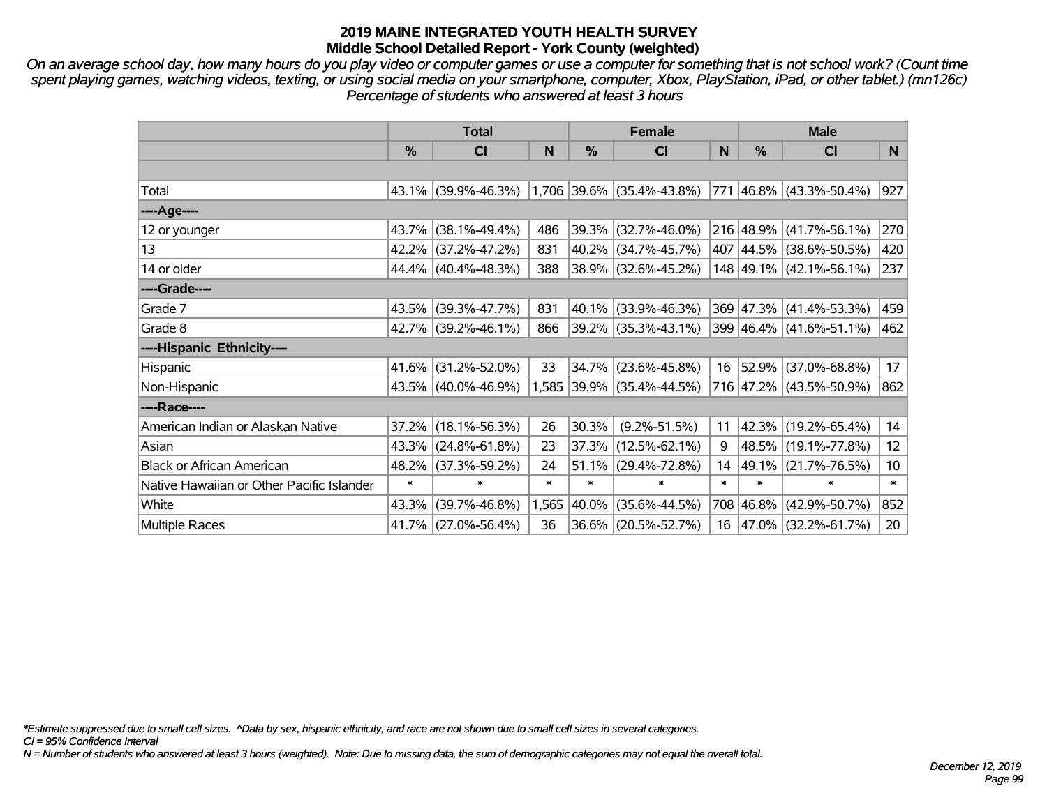# 2019 MAINE INTEGRATED YOUTH HEALTH SURVEY
## Middle School Detailed Report - York County (weighted)

*On an average school day, how many hours do you play video or computer games or use a computer for something that is not school work? (Count time spent playing games, watching videos, texting, or using social media on your smartphone, computer, Xbox, PlayStation, iPad, or other tablet.) (mn126c)*
*Percentage of students who answered at least 3 hours*

| | Total | | | Female | | | Male | | |
|---|---|---|---|---|---|---|---|---|---|
| | % | CI | N | % | CI | N | % | CI | N |
| Total | 43.1% | (39.9%-46.3%) | 1,706 | 39.6% | (35.4%-43.8%) | 771 | 46.8% | (43.3%-50.4%) | 927 |
| ----Age---- | | | | | | | | | |
| 12 or younger | 43.7% | (38.1%-49.4%) | 486 | 39.3% | (32.7%-46.0%) | 216 | 48.9% | (41.7%-56.1%) | 270 |
| 13 | 42.2% | (37.2%-47.2%) | 831 | 40.2% | (34.7%-45.7%) | 407 | 44.5% | (38.6%-50.5%) | 420 |
| 14 or older | 44.4% | (40.4%-48.3%) | 388 | 38.9% | (32.6%-45.2%) | 148 | 49.1% | (42.1%-56.1%) | 237 |
| ----Grade---- | | | | | | | | | |
| Grade 7 | 43.5% | (39.3%-47.7%) | 831 | 40.1% | (33.9%-46.3%) | 369 | 47.3% | (41.4%-53.3%) | 459 |
| Grade 8 | 42.7% | (39.2%-46.1%) | 866 | 39.2% | (35.3%-43.1%) | 399 | 46.4% | (41.6%-51.1%) | 462 |
| ----Hispanic Ethnicity---- | | | | | | | | | |
| Hispanic | 41.6% | (31.2%-52.0%) | 33 | 34.7% | (23.6%-45.8%) | 16 | 52.9% | (37.0%-68.8%) | 17 |
| Non-Hispanic | 43.5% | (40.0%-46.9%) | 1,585 | 39.9% | (35.4%-44.5%) | 716 | 47.2% | (43.5%-50.9%) | 862 |
| ----Race---- | | | | | | | | | |
| American Indian or Alaskan Native | 37.2% | (18.1%-56.3%) | 26 | 30.3% | (9.2%-51.5%) | 11 | 42.3% | (19.2%-65.4%) | 14 |
| Asian | 43.3% | (24.8%-61.8%) | 23 | 37.3% | (12.5%-62.1%) | 9 | 48.5% | (19.1%-77.8%) | 12 |
| Black or African American | 48.2% | (37.3%-59.2%) | 24 | 51.1% | (29.4%-72.8%) | 14 | 49.1% | (21.7%-76.5%) | 10 |
| Native Hawaiian or Other Pacific Islander | * | * | * | * | * | * | * | * | * |
| White | 43.3% | (39.7%-46.8%) | 1,565 | 40.0% | (35.6%-44.5%) | 708 | 46.8% | (42.9%-50.7%) | 852 |
| Multiple Races | 41.7% | (27.0%-56.4%) | 36 | 36.6% | (20.5%-52.7%) | 16 | 47.0% | (32.2%-61.7%) | 20 |

*Estimate suppressed due to small cell sizes. ^Data by sex, hispanic ethnicity, and race are not shown due to small cell sizes in several categories.
CI = 95% Confidence Interval
N = Number of students who answered at least 3 hours (weighted). Note: Due to missing data, the sum of demographic categories may not equal the overall total.

December 12, 2019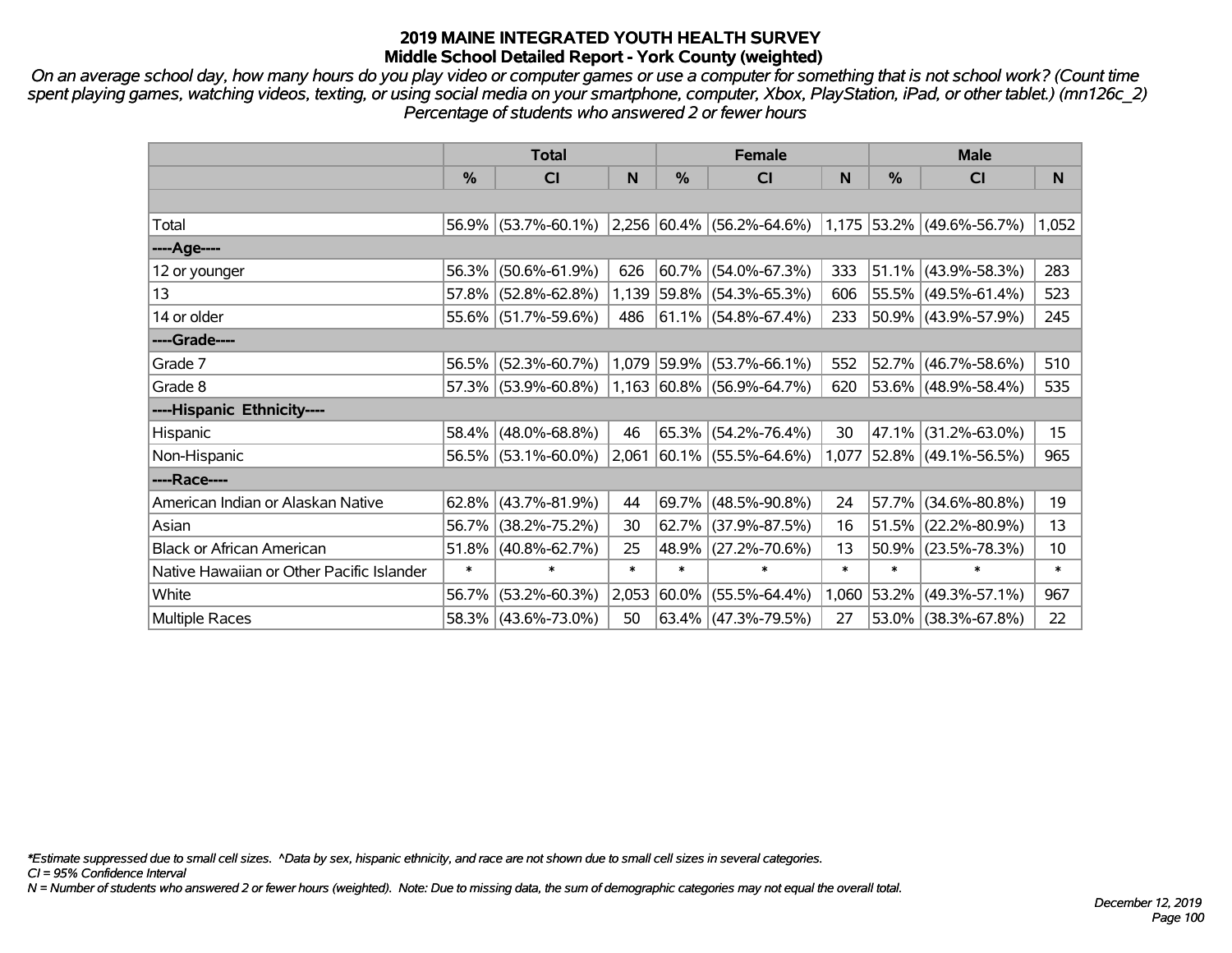# 2019 MAINE INTEGRATED YOUTH HEALTH SURVEY
## Middle School Detailed Report - York County (weighted)

*On an average school day, how many hours do you play video or computer games or use a computer for something that is not school work? (Count time spent playing games, watching videos, texting, or using social media on your smartphone, computer, Xbox, PlayStation, iPad, or other tablet.) (mn126c_2)*
*Percentage of students who answered 2 or fewer hours*

| | Total | | | Female | | | Male | | |
|---|---|---|---|---|---|---|---|---|---|
| | % | CI | N | % | CI | N | % | CI | N |
| | | | | | | | | | |
| Total | 56.9% | (53.7%-60.1%) | 2,256 | 60.4% | (56.2%-64.6%) | 1,175 | 53.2% | (49.6%-56.7%) | 1,052 |
| ----Age---- | | | | | | | | | |
| 12 or younger | 56.3% | (50.6%-61.9%) | 626 | 60.7% | (54.0%-67.3%) | 333 | 51.1% | (43.9%-58.3%) | 283 |
| 13 | 57.8% | (52.8%-62.8%) | 1,139 | 59.8% | (54.3%-65.3%) | 606 | 55.5% | (49.5%-61.4%) | 523 |
| 14 or older | 55.6% | (51.7%-59.6%) | 486 | 61.1% | (54.8%-67.4%) | 233 | 50.9% | (43.9%-57.9%) | 245 |
| ----Grade---- | | | | | | | | | |
| Grade 7 | 56.5% | (52.3%-60.7%) | 1,079 | 59.9% | (53.7%-66.1%) | 552 | 52.7% | (46.7%-58.6%) | 510 |
| Grade 8 | 57.3% | (53.9%-60.8%) | 1,163 | 60.8% | (56.9%-64.7%) | 620 | 53.6% | (48.9%-58.4%) | 535 |
| ----Hispanic Ethnicity---- | | | | | | | | | |
| Hispanic | 58.4% | (48.0%-68.8%) | 46 | 65.3% | (54.2%-76.4%) | 30 | 47.1% | (31.2%-63.0%) | 15 |
| Non-Hispanic | 56.5% | (53.1%-60.0%) | 2,061 | 60.1% | (55.5%-64.6%) | 1,077 | 52.8% | (49.1%-56.5%) | 965 |
| ----Race---- | | | | | | | | | |
| American Indian or Alaskan Native | 62.8% | (43.7%-81.9%) | 44 | 69.7% | (48.5%-90.8%) | 24 | 57.7% | (34.6%-80.8%) | 19 |
| Asian | 56.7% | (38.2%-75.2%) | 30 | 62.7% | (37.9%-87.5%) | 16 | 51.5% | (22.2%-80.9%) | 13 |
| Black or African American | 51.8% | (40.8%-62.7%) | 25 | 48.9% | (27.2%-70.6%) | 13 | 50.9% | (23.5%-78.3%) | 10 |
| Native Hawaiian or Other Pacific Islander | * | * | * | * | * | * | * | * | * |
| White | 56.7% | (53.2%-60.3%) | 2,053 | 60.0% | (55.5%-64.4%) | 1,060 | 53.2% | (49.3%-57.1%) | 967 |
| Multiple Races | 58.3% | (43.6%-73.0%) | 50 | 63.4% | (47.3%-79.5%) | 27 | 53.0% | (38.3%-67.8%) | 22 |

*\*Estimate suppressed due to small cell sizes. ^Data by sex, hispanic ethnicity, and race are not shown due to small cell sizes in several categories.*
*CI = 95% Confidence Interval*
*N = Number of students who answered 2 or fewer hours (weighted). Note: Due to missing data, the sum of demographic categories may not equal the overall total.*

*December 12, 2019*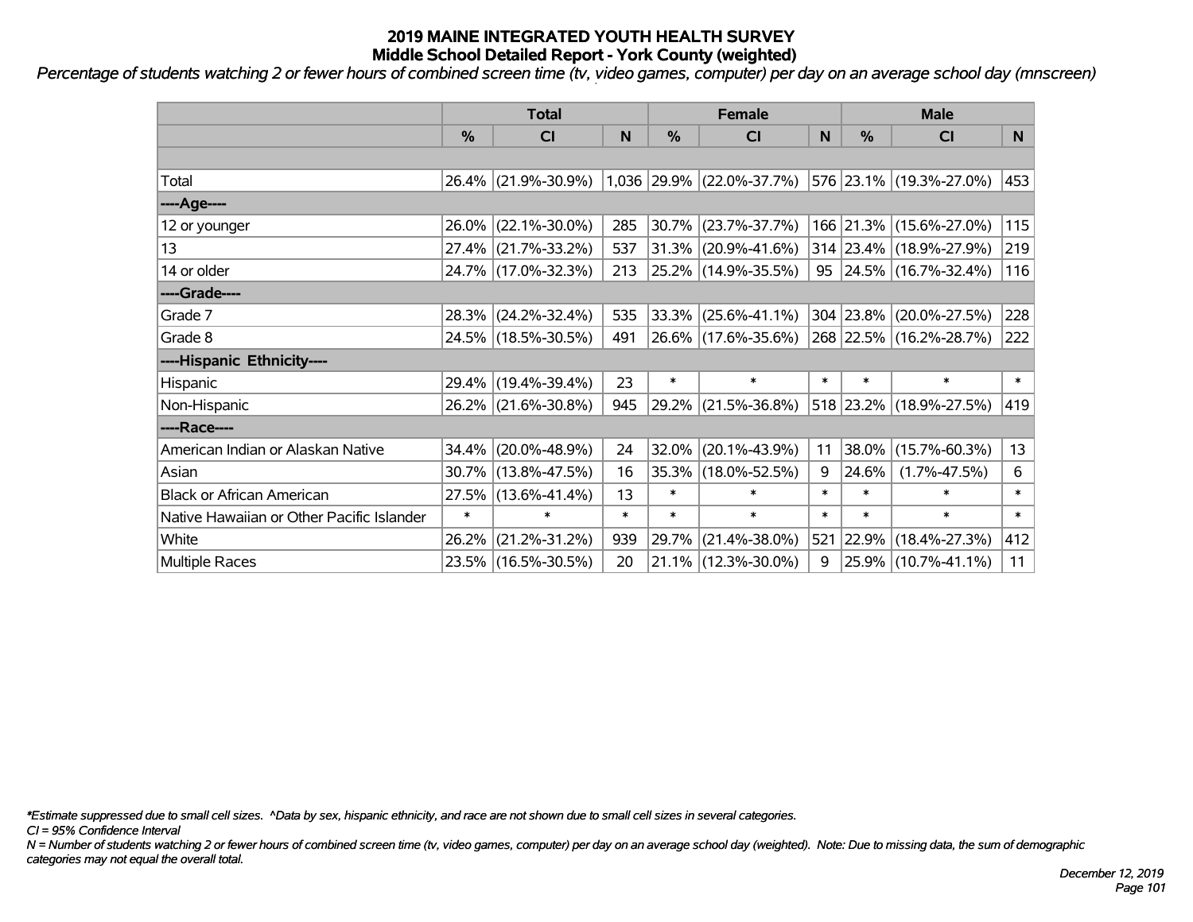# 2019 MAINE INTEGRATED YOUTH HEALTH SURVEY
## Middle School Detailed Report - York County (weighted)

*Percentage of students watching 2 or fewer hours of combined screen time (tv, video games, computer) per day on an average school day (mnscreen)*

| | Total | | | Female | | | Male | | |
|---|---|---|---|---|---|---|---|---|---|
| | % | CI | N | % | CI | N | % | CI | N |
| | | | | | | | | | |
| Total | 26.4% | (21.9%-30.9%) | 1,036 | 29.9% | (22.0%-37.7%) | 576 | 23.1% | (19.3%-27.0%) | 453 |
| ----Age---- | | | | | | | | | |
| 12 or younger | 26.0% | (22.1%-30.0%) | 285 | 30.7% | (23.7%-37.7%) | 166 | 21.3% | (15.6%-27.0%) | 115 |
| 13 | 27.4% | (21.7%-33.2%) | 537 | 31.3% | (20.9%-41.6%) | 314 | 23.4% | (18.9%-27.9%) | 219 |
| 14 or older | 24.7% | (17.0%-32.3%) | 213 | 25.2% | (14.9%-35.5%) | 95 | 24.5% | (16.7%-32.4%) | 116 |
| ----Grade---- | | | | | | | | | |
| Grade 7 | 28.3% | (24.2%-32.4%) | 535 | 33.3% | (25.6%-41.1%) | 304 | 23.8% | (20.0%-27.5%) | 228 |
| Grade 8 | 24.5% | (18.5%-30.5%) | 491 | 26.6% | (17.6%-35.6%) | 268 | 22.5% | (16.2%-28.7%) | 222 |
| ----Hispanic Ethnicity---- | | | | | | | | | |
| Hispanic | 29.4% | (19.4%-39.4%) | 23 | * | * | * | * | * | * |
| Non-Hispanic | 26.2% | (21.6%-30.8%) | 945 | 29.2% | (21.5%-36.8%) | 518 | 23.2% | (18.9%-27.5%) | 419 |
| ----Race---- | | | | | | | | | |
| American Indian or Alaskan Native | 34.4% | (20.0%-48.9%) | 24 | 32.0% | (20.1%-43.9%) | 11 | 38.0% | (15.7%-60.3%) | 13 |
| Asian | 30.7% | (13.8%-47.5%) | 16 | 35.3% | (18.0%-52.5%) | 9 | 24.6% | (1.7%-47.5%) | 6 |
| Black or African American | 27.5% | (13.6%-41.4%) | 13 | * | * | * | * | * | * |
| Native Hawaiian or Other Pacific Islander | * | * | * | * | * | * | * | * | * |
| White | 26.2% | (21.2%-31.2%) | 939 | 29.7% | (21.4%-38.0%) | 521 | 22.9% | (18.4%-27.3%) | 412 |
| Multiple Races | 23.5% | (16.5%-30.5%) | 20 | 21.1% | (12.3%-30.0%) | 9 | 25.9% | (10.7%-41.1%) | 11 |

*\*Estimate suppressed due to small cell sizes. ^Data by sex, hispanic ethnicity, and race are not shown due to small cell sizes in several categories.*

*CI = 95% Confidence Interval*

*N = Number of students watching 2 or fewer hours of combined screen time (tv, video games, computer) per day on an average school day (weighted). Note: Due to missing data, the sum of demographic categories may not equal the overall total.*

*December 12, 2019*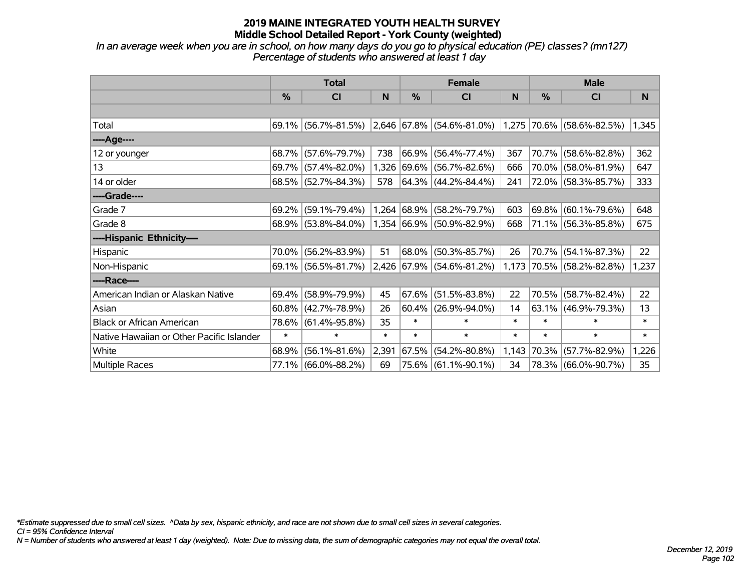# 2019 MAINE INTEGRATED YOUTH HEALTH SURVEY
## Middle School Detailed Report - York County (weighted)

*In an average week when you are in school, on how many days do you go to physical education (PE) classes? (mn127)*
*Percentage of students who answered at least 1 day*

| | Total | | | Female | | | Male | | |
|---|---|---|---|---|---|---|---|---|---|
| | % | CI | N | % | CI | N | % | CI | N |
| Total | 69.1% | (56.7%-81.5%) | 2,646 | 67.8% | (54.6%-81.0%) | 1,275 | 70.6% | (58.6%-82.5%) | 1,345 |
| ----Age---- | | | | | | | | | |
| 12 or younger | 68.7% | (57.6%-79.7%) | 738 | 66.9% | (56.4%-77.4%) | 367 | 70.7% | (58.6%-82.8%) | 362 |
| 13 | 69.7% | (57.4%-82.0%) | 1,326 | 69.6% | (56.7%-82.6%) | 666 | 70.0% | (58.0%-81.9%) | 647 |
| 14 or older | 68.5% | (52.7%-84.3%) | 578 | 64.3% | (44.2%-84.4%) | 241 | 72.0% | (58.3%-85.7%) | 333 |
| ----Grade---- | | | | | | | | | |
| Grade 7 | 69.2% | (59.1%-79.4%) | 1,264 | 68.9% | (58.2%-79.7%) | 603 | 69.8% | (60.1%-79.6%) | 648 |
| Grade 8 | 68.9% | (53.8%-84.0%) | 1,354 | 66.9% | (50.9%-82.9%) | 668 | 71.1% | (56.3%-85.8%) | 675 |
| ----Hispanic Ethnicity---- | | | | | | | | | |
| Hispanic | 70.0% | (56.2%-83.9%) | 51 | 68.0% | (50.3%-85.7%) | 26 | 70.7% | (54.1%-87.3%) | 22 |
| Non-Hispanic | 69.1% | (56.5%-81.7%) | 2,426 | 67.9% | (54.6%-81.2%) | 1,173 | 70.5% | (58.2%-82.8%) | 1,237 |
| ----Race---- | | | | | | | | | |
| American Indian or Alaskan Native | 69.4% | (58.9%-79.9%) | 45 | 67.6% | (51.5%-83.8%) | 22 | 70.5% | (58.7%-82.4%) | 22 |
| Asian | 60.8% | (42.7%-78.9%) | 26 | 60.4% | (26.9%-94.0%) | 14 | 63.1% | (46.9%-79.3%) | 13 |
| Black or African American | 78.6% | (61.4%-95.8%) | 35 | * | * | * | * | * | * |
| Native Hawaiian or Other Pacific Islander | * | * | * | * | * | * | * | * | * |
| White | 68.9% | (56.1%-81.6%) | 2,391 | 67.5% | (54.2%-80.8%) | 1,143 | 70.3% | (57.7%-82.9%) | 1,226 |
| Multiple Races | 77.1% | (66.0%-88.2%) | 69 | 75.6% | (61.1%-90.1%) | 34 | 78.3% | (66.0%-90.7%) | 35 |

*\*Estimate suppressed due to small cell sizes. ^Data by sex, hispanic ethnicity, and race are not shown due to small cell sizes in several categories.*
*CI = 95% Confidence Interval*
*N = Number of students who answered at least 1 day (weighted). Note: Due to missing data, the sum of demographic categories may not equal the overall total.*

*December 12, 2019*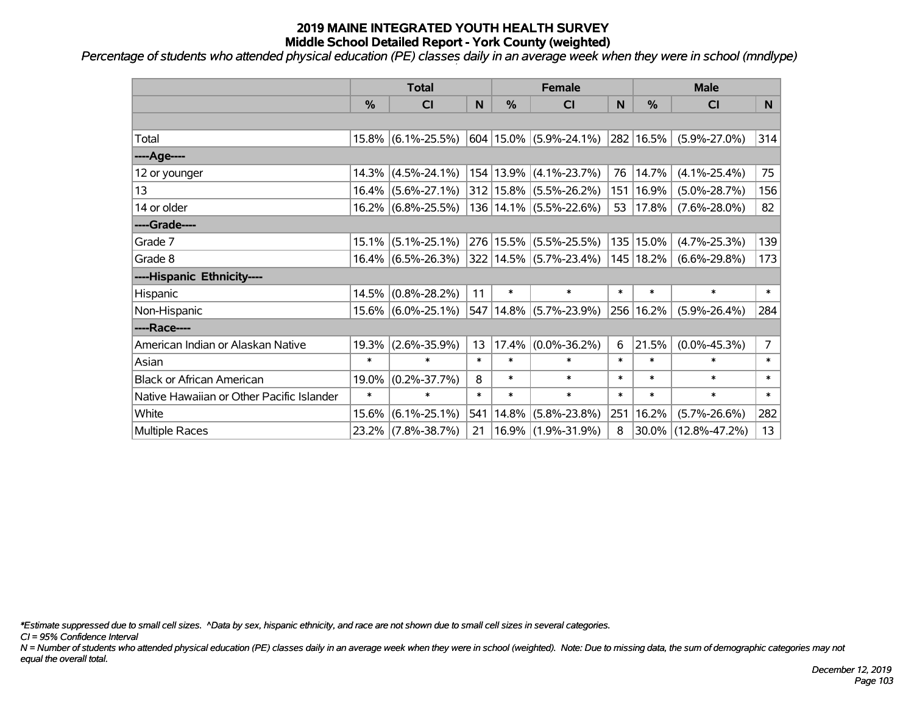# 2019 MAINE INTEGRATED YOUTH HEALTH SURVEY
## Middle School Detailed Report - York County (weighted)

*Percentage of students who attended physical education (PE) classes daily in an average week when they were in school (mndlype)*

| | Total | | | Female | | | Male | | |
|---|---|---|---|---|---|---|---|---|---|
| | % | CI | N | % | CI | N | % | CI | N |
| | | | | | | | | | |
| Total | 15.8% | (6.1%-25.5%) | 604 | 15.0% | (5.9%-24.1%) | 282 | 16.5% | (5.9%-27.0%) | 314 |
| ----Age---- | | | | | | | | | |
| 12 or younger | 14.3% | (4.5%-24.1%) | 154 | 13.9% | (4.1%-23.7%) | 76 | 14.7% | (4.1%-25.4%) | 75 |
| 13 | 16.4% | (5.6%-27.1%) | 312 | 15.8% | (5.5%-26.2%) | 151 | 16.9% | (5.0%-28.7%) | 156 |
| 14 or older | 16.2% | (6.8%-25.5%) | 136 | 14.1% | (5.5%-22.6%) | 53 | 17.8% | (7.6%-28.0%) | 82 |
| ----Grade---- | | | | | | | | | |
| Grade 7 | 15.1% | (5.1%-25.1%) | 276 | 15.5% | (5.5%-25.5%) | 135 | 15.0% | (4.7%-25.3%) | 139 |
| Grade 8 | 16.4% | (6.5%-26.3%) | 322 | 14.5% | (5.7%-23.4%) | 145 | 18.2% | (6.6%-29.8%) | 173 |
| ----Hispanic Ethnicity---- | | | | | | | | | |
| Hispanic | 14.5% | (0.8%-28.2%) | 11 | * | * | * | * | * | * |
| Non-Hispanic | 15.6% | (6.0%-25.1%) | 547 | 14.8% | (5.7%-23.9%) | 256 | 16.2% | (5.9%-26.4%) | 284 |
| ----Race---- | | | | | | | | | |
| American Indian or Alaskan Native | 19.3% | (2.6%-35.9%) | 13 | 17.4% | (0.0%-36.2%) | 6 | 21.5% | (0.0%-45.3%) | 7 |
| Asian | * | * | * | * | * | * | * | * | * |
| Black or African American | 19.0% | (0.2%-37.7%) | 8 | * | * | * | * | * | * |
| Native Hawaiian or Other Pacific Islander | * | * | * | * | * | * | * | * | * |
| White | 15.6% | (6.1%-25.1%) | 541 | 14.8% | (5.8%-23.8%) | 251 | 16.2% | (5.7%-26.6%) | 282 |
| Multiple Races | 23.2% | (7.8%-38.7%) | 21 | 16.9% | (1.9%-31.9%) | 8 | 30.0% | (12.8%-47.2%) | 13 |

*\*Estimate suppressed due to small cell sizes. ^Data by sex, hispanic ethnicity, and race are not shown due to small cell sizes in several categories.*

*CI = 95% Confidence Interval*

*N = Number of students who attended physical education (PE) classes daily in an average week when they were in school (weighted). Note: Due to missing data, the sum of demographic categories may not equal the overall total.*

*December 12, 2019*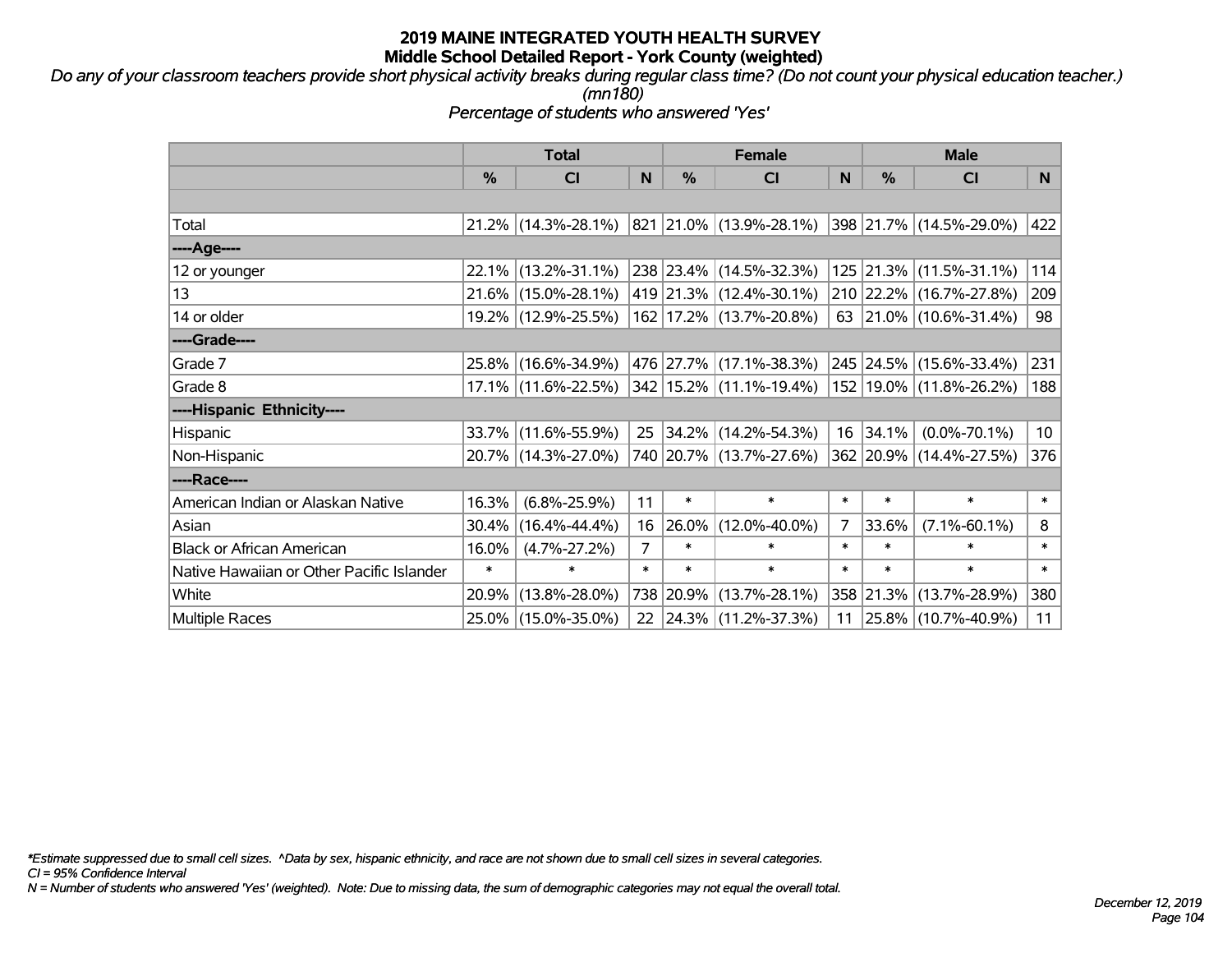# 2019 MAINE INTEGRATED YOUTH HEALTH SURVEY
## Middle School Detailed Report - York County (weighted)

*Do any of your classroom teachers provide short physical activity breaks during regular class time? (Do not count your physical education teacher.) (mn180)*

*Percentage of students who answered 'Yes'*

| | Total | | | Female | | | Male | | |
|---|---|---|---|---|---|---|---|---|---|
| | % | CI | N | % | CI | N | % | CI | N |
| Total | 21.2% | (14.3%-28.1%) | 821 | 21.0% | (13.9%-28.1%) | 398 | 21.7% | (14.5%-29.0%) | 422 |
| ----Age---- | | | | | | | | | |
| 12 or younger | 22.1% | (13.2%-31.1%) | 238 | 23.4% | (14.5%-32.3%) | 125 | 21.3% | (11.5%-31.1%) | 114 |
| 13 | 21.6% | (15.0%-28.1%) | 419 | 21.3% | (12.4%-30.1%) | 210 | 22.2% | (16.7%-27.8%) | 209 |
| 14 or older | 19.2% | (12.9%-25.5%) | 162 | 17.2% | (13.7%-20.8%) | 63 | 21.0% | (10.6%-31.4%) | 98 |
| ----Grade---- | | | | | | | | | |
| Grade 7 | 25.8% | (16.6%-34.9%) | 476 | 27.7% | (17.1%-38.3%) | 245 | 24.5% | (15.6%-33.4%) | 231 |
| Grade 8 | 17.1% | (11.6%-22.5%) | 342 | 15.2% | (11.1%-19.4%) | 152 | 19.0% | (11.8%-26.2%) | 188 |
| ----Hispanic Ethnicity---- | | | | | | | | | |
| Hispanic | 33.7% | (11.6%-55.9%) | 25 | 34.2% | (14.2%-54.3%) | 16 | 34.1% | (0.0%-70.1%) | 10 |
| Non-Hispanic | 20.7% | (14.3%-27.0%) | 740 | 20.7% | (13.7%-27.6%) | 362 | 20.9% | (14.4%-27.5%) | 376 |
| ----Race---- | | | | | | | | | |
| American Indian or Alaskan Native | 16.3% | (6.8%-25.9%) | 11 | * | * | * | * | * | * |
| Asian | 30.4% | (16.4%-44.4%) | 16 | 26.0% | (12.0%-40.0%) | 7 | 33.6% | (7.1%-60.1%) | 8 |
| Black or African American | 16.0% | (4.7%-27.2%) | 7 | * | * | * | * | * | * |
| Native Hawaiian or Other Pacific Islander | * | * | * | * | * | * | * | * | * |
| White | 20.9% | (13.8%-28.0%) | 738 | 20.9% | (13.7%-28.1%) | 358 | 21.3% | (13.7%-28.9%) | 380 |
| Multiple Races | 25.0% | (15.0%-35.0%) | 22 | 24.3% | (11.2%-37.3%) | 11 | 25.8% | (10.7%-40.9%) | 11 |

*Estimate suppressed due to small cell sizes. ^Data by sex, hispanic ethnicity, and race are not shown due to small cell sizes in several categories.

CI = 95% Confidence Interval

N = Number of students who answered 'Yes' (weighted). Note: Due to missing data, the sum of demographic categories may not equal the overall total.

December 12, 2019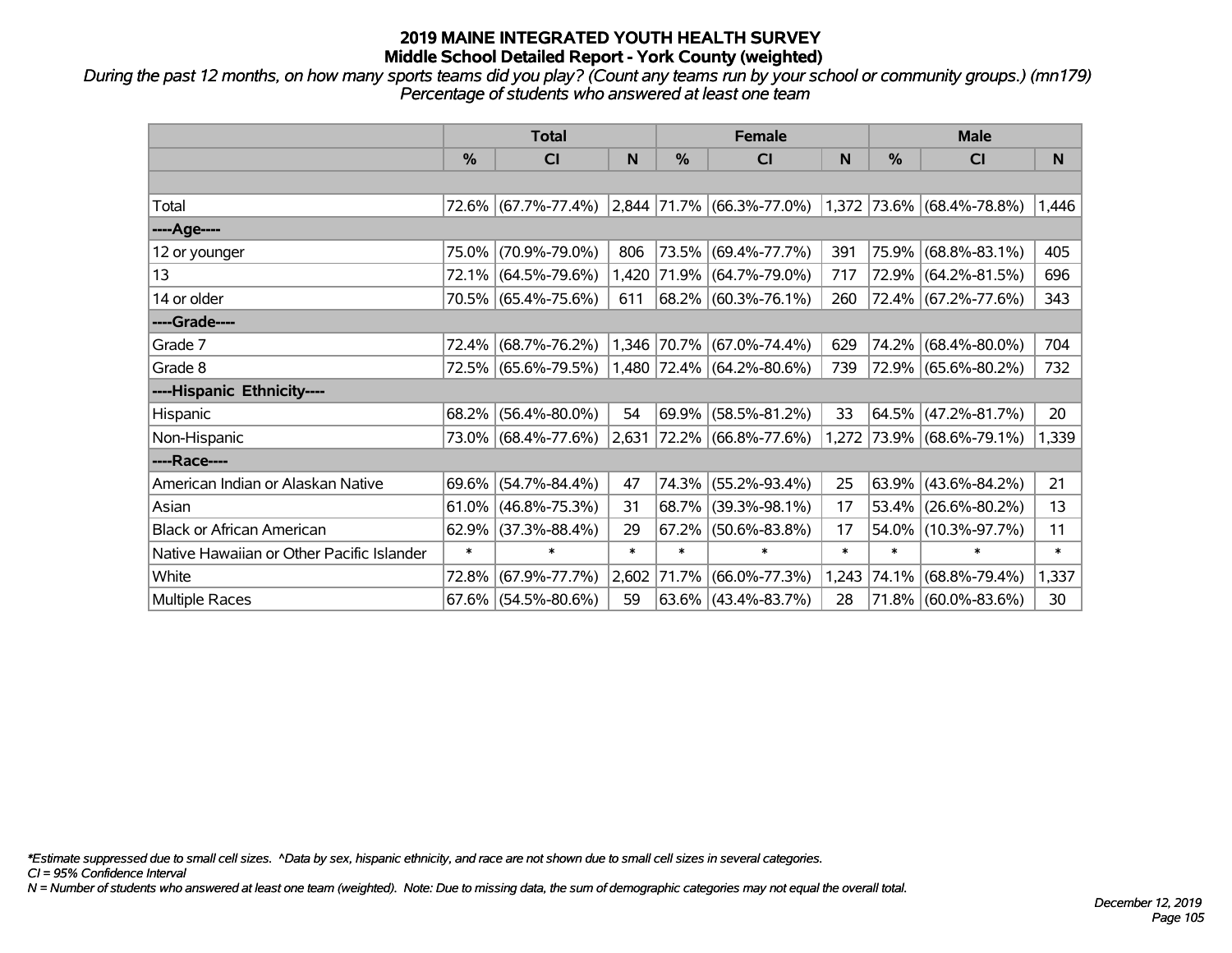# 2019 MAINE INTEGRATED YOUTH HEALTH SURVEY

## Middle School Detailed Report - York County (weighted)

*During the past 12 months, on how many sports teams did you play? (Count any teams run by your school or community groups.) (mn179)*
*Percentage of students who answered at least one team*

| | Total | | | Female | | | Male | | |
|---|---|---|---|---|---|---|---|---|---|
| | % | CI | N | % | CI | N | % | CI | N |
| | | | | | | | | | |
| Total | 72.6% | (67.7%-77.4%) | 2,844 | 71.7% | (66.3%-77.0%) | 1,372 | 73.6% | (68.4%-78.8%) | 1,446 |
| ----Age---- | | | | | | | | | |
| 12 or younger | 75.0% | (70.9%-79.0%) | 806 | 73.5% | (69.4%-77.7%) | 391 | 75.9% | (68.8%-83.1%) | 405 |
| 13 | 72.1% | (64.5%-79.6%) | 1,420 | 71.9% | (64.7%-79.0%) | 717 | 72.9% | (64.2%-81.5%) | 696 |
| 14 or older | 70.5% | (65.4%-75.6%) | 611 | 68.2% | (60.3%-76.1%) | 260 | 72.4% | (67.2%-77.6%) | 343 |
| ----Grade---- | | | | | | | | | |
| Grade 7 | 72.4% | (68.7%-76.2%) | 1,346 | 70.7% | (67.0%-74.4%) | 629 | 74.2% | (68.4%-80.0%) | 704 |
| Grade 8 | 72.5% | (65.6%-79.5%) | 1,480 | 72.4% | (64.2%-80.6%) | 739 | 72.9% | (65.6%-80.2%) | 732 |
| ----Hispanic Ethnicity---- | | | | | | | | | |
| Hispanic | 68.2% | (56.4%-80.0%) | 54 | 69.9% | (58.5%-81.2%) | 33 | 64.5% | (47.2%-81.7%) | 20 |
| Non-Hispanic | 73.0% | (68.4%-77.6%) | 2,631 | 72.2% | (66.8%-77.6%) | 1,272 | 73.9% | (68.6%-79.1%) | 1,339 |
| ----Race---- | | | | | | | | | |
| American Indian or Alaskan Native | 69.6% | (54.7%-84.4%) | 47 | 74.3% | (55.2%-93.4%) | 25 | 63.9% | (43.6%-84.2%) | 21 |
| Asian | 61.0% | (46.8%-75.3%) | 31 | 68.7% | (39.3%-98.1%) | 17 | 53.4% | (26.6%-80.2%) | 13 |
| Black or African American | 62.9% | (37.3%-88.4%) | 29 | 67.2% | (50.6%-83.8%) | 17 | 54.0% | (10.3%-97.7%) | 11 |
| Native Hawaiian or Other Pacific Islander | * | * | * | * | * | * | * | * | * |
| White | 72.8% | (67.9%-77.7%) | 2,602 | 71.7% | (66.0%-77.3%) | 1,243 | 74.1% | (68.8%-79.4%) | 1,337 |
| Multiple Races | 67.6% | (54.5%-80.6%) | 59 | 63.6% | (43.4%-83.7%) | 28 | 71.8% | (60.0%-83.6%) | 30 |

*\*Estimate suppressed due to small cell sizes. ^Data by sex, hispanic ethnicity, and race are not shown due to small cell sizes in several categories.*
*CI = 95% Confidence Interval*
*N = Number of students who answered at least one team (weighted). Note: Due to missing data, the sum of demographic categories may not equal the overall total.*

*December 12, 2019*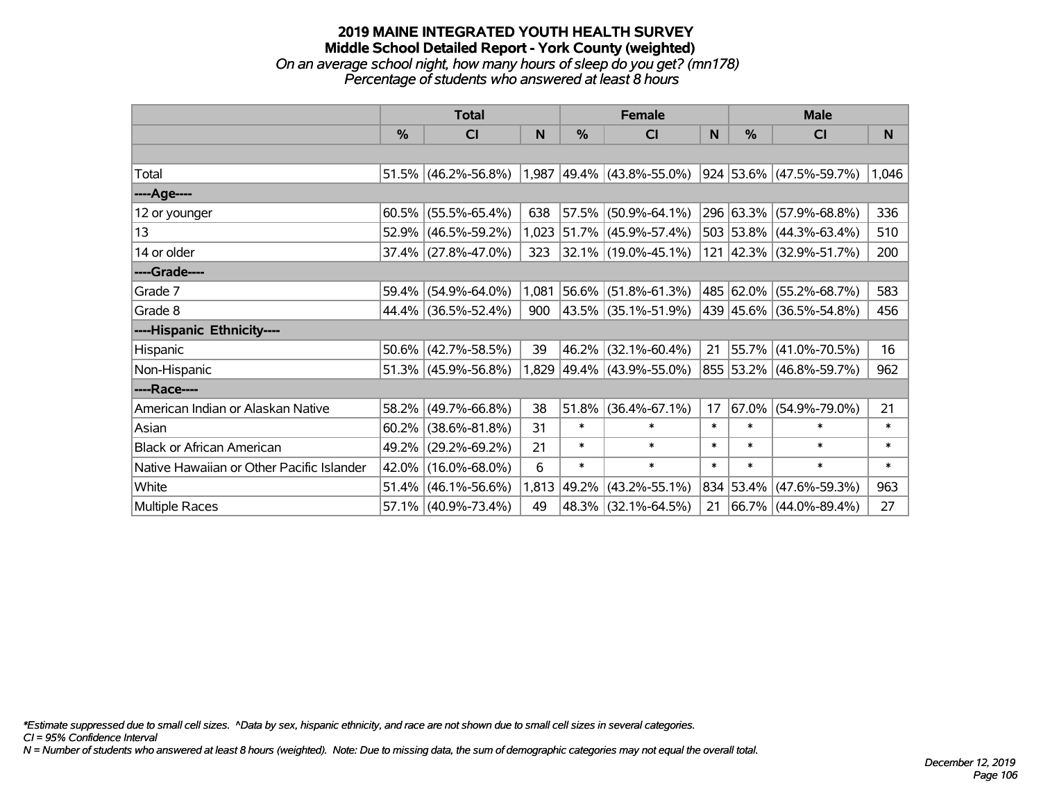# 2019 MAINE INTEGRATED YOUTH HEALTH SURVEY

## Middle School Detailed Report - York County (weighted)

*On an average school night, how many hours of sleep do you get? (mn178)*

*Percentage of students who answered at least 8 hours*

| | Total | | | Female | | | Male | | |
|---|---|---|---|---|---|---|---|---|---|
| | % | CI | N | % | CI | N | % | CI | N |
| | | | | | | | | | |
| Total | 51.5% | (46.2%-56.8%) | 1,987 | 49.4% | (43.8%-55.0%) | 924 | 53.6% | (47.5%-59.7%) | 1,046 |
| ----Age---- | | | | | | | | | |
| 12 or younger | 60.5% | (55.5%-65.4%) | 638 | 57.5% | (50.9%-64.1%) | 296 | 63.3% | (57.9%-68.8%) | 336 |
| 13 | 52.9% | (46.5%-59.2%) | 1,023 | 51.7% | (45.9%-57.4%) | 503 | 53.8% | (44.3%-63.4%) | 510 |
| 14 or older | 37.4% | (27.8%-47.0%) | 323 | 32.1% | (19.0%-45.1%) | 121 | 42.3% | (32.9%-51.7%) | 200 |
| ----Grade---- | | | | | | | | | |
| Grade 7 | 59.4% | (54.9%-64.0%) | 1,081 | 56.6% | (51.8%-61.3%) | 485 | 62.0% | (55.2%-68.7%) | 583 |
| Grade 8 | 44.4% | (36.5%-52.4%) | 900 | 43.5% | (35.1%-51.9%) | 439 | 45.6% | (36.5%-54.8%) | 456 |
| ----Hispanic Ethnicity---- | | | | | | | | | |
| Hispanic | 50.6% | (42.7%-58.5%) | 39 | 46.2% | (32.1%-60.4%) | 21 | 55.7% | (41.0%-70.5%) | 16 |
| Non-Hispanic | 51.3% | (45.9%-56.8%) | 1,829 | 49.4% | (43.9%-55.0%) | 855 | 53.2% | (46.8%-59.7%) | 962 |
| ----Race---- | | | | | | | | | |
| American Indian or Alaskan Native | 58.2% | (49.7%-66.8%) | 38 | 51.8% | (36.4%-67.1%) | 17 | 67.0% | (54.9%-79.0%) | 21 |
| Asian | 60.2% | (38.6%-81.8%) | 31 | * | * | * | * | * | * |
| Black or African American | 49.2% | (29.2%-69.2%) | 21 | * | * | * | * | * | * |
| Native Hawaiian or Other Pacific Islander | 42.0% | (16.0%-68.0%) | 6 | * | * | * | * | * | * |
| White | 51.4% | (46.1%-56.6%) | 1,813 | 49.2% | (43.2%-55.1%) | 834 | 53.4% | (47.6%-59.3%) | 963 |
| Multiple Races | 57.1% | (40.9%-73.4%) | 49 | 48.3% | (32.1%-64.5%) | 21 | 66.7% | (44.0%-89.4%) | 27 |

*\*Estimate suppressed due to small cell sizes. ^Data by sex, hispanic ethnicity, and race are not shown due to small cell sizes in several categories.*

*CI = 95% Confidence Interval*

*N = Number of students who answered at least 8 hours (weighted). Note: Due to missing data, the sum of demographic categories may not equal the overall total.*

*December 12, 2019*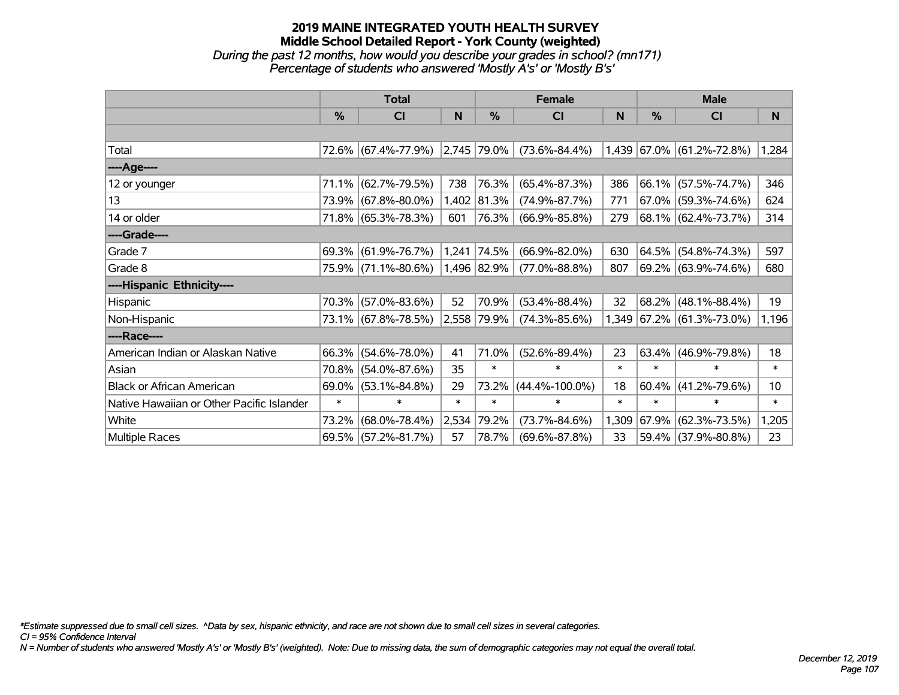# 2019 MAINE INTEGRATED YOUTH HEALTH SURVEY

## Middle School Detailed Report - York County (weighted)

*During the past 12 months, how would you describe your grades in school? (mn171)*

*Percentage of students who answered 'Mostly A's' or 'Mostly B's'*

| | Total | | | Female | | | Male | | |
|---|---|---|---|---|---|---|---|---|---|
| | % | CI | N | % | CI | N | % | CI | N |
| Total | 72.6% | (67.4%-77.9%) | 2,745 | 79.0% | (73.6%-84.4%) | 1,439 | 67.0% | (61.2%-72.8%) | 1,284 |
| ----Age---- | | | | | | | | | |
| 12 or younger | 71.1% | (62.7%-79.5%) | 738 | 76.3% | (65.4%-87.3%) | 386 | 66.1% | (57.5%-74.7%) | 346 |
| 13 | 73.9% | (67.8%-80.0%) | 1,402 | 81.3% | (74.9%-87.7%) | 771 | 67.0% | (59.3%-74.6%) | 624 |
| 14 or older | 71.8% | (65.3%-78.3%) | 601 | 76.3% | (66.9%-85.8%) | 279 | 68.1% | (62.4%-73.7%) | 314 |
| ----Grade---- | | | | | | | | | |
| Grade 7 | 69.3% | (61.9%-76.7%) | 1,241 | 74.5% | (66.9%-82.0%) | 630 | 64.5% | (54.8%-74.3%) | 597 |
| Grade 8 | 75.9% | (71.1%-80.6%) | 1,496 | 82.9% | (77.0%-88.8%) | 807 | 69.2% | (63.9%-74.6%) | 680 |
| ----Hispanic Ethnicity---- | | | | | | | | | |
| Hispanic | 70.3% | (57.0%-83.6%) | 52 | 70.9% | (53.4%-88.4%) | 32 | 68.2% | (48.1%-88.4%) | 19 |
| Non-Hispanic | 73.1% | (67.8%-78.5%) | 2,558 | 79.9% | (74.3%-85.6%) | 1,349 | 67.2% | (61.3%-73.0%) | 1,196 |
| ----Race---- | | | | | | | | | |
| American Indian or Alaskan Native | 66.3% | (54.6%-78.0%) | 41 | 71.0% | (52.6%-89.4%) | 23 | 63.4% | (46.9%-79.8%) | 18 |
| Asian | 70.8% | (54.0%-87.6%) | 35 | * | * | * | * | * | * |
| Black or African American | 69.0% | (53.1%-84.8%) | 29 | 73.2% | (44.4%-100.0%) | 18 | 60.4% | (41.2%-79.6%) | 10 |
| Native Hawaiian or Other Pacific Islander | * | * | * | * | * | * | * | * | * |
| White | 73.2% | (68.0%-78.4%) | 2,534 | 79.2% | (73.7%-84.6%) | 1,309 | 67.9% | (62.3%-73.5%) | 1,205 |
| Multiple Races | 69.5% | (57.2%-81.7%) | 57 | 78.7% | (69.6%-87.8%) | 33 | 59.4% | (37.9%-80.8%) | 23 |

*\*Estimate suppressed due to small cell sizes. ^Data by sex, hispanic ethnicity, and race are not shown due to small cell sizes in several categories.*

*CI = 95% Confidence Interval*

*N = Number of students who answered 'Mostly A's' or 'Mostly B's' (weighted). Note: Due to missing data, the sum of demographic categories may not equal the overall total.*

*December 12, 2019*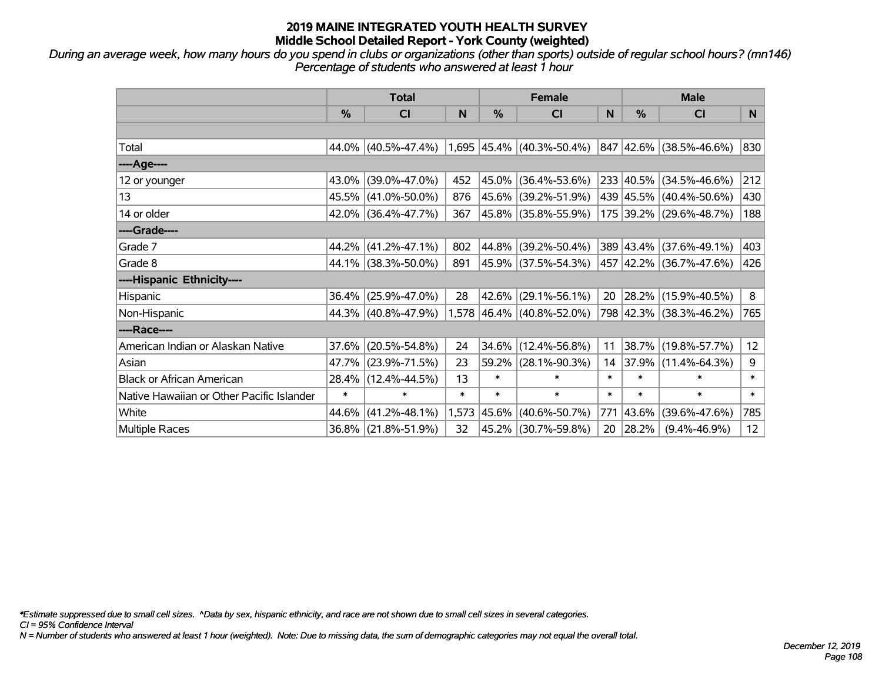# 2019 MAINE INTEGRATED YOUTH HEALTH SURVEY
## Middle School Detailed Report - York County (weighted)

*During an average week, how many hours do you spend in clubs or organizations (other than sports) outside of regular school hours? (mn146)*
*Percentage of students who answered at least 1 hour*

| | Total | | | Female | | | Male | | |
|---|---|---|---|---|---|---|---|---|---|
| | % | CI | N | % | CI | N | % | CI | N |
| | | | | | | | | | |
| Total | 44.0% | (40.5%-47.4%) | 1,695 | 45.4% | (40.3%-50.4%) | 847 | 42.6% | (38.5%-46.6%) | 830 |
| ----Age---- | | | | | | | | | |
| 12 or younger | 43.0% | (39.0%-47.0%) | 452 | 45.0% | (36.4%-53.6%) | 233 | 40.5% | (34.5%-46.6%) | 212 |
| 13 | 45.5% | (41.0%-50.0%) | 876 | 45.6% | (39.2%-51.9%) | 439 | 45.5% | (40.4%-50.6%) | 430 |
| 14 or older | 42.0% | (36.4%-47.7%) | 367 | 45.8% | (35.8%-55.9%) | 175 | 39.2% | (29.6%-48.7%) | 188 |
| ----Grade---- | | | | | | | | | |
| Grade 7 | 44.2% | (41.2%-47.1%) | 802 | 44.8% | (39.2%-50.4%) | 389 | 43.4% | (37.6%-49.1%) | 403 |
| Grade 8 | 44.1% | (38.3%-50.0%) | 891 | 45.9% | (37.5%-54.3%) | 457 | 42.2% | (36.7%-47.6%) | 426 |
| ----Hispanic Ethnicity---- | | | | | | | | | |
| Hispanic | 36.4% | (25.9%-47.0%) | 28 | 42.6% | (29.1%-56.1%) | 20 | 28.2% | (15.9%-40.5%) | 8 |
| Non-Hispanic | 44.3% | (40.8%-47.9%) | 1,578 | 46.4% | (40.8%-52.0%) | 798 | 42.3% | (38.3%-46.2%) | 765 |
| ----Race---- | | | | | | | | | |
| American Indian or Alaskan Native | 37.6% | (20.5%-54.8%) | 24 | 34.6% | (12.4%-56.8%) | 11 | 38.7% | (19.8%-57.7%) | 12 |
| Asian | 47.7% | (23.9%-71.5%) | 23 | 59.2% | (28.1%-90.3%) | 14 | 37.9% | (11.4%-64.3%) | 9 |
| Black or African American | 28.4% | (12.4%-44.5%) | 13 | * | * | * | * | * | * |
| Native Hawaiian or Other Pacific Islander | * | * | * | * | * | * | * | * | * |
| White | 44.6% | (41.2%-48.1%) | 1,573 | 45.6% | (40.6%-50.7%) | 771 | 43.6% | (39.6%-47.6%) | 785 |
| Multiple Races | 36.8% | (21.8%-51.9%) | 32 | 45.2% | (30.7%-59.8%) | 20 | 28.2% | (9.4%-46.9%) | 12 |

*\*Estimate suppressed due to small cell sizes. ^Data by sex, hispanic ethnicity, and race are not shown due to small cell sizes in several categories.*
*CI = 95% Confidence Interval*
*N = Number of students who answered at least 1 hour (weighted). Note: Due to missing data, the sum of demographic categories may not equal the overall total.*

*December 12, 2019*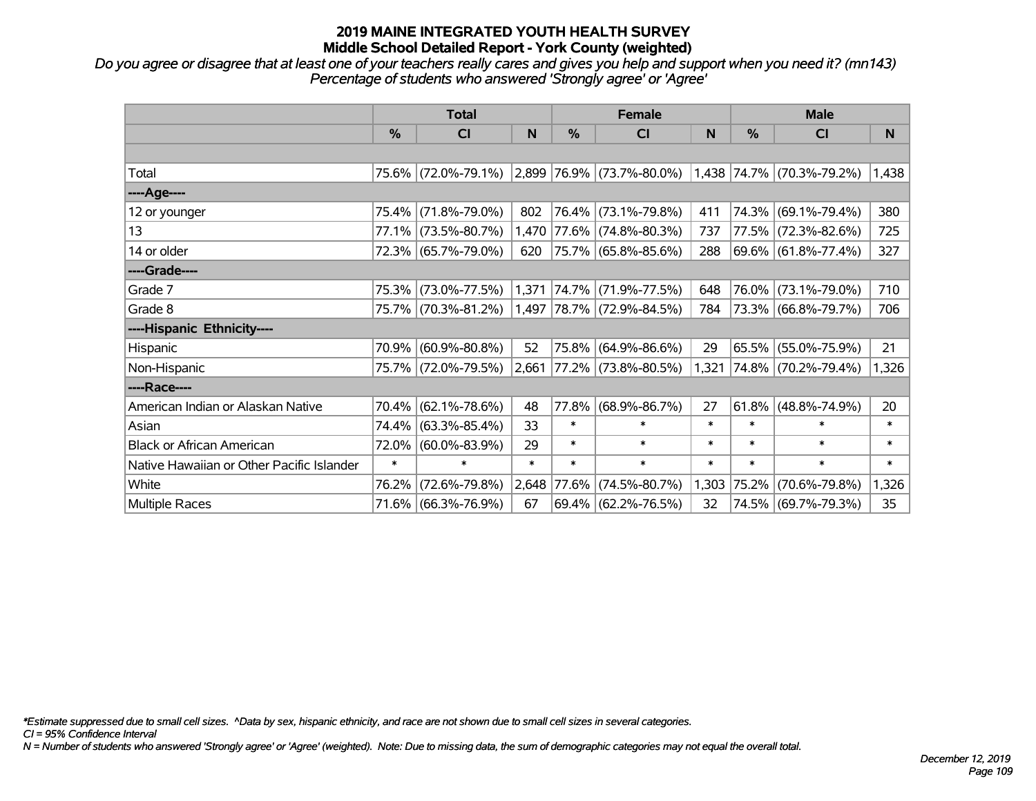# 2019 MAINE INTEGRATED YOUTH HEALTH SURVEY
## Middle School Detailed Report - York County (weighted)

*Do you agree or disagree that at least one of your teachers really cares and gives you help and support when you need it? (mn143)*
*Percentage of students who answered 'Strongly agree' or 'Agree'*

| | Total | | | Female | | | Male | | |
|---|---|---|---|---|---|---|---|---|---|
| | % | CI | N | % | CI | N | % | CI | N |
| | | | | | | | | | |
| Total | 75.6% | (72.0%-79.1%) | 2,899 | 76.9% | (73.7%-80.0%) | 1,438 | 74.7% | (70.3%-79.2%) | 1,438 |
| ----Age---- | | | | | | | | | |
| 12 or younger | 75.4% | (71.8%-79.0%) | 802 | 76.4% | (73.1%-79.8%) | 411 | 74.3% | (69.1%-79.4%) | 380 |
| 13 | 77.1% | (73.5%-80.7%) | 1,470 | 77.6% | (74.8%-80.3%) | 737 | 77.5% | (72.3%-82.6%) | 725 |
| 14 or older | 72.3% | (65.7%-79.0%) | 620 | 75.7% | (65.8%-85.6%) | 288 | 69.6% | (61.8%-77.4%) | 327 |
| ----Grade---- | | | | | | | | | |
| Grade 7 | 75.3% | (73.0%-77.5%) | 1,371 | 74.7% | (71.9%-77.5%) | 648 | 76.0% | (73.1%-79.0%) | 710 |
| Grade 8 | 75.7% | (70.3%-81.2%) | 1,497 | 78.7% | (72.9%-84.5%) | 784 | 73.3% | (66.8%-79.7%) | 706 |
| ----Hispanic Ethnicity---- | | | | | | | | | |
| Hispanic | 70.9% | (60.9%-80.8%) | 52 | 75.8% | (64.9%-86.6%) | 29 | 65.5% | (55.0%-75.9%) | 21 |
| Non-Hispanic | 75.7% | (72.0%-79.5%) | 2,661 | 77.2% | (73.8%-80.5%) | 1,321 | 74.8% | (70.2%-79.4%) | 1,326 |
| ----Race---- | | | | | | | | | |
| American Indian or Alaskan Native | 70.4% | (62.1%-78.6%) | 48 | 77.8% | (68.9%-86.7%) | 27 | 61.8% | (48.8%-74.9%) | 20 |
| Asian | 74.4% | (63.3%-85.4%) | 33 | * | * | * | * | * | * |
| Black or African American | 72.0% | (60.0%-83.9%) | 29 | * | * | * | * | * | * |
| Native Hawaiian or Other Pacific Islander | * | * | * | * | * | * | * | * | * |
| White | 76.2% | (72.6%-79.8%) | 2,648 | 77.6% | (74.5%-80.7%) | 1,303 | 75.2% | (70.6%-79.8%) | 1,326 |
| Multiple Races | 71.6% | (66.3%-76.9%) | 67 | 69.4% | (62.2%-76.5%) | 32 | 74.5% | (69.7%-79.3%) | 35 |

*\*Estimate suppressed due to small cell sizes. ^Data by sex, hispanic ethnicity, and race are not shown due to small cell sizes in several categories.*
*CI = 95% Confidence Interval*
*N = Number of students who answered 'Strongly agree' or 'Agree' (weighted). Note: Due to missing data, the sum of demographic categories may not equal the overall total.*

*December 12, 2019*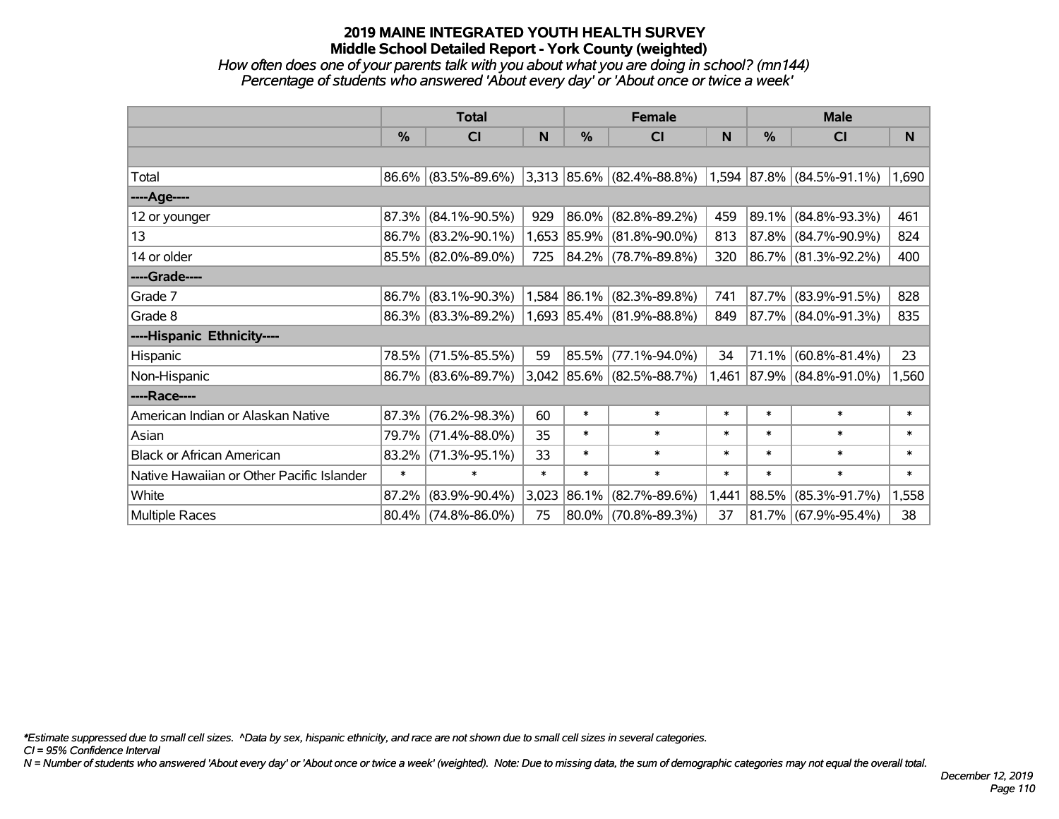# 2019 MAINE INTEGRATED YOUTH HEALTH SURVEY
## Middle School Detailed Report - York County (weighted)
*How often does one of your parents talk with you about what you are doing in school? (mn144)*
*Percentage of students who answered 'About every day' or 'About once or twice a week'*

| | Total | | | Female | | | Male | | |
|---|---|---|---|---|---|---|---|---|---|
| | % | CI | N | % | CI | N | % | CI | N |
| | | | | | | | | | |
| Total | 86.6% | (83.5%-89.6%) | 3,313 | 85.6% | (82.4%-88.8%) | 1,594 | 87.8% | (84.5%-91.1%) | 1,690 |
| ----Age---- | | | | | | | | | |
| 12 or younger | 87.3% | (84.1%-90.5%) | 929 | 86.0% | (82.8%-89.2%) | 459 | 89.1% | (84.8%-93.3%) | 461 |
| 13 | 86.7% | (83.2%-90.1%) | 1,653 | 85.9% | (81.8%-90.0%) | 813 | 87.8% | (84.7%-90.9%) | 824 |
| 14 or older | 85.5% | (82.0%-89.0%) | 725 | 84.2% | (78.7%-89.8%) | 320 | 86.7% | (81.3%-92.2%) | 400 |
| ----Grade---- | | | | | | | | | |
| Grade 7 | 86.7% | (83.1%-90.3%) | 1,584 | 86.1% | (82.3%-89.8%) | 741 | 87.7% | (83.9%-91.5%) | 828 |
| Grade 8 | 86.3% | (83.3%-89.2%) | 1,693 | 85.4% | (81.9%-88.8%) | 849 | 87.7% | (84.0%-91.3%) | 835 |
| ----Hispanic Ethnicity---- | | | | | | | | | |
| Hispanic | 78.5% | (71.5%-85.5%) | 59 | 85.5% | (77.1%-94.0%) | 34 | 71.1% | (60.8%-81.4%) | 23 |
| Non-Hispanic | 86.7% | (83.6%-89.7%) | 3,042 | 85.6% | (82.5%-88.7%) | 1,461 | 87.9% | (84.8%-91.0%) | 1,560 |
| ----Race---- | | | | | | | | | |
| American Indian or Alaskan Native | 87.3% | (76.2%-98.3%) | 60 | * | * | * | * | * | * |
| Asian | 79.7% | (71.4%-88.0%) | 35 | * | * | * | * | * | * |
| Black or African American | 83.2% | (71.3%-95.1%) | 33 | * | * | * | * | * | * |
| Native Hawaiian or Other Pacific Islander | * | * | * | * | * | * | * | * | * |
| White | 87.2% | (83.9%-90.4%) | 3,023 | 86.1% | (82.7%-89.6%) | 1,441 | 88.5% | (85.3%-91.7%) | 1,558 |
| Multiple Races | 80.4% | (74.8%-86.0%) | 75 | 80.0% | (70.8%-89.3%) | 37 | 81.7% | (67.9%-95.4%) | 38 |

*\*Estimate suppressed due to small cell sizes. ^Data by sex, hispanic ethnicity, and race are not shown due to small cell sizes in several categories.*

*CI = 95% Confidence Interval*

*N = Number of students who answered 'About every day' or 'About once or twice a week' (weighted). Note: Due to missing data, the sum of demographic categories may not equal the overall total.*

*December 12, 2019*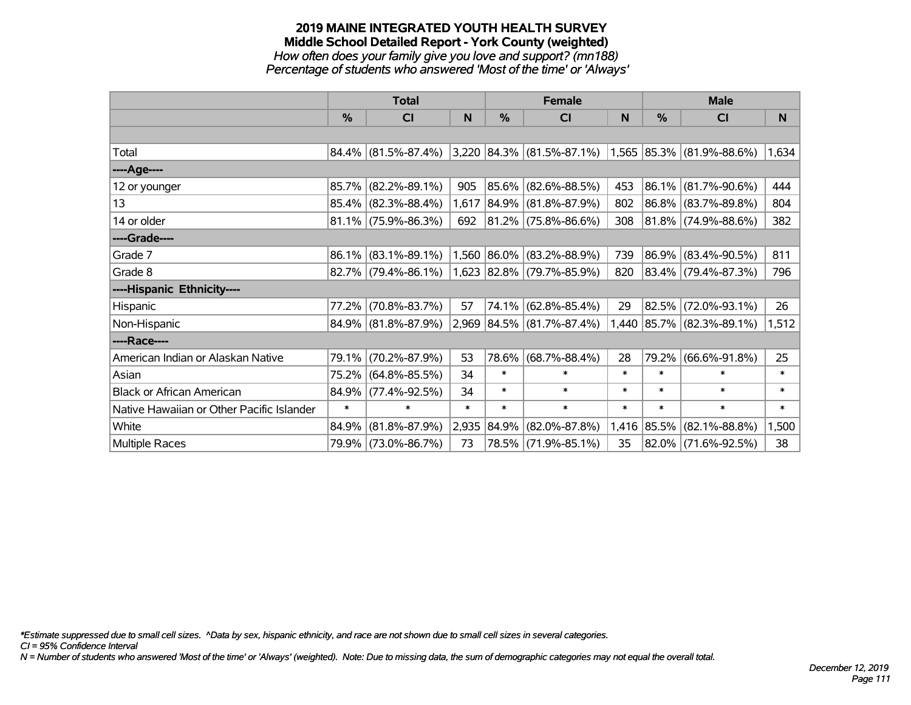**2019 MAINE INTEGRATED YOUTH HEALTH SURVEY**
**Middle School Detailed Report - York County (weighted)**
*How often does your family give you love and support? (mn188)*
*Percentage of students who answered 'Most of the time' or 'Always'*

| | Total | | | Female | | | Male | | |
|---|---|---|---|---|---|---|---|---|---|
| | % | CI | N | % | CI | N | % | CI | N |
| | | | | | | | | | |
| Total | 84.4% | (81.5%-87.4%) | 3,220 | 84.3% | (81.5%-87.1%) | 1,565 | 85.3% | (81.9%-88.6%) | 1,634 |
| ----Age---- | | | | | | | | | |
| 12 or younger | 85.7% | (82.2%-89.1%) | 905 | 85.6% | (82.6%-88.5%) | 453 | 86.1% | (81.7%-90.6%) | 444 |
| 13 | 85.4% | (82.3%-88.4%) | 1,617 | 84.9% | (81.8%-87.9%) | 802 | 86.8% | (83.7%-89.8%) | 804 |
| 14 or older | 81.1% | (75.9%-86.3%) | 692 | 81.2% | (75.8%-86.6%) | 308 | 81.8% | (74.9%-88.6%) | 382 |
| ----Grade---- | | | | | | | | | |
| Grade 7 | 86.1% | (83.1%-89.1%) | 1,560 | 86.0% | (83.2%-88.9%) | 739 | 86.9% | (83.4%-90.5%) | 811 |
| Grade 8 | 82.7% | (79.4%-86.1%) | 1,623 | 82.8% | (79.7%-85.9%) | 820 | 83.4% | (79.4%-87.3%) | 796 |
| ----Hispanic Ethnicity---- | | | | | | | | | |
| Hispanic | 77.2% | (70.8%-83.7%) | 57 | 74.1% | (62.8%-85.4%) | 29 | 82.5% | (72.0%-93.1%) | 26 |
| Non-Hispanic | 84.9% | (81.8%-87.9%) | 2,969 | 84.5% | (81.7%-87.4%) | 1,440 | 85.7% | (82.3%-89.1%) | 1,512 |
| ----Race---- | | | | | | | | | |
| American Indian or Alaskan Native | 79.1% | (70.2%-87.9%) | 53 | 78.6% | (68.7%-88.4%) | 28 | 79.2% | (66.6%-91.8%) | 25 |
| Asian | 75.2% | (64.8%-85.5%) | 34 | * | * | * | * | * | * |
| Black or African American | 84.9% | (77.4%-92.5%) | 34 | * | * | * | * | * | * |
| Native Hawaiian or Other Pacific Islander | * | * | * | * | * | * | * | * | * |
| White | 84.9% | (81.8%-87.9%) | 2,935 | 84.9% | (82.0%-87.8%) | 1,416 | 85.5% | (82.1%-88.8%) | 1,500 |
| Multiple Races | 79.9% | (73.0%-86.7%) | 73 | 78.5% | (71.9%-85.1%) | 35 | 82.0% | (71.6%-92.5%) | 38 |

*\*Estimate suppressed due to small cell sizes. ^Data by sex, hispanic ethnicity, and race are not shown due to small cell sizes in several categories.*
*CI = 95% Confidence Interval*
*N = Number of students who answered 'Most of the time' or 'Always' (weighted). Note: Due to missing data, the sum of demographic categories may not equal the overall total.*

*December 12, 2019*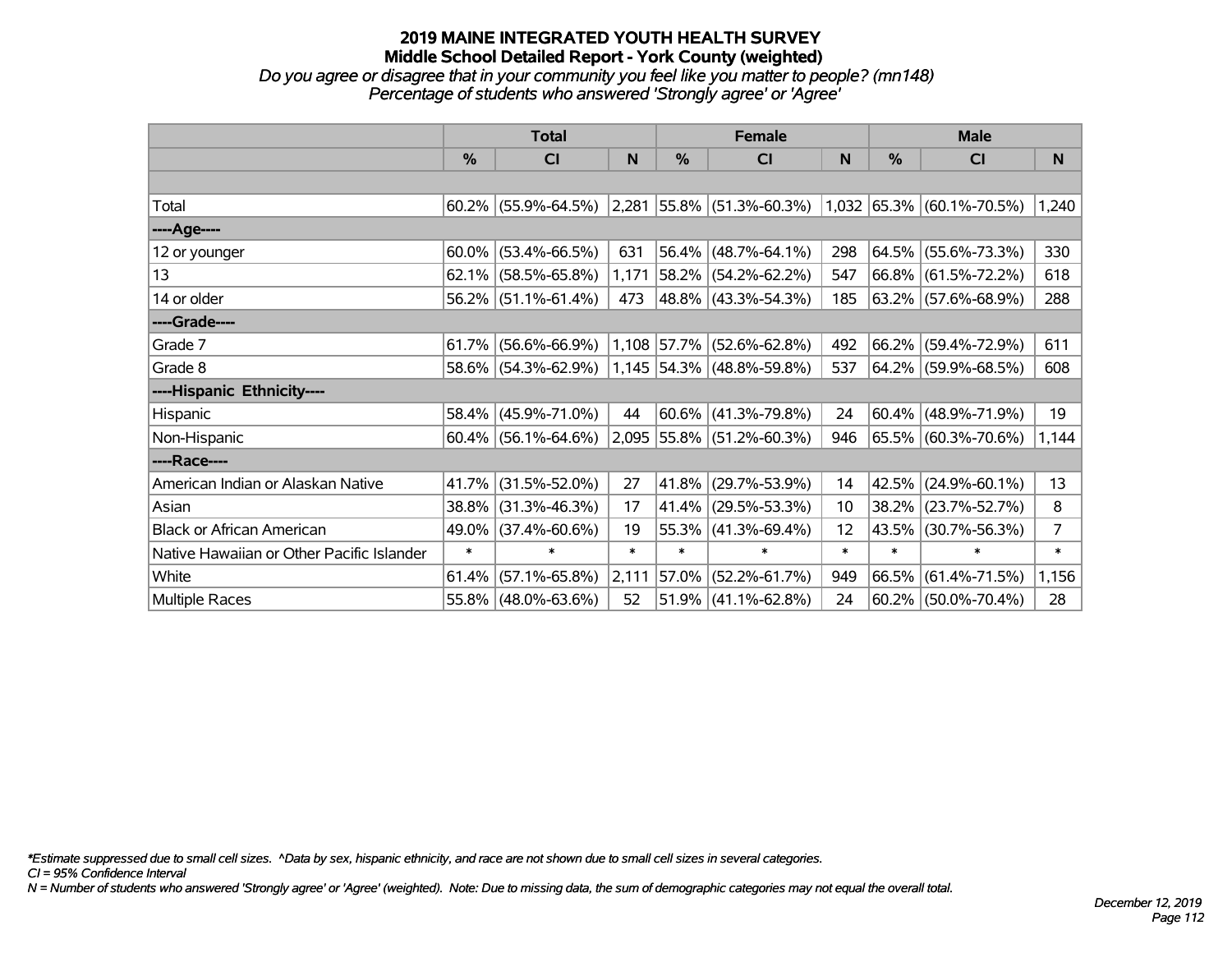# 2019 MAINE INTEGRATED YOUTH HEALTH SURVEY
## Middle School Detailed Report - York County (weighted)
*Do you agree or disagree that in your community you feel like you matter to people? (mn148)*
*Percentage of students who answered 'Strongly agree' or 'Agree'*

| | Total | | | Female | | | Male | | |
|---|---|---|---|---|---|---|---|---|---|
| | % | CI | N | % | CI | N | % | CI | N |
| | | | | | | | | | |
| Total | 60.2% | (55.9%-64.5%) | 2,281 | 55.8% | (51.3%-60.3%) | 1,032 | 65.3% | (60.1%-70.5%) | 1,240 |
| ----Age---- | | | | | | | | | |
| 12 or younger | 60.0% | (53.4%-66.5%) | 631 | 56.4% | (48.7%-64.1%) | 298 | 64.5% | (55.6%-73.3%) | 330 |
| 13 | 62.1% | (58.5%-65.8%) | 1,171 | 58.2% | (54.2%-62.2%) | 547 | 66.8% | (61.5%-72.2%) | 618 |
| 14 or older | 56.2% | (51.1%-61.4%) | 473 | 48.8% | (43.3%-54.3%) | 185 | 63.2% | (57.6%-68.9%) | 288 |
| ----Grade---- | | | | | | | | | |
| Grade 7 | 61.7% | (56.6%-66.9%) | 1,108 | 57.7% | (52.6%-62.8%) | 492 | 66.2% | (59.4%-72.9%) | 611 |
| Grade 8 | 58.6% | (54.3%-62.9%) | 1,145 | 54.3% | (48.8%-59.8%) | 537 | 64.2% | (59.9%-68.5%) | 608 |
| ----Hispanic Ethnicity---- | | | | | | | | | |
| Hispanic | 58.4% | (45.9%-71.0%) | 44 | 60.6% | (41.3%-79.8%) | 24 | 60.4% | (48.9%-71.9%) | 19 |
| Non-Hispanic | 60.4% | (56.1%-64.6%) | 2,095 | 55.8% | (51.2%-60.3%) | 946 | 65.5% | (60.3%-70.6%) | 1,144 |
| ----Race---- | | | | | | | | | |
| American Indian or Alaskan Native | 41.7% | (31.5%-52.0%) | 27 | 41.8% | (29.7%-53.9%) | 14 | 42.5% | (24.9%-60.1%) | 13 |
| Asian | 38.8% | (31.3%-46.3%) | 17 | 41.4% | (29.5%-53.3%) | 10 | 38.2% | (23.7%-52.7%) | 8 |
| Black or African American | 49.0% | (37.4%-60.6%) | 19 | 55.3% | (41.3%-69.4%) | 12 | 43.5% | (30.7%-56.3%) | 7 |
| Native Hawaiian or Other Pacific Islander | * | * | * | * | * | * | * | * | * |
| White | 61.4% | (57.1%-65.8%) | 2,111 | 57.0% | (52.2%-61.7%) | 949 | 66.5% | (61.4%-71.5%) | 1,156 |
| Multiple Races | 55.8% | (48.0%-63.6%) | 52 | 51.9% | (41.1%-62.8%) | 24 | 60.2% | (50.0%-70.4%) | 28 |

*\*Estimate suppressed due to small cell sizes. ^Data by sex, hispanic ethnicity, and race are not shown due to small cell sizes in several categories.*
*CI = 95% Confidence Interval*
*N = Number of students who answered 'Strongly agree' or 'Agree' (weighted). Note: Due to missing data, the sum of demographic categories may not equal the overall total.*

*December 12, 2019*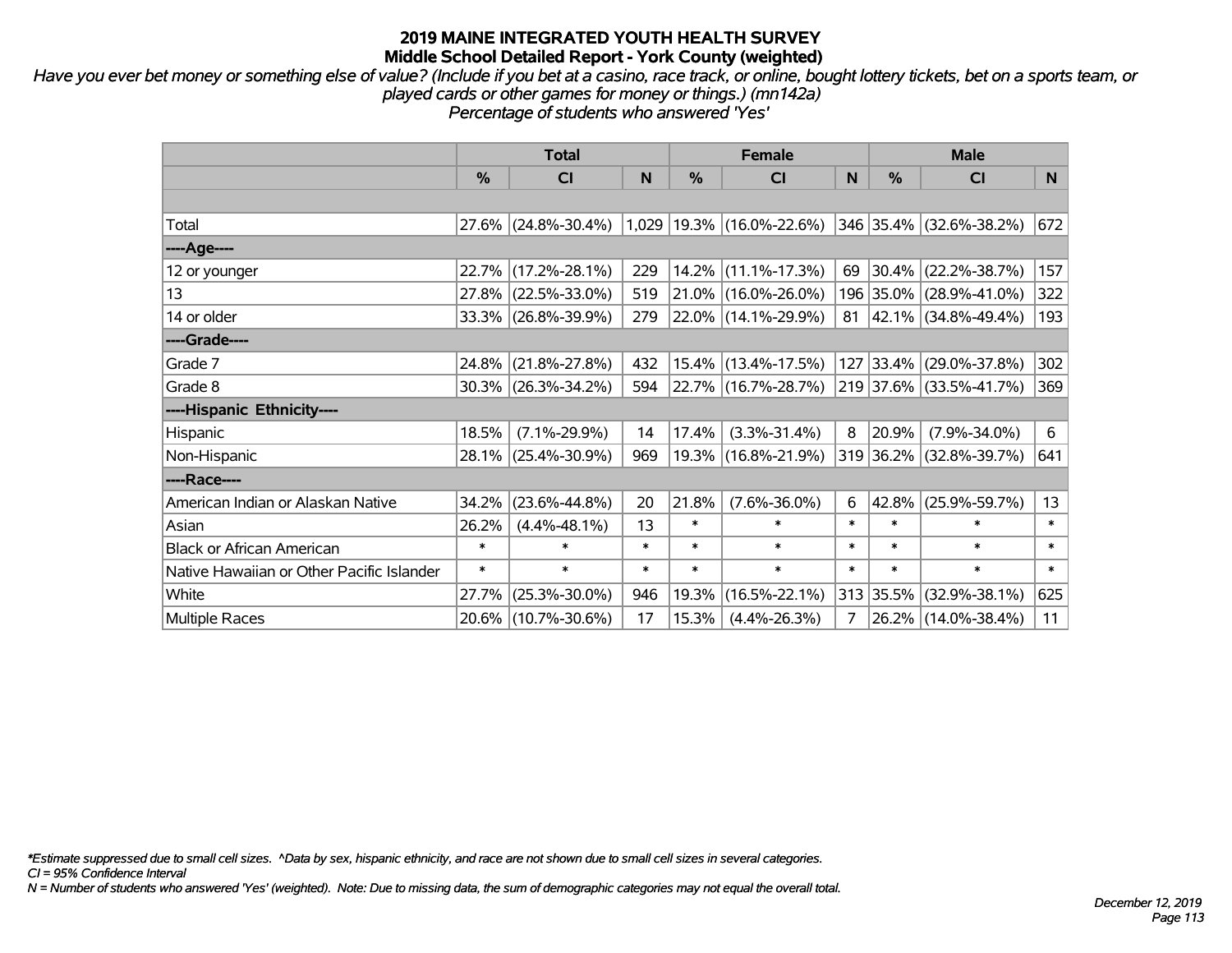# 2019 MAINE INTEGRATED YOUTH HEALTH SURVEY

## Middle School Detailed Report - York County (weighted)

*Have you ever bet money or something else of value? (Include if you bet at a casino, race track, or online, bought lottery tickets, bet on a sports team, or played cards or other games for money or things.) (mn142a)*
*Percentage of students who answered 'Yes'*

| | Total | | | Female | | | Male | | |
|---|---|---|---|---|---|---|---|---|---|
| | % | CI | N | % | CI | N | % | CI | N |
| Total | 27.6% | (24.8%-30.4%) | 1,029 | 19.3% | (16.0%-22.6%) | 346 | 35.4% | (32.6%-38.2%) | 672 |
| ----Age---- | | | | | | | | | |
| 12 or younger | 22.7% | (17.2%-28.1%) | 229 | 14.2% | (11.1%-17.3%) | 69 | 30.4% | (22.2%-38.7%) | 157 |
| 13 | 27.8% | (22.5%-33.0%) | 519 | 21.0% | (16.0%-26.0%) | 196 | 35.0% | (28.9%-41.0%) | 322 |
| 14 or older | 33.3% | (26.8%-39.9%) | 279 | 22.0% | (14.1%-29.9%) | 81 | 42.1% | (34.8%-49.4%) | 193 |
| ----Grade---- | | | | | | | | | |
| Grade 7 | 24.8% | (21.8%-27.8%) | 432 | 15.4% | (13.4%-17.5%) | 127 | 33.4% | (29.0%-37.8%) | 302 |
| Grade 8 | 30.3% | (26.3%-34.2%) | 594 | 22.7% | (16.7%-28.7%) | 219 | 37.6% | (33.5%-41.7%) | 369 |
| ----Hispanic Ethnicity---- | | | | | | | | | |
| Hispanic | 18.5% | (7.1%-29.9%) | 14 | 17.4% | (3.3%-31.4%) | 8 | 20.9% | (7.9%-34.0%) | 6 |
| Non-Hispanic | 28.1% | (25.4%-30.9%) | 969 | 19.3% | (16.8%-21.9%) | 319 | 36.2% | (32.8%-39.7%) | 641 |
| ----Race---- | | | | | | | | | |
| American Indian or Alaskan Native | 34.2% | (23.6%-44.8%) | 20 | 21.8% | (7.6%-36.0%) | 6 | 42.8% | (25.9%-59.7%) | 13 |
| Asian | 26.2% | (4.4%-48.1%) | 13 | * | * | * | * | * | * |
| Black or African American | * | * | * | * | * | * | * | * | * |
| Native Hawaiian or Other Pacific Islander | * | * | * | * | * | * | * | * | * |
| White | 27.7% | (25.3%-30.0%) | 946 | 19.3% | (16.5%-22.1%) | 313 | 35.5% | (32.9%-38.1%) | 625 |
| Multiple Races | 20.6% | (10.7%-30.6%) | 17 | 15.3% | (4.4%-26.3%) | 7 | 26.2% | (14.0%-38.4%) | 11 |

*\*Estimate suppressed due to small cell sizes. ^Data by sex, hispanic ethnicity, and race are not shown due to small cell sizes in several categories.*
*CI = 95% Confidence Interval*
*N = Number of students who answered 'Yes' (weighted). Note: Due to missing data, the sum of demographic categories may not equal the overall total.*

*December 12, 2019*